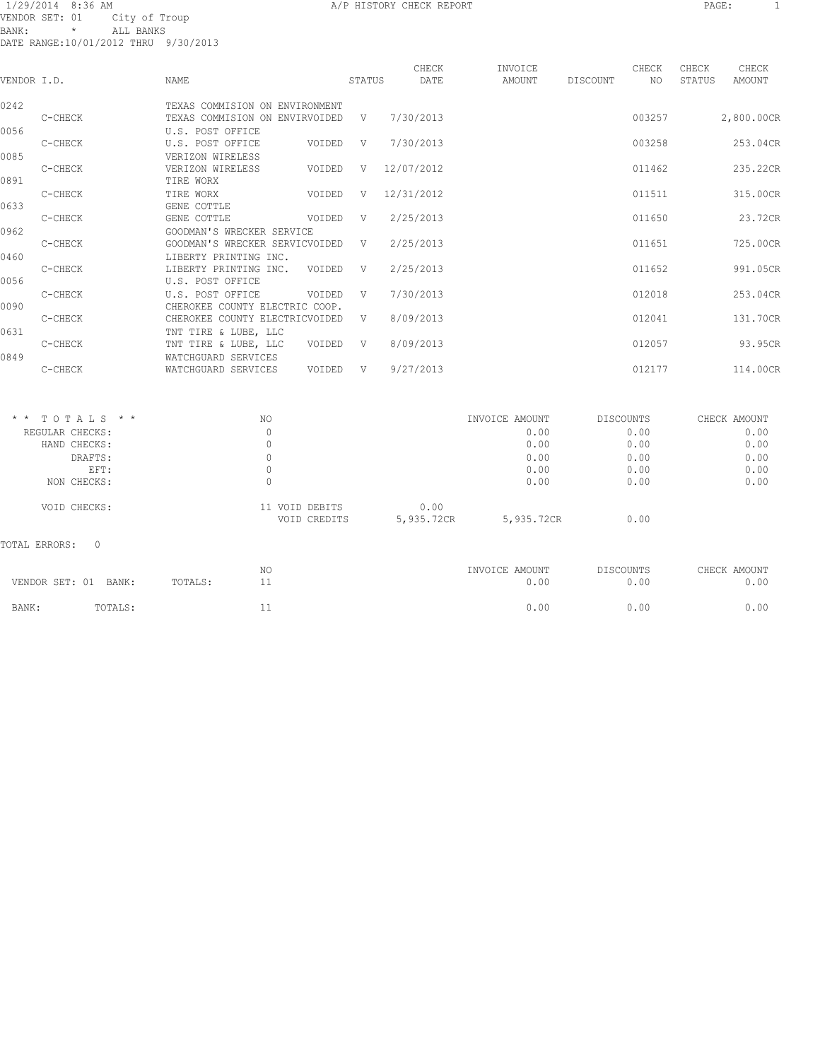1/29/2014 8:36 AM A/P HISTORY CHECK REPORT PAGE: 1

VENDOR SET: 01 City of Troup
BANK: * ALL BANKS
DATE RANGE:10/01/2012 THRU 9/30/2013

| VENDOR I.D. | NAME | STATUS | CHECK DATE | INVOICE AMOUNT | DISCOUNT | CHECK NO | CHECK STATUS | CHECK AMOUNT |
|---|---|---|---|---|---|---|---|---|
| 0242 | TEXAS COMMISION ON ENVIRONMENT | | | | | | | |
| C-CHECK | TEXAS COMMISION ON ENVIRVOIDED | V | 7/30/2013 | | | 003257 | | 2,800.00CR |
| 0056 | U.S. POST OFFICE | | | | | | | |
| C-CHECK | U.S. POST OFFICE VOIDED | V | 7/30/2013 | | | 003258 | | 253.04CR |
| 0085 | VERIZON WIRELESS | | | | | | | |
| C-CHECK | VERIZON WIRELESS VOIDED | V | 12/07/2012 | | | 011462 | | 235.22CR |
| 0891 | TIRE WORX | | | | | | | |
| C-CHECK | TIRE WORX VOIDED | V | 12/31/2012 | | | 011511 | | 315.00CR |
| 0633 | GENE COTTLE | | | | | | | |
| C-CHECK | GENE COTTLE VOIDED | V | 2/25/2013 | | | 011650 | | 23.72CR |
| 0962 | GOODMAN'S WRECKER SERVICE | | | | | | | |
| C-CHECK | GOODMAN'S WRECKER SERVICVOIDED | V | 2/25/2013 | | | 011651 | | 725.00CR |
| 0460 | LIBERTY PRINTING INC. | | | | | | | |
| C-CHECK | LIBERTY PRINTING INC. VOIDED | V | 2/25/2013 | | | 011652 | | 991.05CR |
| 0056 | U.S. POST OFFICE | | | | | | | |
| C-CHECK | U.S. POST OFFICE VOIDED | V | 7/30/2013 | | | 012018 | | 253.04CR |
| 0090 | CHEROKEE COUNTY ELECTRIC COOP. | | | | | | | |
| C-CHECK | CHEROKEE COUNTY ELECTRICVOIDED | V | 8/09/2013 | | | 012041 | | 131.70CR |
| 0631 | TNT TIRE & LUBE, LLC | | | | | | | |
| C-CHECK | TNT TIRE & LUBE, LLC VOIDED | V | 8/09/2013 | | | 012057 | | 93.95CR |
| 0849 | WATCHGUARD SERVICES | | | | | | | |
| C-CHECK | WATCHGUARD SERVICES VOIDED | V | 9/27/2013 | | | 012177 | | 114.00CR |

| * * T O T A L S * * | NO | | INVOICE AMOUNT | DISCOUNTS | CHECK AMOUNT |
|---|---|---|---|---|---|
| REGULAR CHECKS: | 0 | | 0.00 | 0.00 | 0.00 |
| HAND CHECKS: | 0 | | 0.00 | 0.00 | 0.00 |
| DRAFTS: | 0 | | 0.00 | 0.00 | 0.00 |
| EFT: | 0 | | 0.00 | 0.00 | 0.00 |
| NON CHECKS: | 0 | | 0.00 | 0.00 | 0.00 |
| VOID CHECKS: | 11 VOID DEBITS | 0.00 | | | |
| | VOID CREDITS | 5,935.72CR | 5,935.72CR | 0.00 | |

TOTAL ERRORS: 0

| | | NO | INVOICE AMOUNT | DISCOUNTS | CHECK AMOUNT |
|---|---|---|---|---|---|
| VENDOR SET: 01 BANK: | TOTALS: | 11 | 0.00 | 0.00 | 0.00 |
| BANK: | TOTALS: | 11 | 0.00 | 0.00 | 0.00 |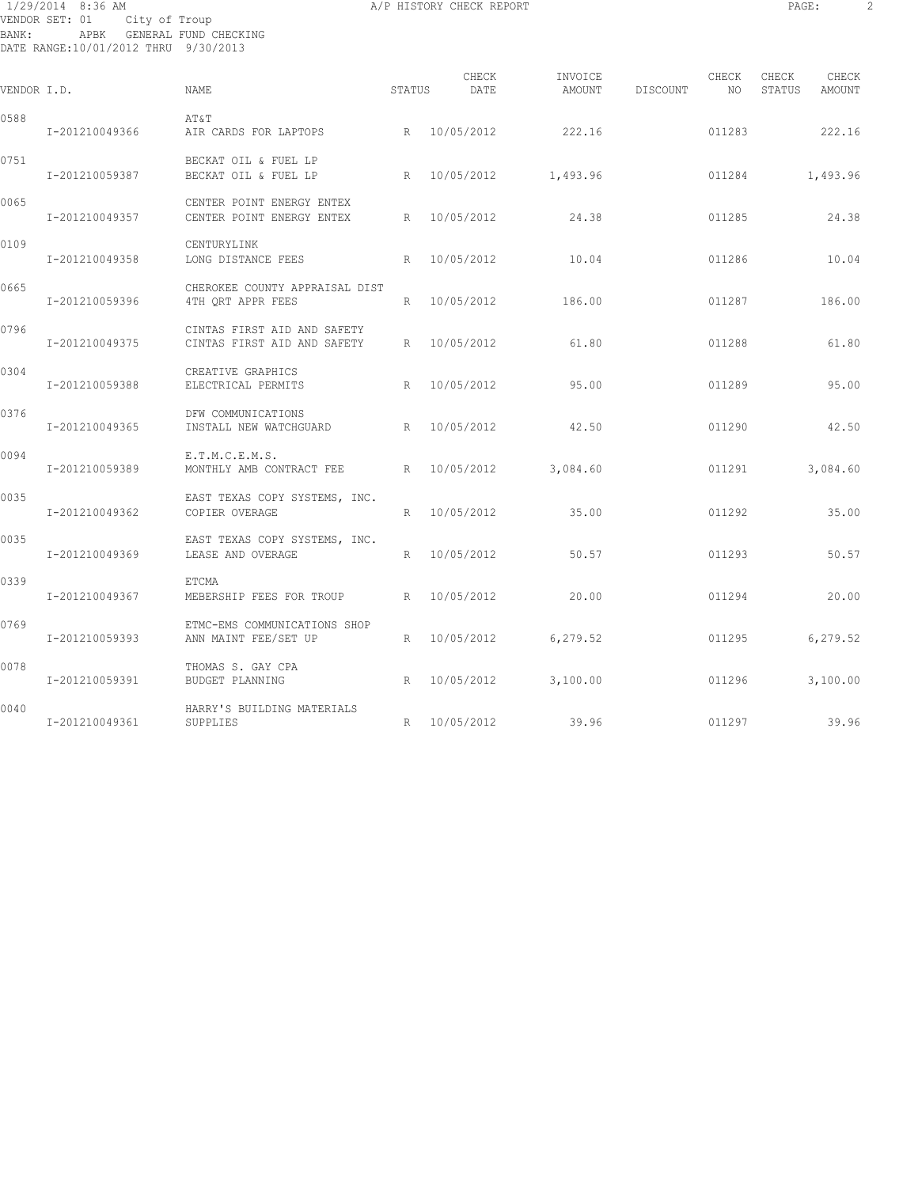VENDOR SET: 01 City of Troup
BANK: APBK GENERAL FUND CHECKING
DATE RANGE:10/01/2012 THRU 9/30/2013

| VENDOR I.D. | | NAME | STATUS | CHECK DATE | INVOICE AMOUNT | DISCOUNT | CHECK NO | CHECK STATUS | CHECK AMOUNT |
|---|---|---|---|---|---|---|---|---|---|
| 0588 | | AT&T | | | | | | | |
| | I-201210049366 | AIR CARDS FOR LAPTOPS | R | 10/05/2012 | 222.16 | | 011283 | | 222.16 |
| 0751 | | BECKAT OIL & FUEL LP | | | | | | | |
| | I-201210059387 | BECKAT OIL & FUEL LP | R | 10/05/2012 | 1,493.96 | | 011284 | | 1,493.96 |
| 0065 | | CENTER POINT ENERGY ENTEX | | | | | | | |
| | I-201210049357 | CENTER POINT ENERGY ENTEX | R | 10/05/2012 | 24.38 | | 011285 | | 24.38 |
| 0109 | | CENTURYLINK | | | | | | | |
| | I-201210049358 | LONG DISTANCE FEES | R | 10/05/2012 | 10.04 | | 011286 | | 10.04 |
| 0665 | | CHEROKEE COUNTY APPRAISAL DIST | | | | | | | |
| | I-201210059396 | 4TH QRT APPR FEES | R | 10/05/2012 | 186.00 | | 011287 | | 186.00 |
| 0796 | | CINTAS FIRST AID AND SAFETY | | | | | | | |
| | I-201210049375 | CINTAS FIRST AID AND SAFETY | R | 10/05/2012 | 61.80 | | 011288 | | 61.80 |
| 0304 | | CREATIVE GRAPHICS | | | | | | | |
| | I-201210059388 | ELECTRICAL PERMITS | R | 10/05/2012 | 95.00 | | 011289 | | 95.00 |
| 0376 | | DFW COMMUNICATIONS | | | | | | | |
| | I-201210049365 | INSTALL NEW WATCHGUARD | R | 10/05/2012 | 42.50 | | 011290 | | 42.50 |
| 0094 | | E.T.M.C.E.M.S. | | | | | | | |
| | I-201210059389 | MONTHLY AMB CONTRACT FEE | R | 10/05/2012 | 3,084.60 | | 011291 | | 3,084.60 |
| 0035 | | EAST TEXAS COPY SYSTEMS, INC. | | | | | | | |
| | I-201210049362 | COPIER OVERAGE | R | 10/05/2012 | 35.00 | | 011292 | | 35.00 |
| 0035 | | EAST TEXAS COPY SYSTEMS, INC. | | | | | | | |
| | I-201210049369 | LEASE AND OVERAGE | R | 10/05/2012 | 50.57 | | 011293 | | 50.57 |
| 0339 | | ETCMA | | | | | | | |
| | I-201210049367 | MEBERSHIP FEES FOR TROUP | R | 10/05/2012 | 20.00 | | 011294 | | 20.00 |
| 0769 | | ETMC-EMS COMMUNICATIONS SHOP | | | | | | | |
| | I-201210059393 | ANN MAINT FEE/SET UP | R | 10/05/2012 | 6,279.52 | | 011295 | | 6,279.52 |
| 0078 | | THOMAS S. GAY CPA | | | | | | | |
| | I-201210059391 | BUDGET PLANNING | R | 10/05/2012 | 3,100.00 | | 011296 | | 3,100.00 |
| 0040 | | HARRY'S BUILDING MATERIALS | | | | | | | |
| | I-201210049361 | SUPPLIES | R | 10/05/2012 | 39.96 | | 011297 | | 39.96 |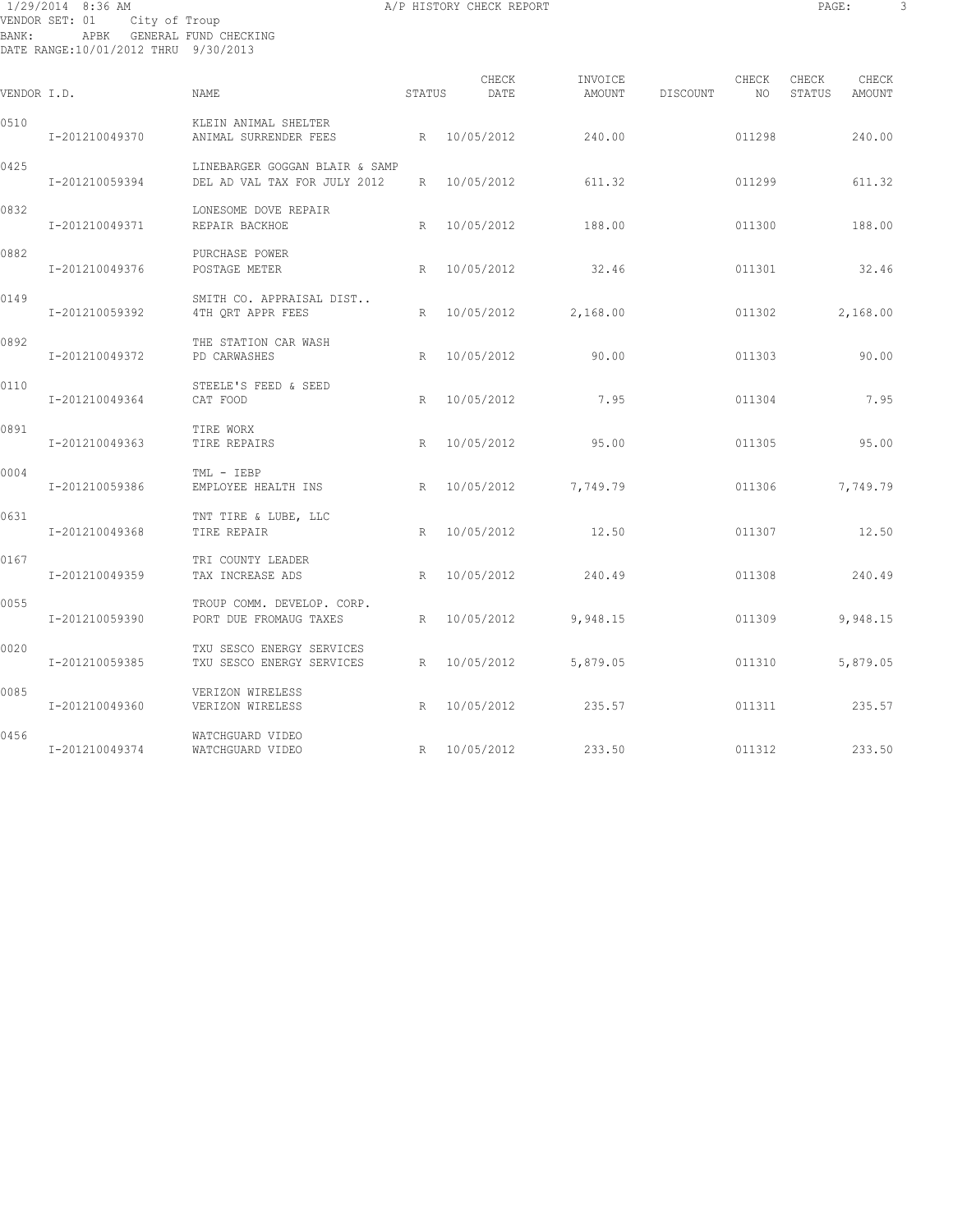VENDOR SET: 01 City of Troup
BANK: APBK GENERAL FUND CHECKING
DATE RANGE:10/01/2012 THRU 9/30/2013

A/P HISTORY CHECK REPORT

| VENDOR I.D. | NAME | STATUS | CHECK DATE | INVOICE AMOUNT | DISCOUNT | CHECK NO | CHECK STATUS | CHECK AMOUNT |
|---|---|---|---|---|---|---|---|---|
| 0510 | KLEIN ANIMAL SHELTER | | | | | | | |
| I-201210049370 | ANIMAL SURRENDER FEES | R | 10/05/2012 | 240.00 | | 011298 | | 240.00 |
| 0425 | LINEBARGER GOGGAN BLAIR & SAMP | | | | | | | |
| I-201210059394 | DEL AD VAL TAX FOR JULY 2012 | R | 10/05/2012 | 611.32 | | 011299 | | 611.32 |
| 0832 | LONESOME DOVE REPAIR | | | | | | | |
| I-201210049371 | REPAIR BACKHOE | R | 10/05/2012 | 188.00 | | 011300 | | 188.00 |
| 0882 | PURCHASE POWER | | | | | | | |
| I-201210049376 | POSTAGE METER | R | 10/05/2012 | 32.46 | | 011301 | | 32.46 |
| 0149 | SMITH CO. APPRAISAL DIST.. | | | | | | | |
| I-201210059392 | 4TH QRT APPR FEES | R | 10/05/2012 | 2,168.00 | | 011302 | | 2,168.00 |
| 0892 | THE STATION CAR WASH | | | | | | | |
| I-201210049372 | PD CARWASHES | R | 10/05/2012 | 90.00 | | 011303 | | 90.00 |
| 0110 | STEELE'S FEED & SEED | | | | | | | |
| I-201210049364 | CAT FOOD | R | 10/05/2012 | 7.95 | | 011304 | | 7.95 |
| 0891 | TIRE WORX | | | | | | | |
| I-201210049363 | TIRE REPAIRS | R | 10/05/2012 | 95.00 | | 011305 | | 95.00 |
| 0004 | TML - IEBP | | | | | | | |
| I-201210059386 | EMPLOYEE HEALTH INS | R | 10/05/2012 | 7,749.79 | | 011306 | | 7,749.79 |
| 0631 | TNT TIRE & LUBE, LLC | | | | | | | |
| I-201210049368 | TIRE REPAIR | R | 10/05/2012 | 12.50 | | 011307 | | 12.50 |
| 0167 | TRI COUNTY LEADER | | | | | | | |
| I-201210049359 | TAX INCREASE ADS | R | 10/05/2012 | 240.49 | | 011308 | | 240.49 |
| 0055 | TROUP COMM. DEVELOP. CORP. | | | | | | | |
| I-201210059390 | PORT DUE FROMAUG TAXES | R | 10/05/2012 | 9,948.15 | | 011309 | | 9,948.15 |
| 0020 | TXU SESCO ENERGY SERVICES | | | | | | | |
| I-201210059385 | TXU SESCO ENERGY SERVICES | R | 10/05/2012 | 5,879.05 | | 011310 | | 5,879.05 |
| 0085 | VERIZON WIRELESS | | | | | | | |
| I-201210049360 | VERIZON WIRELESS | R | 10/05/2012 | 235.57 | | 011311 | | 235.57 |
| 0456 | WATCHGUARD VIDEO | | | | | | | |
| I-201210049374 | WATCHGUARD VIDEO | R | 10/05/2012 | 233.50 | | 011312 | | 233.50 |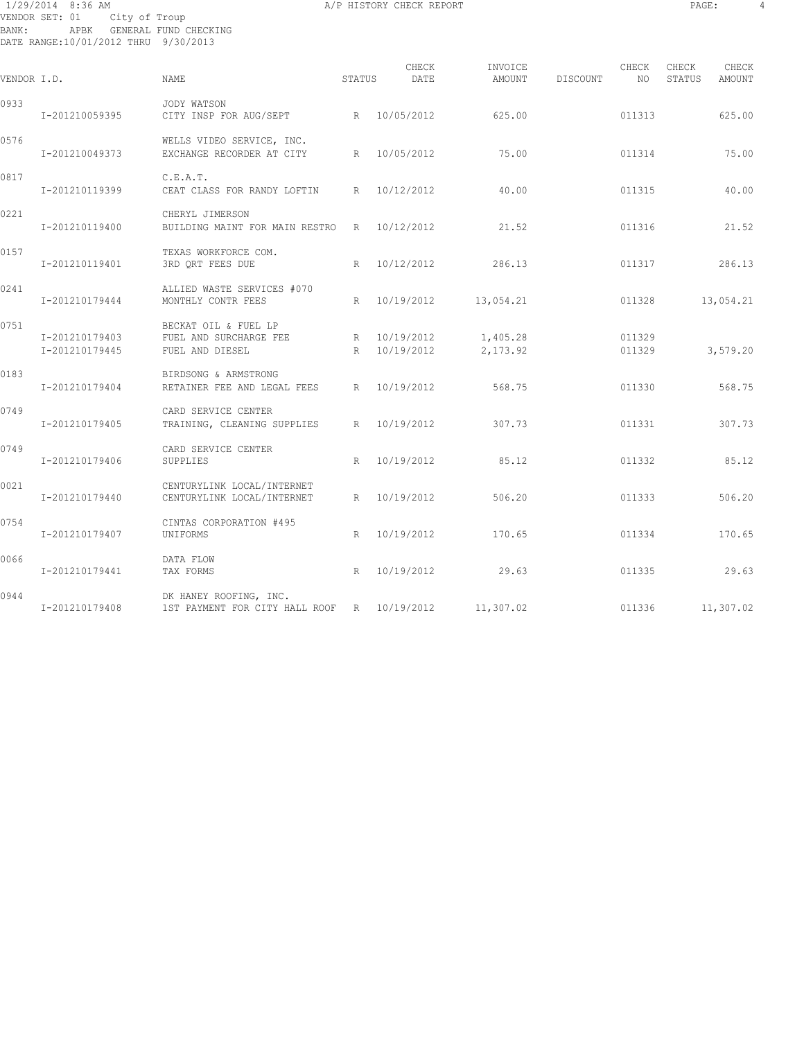VENDOR SET: 01 City of Troup
BANK: APBK GENERAL FUND CHECKING
DATE RANGE:10/01/2012 THRU 9/30/2013

# A/P HISTORY CHECK REPORT

| VENDOR I.D. | | NAME | STATUS | CHECK DATE | INVOICE AMOUNT | DISCOUNT | CHECK NO | CHECK STATUS | CHECK AMOUNT |
|---|---|---|---|---|---|---|---|---|---|
| 0933 | | JODY WATSON | | | | | | | |
| | I-201210059395 | CITY INSP FOR AUG/SEPT | R | 10/05/2012 | 625.00 | | 011313 | | 625.00 |
| 0576 | | WELLS VIDEO SERVICE, INC. | | | | | | | |
| | I-201210049373 | EXCHANGE RECORDER AT CITY | R | 10/05/2012 | 75.00 | | 011314 | | 75.00 |
| 0817 | | C.E.A.T. | | | | | | | |
| | I-201210119399 | CEAT CLASS FOR RANDY LOFTIN | R | 10/12/2012 | 40.00 | | 011315 | | 40.00 |
| 0221 | | CHERYL JIMERSON | | | | | | | |
| | I-201210119400 | BUILDING MAINT FOR MAIN RESTRO | R | 10/12/2012 | 21.52 | | 011316 | | 21.52 |
| 0157 | | TEXAS WORKFORCE COM. | | | | | | | |
| | I-201210119401 | 3RD QRT FEES DUE | R | 10/12/2012 | 286.13 | | 011317 | | 286.13 |
| 0241 | | ALLIED WASTE SERVICES #070 | | | | | | | |
| | I-201210179444 | MONTHLY CONTR FEES | R | 10/19/2012 | 13,054.21 | | 011328 | | 13,054.21 |
| 0751 | | BECKAT OIL & FUEL LP | | | | | | | |
| | I-201210179403 | FUEL AND SURCHARGE FEE | R | 10/19/2012 | 1,405.28 | | 011329 | | |
| | I-201210179445 | FUEL AND DIESEL | R | 10/19/2012 | 2,173.92 | | 011329 | | 3,579.20 |
| 0183 | | BIRDSONG & ARMSTRONG | | | | | | | |
| | I-201210179404 | RETAINER FEE AND LEGAL FEES | R | 10/19/2012 | 568.75 | | 011330 | | 568.75 |
| 0749 | | CARD SERVICE CENTER | | | | | | | |
| | I-201210179405 | TRAINING, CLEANING SUPPLIES | R | 10/19/2012 | 307.73 | | 011331 | | 307.73 |
| 0749 | | CARD SERVICE CENTER | | | | | | | |
| | I-201210179406 | SUPPLIES | R | 10/19/2012 | 85.12 | | 011332 | | 85.12 |
| 0021 | | CENTURYLINK LOCAL/INTERNET | | | | | | | |
| | I-201210179440 | CENTURYLINK LOCAL/INTERNET | R | 10/19/2012 | 506.20 | | 011333 | | 506.20 |
| 0754 | | CINTAS CORPORATION #495 | | | | | | | |
| | I-201210179407 | UNIFORMS | R | 10/19/2012 | 170.65 | | 011334 | | 170.65 |
| 0066 | | DATA FLOW | | | | | | | |
| | I-201210179441 | TAX FORMS | R | 10/19/2012 | 29.63 | | 011335 | | 29.63 |
| 0944 | | DK HANEY ROOFING, INC. | | | | | | | |
| | I-201210179408 | 1ST PAYMENT FOR CITY HALL ROOF | R | 10/19/2012 | 11,307.02 | | 011336 | | 11,307.02 |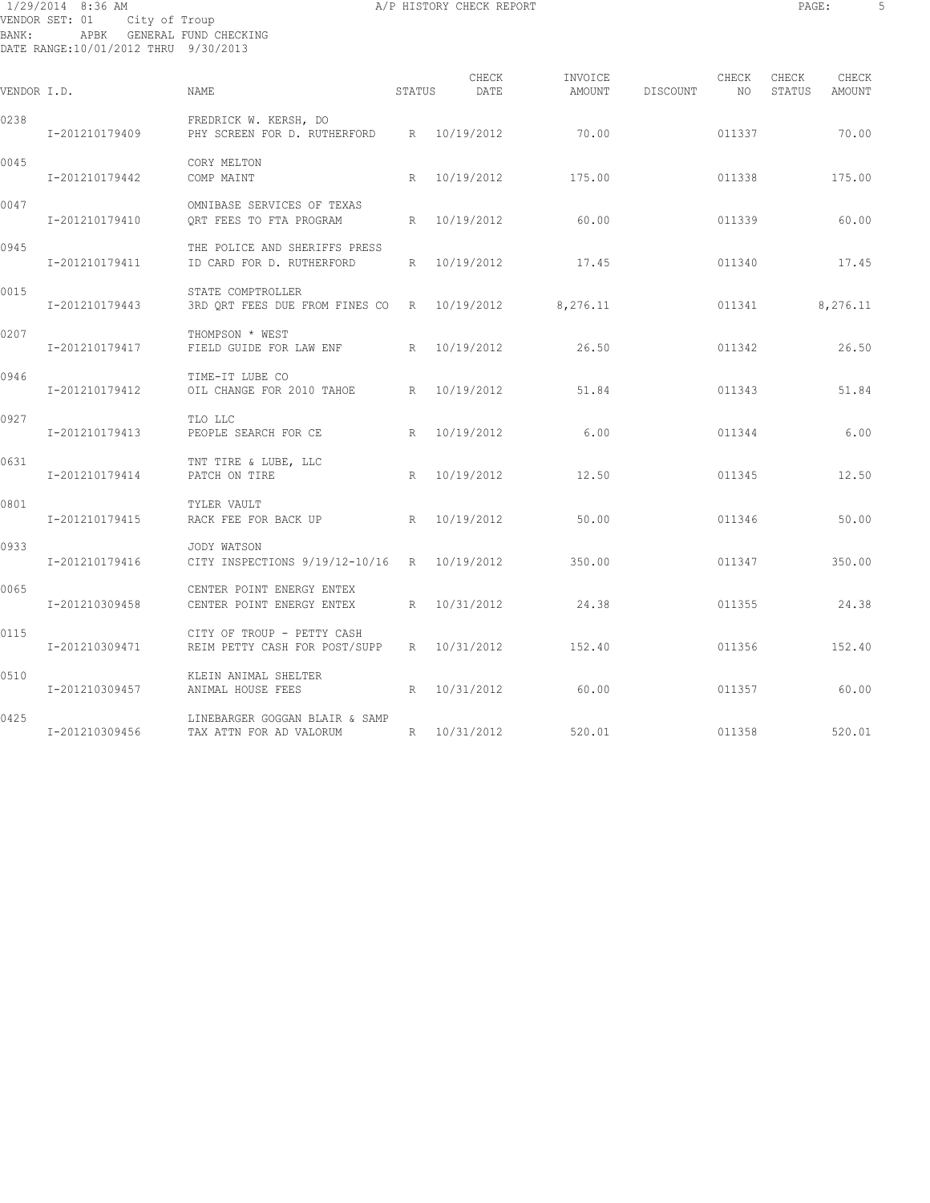1/29/2014 8:36 AM A/P HISTORY CHECK REPORT

VENDOR SET: 01 City of Troup
BANK: APBK GENERAL FUND CHECKING
DATE RANGE:10/01/2012 THRU 9/30/2013

| VENDOR I.D. | NAME | STATUS | CHECK DATE | INVOICE AMOUNT | DISCOUNT | CHECK NO | CHECK STATUS | CHECK AMOUNT |
|---|---|---|---|---|---|---|---|---|
| 0238 | FREDRICK W. KERSH, DO | | | | | | | |
| I-201210179409 | PHY SCREEN FOR D. RUTHERFORD | R | 10/19/2012 | 70.00 | | 011337 | | 70.00 |
| 0045 | CORY MELTON | | | | | | | |
| I-201210179442 | COMP MAINT | R | 10/19/2012 | 175.00 | | 011338 | | 175.00 |
| 0047 | OMNIBASE SERVICES OF TEXAS | | | | | | | |
| I-201210179410 | QRT FEES TO FTA PROGRAM | R | 10/19/2012 | 60.00 | | 011339 | | 60.00 |
| 0945 | THE POLICE AND SHERIFFS PRESS | | | | | | | |
| I-201210179411 | ID CARD FOR D. RUTHERFORD | R | 10/19/2012 | 17.45 | | 011340 | | 17.45 |
| 0015 | STATE COMPTROLLER | | | | | | | |
| I-201210179443 | 3RD QRT FEES DUE FROM FINES CO | R | 10/19/2012 | 8,276.11 | | 011341 | | 8,276.11 |
| 0207 | THOMPSON * WEST | | | | | | | |
| I-201210179417 | FIELD GUIDE FOR LAW ENF | R | 10/19/2012 | 26.50 | | 011342 | | 26.50 |
| 0946 | TIME-IT LUBE CO | | | | | | | |
| I-201210179412 | OIL CHANGE FOR 2010 TAHOE | R | 10/19/2012 | 51.84 | | 011343 | | 51.84 |
| 0927 | TLO LLC | | | | | | | |
| I-201210179413 | PEOPLE SEARCH FOR CE | R | 10/19/2012 | 6.00 | | 011344 | | 6.00 |
| 0631 | TNT TIRE & LUBE, LLC | | | | | | | |
| I-201210179414 | PATCH ON TIRE | R | 10/19/2012 | 12.50 | | 011345 | | 12.50 |
| 0801 | TYLER VAULT | | | | | | | |
| I-201210179415 | RACK FEE FOR BACK UP | R | 10/19/2012 | 50.00 | | 011346 | | 50.00 |
| 0933 | JODY WATSON | | | | | | | |
| I-201210179416 | CITY INSPECTIONS 9/19/12-10/16 | R | 10/19/2012 | 350.00 | | 011347 | | 350.00 |
| 0065 | CENTER POINT ENERGY ENTEX | | | | | | | |
| I-201210309458 | CENTER POINT ENERGY ENTEX | R | 10/31/2012 | 24.38 | | 011355 | | 24.38 |
| 0115 | CITY OF TROUP - PETTY CASH | | | | | | | |
| I-201210309471 | REIM PETTY CASH FOR POST/SUPP | R | 10/31/2012 | 152.40 | | 011356 | | 152.40 |
| 0510 | KLEIN ANIMAL SHELTER | | | | | | | |
| I-201210309457 | ANIMAL HOUSE FEES | R | 10/31/2012 | 60.00 | | 011357 | | 60.00 |
| 0425 | LINEBARGER GOGGAN BLAIR & SAMP | | | | | | | |
| I-201210309456 | TAX ATTN FOR AD VALORUM | R | 10/31/2012 | 520.01 | | 011358 | | 520.01 |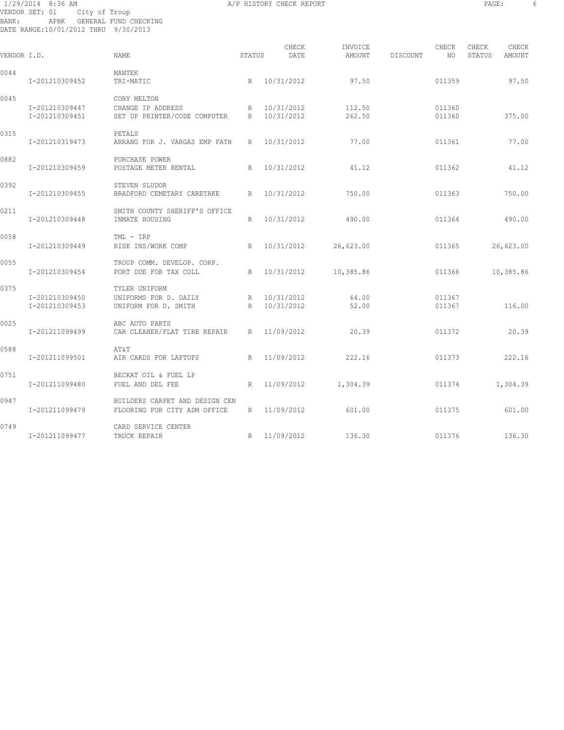1/29/2014 8:36 AM — A/P HISTORY CHECK REPORT

VENDOR SET: 01 City of Troup
BANK: APBK GENERAL FUND CHECKING
DATE RANGE:10/01/2012 THRU 9/30/2013

| VENDOR I.D. | | NAME | STATUS | CHECK DATE | INVOICE AMOUNT | DISCOUNT | CHECK NO | CHECK STATUS | CHECK AMOUNT |
|---|---|---|---|---|---|---|---|---|---|
| 0044 | | MANTEK | | | | | | | |
| | I-201210309452 | TRI-MATIC | R | 10/31/2012 | 97.50 | | 011359 | | 97.50 |
| 0045 | | CORY MELTON | | | | | | | |
| | I-201210309447 | CHANGE IP ADDRESS | R | 10/31/2012 | 112.50 | | 011360 | | |
| | I-201210309451 | SET UP PRINTER/CODE COMPUTER | R | 10/31/2012 | 262.50 | | 011360 | | 375.00 |
| 0315 | | PETALS | | | | | | | |
| | I-201210319473 | ARRANG FOR J. VARGAS EMP FATH | R | 10/31/2012 | 77.00 | | 011361 | | 77.00 |
| 0882 | | PURCHASE POWER | | | | | | | |
| | I-201210309459 | POSTAGE METER RENTAL | R | 10/31/2012 | 41.12 | | 011362 | | 41.12 |
| 0392 | | STEVEN SLUDOR | | | | | | | |
| | I-201210309455 | BRADFORD CEMETARY CARETAKE | R | 10/31/2012 | 750.00 | | 011363 | | 750.00 |
| 0211 | | SMITH COUNTY SHERIFF'S OFFICE | | | | | | | |
| | I-201210309448 | INMATE HOUSING | R | 10/31/2012 | 490.00 | | 011364 | | 490.00 |
| 0058 | | TML - IRP | | | | | | | |
| | I-201210309449 | RISK INS/WORK COMP | R | 10/31/2012 | 26,623.00 | | 011365 | | 26,623.00 |
| 0055 | | TROUP COMM. DEVELOP. CORP. | | | | | | | |
| | I-201210309454 | PORT DUE FOR TAX COLL | R | 10/31/2012 | 10,385.86 | | 011366 | | 10,385.86 |
| 0375 | | TYLER UNIFORM | | | | | | | |
| | I-201210309450 | UNIFORMS FOR D. DAILY | R | 10/31/2012 | 64.00 | | 011367 | | |
| | I-201210309453 | UNIFORM FOR D. SMITH | R | 10/31/2012 | 52.00 | | 011367 | | 116.00 |
| 0025 | | ABC AUTO PARTS | | | | | | | |
| | I-201211099499 | CAR CLEANER/FLAT TIRE REPAIR | R | 11/09/2012 | 20.39 | | 011372 | | 20.39 |
| 0588 | | AT&T | | | | | | | |
| | I-201211099501 | AIR CARDS FOR LAPTOPS | R | 11/09/2012 | 222.16 | | 011373 | | 222.16 |
| 0751 | | BECKAT OIL & FUEL LP | | | | | | | |
| | I-201211099480 | FUEL AND DEL FEE | R | 11/09/2012 | 1,304.39 | | 011374 | | 1,304.39 |
| 0947 | | BUILDERS CARPET AND DESIGN CEN | | | | | | | |
| | I-201211099479 | FLOORING FOR CITY ADM OFFICE | R | 11/09/2012 | 601.00 | | 011375 | | 601.00 |
| 0749 | | CARD SERVICE CENTER | | | | | | | |
| | I-201211099477 | TRUCK REPAIR | R | 11/09/2012 | 136.30 | | 011376 | | 136.30 |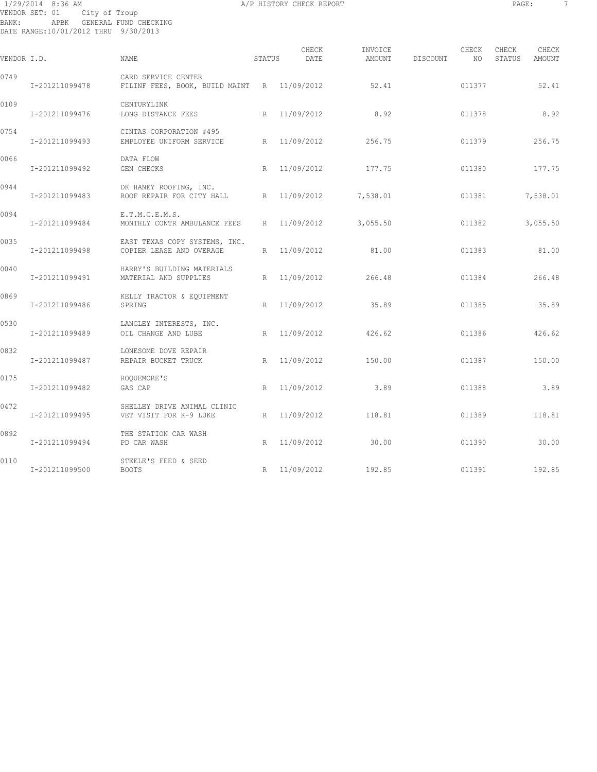1/29/2014 8:36 AM A/P HISTORY CHECK REPORT
VENDOR SET: 01 City of Troup
BANK: APBK GENERAL FUND CHECKING
DATE RANGE:10/01/2012 THRU 9/30/2013

| VENDOR I.D. | NAME | STATUS | CHECK DATE | INVOICE AMOUNT | DISCOUNT | CHECK NO | CHECK STATUS | CHECK AMOUNT |
|---|---|---|---|---|---|---|---|---|
| 0749 | CARD SERVICE CENTER | | | | | | | |
| I-201211099478 | FILINF FEES, BOOK, BUILD MAINT | R | 11/09/2012 | 52.41 | | 011377 | | 52.41 |
| 0109 | CENTURYLINK | | | | | | | |
| I-201211099476 | LONG DISTANCE FEES | R | 11/09/2012 | 8.92 | | 011378 | | 8.92 |
| 0754 | CINTAS CORPORATION #495 | | | | | | | |
| I-201211099493 | EMPLOYEE UNIFORM SERVICE | R | 11/09/2012 | 256.75 | | 011379 | | 256.75 |
| 0066 | DATA FLOW | | | | | | | |
| I-201211099492 | GEN CHECKS | R | 11/09/2012 | 177.75 | | 011380 | | 177.75 |
| 0944 | DK HANEY ROOFING, INC. | | | | | | | |
| I-201211099483 | ROOF REPAIR FOR CITY HALL | R | 11/09/2012 | 7,538.01 | | 011381 | | 7,538.01 |
| 0094 | E.T.M.C.E.M.S. | | | | | | | |
| I-201211099484 | MONTHLY CONTR AMBULANCE FEES | R | 11/09/2012 | 3,055.50 | | 011382 | | 3,055.50 |
| 0035 | EAST TEXAS COPY SYSTEMS, INC. | | | | | | | |
| I-201211099498 | COPIER LEASE AND OVERAGE | R | 11/09/2012 | 81.00 | | 011383 | | 81.00 |
| 0040 | HARRY'S BUILDING MATERIALS | | | | | | | |
| I-201211099491 | MATERIAL AND SUPPLIES | R | 11/09/2012 | 266.48 | | 011384 | | 266.48 |
| 0869 | KELLY TRACTOR & EQUIPMENT | | | | | | | |
| I-201211099486 | SPRING | R | 11/09/2012 | 35.89 | | 011385 | | 35.89 |
| 0530 | LANGLEY INTERESTS, INC. | | | | | | | |
| I-201211099489 | OIL CHANGE AND LUBE | R | 11/09/2012 | 426.62 | | 011386 | | 426.62 |
| 0832 | LONESOME DOVE REPAIR | | | | | | | |
| I-201211099487 | REPAIR BUCKET TRUCK | R | 11/09/2012 | 150.00 | | 011387 | | 150.00 |
| 0175 | ROQUEMORE'S | | | | | | | |
| I-201211099482 | GAS CAP | R | 11/09/2012 | 3.89 | | 011388 | | 3.89 |
| 0472 | SHELLEY DRIVE ANIMAL CLINIC | | | | | | | |
| I-201211099495 | VET VISIT FOR K-9 LUKE | R | 11/09/2012 | 118.81 | | 011389 | | 118.81 |
| 0892 | THE STATION CAR WASH | | | | | | | |
| I-201211099494 | PD CAR WASH | R | 11/09/2012 | 30.00 | | 011390 | | 30.00 |
| 0110 | STEELE'S FEED & SEED | | | | | | | |
| I-201211099500 | BOOTS | R | 11/09/2012 | 192.85 | | 011391 | | 192.85 |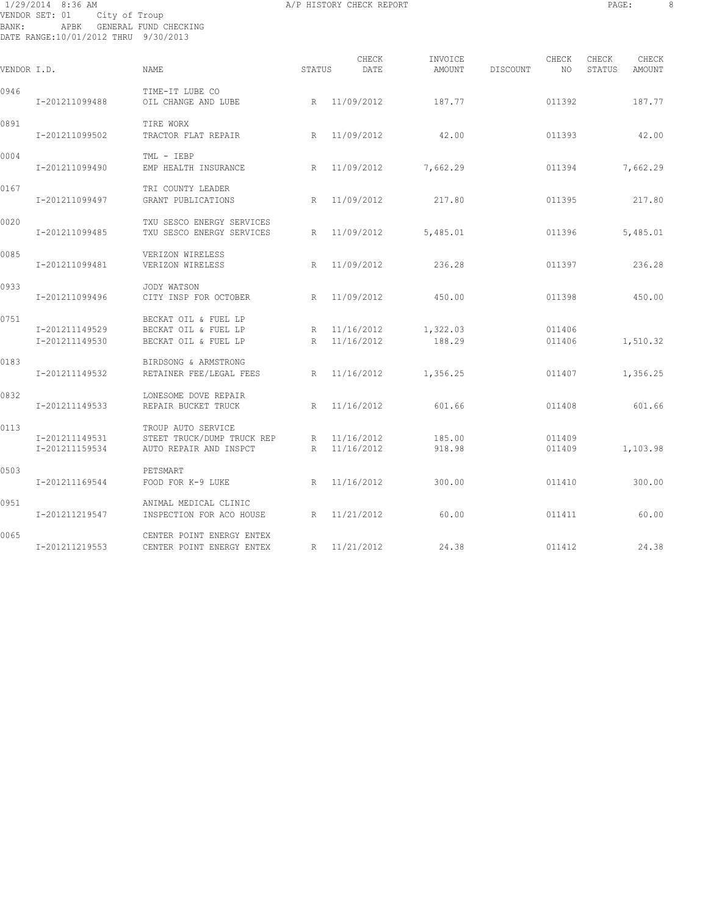1/29/2014 8:36 AM A/P HISTORY CHECK REPORT

VENDOR SET: 01 City of Troup
BANK: APBK GENERAL FUND CHECKING
DATE RANGE:10/01/2012 THRU 9/30/2013

| VENDOR I.D. | | NAME | STATUS | CHECK DATE | INVOICE AMOUNT | DISCOUNT | CHECK NO | CHECK STATUS | CHECK AMOUNT |
|---|---|---|---|---|---|---|---|---|---|
| 0946 | | TIME-IT LUBE CO | | | | | | | |
| | I-201211099488 | OIL CHANGE AND LUBE | R | 11/09/2012 | 187.77 | | 011392 | | 187.77 |
| 0891 | | TIRE WORX | | | | | | | |
| | I-201211099502 | TRACTOR FLAT REPAIR | R | 11/09/2012 | 42.00 | | 011393 | | 42.00 |
| 0004 | | TML - IEBP | | | | | | | |
| | I-201211099490 | EMP HEALTH INSURANCE | R | 11/09/2012 | 7,662.29 | | 011394 | | 7,662.29 |
| 0167 | | TRI COUNTY LEADER | | | | | | | |
| | I-201211099497 | GRANT PUBLICATIONS | R | 11/09/2012 | 217.80 | | 011395 | | 217.80 |
| 0020 | | TXU SESCO ENERGY SERVICES | | | | | | | |
| | I-201211099485 | TXU SESCO ENERGY SERVICES | R | 11/09/2012 | 5,485.01 | | 011396 | | 5,485.01 |
| 0085 | | VERIZON WIRELESS | | | | | | | |
| | I-201211099481 | VERIZON WIRELESS | R | 11/09/2012 | 236.28 | | 011397 | | 236.28 |
| 0933 | | JODY WATSON | | | | | | | |
| | I-201211099496 | CITY INSP FOR OCTOBER | R | 11/09/2012 | 450.00 | | 011398 | | 450.00 |
| 0751 | | BECKAT OIL & FUEL LP | | | | | | | |
| | I-201211149529 | BECKAT OIL & FUEL LP | R | 11/16/2012 | 1,322.03 | | 011406 | | |
| | I-201211149530 | BECKAT OIL & FUEL LP | R | 11/16/2012 | 188.29 | | 011406 | | 1,510.32 |
| 0183 | | BIRDSONG & ARMSTRONG | | | | | | | |
| | I-201211149532 | RETAINER FEE/LEGAL FEES | R | 11/16/2012 | 1,356.25 | | 011407 | | 1,356.25 |
| 0832 | | LONESOME DOVE REPAIR | | | | | | | |
| | I-201211149533 | REPAIR BUCKET TRUCK | R | 11/16/2012 | 601.66 | | 011408 | | 601.66 |
| 0113 | | TROUP AUTO SERVICE | | | | | | | |
| | I-201211149531 | STEET TRUCK/DUMP TRUCK REP | R | 11/16/2012 | 185.00 | | 011409 | | |
| | I-201211159534 | AUTO REPAIR AND INSPCT | R | 11/16/2012 | 918.98 | | 011409 | | 1,103.98 |
| 0503 | | PETSMART | | | | | | | |
| | I-201211169544 | FOOD FOR K-9 LUKE | R | 11/16/2012 | 300.00 | | 011410 | | 300.00 |
| 0951 | | ANIMAL MEDICAL CLINIC | | | | | | | |
| | I-201211219547 | INSPECTION FOR ACO HOUSE | R | 11/21/2012 | 60.00 | | 011411 | | 60.00 |
| 0065 | | CENTER POINT ENERGY ENTEX | | | | | | | |
| | I-201211219553 | CENTER POINT ENERGY ENTEX | R | 11/21/2012 | 24.38 | | 011412 | | 24.38 |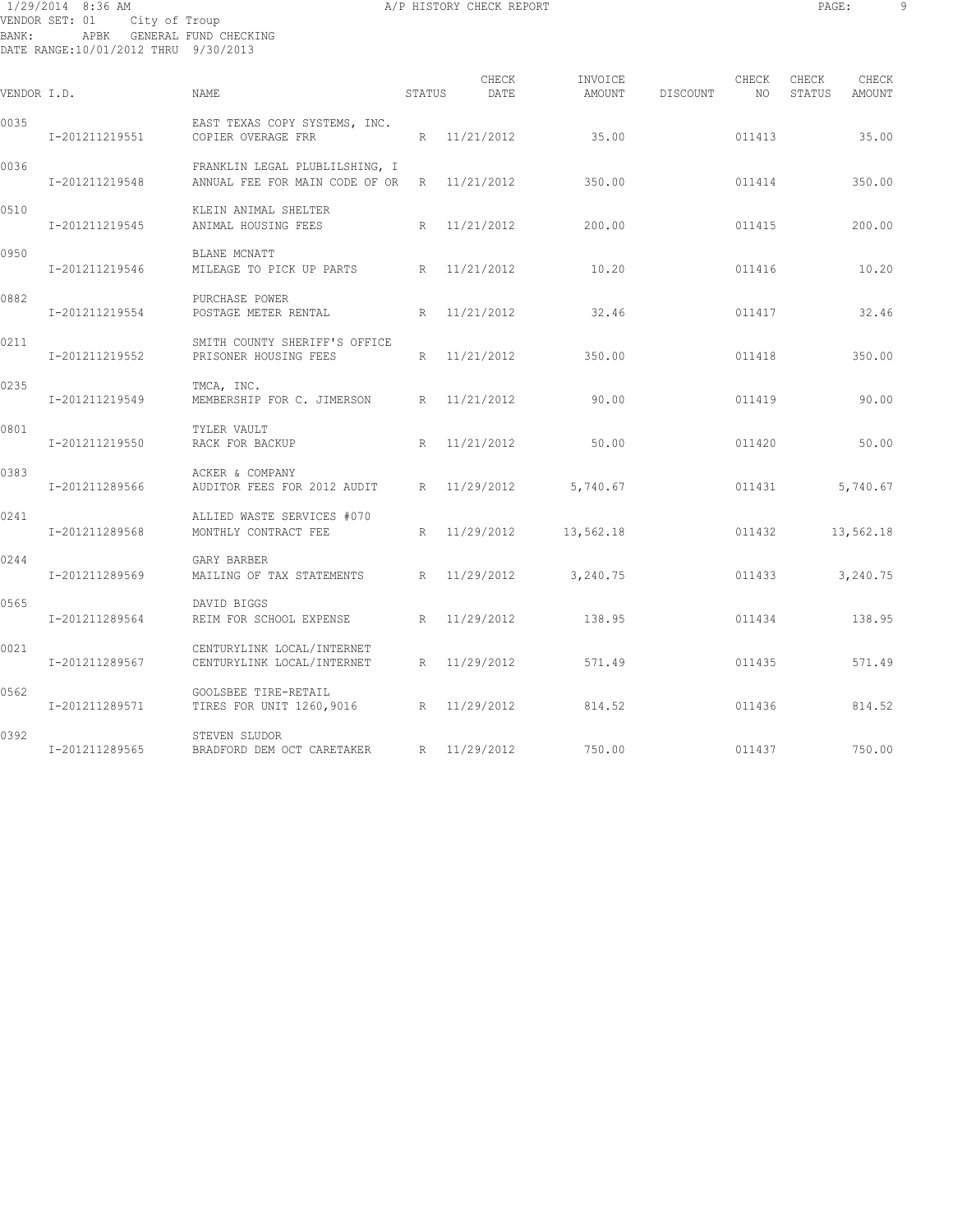1/29/2014 8:36 AM A/P HISTORY CHECK REPORT
VENDOR SET: 01 City of Troup
BANK: APBK GENERAL FUND CHECKING
DATE RANGE:10/01/2012 THRU 9/30/2013

| VENDOR I.D. | NAME | STATUS | CHECK DATE | INVOICE AMOUNT | DISCOUNT | CHECK NO | CHECK STATUS | CHECK AMOUNT |
|---|---|---|---|---|---|---|---|---|
| 0035 | EAST TEXAS COPY SYSTEMS, INC. | | | | | | | |
| I-201211219551 | COPIER OVERAGE FRR | R | 11/21/2012 | 35.00 | | 011413 | | 35.00 |
| 0036 | FRANKLIN LEGAL PLUBLILSHING, I | | | | | | | |
| I-201211219548 | ANNUAL FEE FOR MAIN CODE OF OR | R | 11/21/2012 | 350.00 | | 011414 | | 350.00 |
| 0510 | KLEIN ANIMAL SHELTER | | | | | | | |
| I-201211219545 | ANIMAL HOUSING FEES | R | 11/21/2012 | 200.00 | | 011415 | | 200.00 |
| 0950 | BLANE MCNATT | | | | | | | |
| I-201211219546 | MILEAGE TO PICK UP PARTS | R | 11/21/2012 | 10.20 | | 011416 | | 10.20 |
| 0882 | PURCHASE POWER | | | | | | | |
| I-201211219554 | POSTAGE METER RENTAL | R | 11/21/2012 | 32.46 | | 011417 | | 32.46 |
| 0211 | SMITH COUNTY SHERIFF'S OFFICE | | | | | | | |
| I-201211219552 | PRISONER HOUSING FEES | R | 11/21/2012 | 350.00 | | 011418 | | 350.00 |
| 0235 | TMCA, INC. | | | | | | | |
| I-201211219549 | MEMBERSHIP FOR C. JIMERSON | R | 11/21/2012 | 90.00 | | 011419 | | 90.00 |
| 0801 | TYLER VAULT | | | | | | | |
| I-201211219550 | RACK FOR BACKUP | R | 11/21/2012 | 50.00 | | 011420 | | 50.00 |
| 0383 | ACKER & COMPANY | | | | | | | |
| I-201211289566 | AUDITOR FEES FOR 2012 AUDIT | R | 11/29/2012 | 5,740.67 | | 011431 | | 5,740.67 |
| 0241 | ALLIED WASTE SERVICES #070 | | | | | | | |
| I-201211289568 | MONTHLY CONTRACT FEE | R | 11/29/2012 | 13,562.18 | | 011432 | | 13,562.18 |
| 0244 | GARY BARBER | | | | | | | |
| I-201211289569 | MAILING OF TAX STATEMENTS | R | 11/29/2012 | 3,240.75 | | 011433 | | 3,240.75 |
| 0565 | DAVID BIGGS | | | | | | | |
| I-201211289564 | REIM FOR SCHOOL EXPENSE | R | 11/29/2012 | 138.95 | | 011434 | | 138.95 |
| 0021 | CENTURYLINK LOCAL/INTERNET | | | | | | | |
| I-201211289567 | CENTURYLINK LOCAL/INTERNET | R | 11/29/2012 | 571.49 | | 011435 | | 571.49 |
| 0562 | GOOLSBEE TIRE-RETAIL | | | | | | | |
| I-201211289571 | TIRES FOR UNIT 1260,9016 | R | 11/29/2012 | 814.52 | | 011436 | | 814.52 |
| 0392 | STEVEN SLUDOR | | | | | | | |
| I-201211289565 | BRADFORD DEM OCT CARETAKER | R | 11/29/2012 | 750.00 | | 011437 | | 750.00 |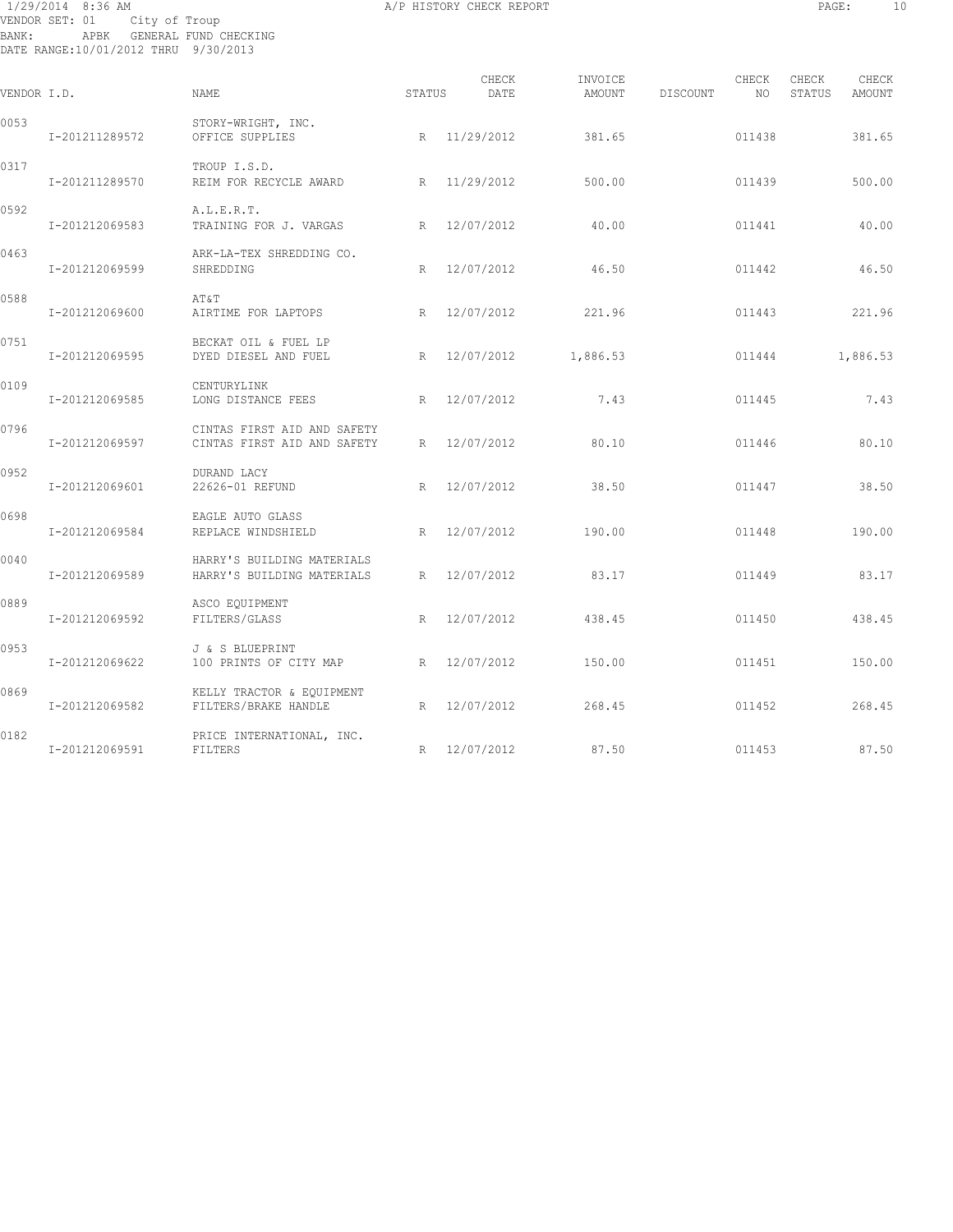VENDOR SET: 01 City of Troup
BANK: APBK GENERAL FUND CHECKING
DATE RANGE:10/01/2012 THRU 9/30/2013

| VENDOR I.D. | | NAME | STATUS | CHECK DATE | INVOICE AMOUNT | DISCOUNT | CHECK NO | CHECK STATUS | CHECK AMOUNT |
|---|---|---|---|---|---|---|---|---|---|
| 0053 | | STORY-WRIGHT, INC. | | | | | | | |
| | I-201211289572 | OFFICE SUPPLIES | R | 11/29/2012 | 381.65 | | 011438 | | 381.65 |
| 0317 | | TROUP I.S.D. | | | | | | | |
| | I-201211289570 | REIM FOR RECYCLE AWARD | R | 11/29/2012 | 500.00 | | 011439 | | 500.00 |
| 0592 | | A.L.E.R.T. | | | | | | | |
| | I-201212069583 | TRAINING FOR J. VARGAS | R | 12/07/2012 | 40.00 | | 011441 | | 40.00 |
| 0463 | | ARK-LA-TEX SHREDDING CO. | | | | | | | |
| | I-201212069599 | SHREDDING | R | 12/07/2012 | 46.50 | | 011442 | | 46.50 |
| 0588 | | AT&T | | | | | | | |
| | I-201212069600 | AIRTIME FOR LAPTOPS | R | 12/07/2012 | 221.96 | | 011443 | | 221.96 |
| 0751 | | BECKAT OIL & FUEL LP | | | | | | | |
| | I-201212069595 | DYED DIESEL AND FUEL | R | 12/07/2012 | 1,886.53 | | 011444 | | 1,886.53 |
| 0109 | | CENTURYLINK | | | | | | | |
| | I-201212069585 | LONG DISTANCE FEES | R | 12/07/2012 | 7.43 | | 011445 | | 7.43 |
| 0796 | | CINTAS FIRST AID AND SAFETY | | | | | | | |
| | I-201212069597 | CINTAS FIRST AID AND SAFETY | R | 12/07/2012 | 80.10 | | 011446 | | 80.10 |
| 0952 | | DURAND LACY | | | | | | | |
| | I-201212069601 | 22626-01 REFUND | R | 12/07/2012 | 38.50 | | 011447 | | 38.50 |
| 0698 | | EAGLE AUTO GLASS | | | | | | | |
| | I-201212069584 | REPLACE WINDSHIELD | R | 12/07/2012 | 190.00 | | 011448 | | 190.00 |
| 0040 | | HARRY'S BUILDING MATERIALS | | | | | | | |
| | I-201212069589 | HARRY'S BUILDING MATERIALS | R | 12/07/2012 | 83.17 | | 011449 | | 83.17 |
| 0889 | | ASCO EQUIPMENT | | | | | | | |
| | I-201212069592 | FILTERS/GLASS | R | 12/07/2012 | 438.45 | | 011450 | | 438.45 |
| 0953 | | J & S BLUEPRINT | | | | | | | |
| | I-201212069622 | 100 PRINTS OF CITY MAP | R | 12/07/2012 | 150.00 | | 011451 | | 150.00 |
| 0869 | | KELLY TRACTOR & EQUIPMENT | | | | | | | |
| | I-201212069582 | FILTERS/BRAKE HANDLE | R | 12/07/2012 | 268.45 | | 011452 | | 268.45 |
| 0182 | | PRICE INTERNATIONAL, INC. | | | | | | | |
| | I-201212069591 | FILTERS | R | 12/07/2012 | 87.50 | | 011453 | | 87.50 |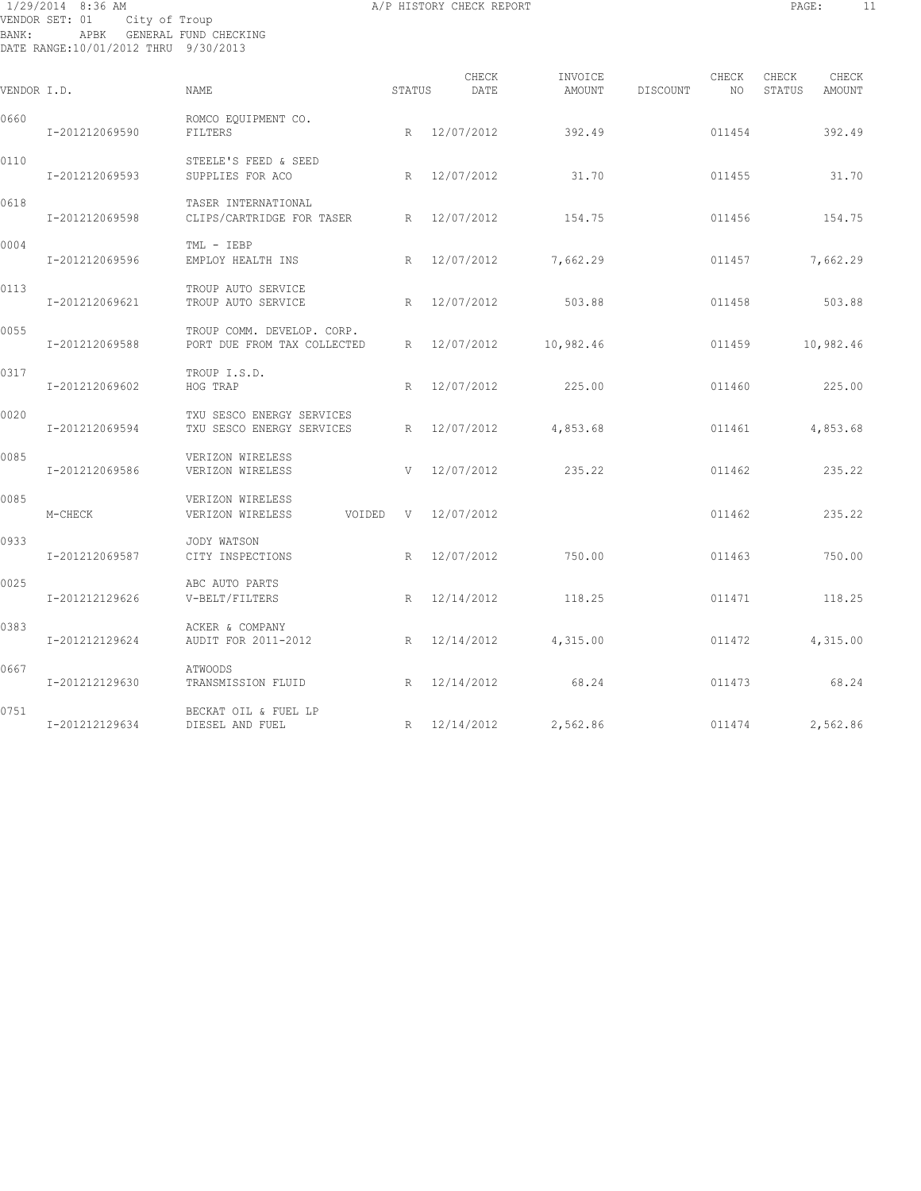VENDOR SET: 01 City of Troup
BANK: APBK GENERAL FUND CHECKING
DATE RANGE:10/01/2012 THRU 9/30/2013

| VENDOR I.D. | | NAME | STATUS | CHECK DATE | INVOICE AMOUNT | DISCOUNT | CHECK NO | CHECK STATUS | CHECK AMOUNT |
|---|---|---|---|---|---|---|---|---|---|
| 0660 | I-201212069590 | ROMCO EQUIPMENT CO. FILTERS | R | 12/07/2012 | 392.49 | | 011454 | | 392.49 |
| 0110 | I-201212069593 | STEELE'S FEED & SEED SUPPLIES FOR ACO | R | 12/07/2012 | 31.70 | | 011455 | | 31.70 |
| 0618 | I-201212069598 | TASER INTERNATIONAL CLIPS/CARTRIDGE FOR TASER | R | 12/07/2012 | 154.75 | | 011456 | | 154.75 |
| 0004 | I-201212069596 | TML - IEBP EMPLOY HEALTH INS | R | 12/07/2012 | 7,662.29 | | 011457 | | 7,662.29 |
| 0113 | I-201212069621 | TROUP AUTO SERVICE TROUP AUTO SERVICE | R | 12/07/2012 | 503.88 | | 011458 | | 503.88 |
| 0055 | I-201212069588 | TROUP COMM. DEVELOP. CORP. PORT DUE FROM TAX COLLECTED | R | 12/07/2012 | 10,982.46 | | 011459 | | 10,982.46 |
| 0317 | I-201212069602 | TROUP I.S.D. HOG TRAP | R | 12/07/2012 | 225.00 | | 011460 | | 225.00 |
| 0020 | I-201212069594 | TXU SESCO ENERGY SERVICES TXU SESCO ENERGY SERVICES | R | 12/07/2012 | 4,853.68 | | 011461 | | 4,853.68 |
| 0085 | I-201212069586 | VERIZON WIRELESS VERIZON WIRELESS | V | 12/07/2012 | 235.22 | | 011462 | | 235.22 |
| 0085 | M-CHECK | VERIZON WIRELESS VERIZON WIRELESS VOIDED | V | 12/07/2012 | | | 011462 | | 235.22 |
| 0933 | I-201212069587 | JODY WATSON CITY INSPECTIONS | R | 12/07/2012 | 750.00 | | 011463 | | 750.00 |
| 0025 | I-201212129626 | ABC AUTO PARTS V-BELT/FILTERS | R | 12/14/2012 | 118.25 | | 011471 | | 118.25 |
| 0383 | I-201212129624 | ACKER & COMPANY AUDIT FOR 2011-2012 | R | 12/14/2012 | 4,315.00 | | 011472 | | 4,315.00 |
| 0667 | I-201212129630 | ATWOODS TRANSMISSION FLUID | R | 12/14/2012 | 68.24 | | 011473 | | 68.24 |
| 0751 | I-201212129634 | BECKAT OIL & FUEL LP DIESEL AND FUEL | R | 12/14/2012 | 2,562.86 | | 011474 | | 2,562.86 |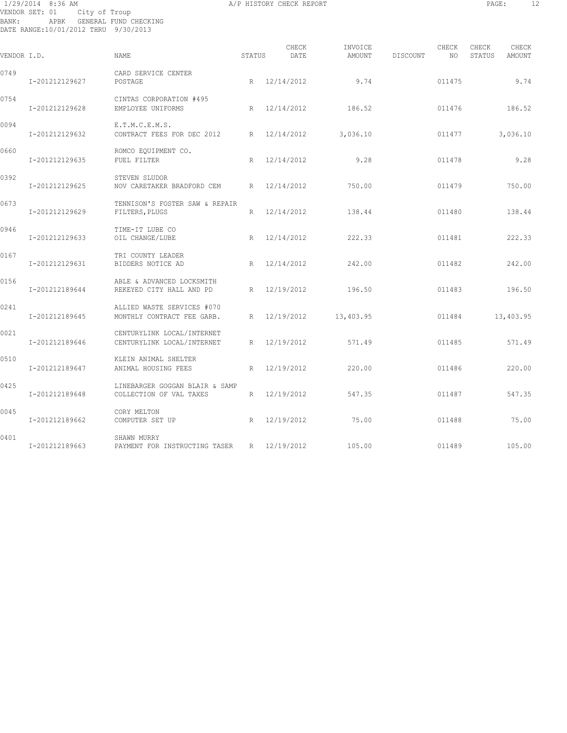VENDOR SET: 01 City of Troup
BANK: APBK GENERAL FUND CHECKING
DATE RANGE:10/01/2012 THRU 9/30/2013

A/P HISTORY CHECK REPORT

| VENDOR I.D. | | NAME | STATUS | CHECK DATE | INVOICE AMOUNT | DISCOUNT | CHECK NO | CHECK STATUS | CHECK AMOUNT |
|---|---|---|---|---|---|---|---|---|---|
| 0749 | | CARD SERVICE CENTER | | | | | | | |
| | I-201212129627 | POSTAGE | R | 12/14/2012 | 9.74 | | 011475 | | 9.74 |
| 0754 | | CINTAS CORPORATION #495 | | | | | | | |
| | I-201212129628 | EMPLOYEE UNIFORMS | R | 12/14/2012 | 186.52 | | 011476 | | 186.52 |
| 0094 | | E.T.M.C.E.M.S. | | | | | | | |
| | I-201212129632 | CONTRACT FEES FOR DEC 2012 | R | 12/14/2012 | 3,036.10 | | 011477 | | 3,036.10 |
| 0660 | | ROMCO EQUIPMENT CO. | | | | | | | |
| | I-201212129635 | FUEL FILTER | R | 12/14/2012 | 9.28 | | 011478 | | 9.28 |
| 0392 | | STEVEN SLUDOR | | | | | | | |
| | I-201212129625 | NOV CARETAKER BRADFORD CEM | R | 12/14/2012 | 750.00 | | 011479 | | 750.00 |
| 0673 | | TENNISON'S FOSTER SAW & REPAIR | | | | | | | |
| | I-201212129629 | FILTERS, PLUGS | R | 12/14/2012 | 138.44 | | 011480 | | 138.44 |
| 0946 | | TIME-IT LUBE CO | | | | | | | |
| | I-201212129633 | OIL CHANGE/LUBE | R | 12/14/2012 | 222.33 | | 011481 | | 222.33 |
| 0167 | | TRI COUNTY LEADER | | | | | | | |
| | I-201212129631 | BIDDERS NOTICE AD | R | 12/14/2012 | 242.00 | | 011482 | | 242.00 |
| 0156 | | ABLE & ADVANCED LOCKSMITH | | | | | | | |
| | I-201212189644 | REKEYED CITY HALL AND PD | R | 12/19/2012 | 196.50 | | 011483 | | 196.50 |
| 0241 | | ALLIED WASTE SERVICES #070 | | | | | | | |
| | I-201212189645 | MONTHLY CONTRACT FEE GARB. | R | 12/19/2012 | 13,403.95 | | 011484 | | 13,403.95 |
| 0021 | | CENTURYLINK LOCAL/INTERNET | | | | | | | |
| | I-201212189646 | CENTURYLINK LOCAL/INTERNET | R | 12/19/2012 | 571.49 | | 011485 | | 571.49 |
| 0510 | | KLEIN ANIMAL SHELTER | | | | | | | |
| | I-201212189647 | ANIMAL HOUSING FEES | R | 12/19/2012 | 220.00 | | 011486 | | 220.00 |
| 0425 | | LINEBARGER GOGGAN BLAIR & SAMP | | | | | | | |
| | I-201212189648 | COLLECTION OF VAL TAXES | R | 12/19/2012 | 547.35 | | 011487 | | 547.35 |
| 0045 | | CORY MELTON | | | | | | | |
| | I-201212189662 | COMPUTER SET UP | R | 12/19/2012 | 75.00 | | 011488 | | 75.00 |
| 0401 | | SHAWN MURRY | | | | | | | |
| | I-201212189663 | PAYMENT FOR INSTRUCTING TASER | R | 12/19/2012 | 105.00 | | 011489 | | 105.00 |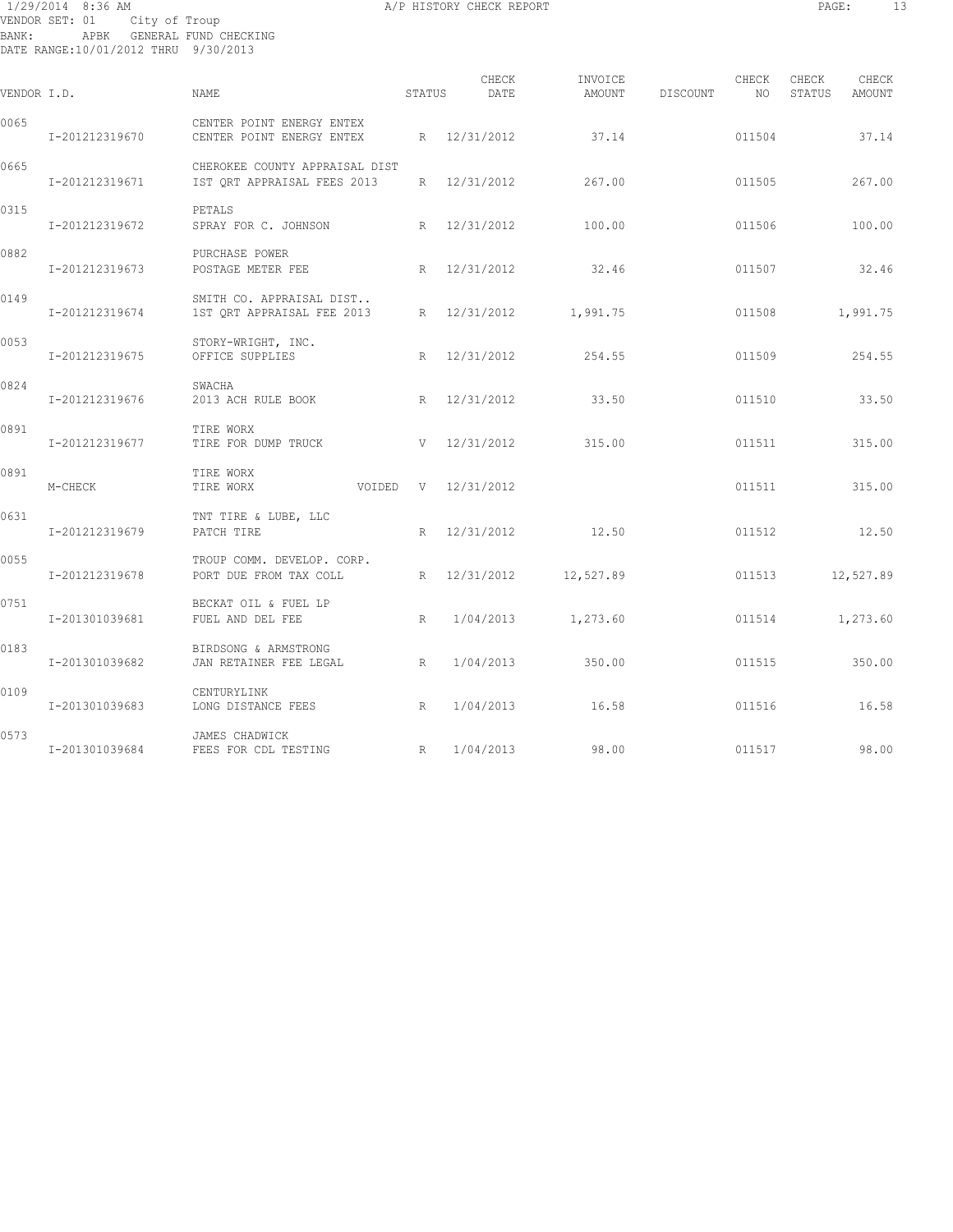VENDOR SET: 01 City of Troup
BANK: APBK GENERAL FUND CHECKING
DATE RANGE:10/01/2012 THRU 9/30/2013

| VENDOR I.D. | NAME | STATUS | CHECK DATE | INVOICE AMOUNT | DISCOUNT | CHECK NO | CHECK STATUS | CHECK AMOUNT |
|---|---|---|---|---|---|---|---|---|
| 0065 | CENTER POINT ENERGY ENTEX | | | | | | | |
| I-201212319670 | CENTER POINT ENERGY ENTEX | R | 12/31/2012 | 37.14 | | 011504 | | 37.14 |
| 0665 | CHEROKEE COUNTY APPRAISAL DIST | | | | | | | |
| I-201212319671 | IST QRT APPRAISAL FEES 2013 | R | 12/31/2012 | 267.00 | | 011505 | | 267.00 |
| 0315 | PETALS | | | | | | | |
| I-201212319672 | SPRAY FOR C. JOHNSON | R | 12/31/2012 | 100.00 | | 011506 | | 100.00 |
| 0882 | PURCHASE POWER | | | | | | | |
| I-201212319673 | POSTAGE METER FEE | R | 12/31/2012 | 32.46 | | 011507 | | 32.46 |
| 0149 | SMITH CO. APPRAISAL DIST.. | | | | | | | |
| I-201212319674 | 1ST QRT APPRAISAL FEE 2013 | R | 12/31/2012 | 1,991.75 | | 011508 | | 1,991.75 |
| 0053 | STORY-WRIGHT, INC. | | | | | | | |
| I-201212319675 | OFFICE SUPPLIES | R | 12/31/2012 | 254.55 | | 011509 | | 254.55 |
| 0824 | SWACHA | | | | | | | |
| I-201212319676 | 2013 ACH RULE BOOK | R | 12/31/2012 | 33.50 | | 011510 | | 33.50 |
| 0891 | TIRE WORX | | | | | | | |
| I-201212319677 | TIRE FOR DUMP TRUCK | V | 12/31/2012 | 315.00 | | 011511 | | 315.00 |
| 0891 | TIRE WORX | | | | | | | |
| M-CHECK | TIRE WORX VOIDED | V | 12/31/2012 | | | 011511 | | 315.00 |
| 0631 | TNT TIRE & LUBE, LLC | | | | | | | |
| I-201212319679 | PATCH TIRE | R | 12/31/2012 | 12.50 | | 011512 | | 12.50 |
| 0055 | TROUP COMM. DEVELOP. CORP. | | | | | | | |
| I-201212319678 | PORT DUE FROM TAX COLL | R | 12/31/2012 | 12,527.89 | | 011513 | | 12,527.89 |
| 0751 | BECKAT OIL & FUEL LP | | | | | | | |
| I-201301039681 | FUEL AND DEL FEE | R | 1/04/2013 | 1,273.60 | | 011514 | | 1,273.60 |
| 0183 | BIRDSONG & ARMSTRONG | | | | | | | |
| I-201301039682 | JAN RETAINER FEE LEGAL | R | 1/04/2013 | 350.00 | | 011515 | | 350.00 |
| 0109 | CENTURYLINK | | | | | | | |
| I-201301039683 | LONG DISTANCE FEES | R | 1/04/2013 | 16.58 | | 011516 | | 16.58 |
| 0573 | JAMES CHADWICK | | | | | | | |
| I-201301039684 | FEES FOR CDL TESTING | R | 1/04/2013 | 98.00 | | 011517 | | 98.00 |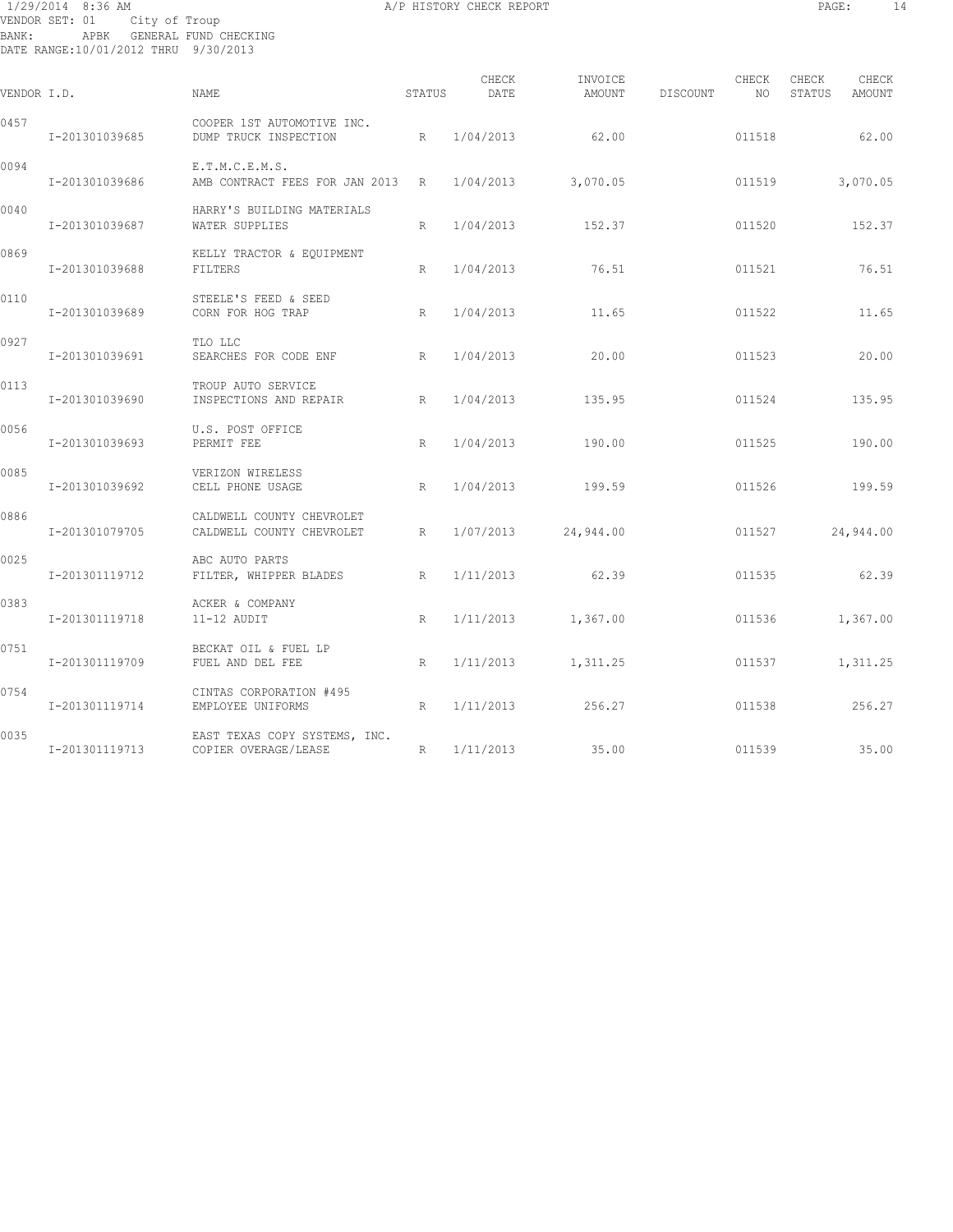1/29/2014 8:36 AM A/P HISTORY CHECK REPORT

VENDOR SET: 01 City of Troup
BANK: APBK GENERAL FUND CHECKING
DATE RANGE:10/01/2012 THRU 9/30/2013

| VENDOR I.D. | | NAME | STATUS | CHECK DATE | INVOICE AMOUNT | DISCOUNT | CHECK NO | CHECK STATUS | CHECK AMOUNT |
|---|---|---|---|---|---|---|---|---|---|
| 0457 | | COOPER 1ST AUTOMOTIVE INC. | | | | | | | |
| | I-201301039685 | DUMP TRUCK INSPECTION | R | 1/04/2013 | 62.00 | | 011518 | | 62.00 |
| 0094 | | E.T.M.C.E.M.S. | | | | | | | |
| | I-201301039686 | AMB CONTRACT FEES FOR JAN 2013 | R | 1/04/2013 | 3,070.05 | | 011519 | | 3,070.05 |
| 0040 | | HARRY'S BUILDING MATERIALS | | | | | | | |
| | I-201301039687 | WATER SUPPLIES | R | 1/04/2013 | 152.37 | | 011520 | | 152.37 |
| 0869 | | KELLY TRACTOR & EQUIPMENT | | | | | | | |
| | I-201301039688 | FILTERS | R | 1/04/2013 | 76.51 | | 011521 | | 76.51 |
| 0110 | | STEELE'S FEED & SEED | | | | | | | |
| | I-201301039689 | CORN FOR HOG TRAP | R | 1/04/2013 | 11.65 | | 011522 | | 11.65 |
| 0927 | | TLO LLC | | | | | | | |
| | I-201301039691 | SEARCHES FOR CODE ENF | R | 1/04/2013 | 20.00 | | 011523 | | 20.00 |
| 0113 | | TROUP AUTO SERVICE | | | | | | | |
| | I-201301039690 | INSPECTIONS AND REPAIR | R | 1/04/2013 | 135.95 | | 011524 | | 135.95 |
| 0056 | | U.S. POST OFFICE | | | | | | | |
| | I-201301039693 | PERMIT FEE | R | 1/04/2013 | 190.00 | | 011525 | | 190.00 |
| 0085 | | VERIZON WIRELESS | | | | | | | |
| | I-201301039692 | CELL PHONE USAGE | R | 1/04/2013 | 199.59 | | 011526 | | 199.59 |
| 0886 | | CALDWELL COUNTY CHEVROLET | | | | | | | |
| | I-201301079705 | CALDWELL COUNTY CHEVROLET | R | 1/07/2013 | 24,944.00 | | 011527 | | 24,944.00 |
| 0025 | | ABC AUTO PARTS | | | | | | | |
| | I-201301119712 | FILTER, WHIPPER BLADES | R | 1/11/2013 | 62.39 | | 011535 | | 62.39 |
| 0383 | | ACKER & COMPANY | | | | | | | |
| | I-201301119718 | 11-12 AUDIT | R | 1/11/2013 | 1,367.00 | | 011536 | | 1,367.00 |
| 0751 | | BECKAT OIL & FUEL LP | | | | | | | |
| | I-201301119709 | FUEL AND DEL FEE | R | 1/11/2013 | 1,311.25 | | 011537 | | 1,311.25 |
| 0754 | | CINTAS CORPORATION #495 | | | | | | | |
| | I-201301119714 | EMPLOYEE UNIFORMS | R | 1/11/2013 | 256.27 | | 011538 | | 256.27 |
| 0035 | | EAST TEXAS COPY SYSTEMS, INC. | | | | | | | |
| | I-201301119713 | COPIER OVERAGE/LEASE | R | 1/11/2013 | 35.00 | | 011539 | | 35.00 |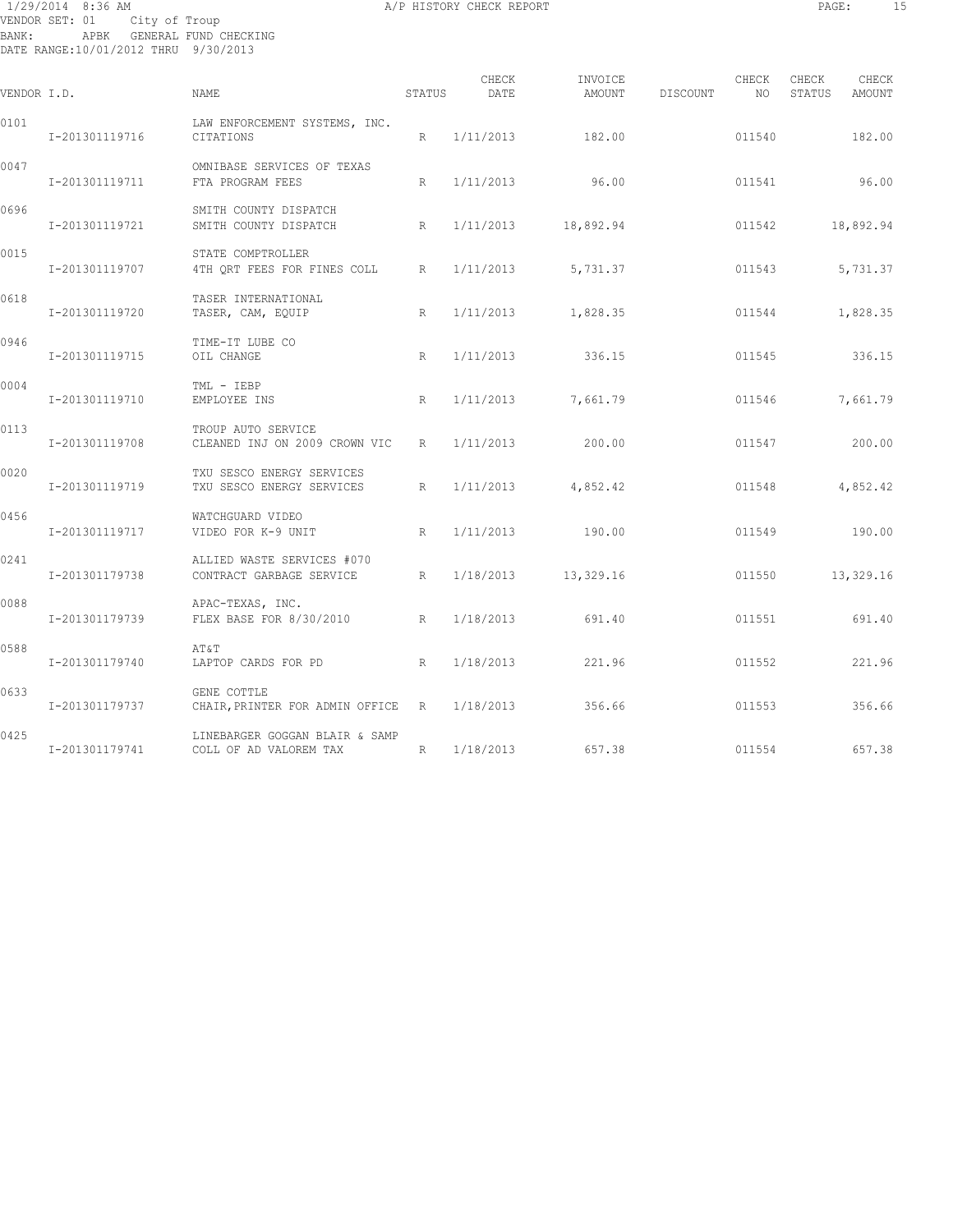VENDOR SET: 01 City of Troup
BANK: APBK GENERAL FUND CHECKING
DATE RANGE:10/01/2012 THRU 9/30/2013

| VENDOR I.D. | NAME | STATUS | CHECK DATE | INVOICE AMOUNT | DISCOUNT | CHECK NO | CHECK STATUS | CHECK AMOUNT |
|---|---|---|---|---|---|---|---|---|
| 0101 | LAW ENFORCEMENT SYSTEMS, INC. | | | | | | | |
| I-201301119716 | CITATIONS | R | 1/11/2013 | 182.00 | | 011540 | | 182.00 |
| 0047 | OMNIBASE SERVICES OF TEXAS | | | | | | | |
| I-201301119711 | FTA PROGRAM FEES | R | 1/11/2013 | 96.00 | | 011541 | | 96.00 |
| 0696 | SMITH COUNTY DISPATCH | | | | | | | |
| I-201301119721 | SMITH COUNTY DISPATCH | R | 1/11/2013 | 18,892.94 | | 011542 | | 18,892.94 |
| 0015 | STATE COMPTROLLER | | | | | | | |
| I-201301119707 | 4TH QRT FEES FOR FINES COLL | R | 1/11/2013 | 5,731.37 | | 011543 | | 5,731.37 |
| 0618 | TASER INTERNATIONAL | | | | | | | |
| I-201301119720 | TASER, CAM, EQUIP | R | 1/11/2013 | 1,828.35 | | 011544 | | 1,828.35 |
| 0946 | TIME-IT LUBE CO | | | | | | | |
| I-201301119715 | OIL CHANGE | R | 1/11/2013 | 336.15 | | 011545 | | 336.15 |
| 0004 | TML - IEBP | | | | | | | |
| I-201301119710 | EMPLOYEE INS | R | 1/11/2013 | 7,661.79 | | 011546 | | 7,661.79 |
| 0113 | TROUP AUTO SERVICE | | | | | | | |
| I-201301119708 | CLEANED INJ ON 2009 CROWN VIC | R | 1/11/2013 | 200.00 | | 011547 | | 200.00 |
| 0020 | TXU SESCO ENERGY SERVICES | | | | | | | |
| I-201301119719 | TXU SESCO ENERGY SERVICES | R | 1/11/2013 | 4,852.42 | | 011548 | | 4,852.42 |
| 0456 | WATCHGUARD VIDEO | | | | | | | |
| I-201301119717 | VIDEO FOR K-9 UNIT | R | 1/11/2013 | 190.00 | | 011549 | | 190.00 |
| 0241 | ALLIED WASTE SERVICES #070 | | | | | | | |
| I-201301179738 | CONTRACT GARBAGE SERVICE | R | 1/18/2013 | 13,329.16 | | 011550 | | 13,329.16 |
| 0088 | APAC-TEXAS, INC. | | | | | | | |
| I-201301179739 | FLEX BASE FOR 8/30/2010 | R | 1/18/2013 | 691.40 | | 011551 | | 691.40 |
| 0588 | AT&T | | | | | | | |
| I-201301179740 | LAPTOP CARDS FOR PD | R | 1/18/2013 | 221.96 | | 011552 | | 221.96 |
| 0633 | GENE COTTLE | | | | | | | |
| I-201301179737 | CHAIR,PRINTER FOR ADMIN OFFICE | R | 1/18/2013 | 356.66 | | 011553 | | 356.66 |
| 0425 | LINEBARGER GOGGAN BLAIR & SAMP | | | | | | | |
| I-201301179741 | COLL OF AD VALOREM TAX | R | 1/18/2013 | 657.38 | | 011554 | | 657.38 |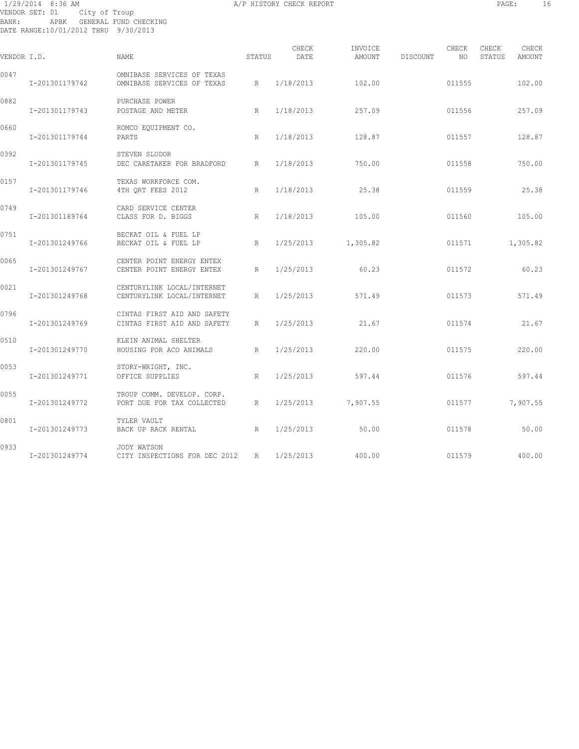1/29/2014 8:36 AM A/P HISTORY CHECK REPORT

VENDOR SET: 01 City of Troup
BANK: APBK GENERAL FUND CHECKING
DATE RANGE:10/01/2012 THRU 9/30/2013

| VENDOR I.D. | | NAME | STATUS | CHECK DATE | INVOICE AMOUNT | DISCOUNT | CHECK NO | CHECK STATUS | CHECK AMOUNT |
|---|---|---|---|---|---|---|---|---|---|
| 0047 | | OMNIBASE SERVICES OF TEXAS | | | | | | | |
| | I-201301179742 | OMNIBASE SERVICES OF TEXAS | R | 1/18/2013 | 102.00 | | 011555 | | 102.00 |
| 0882 | | PURCHASE POWER | | | | | | | |
| | I-201301179743 | POSTAGE AND METER | R | 1/18/2013 | 257.09 | | 011556 | | 257.09 |
| 0660 | | ROMCO EQUIPMENT CO. | | | | | | | |
| | I-201301179744 | PARTS | R | 1/18/2013 | 128.87 | | 011557 | | 128.87 |
| 0392 | | STEVEN SLUDOR | | | | | | | |
| | I-201301179745 | DEC CARETAKER FOR BRADFORD | R | 1/18/2013 | 750.00 | | 011558 | | 750.00 |
| 0157 | | TEXAS WORKFORCE COM. | | | | | | | |
| | I-201301179746 | 4TH QRT FEES 2012 | R | 1/18/2013 | 25.38 | | 011559 | | 25.38 |
| 0749 | | CARD SERVICE CENTER | | | | | | | |
| | I-201301189764 | CLASS FOR D. BIGGS | R | 1/18/2013 | 105.00 | | 011560 | | 105.00 |
| 0751 | | BECKAT OIL & FUEL LP | | | | | | | |
| | I-201301249766 | BECKAT OIL & FUEL LP | R | 1/25/2013 | 1,305.82 | | 011571 | | 1,305.82 |
| 0065 | | CENTER POINT ENERGY ENTEX | | | | | | | |
| | I-201301249767 | CENTER POINT ENERGY ENTEX | R | 1/25/2013 | 60.23 | | 011572 | | 60.23 |
| 0021 | | CENTURYLINK LOCAL/INTERNET | | | | | | | |
| | I-201301249768 | CENTURYLINK LOCAL/INTERNET | R | 1/25/2013 | 571.49 | | 011573 | | 571.49 |
| 0796 | | CINTAS FIRST AID AND SAFETY | | | | | | | |
| | I-201301249769 | CINTAS FIRST AID AND SAFETY | R | 1/25/2013 | 21.67 | | 011574 | | 21.67 |
| 0510 | | KLEIN ANIMAL SHELTER | | | | | | | |
| | I-201301249770 | HOUSING FOR ACO ANIMALS | R | 1/25/2013 | 220.00 | | 011575 | | 220.00 |
| 0053 | | STORY-WRIGHT, INC. | | | | | | | |
| | I-201301249771 | OFFICE SUPPLIES | R | 1/25/2013 | 597.44 | | 011576 | | 597.44 |
| 0055 | | TROUP COMM. DEVELOP. CORP. | | | | | | | |
| | I-201301249772 | PORT DUE FOR TAX COLLECTED | R | 1/25/2013 | 7,907.55 | | 011577 | | 7,907.55 |
| 0801 | | TYLER VAULT | | | | | | | |
| | I-201301249773 | BACK UP RACK RENTAL | R | 1/25/2013 | 50.00 | | 011578 | | 50.00 |
| 0933 | | JODY WATSON | | | | | | | |
| | I-201301249774 | CITY INSPECTIONS FOR DEC 2012 | R | 1/25/2013 | 400.00 | | 011579 | | 400.00 |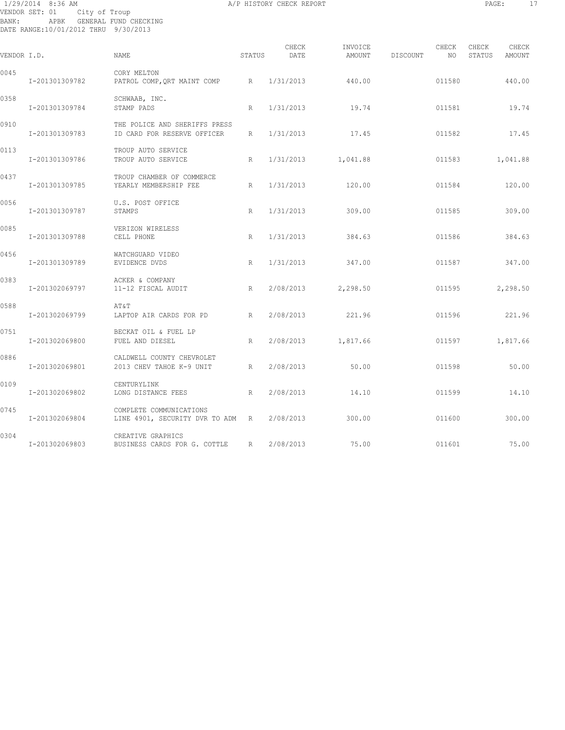1/29/2014 8:36 AM A/P HISTORY CHECK REPORT

VENDOR SET: 01 City of Troup
BANK: APBK GENERAL FUND CHECKING
DATE RANGE:10/01/2012 THRU 9/30/2013

| VENDOR I.D. | | NAME | STATUS | CHECK DATE | INVOICE AMOUNT | DISCOUNT | CHECK NO | CHECK STATUS | CHECK AMOUNT |
|---|---|---|---|---|---|---|---|---|---|
| 0045 | | CORY MELTON | | | | | | | |
| | I-201301309782 | PATROL COMP,QRT MAINT COMP | R | 1/31/2013 | 440.00 | | 011580 | | 440.00 |
| 0358 | | SCHWAAB, INC. | | | | | | | |
| | I-201301309784 | STAMP PADS | R | 1/31/2013 | 19.74 | | 011581 | | 19.74 |
| 0910 | | THE POLICE AND SHERIFFS PRESS | | | | | | | |
| | I-201301309783 | ID CARD FOR RESERVE OFFICER | R | 1/31/2013 | 17.45 | | 011582 | | 17.45 |
| 0113 | | TROUP AUTO SERVICE | | | | | | | |
| | I-201301309786 | TROUP AUTO SERVICE | R | 1/31/2013 | 1,041.88 | | 011583 | | 1,041.88 |
| 0437 | | TROUP CHAMBER OF COMMERCE | | | | | | | |
| | I-201301309785 | YEARLY MEMBERSHIP FEE | R | 1/31/2013 | 120.00 | | 011584 | | 120.00 |
| 0056 | | U.S. POST OFFICE | | | | | | | |
| | I-201301309787 | STAMPS | R | 1/31/2013 | 309.00 | | 011585 | | 309.00 |
| 0085 | | VERIZON WIRELESS | | | | | | | |
| | I-201301309788 | CELL PHONE | R | 1/31/2013 | 384.63 | | 011586 | | 384.63 |
| 0456 | | WATCHGUARD VIDEO | | | | | | | |
| | I-201301309789 | EVIDENCE DVDS | R | 1/31/2013 | 347.00 | | 011587 | | 347.00 |
| 0383 | | ACKER & COMPANY | | | | | | | |
| | I-201302069797 | 11-12 FISCAL AUDIT | R | 2/08/2013 | 2,298.50 | | 011595 | | 2,298.50 |
| 0588 | | AT&T | | | | | | | |
| | I-201302069799 | LAPTOP AIR CARDS FOR PD | R | 2/08/2013 | 221.96 | | 011596 | | 221.96 |
| 0751 | | BECKAT OIL & FUEL LP | | | | | | | |
| | I-201302069800 | FUEL AND DIESEL | R | 2/08/2013 | 1,817.66 | | 011597 | | 1,817.66 |
| 0886 | | CALDWELL COUNTY CHEVROLET | | | | | | | |
| | I-201302069801 | 2013 CHEV TAHOE K-9 UNIT | R | 2/08/2013 | 50.00 | | 011598 | | 50.00 |
| 0109 | | CENTURYLINK | | | | | | | |
| | I-201302069802 | LONG DISTANCE FEES | R | 2/08/2013 | 14.10 | | 011599 | | 14.10 |
| 0745 | | COMPLETE COMMUNICATIONS | | | | | | | |
| | I-201302069804 | LINE 4901, SECURITY DVR TO ADM | R | 2/08/2013 | 300.00 | | 011600 | | 300.00 |
| 0304 | | CREATIVE GRAPHICS | | | | | | | |
| | I-201302069803 | BUSINESS CARDS FOR G. COTTLE | R | 2/08/2013 | 75.00 | | 011601 | | 75.00 |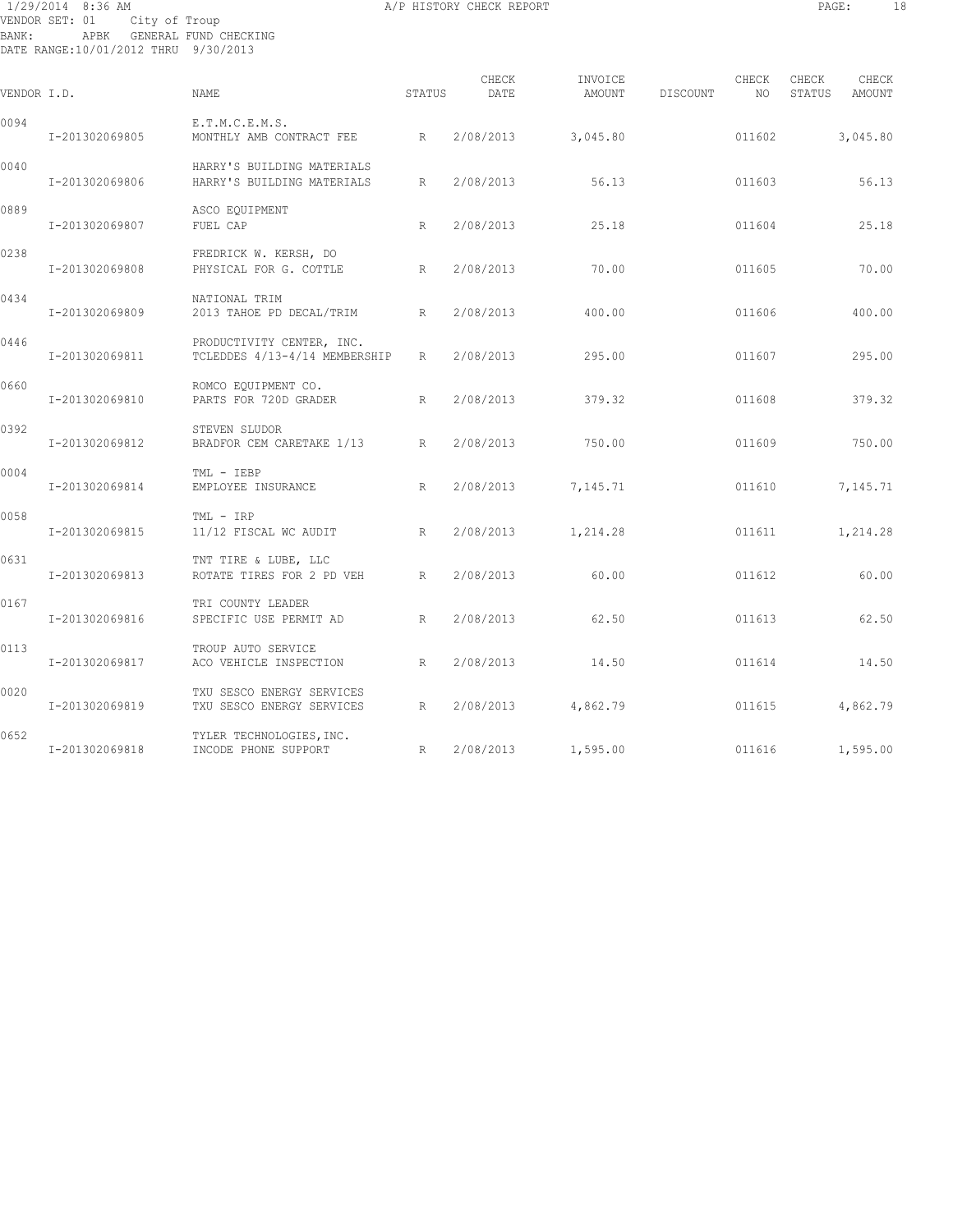1/29/2014 8:36 AM A/P HISTORY CHECK REPORT

VENDOR SET: 01 City of Troup
BANK: APBK GENERAL FUND CHECKING
DATE RANGE:10/01/2012 THRU 9/30/2013

| VENDOR I.D. | | NAME | STATUS | CHECK DATE | INVOICE AMOUNT | DISCOUNT | CHECK NO | CHECK STATUS | CHECK AMOUNT |
|---|---|---|---|---|---|---|---|---|---|
| 0094 | | E.T.M.C.E.M.S. | | | | | | | |
| | I-201302069805 | MONTHLY AMB CONTRACT FEE | R | 2/08/2013 | 3,045.80 | | 011602 | | 3,045.80 |
| 0040 | | HARRY'S BUILDING MATERIALS | | | | | | | |
| | I-201302069806 | HARRY'S BUILDING MATERIALS | R | 2/08/2013 | 56.13 | | 011603 | | 56.13 |
| 0889 | | ASCO EQUIPMENT | | | | | | | |
| | I-201302069807 | FUEL CAP | R | 2/08/2013 | 25.18 | | 011604 | | 25.18 |
| 0238 | | FREDRICK W. KERSH, DO | | | | | | | |
| | I-201302069808 | PHYSICAL FOR G. COTTLE | R | 2/08/2013 | 70.00 | | 011605 | | 70.00 |
| 0434 | | NATIONAL TRIM | | | | | | | |
| | I-201302069809 | 2013 TAHOE PD DECAL/TRIM | R | 2/08/2013 | 400.00 | | 011606 | | 400.00 |
| 0446 | | PRODUCTIVITY CENTER, INC. | | | | | | | |
| | I-201302069811 | TCLEDDES 4/13-4/14 MEMBERSHIP | R | 2/08/2013 | 295.00 | | 011607 | | 295.00 |
| 0660 | | ROMCO EQUIPMENT CO. | | | | | | | |
| | I-201302069810 | PARTS FOR 720D GRADER | R | 2/08/2013 | 379.32 | | 011608 | | 379.32 |
| 0392 | | STEVEN SLUDOR | | | | | | | |
| | I-201302069812 | BRADFOR CEM CARETAKE 1/13 | R | 2/08/2013 | 750.00 | | 011609 | | 750.00 |
| 0004 | | TML - IEBP | | | | | | | |
| | I-201302069814 | EMPLOYEE INSURANCE | R | 2/08/2013 | 7,145.71 | | 011610 | | 7,145.71 |
| 0058 | | TML - IRP | | | | | | | |
| | I-201302069815 | 11/12 FISCAL WC AUDIT | R | 2/08/2013 | 1,214.28 | | 011611 | | 1,214.28 |
| 0631 | | TNT TIRE & LUBE, LLC | | | | | | | |
| | I-201302069813 | ROTATE TIRES FOR 2 PD VEH | R | 2/08/2013 | 60.00 | | 011612 | | 60.00 |
| 0167 | | TRI COUNTY LEADER | | | | | | | |
| | I-201302069816 | SPECIFIC USE PERMIT AD | R | 2/08/2013 | 62.50 | | 011613 | | 62.50 |
| 0113 | | TROUP AUTO SERVICE | | | | | | | |
| | I-201302069817 | ACO VEHICLE INSPECTION | R | 2/08/2013 | 14.50 | | 011614 | | 14.50 |
| 0020 | | TXU SESCO ENERGY SERVICES | | | | | | | |
| | I-201302069819 | TXU SESCO ENERGY SERVICES | R | 2/08/2013 | 4,862.79 | | 011615 | | 4,862.79 |
| 0652 | | TYLER TECHNOLOGIES,INC. | | | | | | | |
| | I-201302069818 | INCODE PHONE SUPPORT | R | 2/08/2013 | 1,595.00 | | 011616 | | 1,595.00 |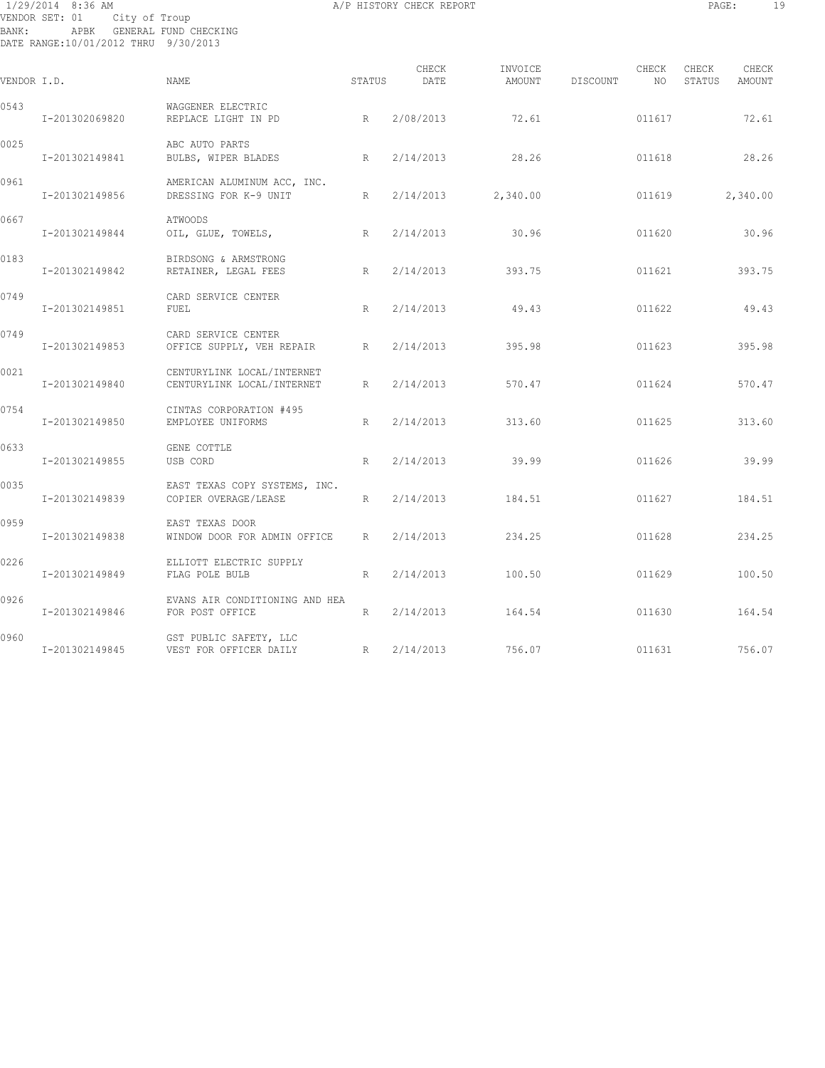1/29/2014 8:36 AM A/P HISTORY CHECK REPORT

VENDOR SET: 01 City of Troup
BANK: APBK GENERAL FUND CHECKING
DATE RANGE:10/01/2012 THRU 9/30/2013

| VENDOR I.D. | NAME | STATUS | CHECK DATE | INVOICE AMOUNT | DISCOUNT | CHECK NO | CHECK STATUS | CHECK AMOUNT |
|---|---|---|---|---|---|---|---|---|
| 0543 | WAGGENER ELECTRIC | | | | | | | |
| I-201302069820 | REPLACE LIGHT IN PD | R | 2/08/2013 | 72.61 | | 011617 | | 72.61 |
| 0025 | ABC AUTO PARTS | | | | | | | |
| I-201302149841 | BULBS, WIPER BLADES | R | 2/14/2013 | 28.26 | | 011618 | | 28.26 |
| 0961 | AMERICAN ALUMINUM ACC, INC. | | | | | | | |
| I-201302149856 | DRESSING FOR K-9 UNIT | R | 2/14/2013 | 2,340.00 | | 011619 | | 2,340.00 |
| 0667 | ATWOODS | | | | | | | |
| I-201302149844 | OIL, GLUE, TOWELS, | R | 2/14/2013 | 30.96 | | 011620 | | 30.96 |
| 0183 | BIRDSONG & ARMSTRONG | | | | | | | |
| I-201302149842 | RETAINER, LEGAL FEES | R | 2/14/2013 | 393.75 | | 011621 | | 393.75 |
| 0749 | CARD SERVICE CENTER | | | | | | | |
| I-201302149851 | FUEL | R | 2/14/2013 | 49.43 | | 011622 | | 49.43 |
| 0749 | CARD SERVICE CENTER | | | | | | | |
| I-201302149853 | OFFICE SUPPLY, VEH REPAIR | R | 2/14/2013 | 395.98 | | 011623 | | 395.98 |
| 0021 | CENTURYLINK LOCAL/INTERNET | | | | | | | |
| I-201302149840 | CENTURYLINK LOCAL/INTERNET | R | 2/14/2013 | 570.47 | | 011624 | | 570.47 |
| 0754 | CINTAS CORPORATION #495 | | | | | | | |
| I-201302149850 | EMPLOYEE UNIFORMS | R | 2/14/2013 | 313.60 | | 011625 | | 313.60 |
| 0633 | GENE COTTLE | | | | | | | |
| I-201302149855 | USB CORD | R | 2/14/2013 | 39.99 | | 011626 | | 39.99 |
| 0035 | EAST TEXAS COPY SYSTEMS, INC. | | | | | | | |
| I-201302149839 | COPIER OVERAGE/LEASE | R | 2/14/2013 | 184.51 | | 011627 | | 184.51 |
| 0959 | EAST TEXAS DOOR | | | | | | | |
| I-201302149838 | WINDOW DOOR FOR ADMIN OFFICE | R | 2/14/2013 | 234.25 | | 011628 | | 234.25 |
| 0226 | ELLIOTT ELECTRIC SUPPLY | | | | | | | |
| I-201302149849 | FLAG POLE BULB | R | 2/14/2013 | 100.50 | | 011629 | | 100.50 |
| 0926 | EVANS AIR CONDITIONING AND HEA | | | | | | | |
| I-201302149846 | FOR POST OFFICE | R | 2/14/2013 | 164.54 | | 011630 | | 164.54 |
| 0960 | GST PUBLIC SAFETY, LLC | | | | | | | |
| I-201302149845 | VEST FOR OFFICER DAILY | R | 2/14/2013 | 756.07 | | 011631 | | 756.07 |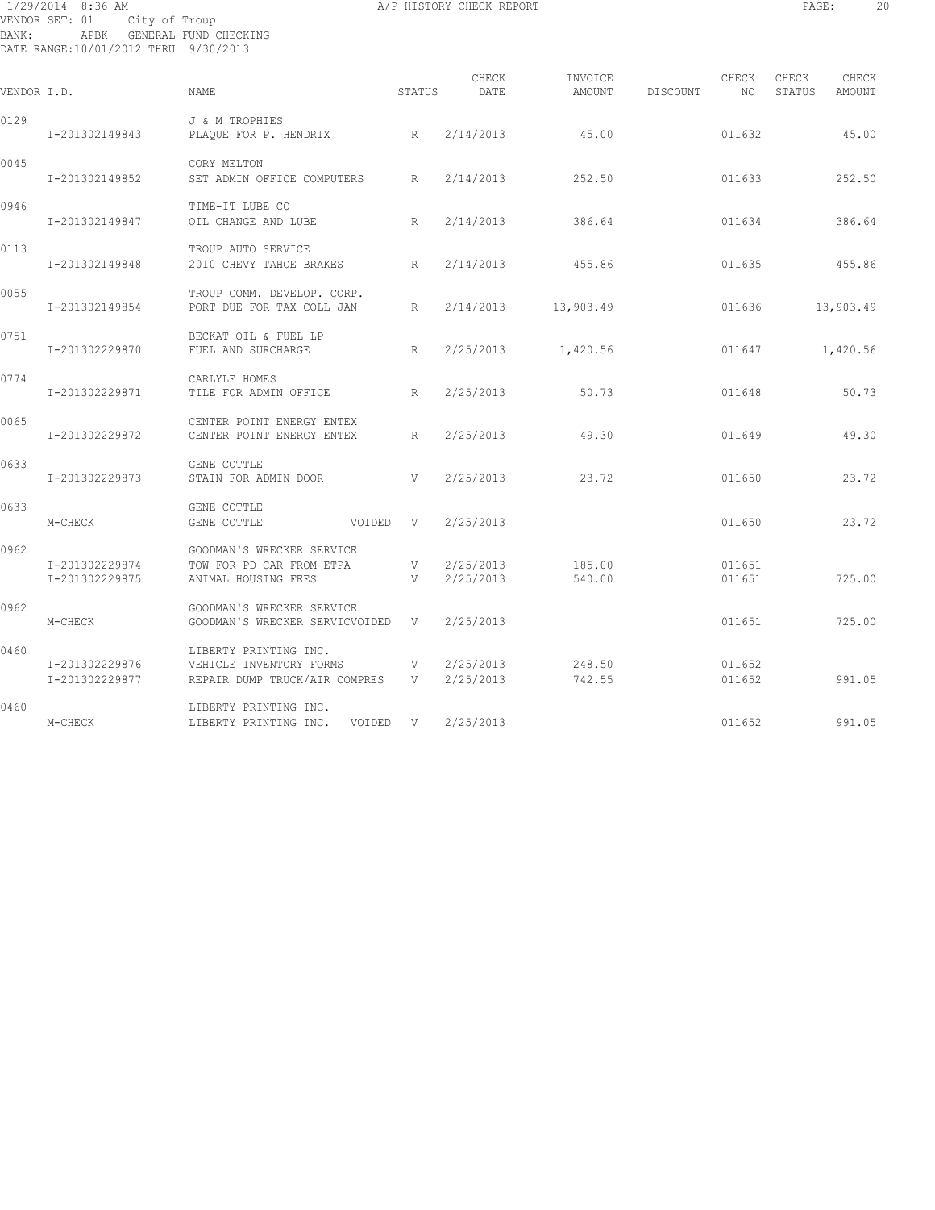VENDOR SET: 01 City of Troup
BANK: APBK GENERAL FUND CHECKING
DATE RANGE:10/01/2012 THRU 9/30/2013

| VENDOR I.D. | NAME | STATUS | CHECK DATE | INVOICE AMOUNT | DISCOUNT | CHECK NO | CHECK STATUS | CHECK AMOUNT |
|---|---|---|---|---|---|---|---|---|
| 0129 | J & M TROPHIES | | | | | | | |
| I-201302149843 | PLAQUE FOR P. HENDRIX | R | 2/14/2013 | 45.00 | | 011632 | | 45.00 |
| 0045 | CORY MELTON | | | | | | | |
| I-201302149852 | SET ADMIN OFFICE COMPUTERS | R | 2/14/2013 | 252.50 | | 011633 | | 252.50 |
| 0946 | TIME-IT LUBE CO | | | | | | | |
| I-201302149847 | OIL CHANGE AND LUBE | R | 2/14/2013 | 386.64 | | 011634 | | 386.64 |
| 0113 | TROUP AUTO SERVICE | | | | | | | |
| I-201302149848 | 2010 CHEVY TAHOE BRAKES | R | 2/14/2013 | 455.86 | | 011635 | | 455.86 |
| 0055 | TROUP COMM. DEVELOP. CORP. | | | | | | | |
| I-201302149854 | PORT DUE FOR TAX COLL JAN | R | 2/14/2013 | 13,903.49 | | 011636 | | 13,903.49 |
| 0751 | BECKAT OIL & FUEL LP | | | | | | | |
| I-201302229870 | FUEL AND SURCHARGE | R | 2/25/2013 | 1,420.56 | | 011647 | | 1,420.56 |
| 0774 | CARLYLE HOMES | | | | | | | |
| I-201302229871 | TILE FOR ADMIN OFFICE | R | 2/25/2013 | 50.73 | | 011648 | | 50.73 |
| 0065 | CENTER POINT ENERGY ENTEX | | | | | | | |
| I-201302229872 | CENTER POINT ENERGY ENTEX | R | 2/25/2013 | 49.30 | | 011649 | | 49.30 |
| 0633 | GENE COTTLE | | | | | | | |
| I-201302229873 | STAIN FOR ADMIN DOOR | V | 2/25/2013 | 23.72 | | 011650 | | 23.72 |
| 0633 | GENE COTTLE | | | | | | | |
| M-CHECK | GENE COTTLE VOIDED | V | 2/25/2013 | | | 011650 | | 23.72 |
| 0962 | GOODMAN'S WRECKER SERVICE | | | | | | | |
| I-201302229874 | TOW FOR PD CAR FROM ETPA | V | 2/25/2013 | 185.00 | | 011651 | | |
| I-201302229875 | ANIMAL HOUSING FEES | V | 2/25/2013 | 540.00 | | 011651 | | 725.00 |
| 0962 | GOODMAN'S WRECKER SERVICE | | | | | | | |
| M-CHECK | GOODMAN'S WRECKER SERVICVOIDED | V | 2/25/2013 | | | 011651 | | 725.00 |
| 0460 | LIBERTY PRINTING INC. | | | | | | | |
| I-201302229876 | VEHICLE INVENTORY FORMS | V | 2/25/2013 | 248.50 | | 011652 | | |
| I-201302229877 | REPAIR DUMP TRUCK/AIR COMPRES | V | 2/25/2013 | 742.55 | | 011652 | | 991.05 |
| 0460 | LIBERTY PRINTING INC. | | | | | | | |
| M-CHECK | LIBERTY PRINTING INC. VOIDED | V | 2/25/2013 | | | 011652 | | 991.05 |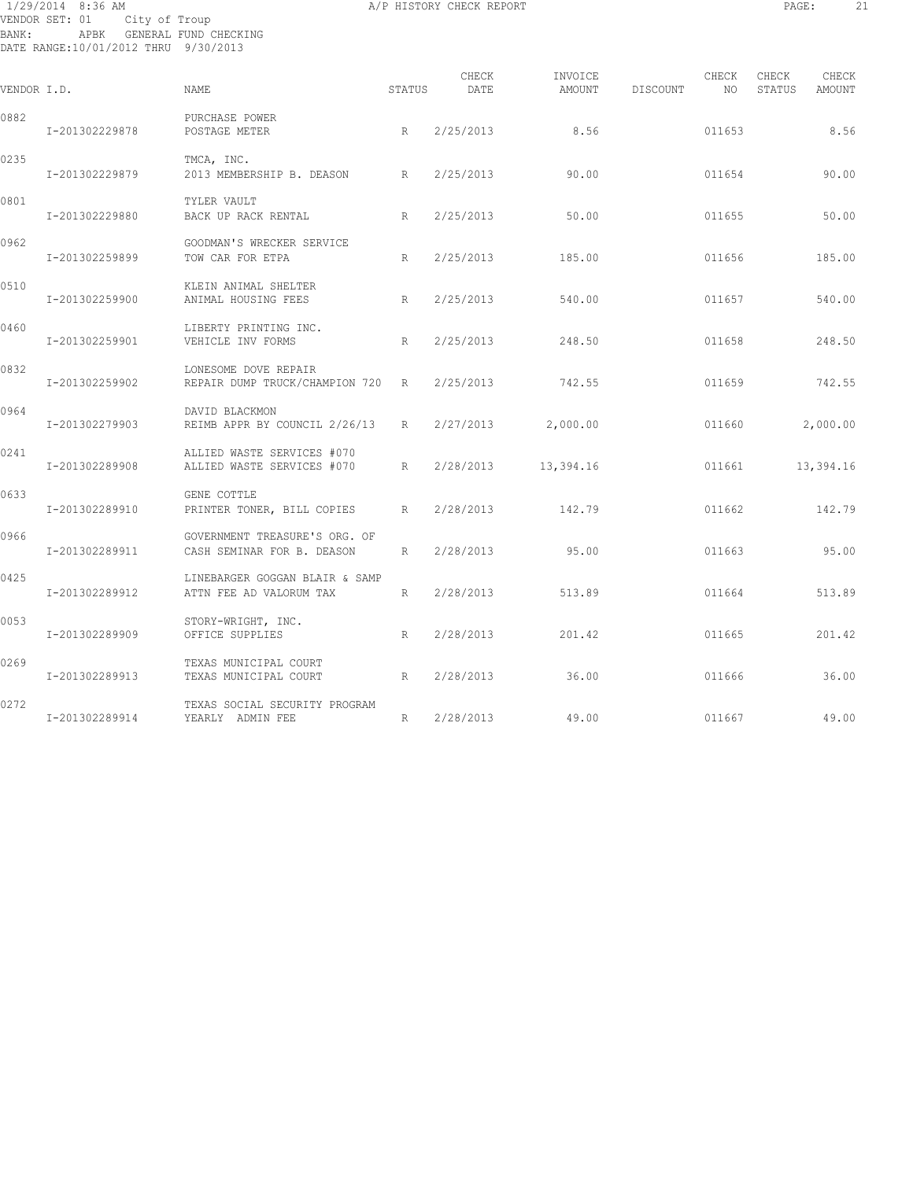1/29/2014 8:36 AM A/P HISTORY CHECK REPORT
VENDOR SET: 01 City of Troup
BANK: APBK GENERAL FUND CHECKING
DATE RANGE:10/01/2012 THRU 9/30/2013

| VENDOR I.D. | | NAME | STATUS | CHECK DATE | INVOICE AMOUNT | DISCOUNT | CHECK NO | CHECK STATUS | CHECK AMOUNT |
|---|---|---|---|---|---|---|---|---|---|
| 0882 | | PURCHASE POWER | | | | | | | |
| | I-201302229878 | POSTAGE METER | R | 2/25/2013 | 8.56 | | 011653 | | 8.56 |
| 0235 | | TMCA, INC. | | | | | | | |
| | I-201302229879 | 2013 MEMBERSHIP B. DEASON | R | 2/25/2013 | 90.00 | | 011654 | | 90.00 |
| 0801 | | TYLER VAULT | | | | | | | |
| | I-201302229880 | BACK UP RACK RENTAL | R | 2/25/2013 | 50.00 | | 011655 | | 50.00 |
| 0962 | | GOODMAN'S WRECKER SERVICE | | | | | | | |
| | I-201302259899 | TOW CAR FOR ETPA | R | 2/25/2013 | 185.00 | | 011656 | | 185.00 |
| 0510 | | KLEIN ANIMAL SHELTER | | | | | | | |
| | I-201302259900 | ANIMAL HOUSING FEES | R | 2/25/2013 | 540.00 | | 011657 | | 540.00 |
| 0460 | | LIBERTY PRINTING INC. | | | | | | | |
| | I-201302259901 | VEHICLE INV FORMS | R | 2/25/2013 | 248.50 | | 011658 | | 248.50 |
| 0832 | | LONESOME DOVE REPAIR | | | | | | | |
| | I-201302259902 | REPAIR DUMP TRUCK/CHAMPION 720 | R | 2/25/2013 | 742.55 | | 011659 | | 742.55 |
| 0964 | | DAVID BLACKMON | | | | | | | |
| | I-201302279903 | REIMB APPR BY COUNCIL 2/26/13 | R | 2/27/2013 | 2,000.00 | | 011660 | | 2,000.00 |
| 0241 | | ALLIED WASTE SERVICES #070 | | | | | | | |
| | I-201302289908 | ALLIED WASTE SERVICES #070 | R | 2/28/2013 | 13,394.16 | | 011661 | | 13,394.16 |
| 0633 | | GENE COTTLE | | | | | | | |
| | I-201302289910 | PRINTER TONER, BILL COPIES | R | 2/28/2013 | 142.79 | | 011662 | | 142.79 |
| 0966 | | GOVERNMENT TREASURE'S ORG. OF | | | | | | | |
| | I-201302289911 | CASH SEMINAR FOR B. DEASON | R | 2/28/2013 | 95.00 | | 011663 | | 95.00 |
| 0425 | | LINEBARGER GOGGAN BLAIR & SAMP | | | | | | | |
| | I-201302289912 | ATTN FEE AD VALORUM TAX | R | 2/28/2013 | 513.89 | | 011664 | | 513.89 |
| 0053 | | STORY-WRIGHT, INC. | | | | | | | |
| | I-201302289909 | OFFICE SUPPLIES | R | 2/28/2013 | 201.42 | | 011665 | | 201.42 |
| 0269 | | TEXAS MUNICIPAL COURT | | | | | | | |
| | I-201302289913 | TEXAS MUNICIPAL COURT | R | 2/28/2013 | 36.00 | | 011666 | | 36.00 |
| 0272 | | TEXAS SOCIAL SECURITY PROGRAM | | | | | | | |
| | I-201302289914 | YEARLY ADMIN FEE | R | 2/28/2013 | 49.00 | | 011667 | | 49.00 |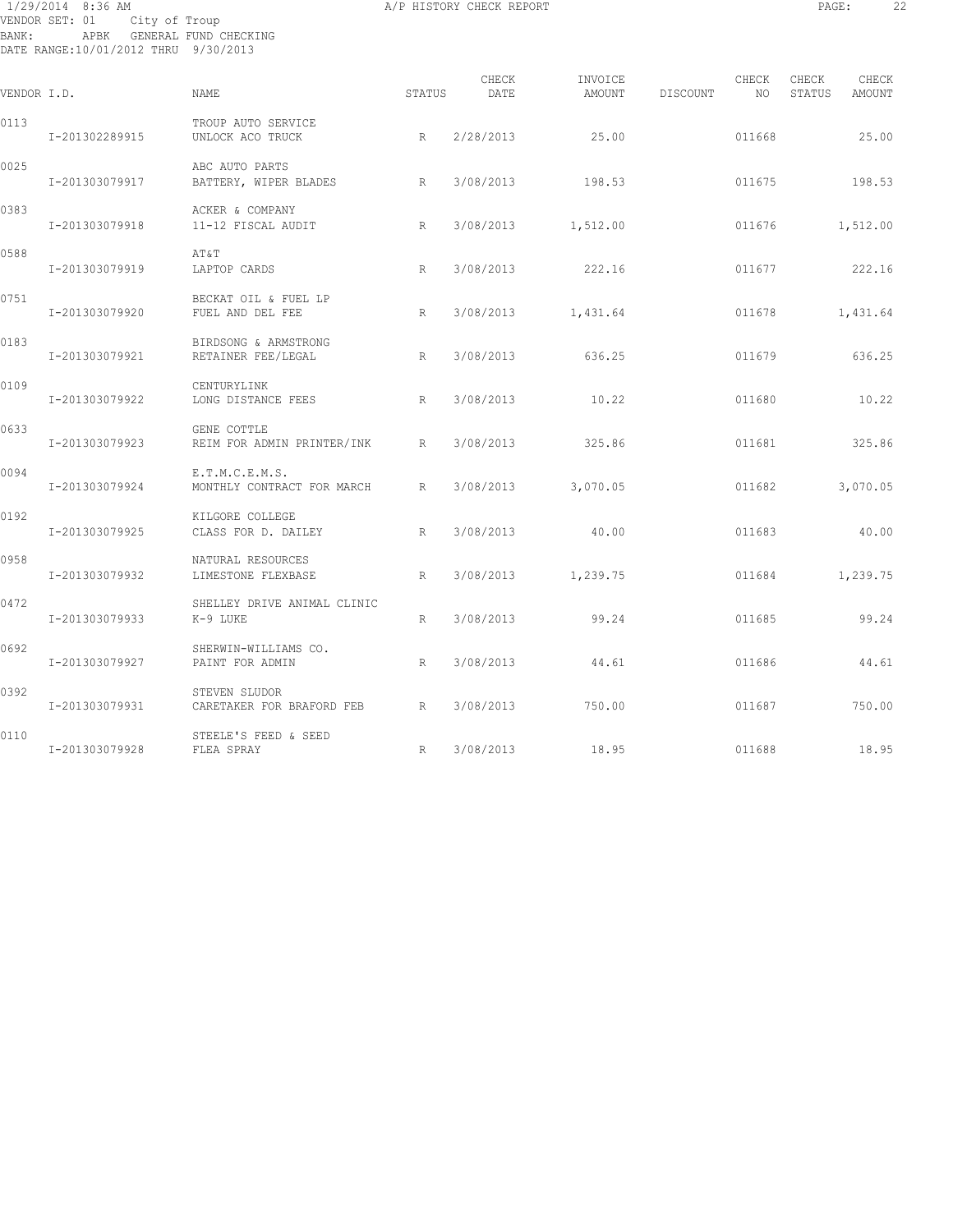1/29/2014 8:36 AM A/P HISTORY CHECK REPORT

VENDOR SET: 01 City of Troup
BANK: APBK GENERAL FUND CHECKING
DATE RANGE:10/01/2012 THRU 9/30/2013

| VENDOR I.D. | NAME | STATUS | CHECK DATE | INVOICE AMOUNT | DISCOUNT | CHECK NO | CHECK STATUS | CHECK AMOUNT |
|---|---|---|---|---|---|---|---|---|
| 0113 | TROUP AUTO SERVICE | | | | | | | |
| I-201302289915 | UNLOCK ACO TRUCK | R | 2/28/2013 | 25.00 | | 011668 | | 25.00 |
| 0025 | ABC AUTO PARTS | | | | | | | |
| I-201303079917 | BATTERY, WIPER BLADES | R | 3/08/2013 | 198.53 | | 011675 | | 198.53 |
| 0383 | ACKER & COMPANY | | | | | | | |
| I-201303079918 | 11-12 FISCAL AUDIT | R | 3/08/2013 | 1,512.00 | | 011676 | | 1,512.00 |
| 0588 | AT&T | | | | | | | |
| I-201303079919 | LAPTOP CARDS | R | 3/08/2013 | 222.16 | | 011677 | | 222.16 |
| 0751 | BECKAT OIL & FUEL LP | | | | | | | |
| I-201303079920 | FUEL AND DEL FEE | R | 3/08/2013 | 1,431.64 | | 011678 | | 1,431.64 |
| 0183 | BIRDSONG & ARMSTRONG | | | | | | | |
| I-201303079921 | RETAINER FEE/LEGAL | R | 3/08/2013 | 636.25 | | 011679 | | 636.25 |
| 0109 | CENTURYLINK | | | | | | | |
| I-201303079922 | LONG DISTANCE FEES | R | 3/08/2013 | 10.22 | | 011680 | | 10.22 |
| 0633 | GENE COTTLE | | | | | | | |
| I-201303079923 | REIM FOR ADMIN PRINTER/INK | R | 3/08/2013 | 325.86 | | 011681 | | 325.86 |
| 0094 | E.T.M.C.E.M.S. | | | | | | | |
| I-201303079924 | MONTHLY CONTRACT FOR MARCH | R | 3/08/2013 | 3,070.05 | | 011682 | | 3,070.05 |
| 0192 | KILGORE COLLEGE | | | | | | | |
| I-201303079925 | CLASS FOR D. DAILEY | R | 3/08/2013 | 40.00 | | 011683 | | 40.00 |
| 0958 | NATURAL RESOURCES | | | | | | | |
| I-201303079932 | LIMESTONE FLEXBASE | R | 3/08/2013 | 1,239.75 | | 011684 | | 1,239.75 |
| 0472 | SHELLEY DRIVE ANIMAL CLINIC | | | | | | | |
| I-201303079933 | K-9 LUKE | R | 3/08/2013 | 99.24 | | 011685 | | 99.24 |
| 0692 | SHERWIN-WILLIAMS CO. | | | | | | | |
| I-201303079927 | PAINT FOR ADMIN | R | 3/08/2013 | 44.61 | | 011686 | | 44.61 |
| 0392 | STEVEN SLUDOR | | | | | | | |
| I-201303079931 | CARETAKER FOR BRAFORD FEB | R | 3/08/2013 | 750.00 | | 011687 | | 750.00 |
| 0110 | STEELE'S FEED & SEED | | | | | | | |
| I-201303079928 | FLEA SPRAY | R | 3/08/2013 | 18.95 | | 011688 | | 18.95 |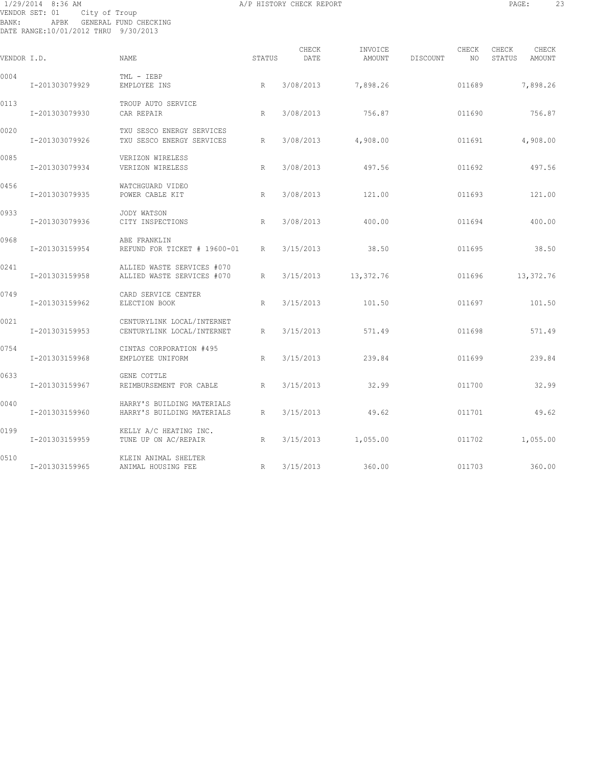1/29/2014 8:36 AM A/P HISTORY CHECK REPORT

VENDOR SET: 01 City of Troup
BANK: APBK GENERAL FUND CHECKING
DATE RANGE:10/01/2012 THRU 9/30/2013

| VENDOR I.D. | | NAME | STATUS | CHECK DATE | INVOICE AMOUNT | DISCOUNT | CHECK NO | CHECK STATUS | CHECK AMOUNT |
|---|---|---|---|---|---|---|---|---|---|
| 0004 | | TML - IEBP | | | | | | | |
| | I-201303079929 | EMPLOYEE INS | R | 3/08/2013 | 7,898.26 | | 011689 | | 7,898.26 |
| 0113 | | TROUP AUTO SERVICE | | | | | | | |
| | I-201303079930 | CAR REPAIR | R | 3/08/2013 | 756.87 | | 011690 | | 756.87 |
| 0020 | | TXU SESCO ENERGY SERVICES | | | | | | | |
| | I-201303079926 | TXU SESCO ENERGY SERVICES | R | 3/08/2013 | 4,908.00 | | 011691 | | 4,908.00 |
| 0085 | | VERIZON WIRELESS | | | | | | | |
| | I-201303079934 | VERIZON WIRELESS | R | 3/08/2013 | 497.56 | | 011692 | | 497.56 |
| 0456 | | WATCHGUARD VIDEO | | | | | | | |
| | I-201303079935 | POWER CABLE KIT | R | 3/08/2013 | 121.00 | | 011693 | | 121.00 |
| 0933 | | JODY WATSON | | | | | | | |
| | I-201303079936 | CITY INSPECTIONS | R | 3/08/2013 | 400.00 | | 011694 | | 400.00 |
| 0968 | | ABE FRANKLIN | | | | | | | |
| | I-201303159954 | REFUND FOR TICKET # 19600-01 | R | 3/15/2013 | 38.50 | | 011695 | | 38.50 |
| 0241 | | ALLIED WASTE SERVICES #070 | | | | | | | |
| | I-201303159958 | ALLIED WASTE SERVICES #070 | R | 3/15/2013 | 13,372.76 | | 011696 | | 13,372.76 |
| 0749 | | CARD SERVICE CENTER | | | | | | | |
| | I-201303159962 | ELECTION BOOK | R | 3/15/2013 | 101.50 | | 011697 | | 101.50 |
| 0021 | | CENTURYLINK LOCAL/INTERNET | | | | | | | |
| | I-201303159953 | CENTURYLINK LOCAL/INTERNET | R | 3/15/2013 | 571.49 | | 011698 | | 571.49 |
| 0754 | | CINTAS CORPORATION #495 | | | | | | | |
| | I-201303159968 | EMPLOYEE UNIFORM | R | 3/15/2013 | 239.84 | | 011699 | | 239.84 |
| 0633 | | GENE COTTLE | | | | | | | |
| | I-201303159967 | REIMBURSEMENT FOR CABLE | R | 3/15/2013 | 32.99 | | 011700 | | 32.99 |
| 0040 | | HARRY'S BUILDING MATERIALS | | | | | | | |
| | I-201303159960 | HARRY'S BUILDING MATERIALS | R | 3/15/2013 | 49.62 | | 011701 | | 49.62 |
| 0199 | | KELLY A/C HEATING INC. | | | | | | | |
| | I-201303159959 | TUNE UP ON AC/REPAIR | R | 3/15/2013 | 1,055.00 | | 011702 | | 1,055.00 |
| 0510 | | KLEIN ANIMAL SHELTER | | | | | | | |
| | I-201303159965 | ANIMAL HOUSING FEE | R | 3/15/2013 | 360.00 | | 011703 | | 360.00 |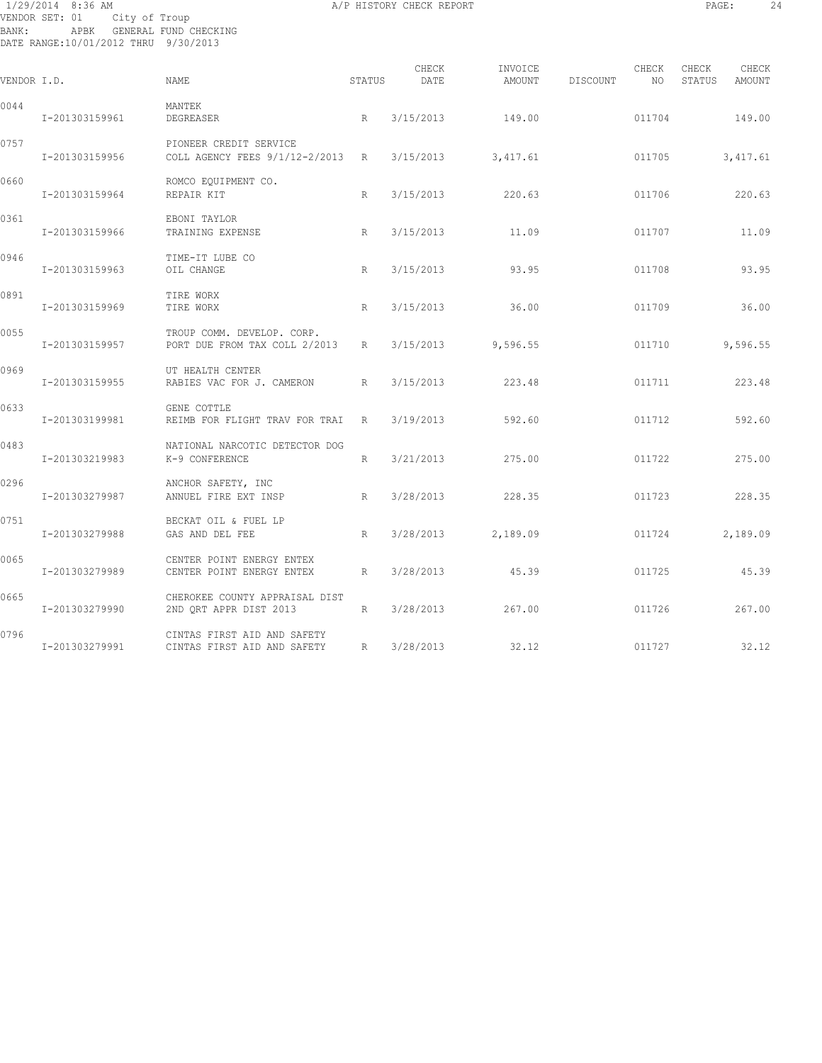1/29/2014 8:36 AM A/P HISTORY CHECK REPORT
VENDOR SET: 01 City of Troup
BANK: APBK GENERAL FUND CHECKING
DATE RANGE:10/01/2012 THRU 9/30/2013

| VENDOR I.D. | NAME | STATUS | CHECK DATE | INVOICE AMOUNT | DISCOUNT | CHECK NO | CHECK STATUS | CHECK AMOUNT |
|---|---|---|---|---|---|---|---|---|
| 0044 | MANTEK | | | | | | | |
| I-201303159961 | DEGREASER | R | 3/15/2013 | 149.00 | | 011704 | | 149.00 |
| 0757 | PIONEER CREDIT SERVICE | | | | | | | |
| I-201303159956 | COLL AGENCY FEES 9/1/12-2/2013 | R | 3/15/2013 | 3,417.61 | | 011705 | | 3,417.61 |
| 0660 | ROMCO EQUIPMENT CO. | | | | | | | |
| I-201303159964 | REPAIR KIT | R | 3/15/2013 | 220.63 | | 011706 | | 220.63 |
| 0361 | EBONI TAYLOR | | | | | | | |
| I-201303159966 | TRAINING EXPENSE | R | 3/15/2013 | 11.09 | | 011707 | | 11.09 |
| 0946 | TIME-IT LUBE CO | | | | | | | |
| I-201303159963 | OIL CHANGE | R | 3/15/2013 | 93.95 | | 011708 | | 93.95 |
| 0891 | TIRE WORX | | | | | | | |
| I-201303159969 | TIRE WORX | R | 3/15/2013 | 36.00 | | 011709 | | 36.00 |
| 0055 | TROUP COMM. DEVELOP. CORP. | | | | | | | |
| I-201303159957 | PORT DUE FROM TAX COLL 2/2013 | R | 3/15/2013 | 9,596.55 | | 011710 | | 9,596.55 |
| 0969 | UT HEALTH CENTER | | | | | | | |
| I-201303159955 | RABIES VAC FOR J. CAMERON | R | 3/15/2013 | 223.48 | | 011711 | | 223.48 |
| 0633 | GENE COTTLE | | | | | | | |
| I-201303199981 | REIMB FOR FLIGHT TRAV FOR TRAI | R | 3/19/2013 | 592.60 | | 011712 | | 592.60 |
| 0483 | NATIONAL NARCOTIC DETECTOR DOG | | | | | | | |
| I-201303219983 | K-9 CONFERENCE | R | 3/21/2013 | 275.00 | | 011722 | | 275.00 |
| 0296 | ANCHOR SAFETY, INC | | | | | | | |
| I-201303279987 | ANNUEL FIRE EXT INSP | R | 3/28/2013 | 228.35 | | 011723 | | 228.35 |
| 0751 | BECKAT OIL & FUEL LP | | | | | | | |
| I-201303279988 | GAS AND DEL FEE | R | 3/28/2013 | 2,189.09 | | 011724 | | 2,189.09 |
| 0065 | CENTER POINT ENERGY ENTEX | | | | | | | |
| I-201303279989 | CENTER POINT ENERGY ENTEX | R | 3/28/2013 | 45.39 | | 011725 | | 45.39 |
| 0665 | CHEROKEE COUNTY APPRAISAL DIST | | | | | | | |
| I-201303279990 | 2ND QRT APPR DIST 2013 | R | 3/28/2013 | 267.00 | | 011726 | | 267.00 |
| 0796 | CINTAS FIRST AID AND SAFETY | | | | | | | |
| I-201303279991 | CINTAS FIRST AID AND SAFETY | R | 3/28/2013 | 32.12 | | 011727 | | 32.12 |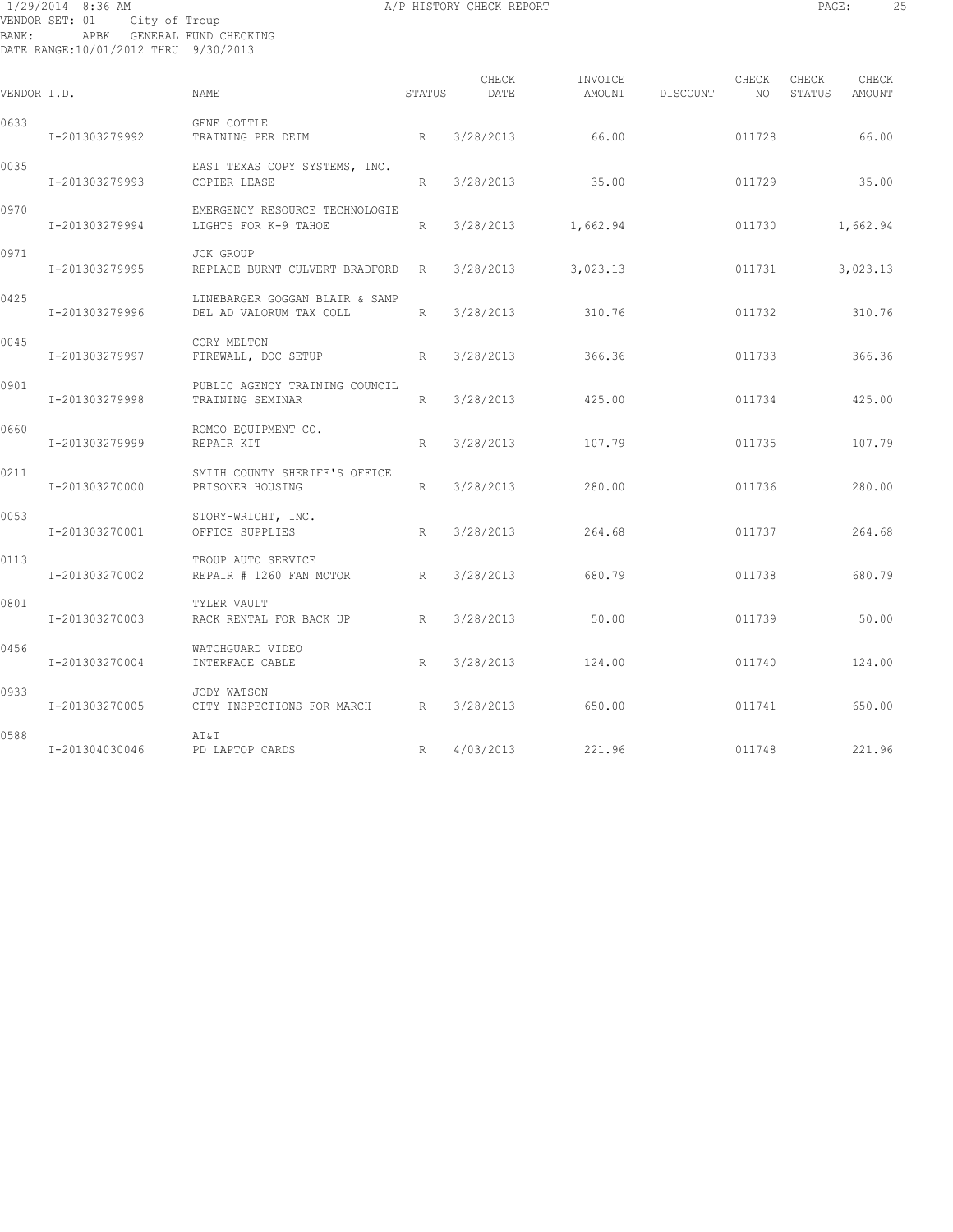1/29/2014 8:36 AM A/P HISTORY CHECK REPORT

VENDOR SET: 01 City of Troup
BANK: APBK GENERAL FUND CHECKING
DATE RANGE:10/01/2012 THRU 9/30/2013

| VENDOR I.D. | | NAME | STATUS | CHECK DATE | INVOICE AMOUNT | DISCOUNT | CHECK NO | CHECK STATUS | CHECK AMOUNT |
|---|---|---|---|---|---|---|---|---|---|
| 0633 | | GENE COTTLE | | | | | | | |
| | I-201303279992 | TRAINING PER DEIM | R | 3/28/2013 | 66.00 | | 011728 | | 66.00 |
| 0035 | | EAST TEXAS COPY SYSTEMS, INC. | | | | | | | |
| | I-201303279993 | COPIER LEASE | R | 3/28/2013 | 35.00 | | 011729 | | 35.00 |
| 0970 | | EMERGENCY RESOURCE TECHNOLOGIE | | | | | | | |
| | I-201303279994 | LIGHTS FOR K-9 TAHOE | R | 3/28/2013 | 1,662.94 | | 011730 | | 1,662.94 |
| 0971 | | JCK GROUP | | | | | | | |
| | I-201303279995 | REPLACE BURNT CULVERT BRADFORD | R | 3/28/2013 | 3,023.13 | | 011731 | | 3,023.13 |
| 0425 | | LINEBARGER GOGGAN BLAIR & SAMP | | | | | | | |
| | I-201303279996 | DEL AD VALORUM TAX COLL | R | 3/28/2013 | 310.76 | | 011732 | | 310.76 |
| 0045 | | CORY MELTON | | | | | | | |
| | I-201303279997 | FIREWALL, DOC SETUP | R | 3/28/2013 | 366.36 | | 011733 | | 366.36 |
| 0901 | | PUBLIC AGENCY TRAINING COUNCIL | | | | | | | |
| | I-201303279998 | TRAINING SEMINAR | R | 3/28/2013 | 425.00 | | 011734 | | 425.00 |
| 0660 | | ROMCO EQUIPMENT CO. | | | | | | | |
| | I-201303279999 | REPAIR KIT | R | 3/28/2013 | 107.79 | | 011735 | | 107.79 |
| 0211 | | SMITH COUNTY SHERIFF'S OFFICE | | | | | | | |
| | I-201303270000 | PRISONER HOUSING | R | 3/28/2013 | 280.00 | | 011736 | | 280.00 |
| 0053 | | STORY-WRIGHT, INC. | | | | | | | |
| | I-201303270001 | OFFICE SUPPLIES | R | 3/28/2013 | 264.68 | | 011737 | | 264.68 |
| 0113 | | TROUP AUTO SERVICE | | | | | | | |
| | I-201303270002 | REPAIR # 1260 FAN MOTOR | R | 3/28/2013 | 680.79 | | 011738 | | 680.79 |
| 0801 | | TYLER VAULT | | | | | | | |
| | I-201303270003 | RACK RENTAL FOR BACK UP | R | 3/28/2013 | 50.00 | | 011739 | | 50.00 |
| 0456 | | WATCHGUARD VIDEO | | | | | | | |
| | I-201303270004 | INTERFACE CABLE | R | 3/28/2013 | 124.00 | | 011740 | | 124.00 |
| 0933 | | JODY WATSON | | | | | | | |
| | I-201303270005 | CITY INSPECTIONS FOR MARCH | R | 3/28/2013 | 650.00 | | 011741 | | 650.00 |
| 0588 | | AT&T | | | | | | | |
| | I-201304030046 | PD LAPTOP CARDS | R | 4/03/2013 | 221.96 | | 011748 | | 221.96 |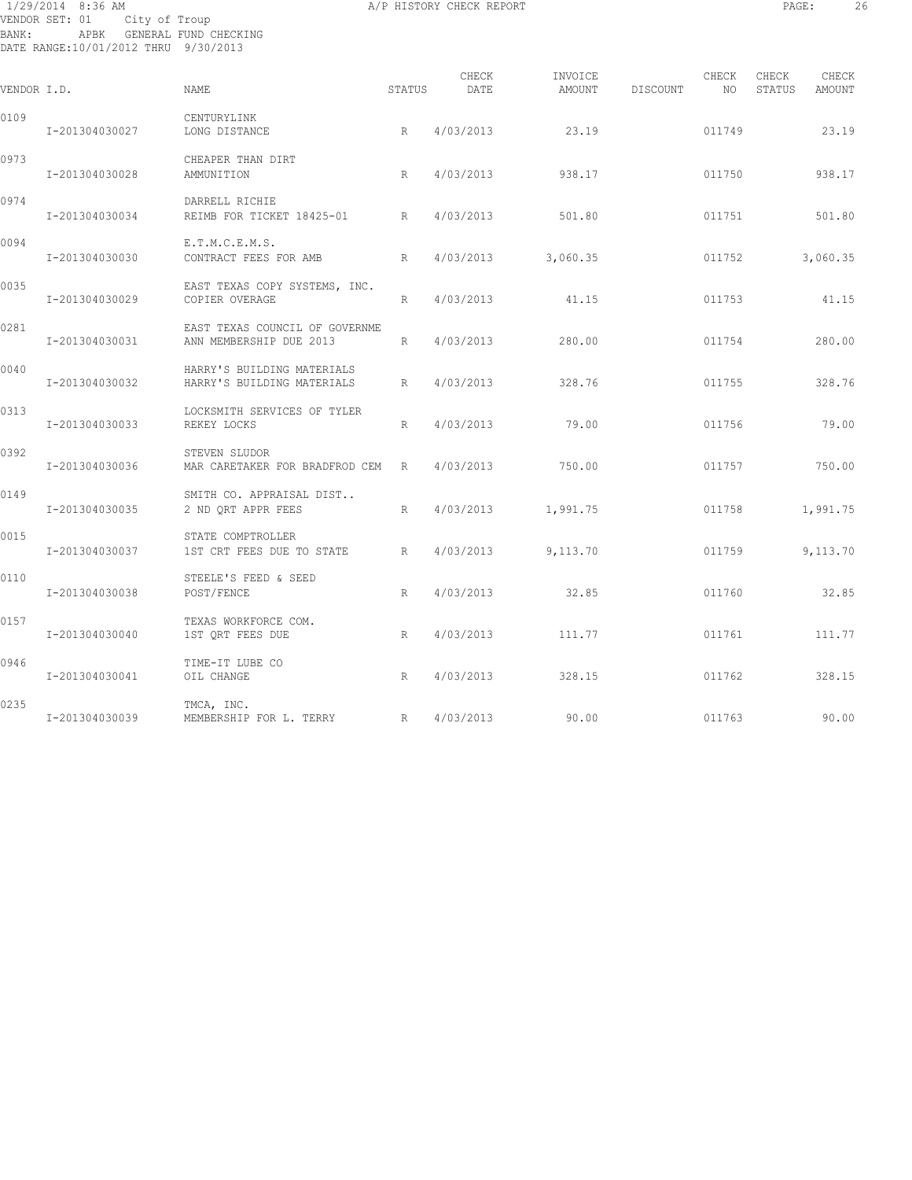1/29/2014 8:36 AM A/P HISTORY CHECK REPORT

VENDOR SET: 01 City of Troup
BANK: APBK GENERAL FUND CHECKING
DATE RANGE:10/01/2012 THRU 9/30/2013

| VENDOR I.D. | NAME | STATUS | CHECK DATE | INVOICE AMOUNT | DISCOUNT | CHECK NO | CHECK STATUS | CHECK AMOUNT |
|---|---|---|---|---|---|---|---|---|
| 0109 | CENTURYLINK | | | | | | | |
| I-201304030027 | LONG DISTANCE | R | 4/03/2013 | 23.19 | | 011749 | | 23.19 |
| 0973 | CHEAPER THAN DIRT | | | | | | | |
| I-201304030028 | AMMUNITION | R | 4/03/2013 | 938.17 | | 011750 | | 938.17 |
| 0974 | DARRELL RICHIE | | | | | | | |
| I-201304030034 | REIMB FOR TICKET 18425-01 | R | 4/03/2013 | 501.80 | | 011751 | | 501.80 |
| 0094 | E.T.M.C.E.M.S. | | | | | | | |
| I-201304030030 | CONTRACT FEES FOR AMB | R | 4/03/2013 | 3,060.35 | | 011752 | | 3,060.35 |
| 0035 | EAST TEXAS COPY SYSTEMS, INC. | | | | | | | |
| I-201304030029 | COPIER OVERAGE | R | 4/03/2013 | 41.15 | | 011753 | | 41.15 |
| 0281 | EAST TEXAS COUNCIL OF GOVERNME | | | | | | | |
| I-201304030031 | ANN MEMBERSHIP DUE 2013 | R | 4/03/2013 | 280.00 | | 011754 | | 280.00 |
| 0040 | HARRY'S BUILDING MATERIALS | | | | | | | |
| I-201304030032 | HARRY'S BUILDING MATERIALS | R | 4/03/2013 | 328.76 | | 011755 | | 328.76 |
| 0313 | LOCKSMITH SERVICES OF TYLER | | | | | | | |
| I-201304030033 | REKEY LOCKS | R | 4/03/2013 | 79.00 | | 011756 | | 79.00 |
| 0392 | STEVEN SLUDOR | | | | | | | |
| I-201304030036 | MAR CARETAKER FOR BRADFROD CEM | R | 4/03/2013 | 750.00 | | 011757 | | 750.00 |
| 0149 | SMITH CO. APPRAISAL DIST.. | | | | | | | |
| I-201304030035 | 2 ND QRT APPR FEES | R | 4/03/2013 | 1,991.75 | | 011758 | | 1,991.75 |
| 0015 | STATE COMPTROLLER | | | | | | | |
| I-201304030037 | 1ST CRT FEES DUE TO STATE | R | 4/03/2013 | 9,113.70 | | 011759 | | 9,113.70 |
| 0110 | STEELE'S FEED & SEED | | | | | | | |
| I-201304030038 | POST/FENCE | R | 4/03/2013 | 32.85 | | 011760 | | 32.85 |
| 0157 | TEXAS WORKFORCE COM. | | | | | | | |
| I-201304030040 | 1ST QRT FEES DUE | R | 4/03/2013 | 111.77 | | 011761 | | 111.77 |
| 0946 | TIME-IT LUBE CO | | | | | | | |
| I-201304030041 | OIL CHANGE | R | 4/03/2013 | 328.15 | | 011762 | | 328.15 |
| 0235 | TMCA, INC. | | | | | | | |
| I-201304030039 | MEMBERSHIP FOR L. TERRY | R | 4/03/2013 | 90.00 | | 011763 | | 90.00 |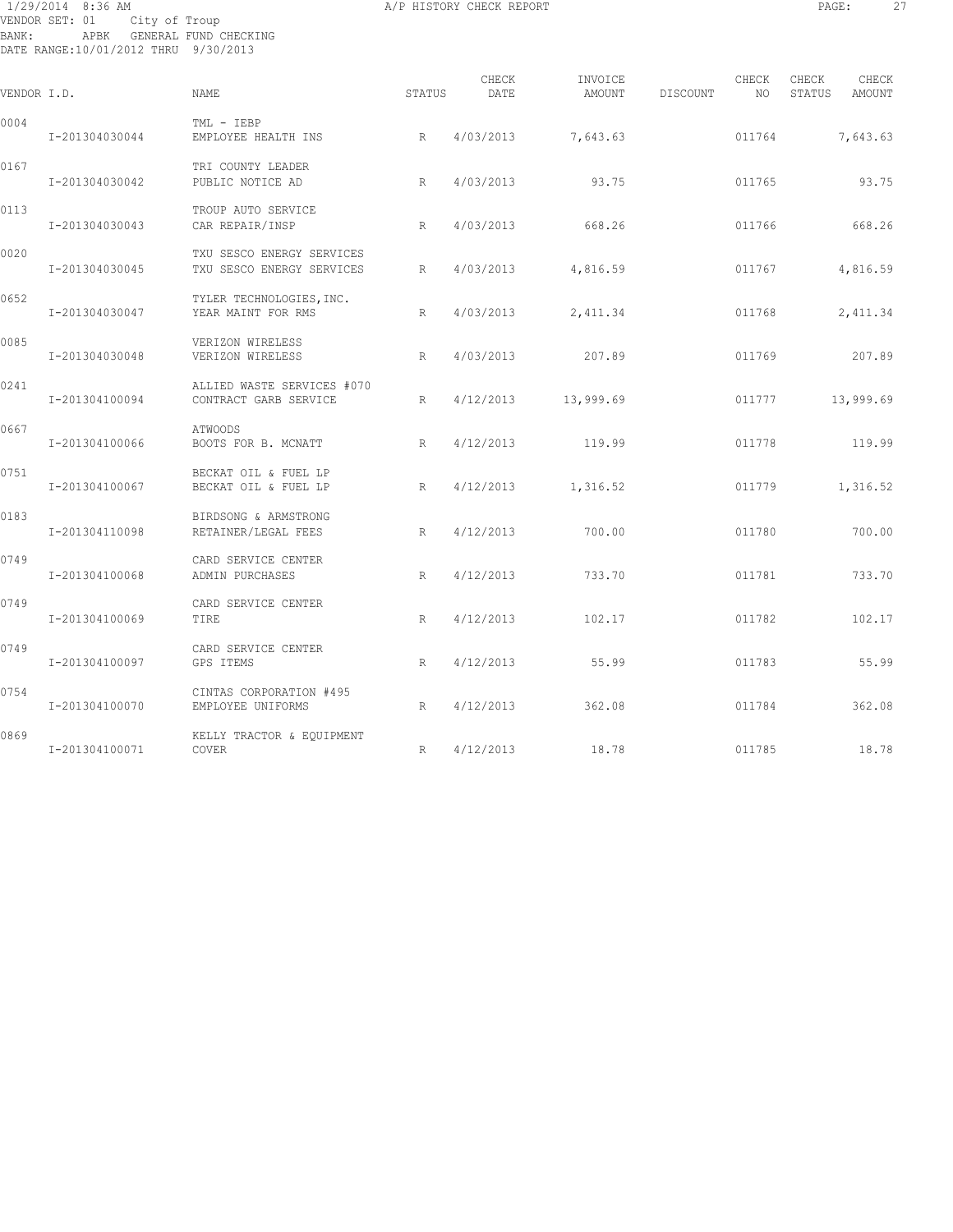1/29/2014 8:36 AM A/P HISTORY CHECK REPORT
VENDOR SET: 01 City of Troup
BANK: APBK GENERAL FUND CHECKING
DATE RANGE:10/01/2012 THRU 9/30/2013

| VENDOR I.D. | | NAME | STATUS | CHECK DATE | INVOICE AMOUNT | DISCOUNT | CHECK NO | CHECK STATUS | CHECK AMOUNT |
|---|---|---|---|---|---|---|---|---|---|
| 0004 | | TML - IEBP | | | | | | | |
| | I-201304030044 | EMPLOYEE HEALTH INS | R | 4/03/2013 | 7,643.63 | | 011764 | | 7,643.63 |
| 0167 | | TRI COUNTY LEADER | | | | | | | |
| | I-201304030042 | PUBLIC NOTICE AD | R | 4/03/2013 | 93.75 | | 011765 | | 93.75 |
| 0113 | | TROUP AUTO SERVICE | | | | | | | |
| | I-201304030043 | CAR REPAIR/INSP | R | 4/03/2013 | 668.26 | | 011766 | | 668.26 |
| 0020 | | TXU SESCO ENERGY SERVICES | | | | | | | |
| | I-201304030045 | TXU SESCO ENERGY SERVICES | R | 4/03/2013 | 4,816.59 | | 011767 | | 4,816.59 |
| 0652 | | TYLER TECHNOLOGIES,INC. | | | | | | | |
| | I-201304030047 | YEAR MAINT FOR RMS | R | 4/03/2013 | 2,411.34 | | 011768 | | 2,411.34 |
| 0085 | | VERIZON WIRELESS | | | | | | | |
| | I-201304030048 | VERIZON WIRELESS | R | 4/03/2013 | 207.89 | | 011769 | | 207.89 |
| 0241 | | ALLIED WASTE SERVICES #070 | | | | | | | |
| | I-201304100094 | CONTRACT GARB SERVICE | R | 4/12/2013 | 13,999.69 | | 011777 | | 13,999.69 |
| 0667 | | ATWOODS | | | | | | | |
| | I-201304100066 | BOOTS FOR B. MCNATT | R | 4/12/2013 | 119.99 | | 011778 | | 119.99 |
| 0751 | | BECKAT OIL & FUEL LP | | | | | | | |
| | I-201304100067 | BECKAT OIL & FUEL LP | R | 4/12/2013 | 1,316.52 | | 011779 | | 1,316.52 |
| 0183 | | BIRDSONG & ARMSTRONG | | | | | | | |
| | I-201304110098 | RETAINER/LEGAL FEES | R | 4/12/2013 | 700.00 | | 011780 | | 700.00 |
| 0749 | | CARD SERVICE CENTER | | | | | | | |
| | I-201304100068 | ADMIN PURCHASES | R | 4/12/2013 | 733.70 | | 011781 | | 733.70 |
| 0749 | | CARD SERVICE CENTER | | | | | | | |
| | I-201304100069 | TIRE | R | 4/12/2013 | 102.17 | | 011782 | | 102.17 |
| 0749 | | CARD SERVICE CENTER | | | | | | | |
| | I-201304100097 | GPS ITEMS | R | 4/12/2013 | 55.99 | | 011783 | | 55.99 |
| 0754 | | CINTAS CORPORATION #495 | | | | | | | |
| | I-201304100070 | EMPLOYEE UNIFORMS | R | 4/12/2013 | 362.08 | | 011784 | | 362.08 |
| 0869 | | KELLY TRACTOR & EQUIPMENT | | | | | | | |
| | I-201304100071 | COVER | R | 4/12/2013 | 18.78 | | 011785 | | 18.78 |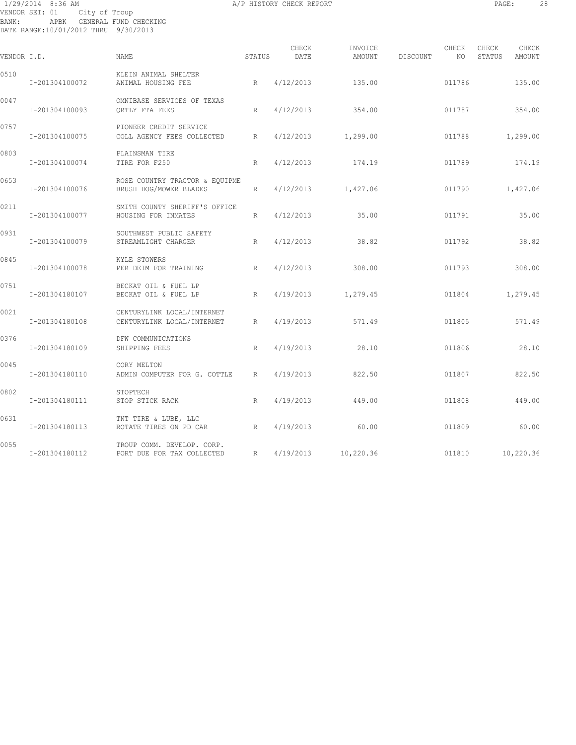1/29/2014 8:36 AM A/P HISTORY CHECK REPORT

VENDOR SET: 01 City of Troup
BANK: APBK GENERAL FUND CHECKING
DATE RANGE:10/01/2012 THRU 9/30/2013

| VENDOR I.D. | | NAME | STATUS | CHECK DATE | INVOICE AMOUNT | DISCOUNT | CHECK NO | CHECK STATUS | CHECK AMOUNT |
|---|---|---|---|---|---|---|---|---|---|
| 0510 | | KLEIN ANIMAL SHELTER | | | | | | | |
| | I-201304100072 | ANIMAL HOUSING FEE | R | 4/12/2013 | 135.00 | | 011786 | | 135.00 |
| 0047 | | OMNIBASE SERVICES OF TEXAS | | | | | | | |
| | I-201304100093 | QRTLY FTA FEES | R | 4/12/2013 | 354.00 | | 011787 | | 354.00 |
| 0757 | | PIONEER CREDIT SERVICE | | | | | | | |
| | I-201304100075 | COLL AGENCY FEES COLLECTED | R | 4/12/2013 | 1,299.00 | | 011788 | | 1,299.00 |
| 0803 | | PLAINSMAN TIRE | | | | | | | |
| | I-201304100074 | TIRE FOR F250 | R | 4/12/2013 | 174.19 | | 011789 | | 174.19 |
| 0653 | | ROSE COUNTRY TRACTOR & EQUIPME | | | | | | | |
| | I-201304100076 | BRUSH HOG/MOWER BLADES | R | 4/12/2013 | 1,427.06 | | 011790 | | 1,427.06 |
| 0211 | | SMITH COUNTY SHERIFF'S OFFICE | | | | | | | |
| | I-201304100077 | HOUSING FOR INMATES | R | 4/12/2013 | 35.00 | | 011791 | | 35.00 |
| 0931 | | SOUTHWEST PUBLIC SAFETY | | | | | | | |
| | I-201304100079 | STREAMLIGHT CHARGER | R | 4/12/2013 | 38.82 | | 011792 | | 38.82 |
| 0845 | | KYLE STOWERS | | | | | | | |
| | I-201304100078 | PER DEIM FOR TRAINING | R | 4/12/2013 | 308.00 | | 011793 | | 308.00 |
| 0751 | | BECKAT OIL & FUEL LP | | | | | | | |
| | I-201304180107 | BECKAT OIL & FUEL LP | R | 4/19/2013 | 1,279.45 | | 011804 | | 1,279.45 |
| 0021 | | CENTURYLINK LOCAL/INTERNET | | | | | | | |
| | I-201304180108 | CENTURYLINK LOCAL/INTERNET | R | 4/19/2013 | 571.49 | | 011805 | | 571.49 |
| 0376 | | DFW COMMUNICATIONS | | | | | | | |
| | I-201304180109 | SHIPPING FEES | R | 4/19/2013 | 28.10 | | 011806 | | 28.10 |
| 0045 | | CORY MELTON | | | | | | | |
| | I-201304180110 | ADMIN COMPUTER FOR G. COTTLE | R | 4/19/2013 | 822.50 | | 011807 | | 822.50 |
| 0802 | | STOPTECH | | | | | | | |
| | I-201304180111 | STOP STICK RACK | R | 4/19/2013 | 449.00 | | 011808 | | 449.00 |
| 0631 | | TNT TIRE & LUBE, LLC | | | | | | | |
| | I-201304180113 | ROTATE TIRES ON PD CAR | R | 4/19/2013 | 60.00 | | 011809 | | 60.00 |
| 0055 | | TROUP COMM. DEVELOP. CORP. | | | | | | | |
| | I-201304180112 | PORT DUE FOR TAX COLLECTED | R | 4/19/2013 | 10,220.36 | | 011810 | | 10,220.36 |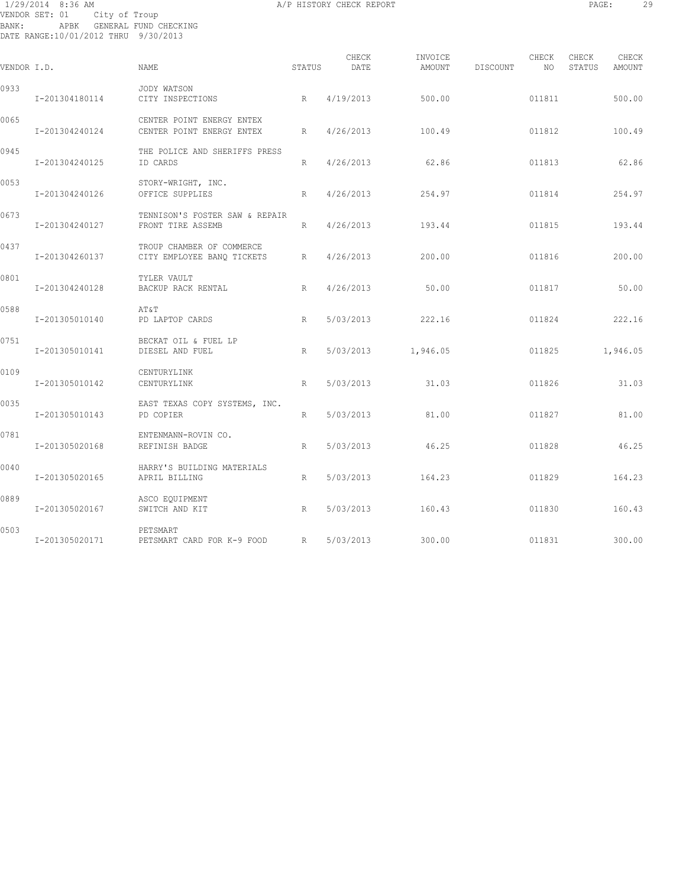1/29/2014 8:36 AM A/P HISTORY CHECK REPORT

VENDOR SET: 01 City of Troup
BANK: APBK GENERAL FUND CHECKING
DATE RANGE:10/01/2012 THRU 9/30/2013

| VENDOR I.D. | NAME | STATUS | CHECK DATE | INVOICE AMOUNT | DISCOUNT | CHECK NO | CHECK STATUS | CHECK AMOUNT |
|---|---|---|---|---|---|---|---|---|
| 0933 | JODY WATSON | | | | | | | |
| I-201304180114 | CITY INSPECTIONS | R | 4/19/2013 | 500.00 | | 011811 | | 500.00 |
| 0065 | CENTER POINT ENERGY ENTEX | | | | | | | |
| I-201304240124 | CENTER POINT ENERGY ENTEX | R | 4/26/2013 | 100.49 | | 011812 | | 100.49 |
| 0945 | THE POLICE AND SHERIFFS PRESS | | | | | | | |
| I-201304240125 | ID CARDS | R | 4/26/2013 | 62.86 | | 011813 | | 62.86 |
| 0053 | STORY-WRIGHT, INC. | | | | | | | |
| I-201304240126 | OFFICE SUPPLIES | R | 4/26/2013 | 254.97 | | 011814 | | 254.97 |
| 0673 | TENNISON'S FOSTER SAW & REPAIR | | | | | | | |
| I-201304240127 | FRONT TIRE ASSEMB | R | 4/26/2013 | 193.44 | | 011815 | | 193.44 |
| 0437 | TROUP CHAMBER OF COMMERCE | | | | | | | |
| I-201304260137 | CITY EMPLOYEE BANQ TICKETS | R | 4/26/2013 | 200.00 | | 011816 | | 200.00 |
| 0801 | TYLER VAULT | | | | | | | |
| I-201304240128 | BACKUP RACK RENTAL | R | 4/26/2013 | 50.00 | | 011817 | | 50.00 |
| 0588 | AT&T | | | | | | | |
| I-201305010140 | PD LAPTOP CARDS | R | 5/03/2013 | 222.16 | | 011824 | | 222.16 |
| 0751 | BECKAT OIL & FUEL LP | | | | | | | |
| I-201305010141 | DIESEL AND FUEL | R | 5/03/2013 | 1,946.05 | | 011825 | | 1,946.05 |
| 0109 | CENTURYLINK | | | | | | | |
| I-201305010142 | CENTURYLINK | R | 5/03/2013 | 31.03 | | 011826 | | 31.03 |
| 0035 | EAST TEXAS COPY SYSTEMS, INC. | | | | | | | |
| I-201305010143 | PD COPIER | R | 5/03/2013 | 81.00 | | 011827 | | 81.00 |
| 0781 | ENTENMANN-ROVIN CO. | | | | | | | |
| I-201305020168 | REFINISH BADGE | R | 5/03/2013 | 46.25 | | 011828 | | 46.25 |
| 0040 | HARRY'S BUILDING MATERIALS | | | | | | | |
| I-201305020165 | APRIL BILLING | R | 5/03/2013 | 164.23 | | 011829 | | 164.23 |
| 0889 | ASCO EQUIPMENT | | | | | | | |
| I-201305020167 | SWITCH AND KIT | R | 5/03/2013 | 160.43 | | 011830 | | 160.43 |
| 0503 | PETSMART | | | | | | | |
| I-201305020171 | PETSMART CARD FOR K-9 FOOD | R | 5/03/2013 | 300.00 | | 011831 | | 300.00 |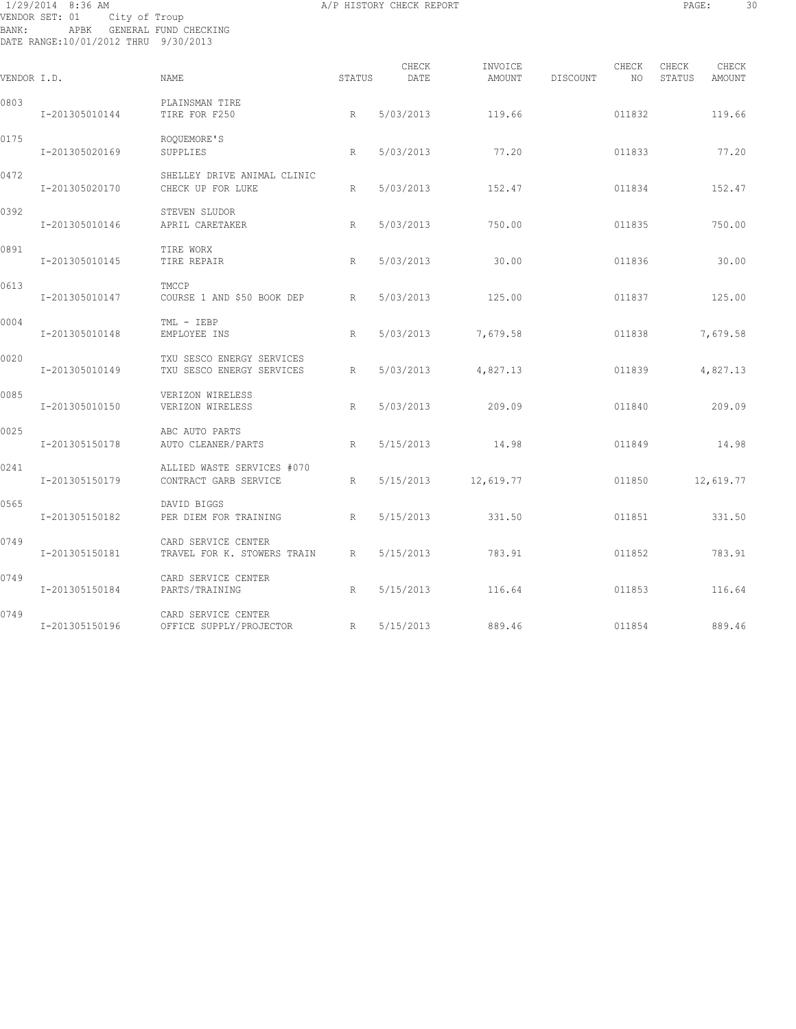1/29/2014 8:36 AM A/P HISTORY CHECK REPORT

VENDOR SET: 01 City of Troup
BANK: APBK GENERAL FUND CHECKING
DATE RANGE:10/01/2012 THRU 9/30/2013

| VENDOR I.D. | NAME | STATUS | CHECK DATE | INVOICE AMOUNT | DISCOUNT | CHECK NO | CHECK STATUS | CHECK AMOUNT |
|---|---|---|---|---|---|---|---|---|
| 0803 | PLAINSMAN TIRE | | | | | | | |
| I-201305010144 | TIRE FOR F250 | R | 5/03/2013 | 119.66 | | 011832 | | 119.66 |
| 0175 | ROQUEMORE'S | | | | | | | |
| I-201305020169 | SUPPLIES | R | 5/03/2013 | 77.20 | | 011833 | | 77.20 |
| 0472 | SHELLEY DRIVE ANIMAL CLINIC | | | | | | | |
| I-201305020170 | CHECK UP FOR LUKE | R | 5/03/2013 | 152.47 | | 011834 | | 152.47 |
| 0392 | STEVEN SLUDOR | | | | | | | |
| I-201305010146 | APRIL CARETAKER | R | 5/03/2013 | 750.00 | | 011835 | | 750.00 |
| 0891 | TIRE WORX | | | | | | | |
| I-201305010145 | TIRE REPAIR | R | 5/03/2013 | 30.00 | | 011836 | | 30.00 |
| 0613 | TMCCP | | | | | | | |
| I-201305010147 | COURSE 1 AND $50 BOOK DEP | R | 5/03/2013 | 125.00 | | 011837 | | 125.00 |
| 0004 | TML - IEBP | | | | | | | |
| I-201305010148 | EMPLOYEE INS | R | 5/03/2013 | 7,679.58 | | 011838 | | 7,679.58 |
| 0020 | TXU SESCO ENERGY SERVICES | | | | | | | |
| I-201305010149 | TXU SESCO ENERGY SERVICES | R | 5/03/2013 | 4,827.13 | | 011839 | | 4,827.13 |
| 0085 | VERIZON WIRELESS | | | | | | | |
| I-201305010150 | VERIZON WIRELESS | R | 5/03/2013 | 209.09 | | 011840 | | 209.09 |
| 0025 | ABC AUTO PARTS | | | | | | | |
| I-201305150178 | AUTO CLEANER/PARTS | R | 5/15/2013 | 14.98 | | 011849 | | 14.98 |
| 0241 | ALLIED WASTE SERVICES #070 | | | | | | | |
| I-201305150179 | CONTRACT GARB SERVICE | R | 5/15/2013 | 12,619.77 | | 011850 | | 12,619.77 |
| 0565 | DAVID BIGGS | | | | | | | |
| I-201305150182 | PER DIEM FOR TRAINING | R | 5/15/2013 | 331.50 | | 011851 | | 331.50 |
| 0749 | CARD SERVICE CENTER | | | | | | | |
| I-201305150181 | TRAVEL FOR K. STOWERS TRAIN | R | 5/15/2013 | 783.91 | | 011852 | | 783.91 |
| 0749 | CARD SERVICE CENTER | | | | | | | |
| I-201305150184 | PARTS/TRAINING | R | 5/15/2013 | 116.64 | | 011853 | | 116.64 |
| 0749 | CARD SERVICE CENTER | | | | | | | |
| I-201305150196 | OFFICE SUPPLY/PROJECTOR | R | 5/15/2013 | 889.46 | | 011854 | | 889.46 |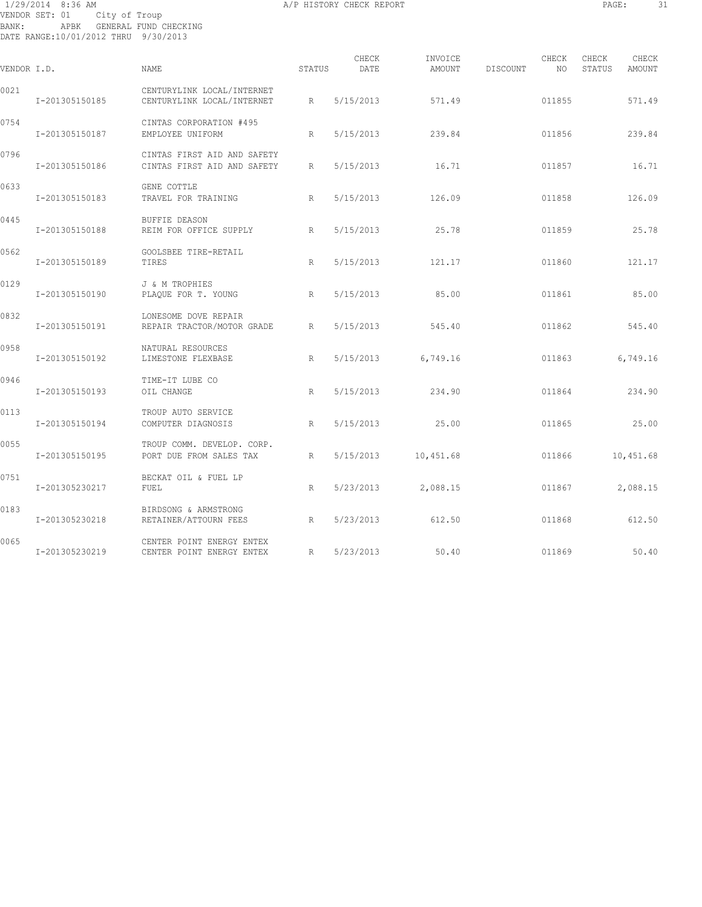1/29/2014 8:36 AM A/P HISTORY CHECK REPORT

VENDOR SET: 01 City of Troup
BANK: APBK GENERAL FUND CHECKING
DATE RANGE:10/01/2012 THRU 9/30/2013

| VENDOR I.D. | | NAME | STATUS | CHECK DATE | INVOICE AMOUNT | DISCOUNT | CHECK NO | CHECK STATUS | CHECK AMOUNT |
|---|---|---|---|---|---|---|---|---|---|
| 0021 | | CENTURYLINK LOCAL/INTERNET | | | | | | | |
| | I-201305150185 | CENTURYLINK LOCAL/INTERNET | R | 5/15/2013 | 571.49 | | 011855 | | 571.49 |
| 0754 | | CINTAS CORPORATION #495 | | | | | | | |
| | I-201305150187 | EMPLOYEE UNIFORM | R | 5/15/2013 | 239.84 | | 011856 | | 239.84 |
| 0796 | | CINTAS FIRST AID AND SAFETY | | | | | | | |
| | I-201305150186 | CINTAS FIRST AID AND SAFETY | R | 5/15/2013 | 16.71 | | 011857 | | 16.71 |
| 0633 | | GENE COTTLE | | | | | | | |
| | I-201305150183 | TRAVEL FOR TRAINING | R | 5/15/2013 | 126.09 | | 011858 | | 126.09 |
| 0445 | | BUFFIE DEASON | | | | | | | |
| | I-201305150188 | REIM FOR OFFICE SUPPLY | R | 5/15/2013 | 25.78 | | 011859 | | 25.78 |
| 0562 | | GOOLSBEE TIRE-RETAIL | | | | | | | |
| | I-201305150189 | TIRES | R | 5/15/2013 | 121.17 | | 011860 | | 121.17 |
| 0129 | | J & M TROPHIES | | | | | | | |
| | I-201305150190 | PLAQUE FOR T. YOUNG | R | 5/15/2013 | 85.00 | | 011861 | | 85.00 |
| 0832 | | LONESOME DOVE REPAIR | | | | | | | |
| | I-201305150191 | REPAIR TRACTOR/MOTOR GRADE | R | 5/15/2013 | 545.40 | | 011862 | | 545.40 |
| 0958 | | NATURAL RESOURCES | | | | | | | |
| | I-201305150192 | LIMESTONE FLEXBASE | R | 5/15/2013 | 6,749.16 | | 011863 | | 6,749.16 |
| 0946 | | TIME-IT LUBE CO | | | | | | | |
| | I-201305150193 | OIL CHANGE | R | 5/15/2013 | 234.90 | | 011864 | | 234.90 |
| 0113 | | TROUP AUTO SERVICE | | | | | | | |
| | I-201305150194 | COMPUTER DIAGNOSIS | R | 5/15/2013 | 25.00 | | 011865 | | 25.00 |
| 0055 | | TROUP COMM. DEVELOP. CORP. | | | | | | | |
| | I-201305150195 | PORT DUE FROM SALES TAX | R | 5/15/2013 | 10,451.68 | | 011866 | | 10,451.68 |
| 0751 | | BECKAT OIL & FUEL LP | | | | | | | |
| | I-201305230217 | FUEL | R | 5/23/2013 | 2,088.15 | | 011867 | | 2,088.15 |
| 0183 | | BIRDSONG & ARMSTRONG | | | | | | | |
| | I-201305230218 | RETAINER/ATTOURN FEES | R | 5/23/2013 | 612.50 | | 011868 | | 612.50 |
| 0065 | | CENTER POINT ENERGY ENTEX | | | | | | | |
| | I-201305230219 | CENTER POINT ENERGY ENTEX | R | 5/23/2013 | 50.40 | | 011869 | | 50.40 |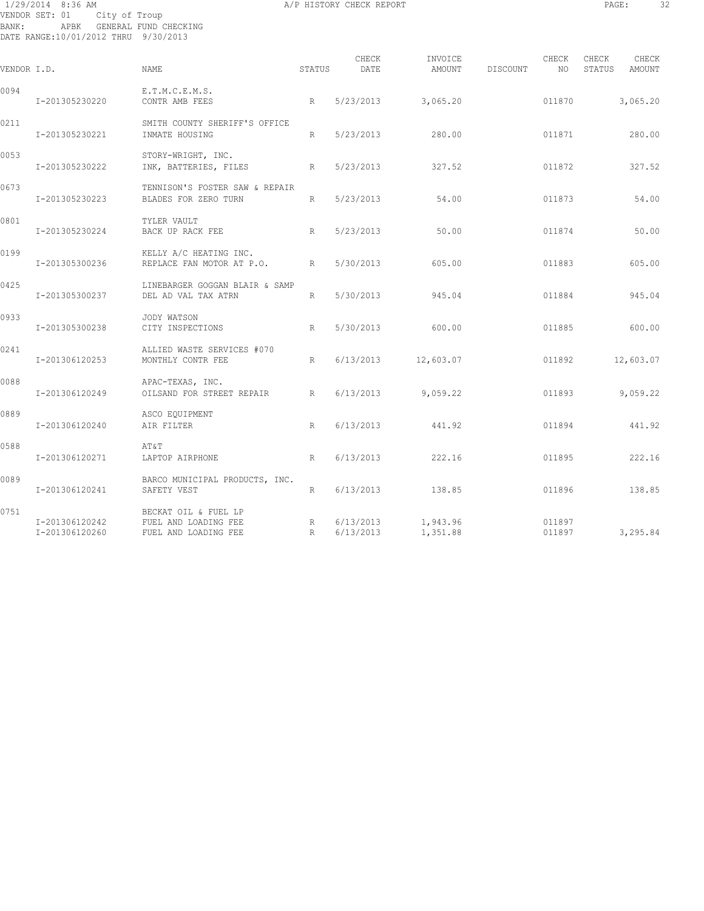1/29/2014 8:36 AM A/P HISTORY CHECK REPORT

VENDOR SET: 01 City of Troup
BANK: APBK GENERAL FUND CHECKING
DATE RANGE:10/01/2012 THRU 9/30/2013

| VENDOR I.D. | NAME | STATUS | CHECK DATE | INVOICE AMOUNT | DISCOUNT | CHECK NO | CHECK STATUS | CHECK AMOUNT |
|---|---|---|---|---|---|---|---|---|
| 0094 | E.T.M.C.E.M.S. | | | | | | | |
| I-201305230220 | CONTR AMB FEES | R | 5/23/2013 | 3,065.20 | | 011870 | | 3,065.20 |
| 0211 | SMITH COUNTY SHERIFF'S OFFICE | | | | | | | |
| I-201305230221 | INMATE HOUSING | R | 5/23/2013 | 280.00 | | 011871 | | 280.00 |
| 0053 | STORY-WRIGHT, INC. | | | | | | | |
| I-201305230222 | INK, BATTERIES, FILES | R | 5/23/2013 | 327.52 | | 011872 | | 327.52 |
| 0673 | TENNISON'S FOSTER SAW & REPAIR | | | | | | | |
| I-201305230223 | BLADES FOR ZERO TURN | R | 5/23/2013 | 54.00 | | 011873 | | 54.00 |
| 0801 | TYLER VAULT | | | | | | | |
| I-201305230224 | BACK UP RACK FEE | R | 5/23/2013 | 50.00 | | 011874 | | 50.00 |
| 0199 | KELLY A/C HEATING INC. | | | | | | | |
| I-201305300236 | REPLACE FAN MOTOR AT P.O. | R | 5/30/2013 | 605.00 | | 011883 | | 605.00 |
| 0425 | LINEBARGER GOGGAN BLAIR & SAMP | | | | | | | |
| I-201305300237 | DEL AD VAL TAX ATRN | R | 5/30/2013 | 945.04 | | 011884 | | 945.04 |
| 0933 | JODY WATSON | | | | | | | |
| I-201305300238 | CITY INSPECTIONS | R | 5/30/2013 | 600.00 | | 011885 | | 600.00 |
| 0241 | ALLIED WASTE SERVICES #070 | | | | | | | |
| I-201306120253 | MONTHLY CONTR FEE | R | 6/13/2013 | 12,603.07 | | 011892 | | 12,603.07 |
| 0088 | APAC-TEXAS, INC. | | | | | | | |
| I-201306120249 | OILSAND FOR STREET REPAIR | R | 6/13/2013 | 9,059.22 | | 011893 | | 9,059.22 |
| 0889 | ASCO EQUIPMENT | | | | | | | |
| I-201306120240 | AIR FILTER | R | 6/13/2013 | 441.92 | | 011894 | | 441.92 |
| 0588 | AT&T | | | | | | | |
| I-201306120271 | LAPTOP AIRPHONE | R | 6/13/2013 | 222.16 | | 011895 | | 222.16 |
| 0089 | BARCO MUNICIPAL PRODUCTS, INC. | | | | | | | |
| I-201306120241 | SAFETY VEST | R | 6/13/2013 | 138.85 | | 011896 | | 138.85 |
| 0751 | BECKAT OIL & FUEL LP | | | | | | | |
| I-201306120242 | FUEL AND LOADING FEE | R | 6/13/2013 | 1,943.96 | | 011897 | | |
| I-201306120260 | FUEL AND LOADING FEE | R | 6/13/2013 | 1,351.88 | | 011897 | | 3,295.84 |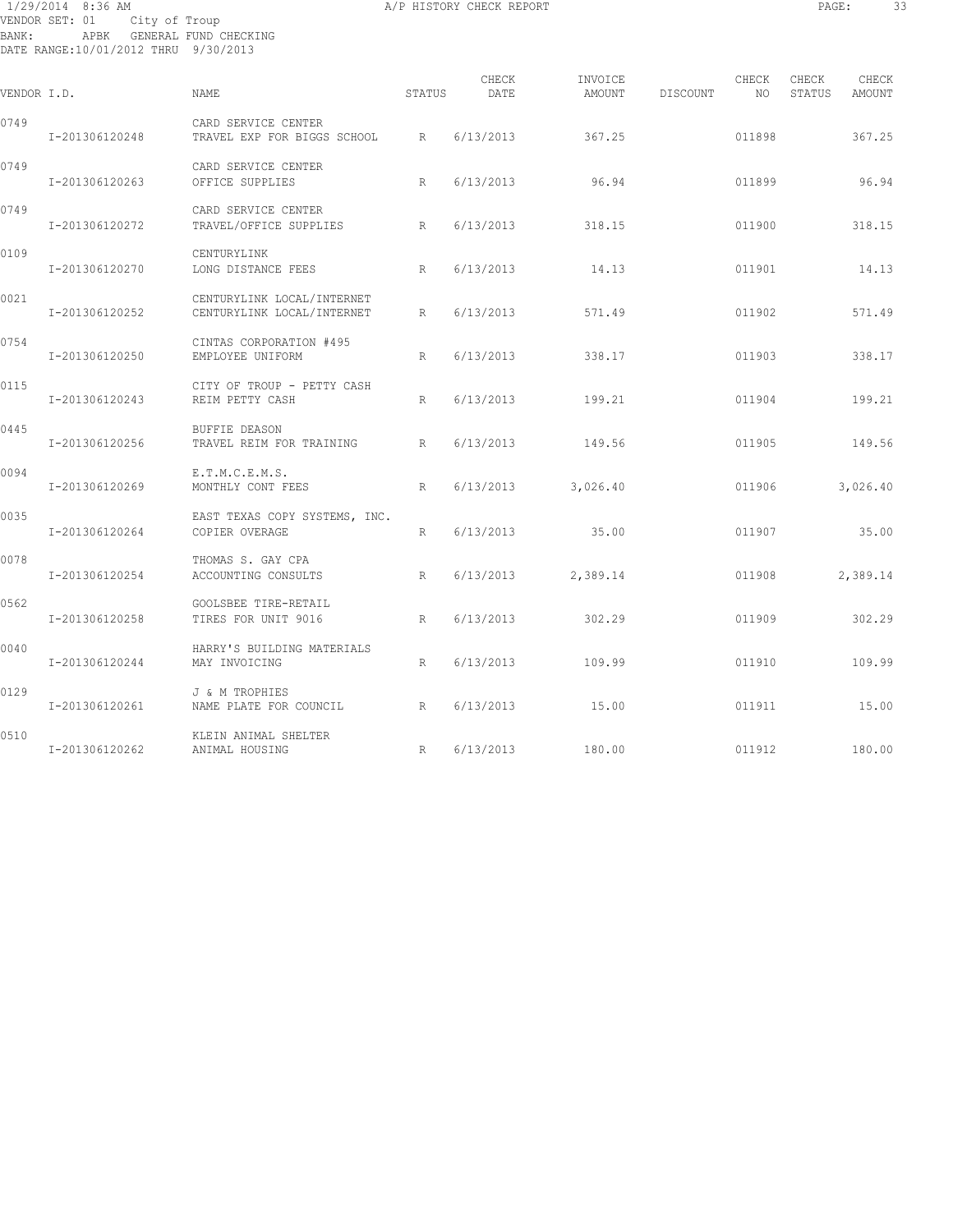1/29/2014 8:36 AM A/P HISTORY CHECK REPORT

VENDOR SET: 01 City of Troup
BANK: APBK GENERAL FUND CHECKING
DATE RANGE:10/01/2012 THRU 9/30/2013

| VENDOR I.D. | | NAME | STATUS | CHECK DATE | INVOICE AMOUNT | DISCOUNT | CHECK NO | CHECK STATUS | CHECK AMOUNT |
|---|---|---|---|---|---|---|---|---|---|
| 0749 | | CARD SERVICE CENTER | | | | | | | |
| | I-201306120248 | TRAVEL EXP FOR BIGGS SCHOOL | R | 6/13/2013 | 367.25 | | 011898 | | 367.25 |
| 0749 | | CARD SERVICE CENTER | | | | | | | |
| | I-201306120263 | OFFICE SUPPLIES | R | 6/13/2013 | 96.94 | | 011899 | | 96.94 |
| 0749 | | CARD SERVICE CENTER | | | | | | | |
| | I-201306120272 | TRAVEL/OFFICE SUPPLIES | R | 6/13/2013 | 318.15 | | 011900 | | 318.15 |
| 0109 | | CENTURYLINK | | | | | | | |
| | I-201306120270 | LONG DISTANCE FEES | R | 6/13/2013 | 14.13 | | 011901 | | 14.13 |
| 0021 | | CENTURYLINK LOCAL/INTERNET | | | | | | | |
| | I-201306120252 | CENTURYLINK LOCAL/INTERNET | R | 6/13/2013 | 571.49 | | 011902 | | 571.49 |
| 0754 | | CINTAS CORPORATION #495 | | | | | | | |
| | I-201306120250 | EMPLOYEE UNIFORM | R | 6/13/2013 | 338.17 | | 011903 | | 338.17 |
| 0115 | | CITY OF TROUP - PETTY CASH | | | | | | | |
| | I-201306120243 | REIM PETTY CASH | R | 6/13/2013 | 199.21 | | 011904 | | 199.21 |
| 0445 | | BUFFIE DEASON | | | | | | | |
| | I-201306120256 | TRAVEL REIM FOR TRAINING | R | 6/13/2013 | 149.56 | | 011905 | | 149.56 |
| 0094 | | E.T.M.C.E.M.S. | | | | | | | |
| | I-201306120269 | MONTHLY CONT FEES | R | 6/13/2013 | 3,026.40 | | 011906 | | 3,026.40 |
| 0035 | | EAST TEXAS COPY SYSTEMS, INC. | | | | | | | |
| | I-201306120264 | COPIER OVERAGE | R | 6/13/2013 | 35.00 | | 011907 | | 35.00 |
| 0078 | | THOMAS S. GAY CPA | | | | | | | |
| | I-201306120254 | ACCOUNTING CONSULTS | R | 6/13/2013 | 2,389.14 | | 011908 | | 2,389.14 |
| 0562 | | GOOLSBEE TIRE-RETAIL | | | | | | | |
| | I-201306120258 | TIRES FOR UNIT 9016 | R | 6/13/2013 | 302.29 | | 011909 | | 302.29 |
| 0040 | | HARRY'S BUILDING MATERIALS | | | | | | | |
| | I-201306120244 | MAY INVOICING | R | 6/13/2013 | 109.99 | | 011910 | | 109.99 |
| 0129 | | J & M TROPHIES | | | | | | | |
| | I-201306120261 | NAME PLATE FOR COUNCIL | R | 6/13/2013 | 15.00 | | 011911 | | 15.00 |
| 0510 | | KLEIN ANIMAL SHELTER | | | | | | | |
| | I-201306120262 | ANIMAL HOUSING | R | 6/13/2013 | 180.00 | | 011912 | | 180.00 |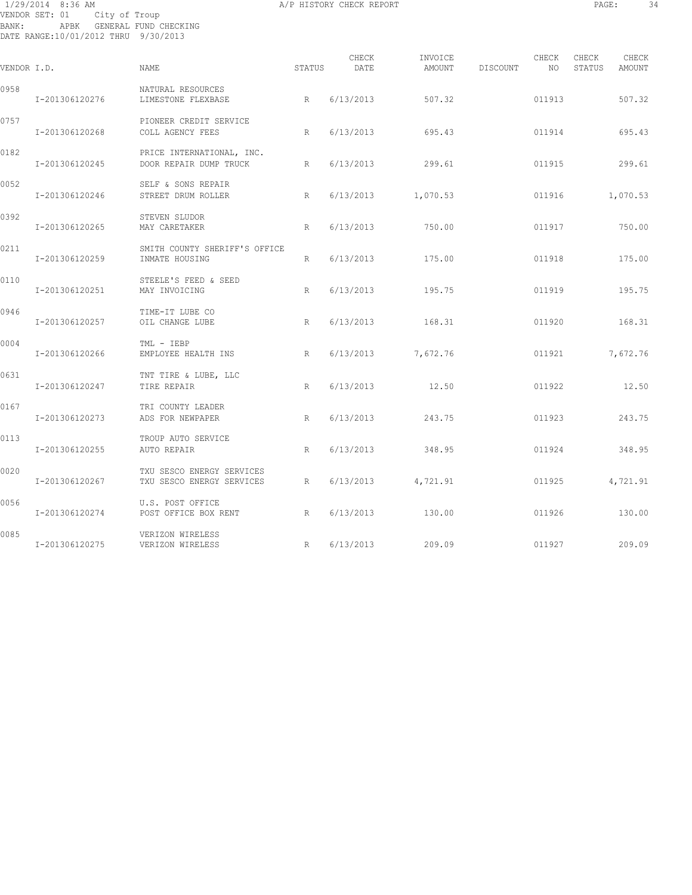1/29/2014 8:36 AM A/P HISTORY CHECK REPORT

VENDOR SET: 01 City of Troup
BANK: APBK GENERAL FUND CHECKING
DATE RANGE:10/01/2012 THRU 9/30/2013

| VENDOR I.D. | NAME | STATUS | CHECK DATE | INVOICE AMOUNT | DISCOUNT | CHECK NO | CHECK STATUS | CHECK AMOUNT |
|---|---|---|---|---|---|---|---|---|
| 0958 | NATURAL RESOURCES | | | | | | | |
| I-201306120276 | LIMESTONE FLEXBASE | R | 6/13/2013 | 507.32 | | 011913 | | 507.32 |
| 0757 | PIONEER CREDIT SERVICE | | | | | | | |
| I-201306120268 | COLL AGENCY FEES | R | 6/13/2013 | 695.43 | | 011914 | | 695.43 |
| 0182 | PRICE INTERNATIONAL, INC. | | | | | | | |
| I-201306120245 | DOOR REPAIR DUMP TRUCK | R | 6/13/2013 | 299.61 | | 011915 | | 299.61 |
| 0052 | SELF & SONS REPAIR | | | | | | | |
| I-201306120246 | STREET DRUM ROLLER | R | 6/13/2013 | 1,070.53 | | 011916 | | 1,070.53 |
| 0392 | STEVEN SLUDOR | | | | | | | |
| I-201306120265 | MAY CARETAKER | R | 6/13/2013 | 750.00 | | 011917 | | 750.00 |
| 0211 | SMITH COUNTY SHERIFF'S OFFICE | | | | | | | |
| I-201306120259 | INMATE HOUSING | R | 6/13/2013 | 175.00 | | 011918 | | 175.00 |
| 0110 | STEELE'S FEED & SEED | | | | | | | |
| I-201306120251 | MAY INVOICING | R | 6/13/2013 | 195.75 | | 011919 | | 195.75 |
| 0946 | TIME-IT LUBE CO | | | | | | | |
| I-201306120257 | OIL CHANGE LUBE | R | 6/13/2013 | 168.31 | | 011920 | | 168.31 |
| 0004 | TML - IEBP | | | | | | | |
| I-201306120266 | EMPLOYEE HEALTH INS | R | 6/13/2013 | 7,672.76 | | 011921 | | 7,672.76 |
| 0631 | TNT TIRE & LUBE, LLC | | | | | | | |
| I-201306120247 | TIRE REPAIR | R | 6/13/2013 | 12.50 | | 011922 | | 12.50 |
| 0167 | TRI COUNTY LEADER | | | | | | | |
| I-201306120273 | ADS FOR NEWPAPER | R | 6/13/2013 | 243.75 | | 011923 | | 243.75 |
| 0113 | TROUP AUTO SERVICE | | | | | | | |
| I-201306120255 | AUTO REPAIR | R | 6/13/2013 | 348.95 | | 011924 | | 348.95 |
| 0020 | TXU SESCO ENERGY SERVICES | | | | | | | |
| I-201306120267 | TXU SESCO ENERGY SERVICES | R | 6/13/2013 | 4,721.91 | | 011925 | | 4,721.91 |
| 0056 | U.S. POST OFFICE | | | | | | | |
| I-201306120274 | POST OFFICE BOX RENT | R | 6/13/2013 | 130.00 | | 011926 | | 130.00 |
| 0085 | VERIZON WIRELESS | | | | | | | |
| I-201306120275 | VERIZON WIRELESS | R | 6/13/2013 | 209.09 | | 011927 | | 209.09 |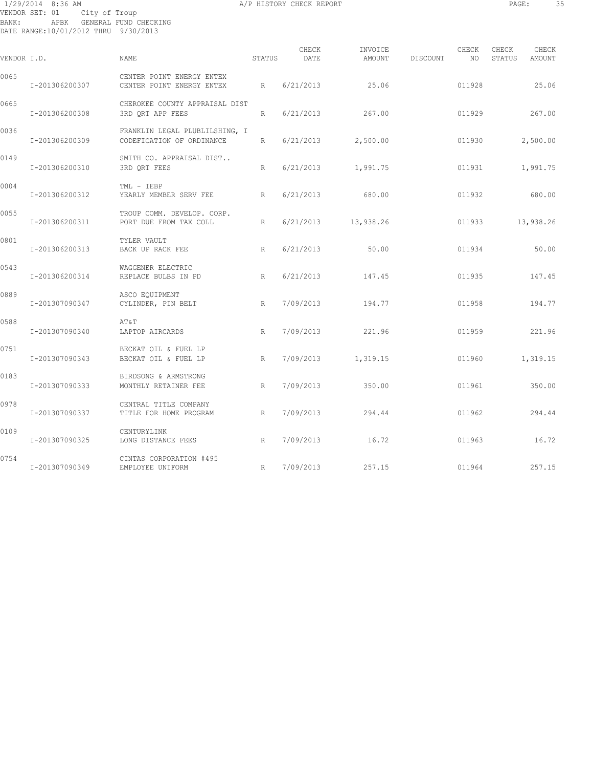VENDOR SET: 01 City of Troup
BANK: APBK GENERAL FUND CHECKING
DATE RANGE:10/01/2012 THRU 9/30/2013

| VENDOR I.D. | | NAME | STATUS | CHECK DATE | INVOICE AMOUNT | DISCOUNT | CHECK NO | CHECK STATUS | CHECK AMOUNT |
|---|---|---|---|---|---|---|---|---|---|
| 0065 | | CENTER POINT ENERGY ENTEX | | | | | | | |
| | I-201306200307 | CENTER POINT ENERGY ENTEX | R | 6/21/2013 | 25.06 | | 011928 | | 25.06 |
| 0665 | | CHEROKEE COUNTY APPRAISAL DIST | | | | | | | |
| | I-201306200308 | 3RD QRT APP FEES | R | 6/21/2013 | 267.00 | | 011929 | | 267.00 |
| 0036 | | FRANKLIN LEGAL PLUBLILSHING, I | | | | | | | |
| | I-201306200309 | CODEFICATION OF ORDINANCE | R | 6/21/2013 | 2,500.00 | | 011930 | | 2,500.00 |
| 0149 | | SMITH CO. APPRAISAL DIST.. | | | | | | | |
| | I-201306200310 | 3RD QRT FEES | R | 6/21/2013 | 1,991.75 | | 011931 | | 1,991.75 |
| 0004 | | TML - IEBP | | | | | | | |
| | I-201306200312 | YEARLY MEMBER SERV FEE | R | 6/21/2013 | 680.00 | | 011932 | | 680.00 |
| 0055 | | TROUP COMM. DEVELOP. CORP. | | | | | | | |
| | I-201306200311 | PORT DUE FROM TAX COLL | R | 6/21/2013 | 13,938.26 | | 011933 | | 13,938.26 |
| 0801 | | TYLER VAULT | | | | | | | |
| | I-201306200313 | BACK UP RACK FEE | R | 6/21/2013 | 50.00 | | 011934 | | 50.00 |
| 0543 | | WAGGENER ELECTRIC | | | | | | | |
| | I-201306200314 | REPLACE BULBS IN PD | R | 6/21/2013 | 147.45 | | 011935 | | 147.45 |
| 0889 | | ASCO EQUIPMENT | | | | | | | |
| | I-201307090347 | CYLINDER, PIN BELT | R | 7/09/2013 | 194.77 | | 011958 | | 194.77 |
| 0588 | | AT&T | | | | | | | |
| | I-201307090340 | LAPTOP AIRCARDS | R | 7/09/2013 | 221.96 | | 011959 | | 221.96 |
| 0751 | | BECKAT OIL & FUEL LP | | | | | | | |
| | I-201307090343 | BECKAT OIL & FUEL LP | R | 7/09/2013 | 1,319.15 | | 011960 | | 1,319.15 |
| 0183 | | BIRDSONG & ARMSTRONG | | | | | | | |
| | I-201307090333 | MONTHLY RETAINER FEE | R | 7/09/2013 | 350.00 | | 011961 | | 350.00 |
| 0978 | | CENTRAL TITLE COMPANY | | | | | | | |
| | I-201307090337 | TITLE FOR HOME PROGRAM | R | 7/09/2013 | 294.44 | | 011962 | | 294.44 |
| 0109 | | CENTURYLINK | | | | | | | |
| | I-201307090325 | LONG DISTANCE FEES | R | 7/09/2013 | 16.72 | | 011963 | | 16.72 |
| 0754 | | CINTAS CORPORATION #495 | | | | | | | |
| | I-201307090349 | EMPLOYEE UNIFORM | R | 7/09/2013 | 257.15 | | 011964 | | 257.15 |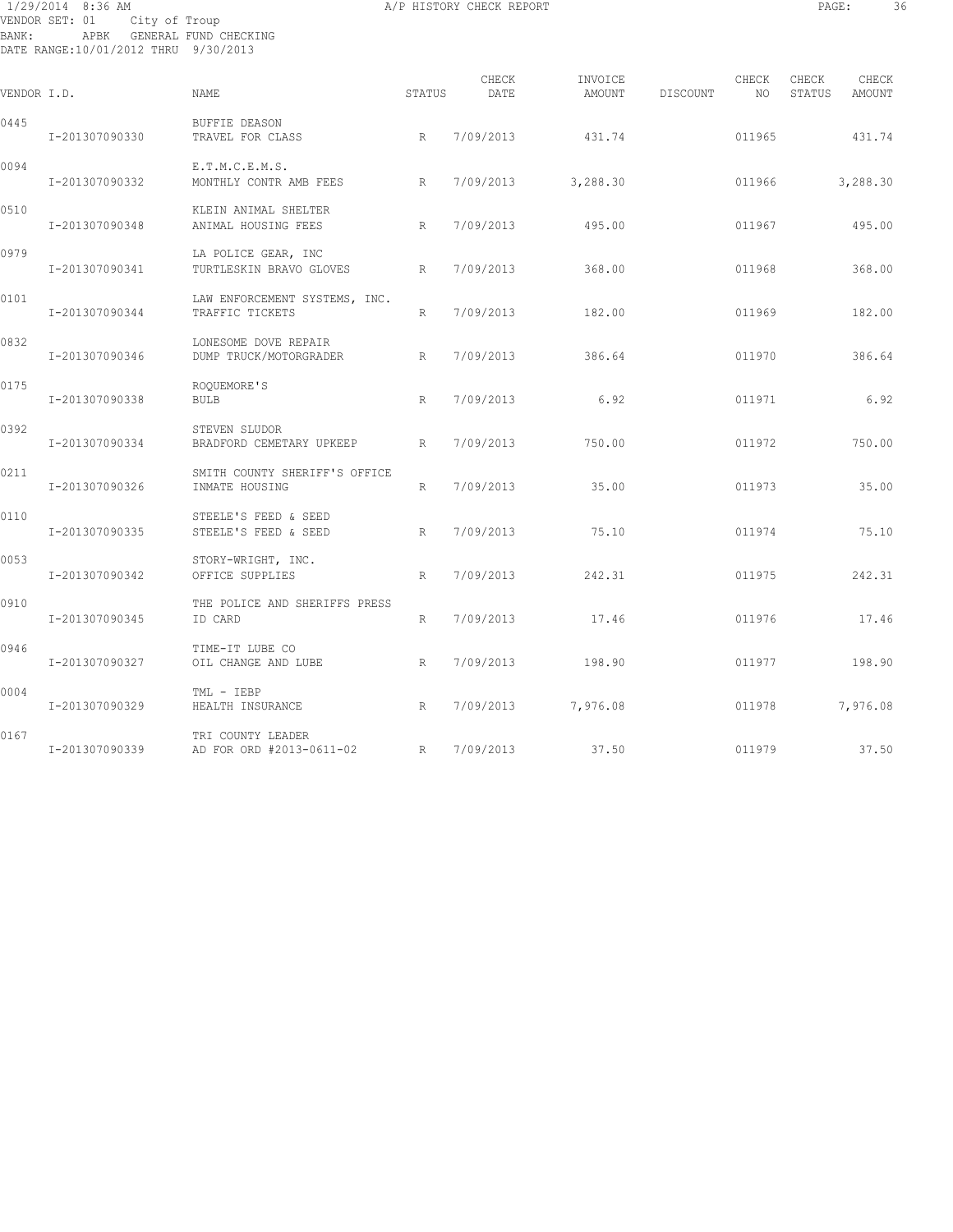1/29/2014 8:36 AM A/P HISTORY CHECK REPORT

VENDOR SET: 01 City of Troup
BANK: APBK GENERAL FUND CHECKING
DATE RANGE:10/01/2012 THRU 9/30/2013

| VENDOR I.D. | NAME | STATUS | CHECK DATE | INVOICE AMOUNT | DISCOUNT | CHECK NO | CHECK STATUS | CHECK AMOUNT |
|---|---|---|---|---|---|---|---|---|
| 0445 | BUFFIE DEASON | | | | | | | |
| I-201307090330 | TRAVEL FOR CLASS | R | 7/09/2013 | 431.74 | | 011965 | | 431.74 |
| 0094 | E.T.M.C.E.M.S. | | | | | | | |
| I-201307090332 | MONTHLY CONTR AMB FEES | R | 7/09/2013 | 3,288.30 | | 011966 | | 3,288.30 |
| 0510 | KLEIN ANIMAL SHELTER | | | | | | | |
| I-201307090348 | ANIMAL HOUSING FEES | R | 7/09/2013 | 495.00 | | 011967 | | 495.00 |
| 0979 | LA POLICE GEAR, INC | | | | | | | |
| I-201307090341 | TURTLESKIN BRAVO GLOVES | R | 7/09/2013 | 368.00 | | 011968 | | 368.00 |
| 0101 | LAW ENFORCEMENT SYSTEMS, INC. | | | | | | | |
| I-201307090344 | TRAFFIC TICKETS | R | 7/09/2013 | 182.00 | | 011969 | | 182.00 |
| 0832 | LONESOME DOVE REPAIR | | | | | | | |
| I-201307090346 | DUMP TRUCK/MOTORGRADER | R | 7/09/2013 | 386.64 | | 011970 | | 386.64 |
| 0175 | ROQUEMORE'S | | | | | | | |
| I-201307090338 | BULB | R | 7/09/2013 | 6.92 | | 011971 | | 6.92 |
| 0392 | STEVEN SLUDOR | | | | | | | |
| I-201307090334 | BRADFORD CEMETARY UPKEEP | R | 7/09/2013 | 750.00 | | 011972 | | 750.00 |
| 0211 | SMITH COUNTY SHERIFF'S OFFICE | | | | | | | |
| I-201307090326 | INMATE HOUSING | R | 7/09/2013 | 35.00 | | 011973 | | 35.00 |
| 0110 | STEELE'S FEED & SEED | | | | | | | |
| I-201307090335 | STEELE'S FEED & SEED | R | 7/09/2013 | 75.10 | | 011974 | | 75.10 |
| 0053 | STORY-WRIGHT, INC. | | | | | | | |
| I-201307090342 | OFFICE SUPPLIES | R | 7/09/2013 | 242.31 | | 011975 | | 242.31 |
| 0910 | THE POLICE AND SHERIFFS PRESS | | | | | | | |
| I-201307090345 | ID CARD | R | 7/09/2013 | 17.46 | | 011976 | | 17.46 |
| 0946 | TIME-IT LUBE CO | | | | | | | |
| I-201307090327 | OIL CHANGE AND LUBE | R | 7/09/2013 | 198.90 | | 011977 | | 198.90 |
| 0004 | TML - IEBP | | | | | | | |
| I-201307090329 | HEALTH INSURANCE | R | 7/09/2013 | 7,976.08 | | 011978 | | 7,976.08 |
| 0167 | TRI COUNTY LEADER | | | | | | | |
| I-201307090339 | AD FOR ORD #2013-0611-02 | R | 7/09/2013 | 37.50 | | 011979 | | 37.50 |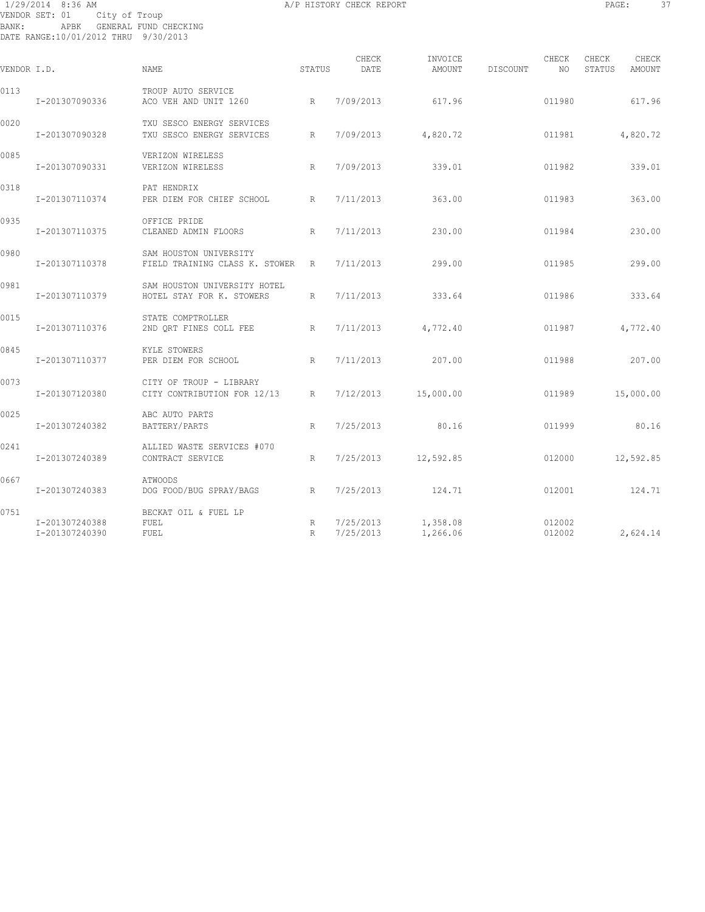1/29/2014 8:36 AM A/P HISTORY CHECK REPORT

VENDOR SET: 01 City of Troup
BANK: APBK GENERAL FUND CHECKING
DATE RANGE:10/01/2012 THRU 9/30/2013

| VENDOR I.D. | NAME | STATUS | CHECK DATE | INVOICE AMOUNT | DISCOUNT | CHECK NO | CHECK STATUS | CHECK AMOUNT |
|---|---|---|---|---|---|---|---|---|
| 0113 | TROUP AUTO SERVICE | | | | | | | |
| I-201307090336 | ACO VEH AND UNIT 1260 | R | 7/09/2013 | 617.96 | | 011980 | | 617.96 |
| 0020 | TXU SESCO ENERGY SERVICES | | | | | | | |
| I-201307090328 | TXU SESCO ENERGY SERVICES | R | 7/09/2013 | 4,820.72 | | 011981 | | 4,820.72 |
| 0085 | VERIZON WIRELESS | | | | | | | |
| I-201307090331 | VERIZON WIRELESS | R | 7/09/2013 | 339.01 | | 011982 | | 339.01 |
| 0318 | PAT HENDRIX | | | | | | | |
| I-201307110374 | PER DIEM FOR CHIEF SCHOOL | R | 7/11/2013 | 363.00 | | 011983 | | 363.00 |
| 0935 | OFFICE PRIDE | | | | | | | |
| I-201307110375 | CLEANED ADMIN FLOORS | R | 7/11/2013 | 230.00 | | 011984 | | 230.00 |
| 0980 | SAM HOUSTON UNIVERSITY | | | | | | | |
| I-201307110378 | FIELD TRAINING CLASS K. STOWER | R | 7/11/2013 | 299.00 | | 011985 | | 299.00 |
| 0981 | SAM HOUSTON UNIVERSITY HOTEL | | | | | | | |
| I-201307110379 | HOTEL STAY FOR K. STOWERS | R | 7/11/2013 | 333.64 | | 011986 | | 333.64 |
| 0015 | STATE COMPTROLLER | | | | | | | |
| I-201307110376 | 2ND QRT FINES COLL FEE | R | 7/11/2013 | 4,772.40 | | 011987 | | 4,772.40 |
| 0845 | KYLE STOWERS | | | | | | | |
| I-201307110377 | PER DIEM FOR SCHOOL | R | 7/11/2013 | 207.00 | | 011988 | | 207.00 |
| 0073 | CITY OF TROUP - LIBRARY | | | | | | | |
| I-201307120380 | CITY CONTRIBUTION FOR 12/13 | R | 7/12/2013 | 15,000.00 | | 011989 | | 15,000.00 |
| 0025 | ABC AUTO PARTS | | | | | | | |
| I-201307240382 | BATTERY/PARTS | R | 7/25/2013 | 80.16 | | 011999 | | 80.16 |
| 0241 | ALLIED WASTE SERVICES #070 | | | | | | | |
| I-201307240389 | CONTRACT SERVICE | R | 7/25/2013 | 12,592.85 | | 012000 | | 12,592.85 |
| 0667 | ATWOODS | | | | | | | |
| I-201307240383 | DOG FOOD/BUG SPRAY/BAGS | R | 7/25/2013 | 124.71 | | 012001 | | 124.71 |
| 0751 | BECKAT OIL & FUEL LP | | | | | | | |
| I-201307240388 | FUEL | R | 7/25/2013 | 1,358.08 | | 012002 | | |
| I-201307240390 | FUEL | R | 7/25/2013 | 1,266.06 | | 012002 | | 2,624.14 |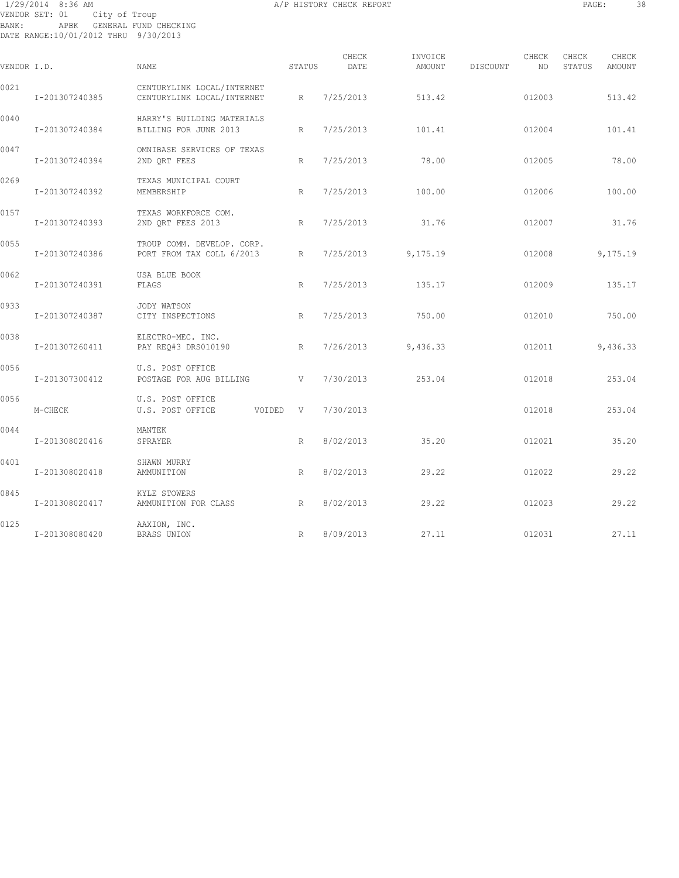1/29/2014 8:36 AM A/P HISTORY CHECK REPORT

VENDOR SET: 01 City of Troup
BANK: APBK GENERAL FUND CHECKING
DATE RANGE:10/01/2012 THRU 9/30/2013

| VENDOR I.D. | NAME | STATUS | CHECK DATE | INVOICE AMOUNT | DISCOUNT | CHECK NO | CHECK STATUS | CHECK AMOUNT |
|---|---|---|---|---|---|---|---|---|
| 0021 | CENTURYLINK LOCAL/INTERNET | | | | | | | |
| I-201307240385 | CENTURYLINK LOCAL/INTERNET | R | 7/25/2013 | 513.42 | | 012003 | | 513.42 |
| 0040 | HARRY'S BUILDING MATERIALS | | | | | | | |
| I-201307240384 | BILLING FOR JUNE 2013 | R | 7/25/2013 | 101.41 | | 012004 | | 101.41 |
| 0047 | OMNIBASE SERVICES OF TEXAS | | | | | | | |
| I-201307240394 | 2ND QRT FEES | R | 7/25/2013 | 78.00 | | 012005 | | 78.00 |
| 0269 | TEXAS MUNICIPAL COURT | | | | | | | |
| I-201307240392 | MEMBERSHIP | R | 7/25/2013 | 100.00 | | 012006 | | 100.00 |
| 0157 | TEXAS WORKFORCE COM. | | | | | | | |
| I-201307240393 | 2ND QRT FEES 2013 | R | 7/25/2013 | 31.76 | | 012007 | | 31.76 |
| 0055 | TROUP COMM. DEVELOP. CORP. | | | | | | | |
| I-201307240386 | PORT FROM TAX COLL 6/2013 | R | 7/25/2013 | 9,175.19 | | 012008 | | 9,175.19 |
| 0062 | USA BLUE BOOK | | | | | | | |
| I-201307240391 | FLAGS | R | 7/25/2013 | 135.17 | | 012009 | | 135.17 |
| 0933 | JODY WATSON | | | | | | | |
| I-201307240387 | CITY INSPECTIONS | R | 7/25/2013 | 750.00 | | 012010 | | 750.00 |
| 0038 | ELECTRO-MEC. INC. | | | | | | | |
| I-201307260411 | PAY REQ#3 DRS010190 | R | 7/26/2013 | 9,436.33 | | 012011 | | 9,436.33 |
| 0056 | U.S. POST OFFICE | | | | | | | |
| I-201307300412 | POSTAGE FOR AUG BILLING | V | 7/30/2013 | 253.04 | | 012018 | | 253.04 |
| 0056 | U.S. POST OFFICE | | | | | | | |
| M-CHECK | U.S. POST OFFICE VOIDED | V | 7/30/2013 | | | 012018 | | 253.04 |
| 0044 | MANTEK | | | | | | | |
| I-201308020416 | SPRAYER | R | 8/02/2013 | 35.20 | | 012021 | | 35.20 |
| 0401 | SHAWN MURRY | | | | | | | |
| I-201308020418 | AMMUNITION | R | 8/02/2013 | 29.22 | | 012022 | | 29.22 |
| 0845 | KYLE STOWERS | | | | | | | |
| I-201308020417 | AMMUNITION FOR CLASS | R | 8/02/2013 | 29.22 | | 012023 | | 29.22 |
| 0125 | AAXION, INC. | | | | | | | |
| I-201308080420 | BRASS UNION | R | 8/09/2013 | 27.11 | | 012031 | | 27.11 |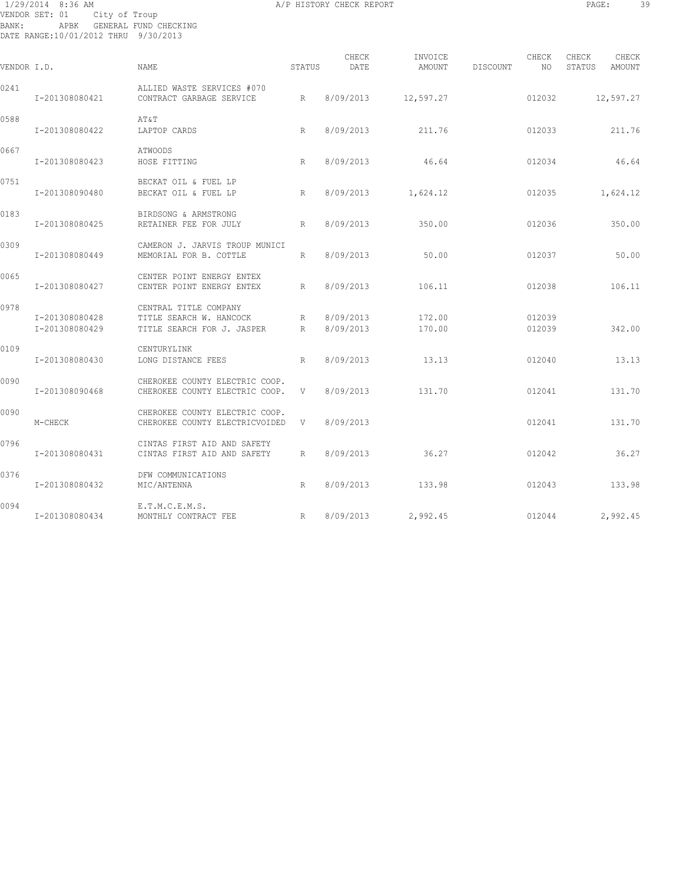1/29/2014 8:36 AM A/P HISTORY CHECK REPORT

VENDOR SET: 01 City of Troup
BANK: APBK GENERAL FUND CHECKING
DATE RANGE:10/01/2012 THRU 9/30/2013

| VENDOR I.D. | | NAME | STATUS | CHECK DATE | INVOICE AMOUNT | DISCOUNT | CHECK NO | CHECK STATUS | CHECK AMOUNT |
|---|---|---|---|---|---|---|---|---|---|
| 0241 | | ALLIED WASTE SERVICES #070 | | | | | | | |
| | I-201308080421 | CONTRACT GARBAGE SERVICE | R | 8/09/2013 | 12,597.27 | | 012032 | | 12,597.27 |
| 0588 | | AT&T | | | | | | | |
| | I-201308080422 | LAPTOP CARDS | R | 8/09/2013 | 211.76 | | 012033 | | 211.76 |
| 0667 | | ATWOODS | | | | | | | |
| | I-201308080423 | HOSE FITTING | R | 8/09/2013 | 46.64 | | 012034 | | 46.64 |
| 0751 | | BECKAT OIL & FUEL LP | | | | | | | |
| | I-201308090480 | BECKAT OIL & FUEL LP | R | 8/09/2013 | 1,624.12 | | 012035 | | 1,624.12 |
| 0183 | | BIRDSONG & ARMSTRONG | | | | | | | |
| | I-201308080425 | RETAINER FEE FOR JULY | R | 8/09/2013 | 350.00 | | 012036 | | 350.00 |
| 0309 | | CAMERON J. JARVIS TROUP MUNICI | | | | | | | |
| | I-201308080449 | MEMORIAL FOR B. COTTLE | R | 8/09/2013 | 50.00 | | 012037 | | 50.00 |
| 0065 | | CENTER POINT ENERGY ENTEX | | | | | | | |
| | I-201308080427 | CENTER POINT ENERGY ENTEX | R | 8/09/2013 | 106.11 | | 012038 | | 106.11 |
| 0978 | | CENTRAL TITLE COMPANY | | | | | | | |
| | I-201308080428 | TITLE SEARCH W. HANCOCK | R | 8/09/2013 | 172.00 | | 012039 | | |
| | I-201308080429 | TITLE SEARCH FOR J. JASPER | R | 8/09/2013 | 170.00 | | 012039 | | 342.00 |
| 0109 | | CENTURYLINK | | | | | | | |
| | I-201308080430 | LONG DISTANCE FEES | R | 8/09/2013 | 13.13 | | 012040 | | 13.13 |
| 0090 | | CHEROKEE COUNTY ELECTRIC COOP. | | | | | | | |
| | I-201308090468 | CHEROKEE COUNTY ELECTRIC COOP. | V | 8/09/2013 | 131.70 | | 012041 | | 131.70 |
| 0090 | | CHEROKEE COUNTY ELECTRIC COOP. | | | | | | | |
| | M-CHECK | CHEROKEE COUNTY ELECTRICVOIDED | V | 8/09/2013 | | | 012041 | | 131.70 |
| 0796 | | CINTAS FIRST AID AND SAFETY | | | | | | | |
| | I-201308080431 | CINTAS FIRST AID AND SAFETY | R | 8/09/2013 | 36.27 | | 012042 | | 36.27 |
| 0376 | | DFW COMMUNICATIONS | | | | | | | |
| | I-201308080432 | MIC/ANTENNA | R | 8/09/2013 | 133.98 | | 012043 | | 133.98 |
| 0094 | | E.T.M.C.E.M.S. | | | | | | | |
| | I-201308080434 | MONTHLY CONTRACT FEE | R | 8/09/2013 | 2,992.45 | | 012044 | | 2,992.45 |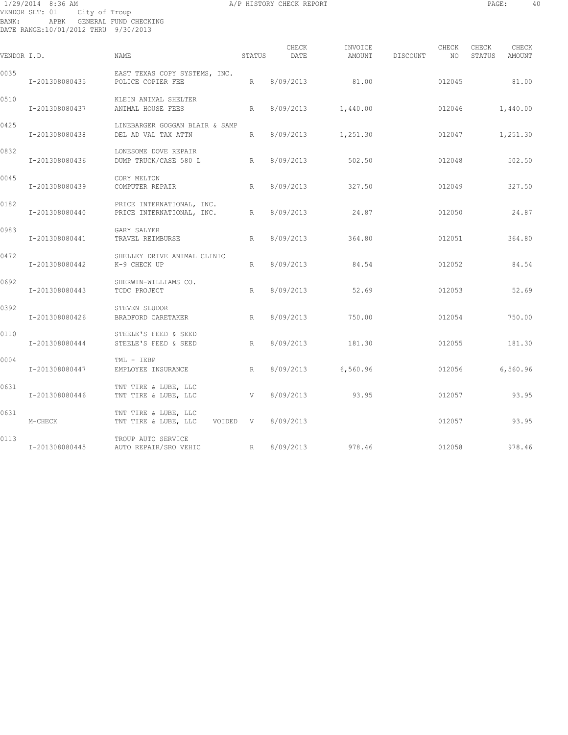1/29/2014 8:36 AM A/P HISTORY CHECK REPORT

VENDOR SET: 01 City of Troup
BANK: APBK GENERAL FUND CHECKING
DATE RANGE:10/01/2012 THRU 9/30/2013

| VENDOR I.D. | | NAME | STATUS | CHECK DATE | INVOICE AMOUNT | DISCOUNT | CHECK NO | CHECK STATUS | CHECK AMOUNT |
|---|---|---|---|---|---|---|---|---|---|
| 0035 | | EAST TEXAS COPY SYSTEMS, INC. | | | | | | | |
| | I-201308080435 | POLICE COPIER FEE | R | 8/09/2013 | 81.00 | | 012045 | | 81.00 |
| 0510 | | KLEIN ANIMAL SHELTER | | | | | | | |
| | I-201308080437 | ANIMAL HOUSE FEES | R | 8/09/2013 | 1,440.00 | | 012046 | | 1,440.00 |
| 0425 | | LINEBARGER GOGGAN BLAIR & SAMP | | | | | | | |
| | I-201308080438 | DEL AD VAL TAX ATTN | R | 8/09/2013 | 1,251.30 | | 012047 | | 1,251.30 |
| 0832 | | LONESOME DOVE REPAIR | | | | | | | |
| | I-201308080436 | DUMP TRUCK/CASE 580 L | R | 8/09/2013 | 502.50 | | 012048 | | 502.50 |
| 0045 | | CORY MELTON | | | | | | | |
| | I-201308080439 | COMPUTER REPAIR | R | 8/09/2013 | 327.50 | | 012049 | | 327.50 |
| 0182 | | PRICE INTERNATIONAL, INC. | | | | | | | |
| | I-201308080440 | PRICE INTERNATIONAL, INC. | R | 8/09/2013 | 24.87 | | 012050 | | 24.87 |
| 0983 | | GARY SALYER | | | | | | | |
| | I-201308080441 | TRAVEL REIMBURSE | R | 8/09/2013 | 364.80 | | 012051 | | 364.80 |
| 0472 | | SHELLEY DRIVE ANIMAL CLINIC | | | | | | | |
| | I-201308080442 | K-9 CHECK UP | R | 8/09/2013 | 84.54 | | 012052 | | 84.54 |
| 0692 | | SHERWIN-WILLIAMS CO. | | | | | | | |
| | I-201308080443 | TCDC PROJECT | R | 8/09/2013 | 52.69 | | 012053 | | 52.69 |
| 0392 | | STEVEN SLUDOR | | | | | | | |
| | I-201308080426 | BRADFORD CARETAKER | R | 8/09/2013 | 750.00 | | 012054 | | 750.00 |
| 0110 | | STEELE'S FEED & SEED | | | | | | | |
| | I-201308080444 | STEELE'S FEED & SEED | R | 8/09/2013 | 181.30 | | 012055 | | 181.30 |
| 0004 | | TML - IEBP | | | | | | | |
| | I-201308080447 | EMPLOYEE INSURANCE | R | 8/09/2013 | 6,560.96 | | 012056 | | 6,560.96 |
| 0631 | | TNT TIRE & LUBE, LLC | | | | | | | |
| | I-201308080446 | TNT TIRE & LUBE, LLC | V | 8/09/2013 | 93.95 | | 012057 | | 93.95 |
| 0631 | | TNT TIRE & LUBE, LLC | | | | | | | |
| | M-CHECK | TNT TIRE & LUBE, LLC VOIDED | V | 8/09/2013 | | | 012057 | | 93.95 |
| 0113 | | TROUP AUTO SERVICE | | | | | | | |
| | I-201308080445 | AUTO REPAIR/SRO VEHIC | R | 8/09/2013 | 978.46 | | 012058 | | 978.46 |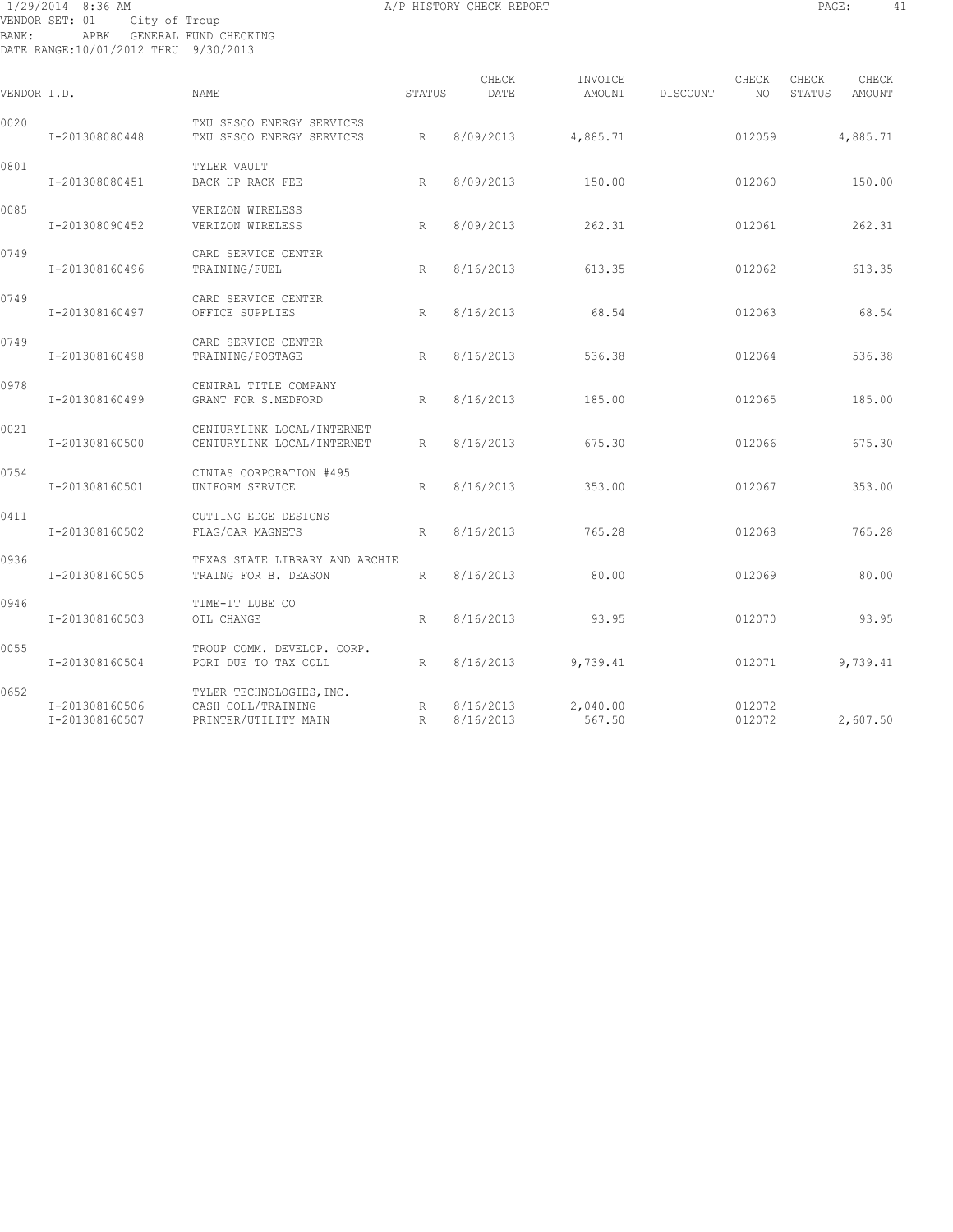1/29/2014 8:36 AM A/P HISTORY CHECK REPORT
VENDOR SET: 01 City of Troup
BANK: APBK GENERAL FUND CHECKING
DATE RANGE:10/01/2012 THRU 9/30/2013

| VENDOR I.D. | NAME | STATUS | CHECK DATE | INVOICE AMOUNT | DISCOUNT | CHECK NO | CHECK STATUS | CHECK AMOUNT |
|---|---|---|---|---|---|---|---|---|
| 0020 | TXU SESCO ENERGY SERVICES | | | | | | | |
| I-201308080448 | TXU SESCO ENERGY SERVICES | R | 8/09/2013 | 4,885.71 | | 012059 | | 4,885.71 |
| 0801 | TYLER VAULT | | | | | | | |
| I-201308080451 | BACK UP RACK FEE | R | 8/09/2013 | 150.00 | | 012060 | | 150.00 |
| 0085 | VERIZON WIRELESS | | | | | | | |
| I-201308090452 | VERIZON WIRELESS | R | 8/09/2013 | 262.31 | | 012061 | | 262.31 |
| 0749 | CARD SERVICE CENTER | | | | | | | |
| I-201308160496 | TRAINING/FUEL | R | 8/16/2013 | 613.35 | | 012062 | | 613.35 |
| 0749 | CARD SERVICE CENTER | | | | | | | |
| I-201308160497 | OFFICE SUPPLIES | R | 8/16/2013 | 68.54 | | 012063 | | 68.54 |
| 0749 | CARD SERVICE CENTER | | | | | | | |
| I-201308160498 | TRAINING/POSTAGE | R | 8/16/2013 | 536.38 | | 012064 | | 536.38 |
| 0978 | CENTRAL TITLE COMPANY | | | | | | | |
| I-201308160499 | GRANT FOR S.MEDFORD | R | 8/16/2013 | 185.00 | | 012065 | | 185.00 |
| 0021 | CENTURYLINK LOCAL/INTERNET | | | | | | | |
| I-201308160500 | CENTURYLINK LOCAL/INTERNET | R | 8/16/2013 | 675.30 | | 012066 | | 675.30 |
| 0754 | CINTAS CORPORATION #495 | | | | | | | |
| I-201308160501 | UNIFORM SERVICE | R | 8/16/2013 | 353.00 | | 012067 | | 353.00 |
| 0411 | CUTTING EDGE DESIGNS | | | | | | | |
| I-201308160502 | FLAG/CAR MAGNETS | R | 8/16/2013 | 765.28 | | 012068 | | 765.28 |
| 0936 | TEXAS STATE LIBRARY AND ARCHIE | | | | | | | |
| I-201308160505 | TRAING FOR B. DEASON | R | 8/16/2013 | 80.00 | | 012069 | | 80.00 |
| 0946 | TIME-IT LUBE CO | | | | | | | |
| I-201308160503 | OIL CHANGE | R | 8/16/2013 | 93.95 | | 012070 | | 93.95 |
| 0055 | TROUP COMM. DEVELOP. CORP. | | | | | | | |
| I-201308160504 | PORT DUE TO TAX COLL | R | 8/16/2013 | 9,739.41 | | 012071 | | 9,739.41 |
| 0652 | TYLER TECHNOLOGIES,INC. | | | | | | | |
| I-201308160506 | CASH COLL/TRAINING | R | 8/16/2013 | 2,040.00 | | 012072 | | |
| I-201308160507 | PRINTER/UTILITY MAIN | R | 8/16/2013 | 567.50 | | 012072 | | 2,607.50 |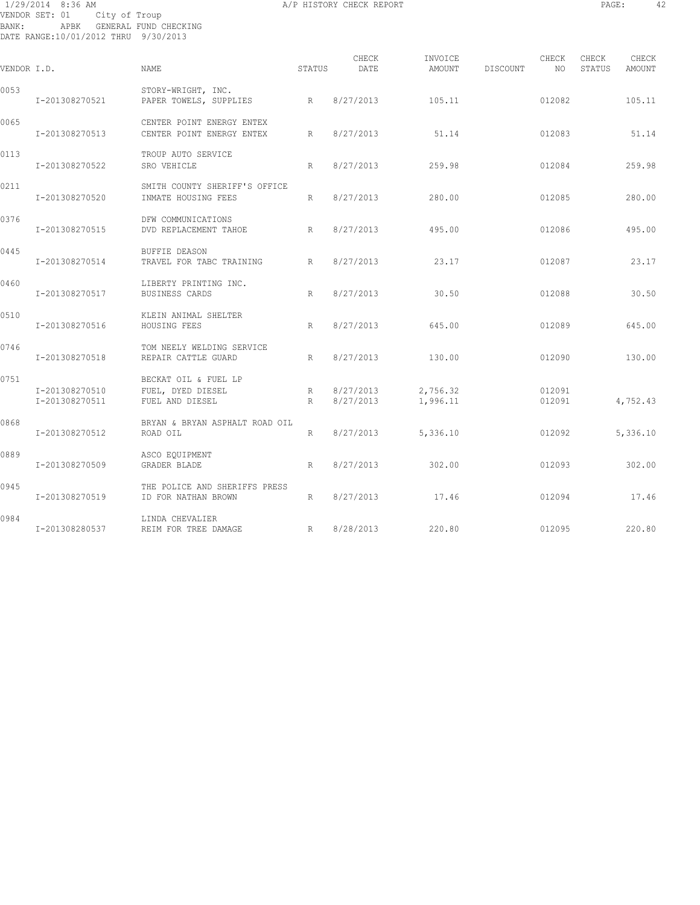1/29/2014 8:36 AM A/P HISTORY CHECK REPORT

VENDOR SET: 01 City of Troup
BANK: APBK GENERAL FUND CHECKING
DATE RANGE:10/01/2012 THRU 9/30/2013

| VENDOR I.D. | NAME | STATUS | CHECK DATE | INVOICE AMOUNT | DISCOUNT | CHECK NO | CHECK STATUS | CHECK AMOUNT |
|---|---|---|---|---|---|---|---|---|
| 0053 | STORY-WRIGHT, INC. | | | | | | | |
| I-201308270521 | PAPER TOWELS, SUPPLIES | R | 8/27/2013 | 105.11 | | 012082 | | 105.11 |
| 0065 | CENTER POINT ENERGY ENTEX | | | | | | | |
| I-201308270513 | CENTER POINT ENERGY ENTEX | R | 8/27/2013 | 51.14 | | 012083 | | 51.14 |
| 0113 | TROUP AUTO SERVICE | | | | | | | |
| I-201308270522 | SRO VEHICLE | R | 8/27/2013 | 259.98 | | 012084 | | 259.98 |
| 0211 | SMITH COUNTY SHERIFF'S OFFICE | | | | | | | |
| I-201308270520 | INMATE HOUSING FEES | R | 8/27/2013 | 280.00 | | 012085 | | 280.00 |
| 0376 | DFW COMMUNICATIONS | | | | | | | |
| I-201308270515 | DVD REPLACEMENT TAHOE | R | 8/27/2013 | 495.00 | | 012086 | | 495.00 |
| 0445 | BUFFIE DEASON | | | | | | | |
| I-201308270514 | TRAVEL FOR TABC TRAINING | R | 8/27/2013 | 23.17 | | 012087 | | 23.17 |
| 0460 | LIBERTY PRINTING INC. | | | | | | | |
| I-201308270517 | BUSINESS CARDS | R | 8/27/2013 | 30.50 | | 012088 | | 30.50 |
| 0510 | KLEIN ANIMAL SHELTER | | | | | | | |
| I-201308270516 | HOUSING FEES | R | 8/27/2013 | 645.00 | | 012089 | | 645.00 |
| 0746 | TOM NEELY WELDING SERVICE | | | | | | | |
| I-201308270518 | REPAIR CATTLE GUARD | R | 8/27/2013 | 130.00 | | 012090 | | 130.00 |
| 0751 | BECKAT OIL & FUEL LP | | | | | | | |
| I-201308270510 | FUEL, DYED DIESEL | R | 8/27/2013 | 2,756.32 | | 012091 | | |
| I-201308270511 | FUEL AND DIESEL | R | 8/27/2013 | 1,996.11 | | 012091 | | 4,752.43 |
| 0868 | BRYAN & BRYAN ASPHALT ROAD OIL | | | | | | | |
| I-201308270512 | ROAD OIL | R | 8/27/2013 | 5,336.10 | | 012092 | | 5,336.10 |
| 0889 | ASCO EQUIPMENT | | | | | | | |
| I-201308270509 | GRADER BLADE | R | 8/27/2013 | 302.00 | | 012093 | | 302.00 |
| 0945 | THE POLICE AND SHERIFFS PRESS | | | | | | | |
| I-201308270519 | ID FOR NATHAN BROWN | R | 8/27/2013 | 17.46 | | 012094 | | 17.46 |
| 0984 | LINDA CHEVALIER | | | | | | | |
| I-201308280537 | REIM FOR TREE DAMAGE | R | 8/28/2013 | 220.80 | | 012095 | | 220.80 |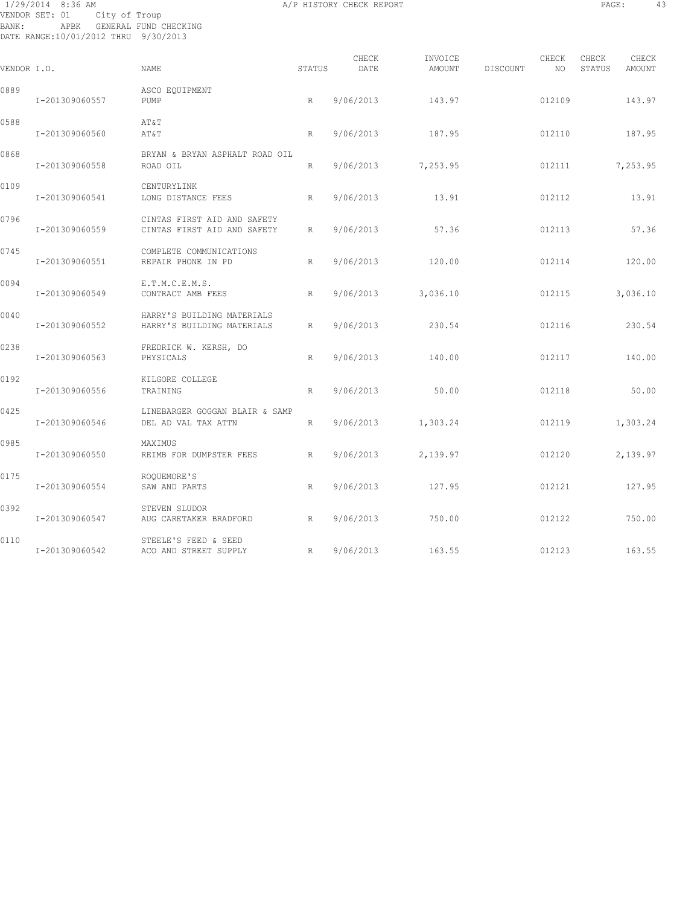1/29/2014 8:36 AM A/P HISTORY CHECK REPORT

VENDOR SET: 01 City of Troup
BANK: APBK GENERAL FUND CHECKING
DATE RANGE:10/01/2012 THRU 9/30/2013

| VENDOR I.D. | | NAME | STATUS | CHECK DATE | INVOICE AMOUNT | DISCOUNT | CHECK NO | CHECK STATUS | CHECK AMOUNT |
|---|---|---|---|---|---|---|---|---|---|
| 0889 | | ASCO EQUIPMENT | | | | | | | |
| | I-201309060557 | PUMP | R | 9/06/2013 | 143.97 | | 012109 | | 143.97 |
| 0588 | | AT&T | | | | | | | |
| | I-201309060560 | AT&T | R | 9/06/2013 | 187.95 | | 012110 | | 187.95 |
| 0868 | | BRYAN & BRYAN ASPHALT ROAD OIL | | | | | | | |
| | I-201309060558 | ROAD OIL | R | 9/06/2013 | 7,253.95 | | 012111 | | 7,253.95 |
| 0109 | | CENTURYLINK | | | | | | | |
| | I-201309060541 | LONG DISTANCE FEES | R | 9/06/2013 | 13.91 | | 012112 | | 13.91 |
| 0796 | | CINTAS FIRST AID AND SAFETY | | | | | | | |
| | I-201309060559 | CINTAS FIRST AID AND SAFETY | R | 9/06/2013 | 57.36 | | 012113 | | 57.36 |
| 0745 | | COMPLETE COMMUNICATIONS | | | | | | | |
| | I-201309060551 | REPAIR PHONE IN PD | R | 9/06/2013 | 120.00 | | 012114 | | 120.00 |
| 0094 | | E.T.M.C.E.M.S. | | | | | | | |
| | I-201309060549 | CONTRACT AMB FEES | R | 9/06/2013 | 3,036.10 | | 012115 | | 3,036.10 |
| 0040 | | HARRY'S BUILDING MATERIALS | | | | | | | |
| | I-201309060552 | HARRY'S BUILDING MATERIALS | R | 9/06/2013 | 230.54 | | 012116 | | 230.54 |
| 0238 | | FREDRICK W. KERSH, DO | | | | | | | |
| | I-201309060563 | PHYSICALS | R | 9/06/2013 | 140.00 | | 012117 | | 140.00 |
| 0192 | | KILGORE COLLEGE | | | | | | | |
| | I-201309060556 | TRAINING | R | 9/06/2013 | 50.00 | | 012118 | | 50.00 |
| 0425 | | LINEBARGER GOGGAN BLAIR & SAMP | | | | | | | |
| | I-201309060546 | DEL AD VAL TAX ATTN | R | 9/06/2013 | 1,303.24 | | 012119 | | 1,303.24 |
| 0985 | | MAXIMUS | | | | | | | |
| | I-201309060550 | REIMB FOR DUMPSTER FEES | R | 9/06/2013 | 2,139.97 | | 012120 | | 2,139.97 |
| 0175 | | ROQUEMORE'S | | | | | | | |
| | I-201309060554 | SAW AND PARTS | R | 9/06/2013 | 127.95 | | 012121 | | 127.95 |
| 0392 | | STEVEN SLUDOR | | | | | | | |
| | I-201309060547 | AUG CARETAKER BRADFORD | R | 9/06/2013 | 750.00 | | 012122 | | 750.00 |
| 0110 | | STEELE'S FEED & SEED | | | | | | | |
| | I-201309060542 | ACO AND STREET SUPPLY | R | 9/06/2013 | 163.55 | | 012123 | | 163.55 |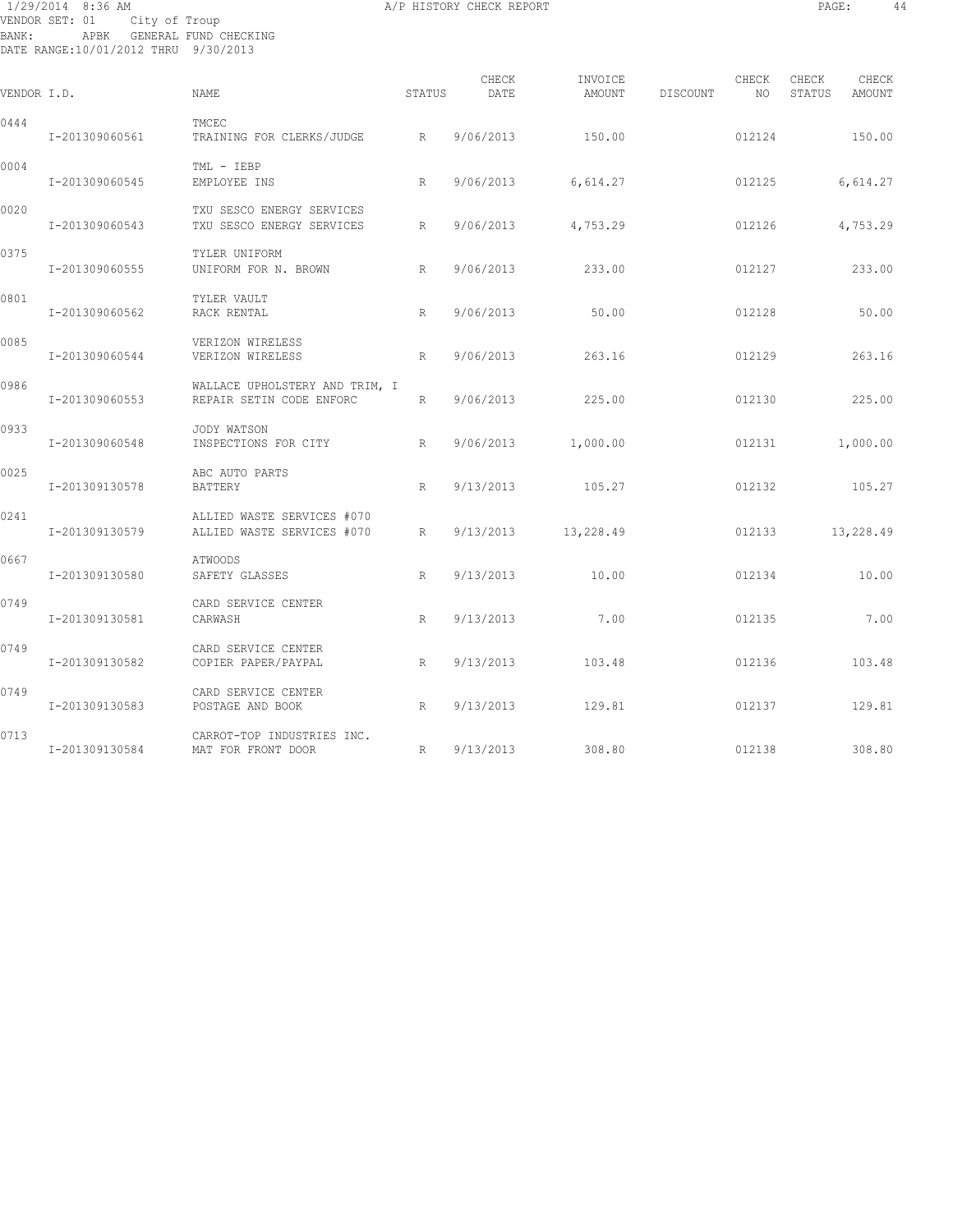1/29/2014 8:36 AM A/P HISTORY CHECK REPORT

VENDOR SET: 01 City of Troup
BANK: APBK GENERAL FUND CHECKING
DATE RANGE:10/01/2012 THRU 9/30/2013

| VENDOR I.D. | | NAME | STATUS | CHECK DATE | INVOICE AMOUNT | DISCOUNT | CHECK NO | CHECK STATUS | CHECK AMOUNT |
|---|---|---|---|---|---|---|---|---|---|
| 0444 | | TMCEC | | | | | | | |
| | I-201309060561 | TRAINING FOR CLERKS/JUDGE | R | 9/06/2013 | 150.00 | | 012124 | | 150.00 |
| 0004 | | TML - IEBP | | | | | | | |
| | I-201309060545 | EMPLOYEE INS | R | 9/06/2013 | 6,614.27 | | 012125 | | 6,614.27 |
| 0020 | | TXU SESCO ENERGY SERVICES | | | | | | | |
| | I-201309060543 | TXU SESCO ENERGY SERVICES | R | 9/06/2013 | 4,753.29 | | 012126 | | 4,753.29 |
| 0375 | | TYLER UNIFORM | | | | | | | |
| | I-201309060555 | UNIFORM FOR N. BROWN | R | 9/06/2013 | 233.00 | | 012127 | | 233.00 |
| 0801 | | TYLER VAULT | | | | | | | |
| | I-201309060562 | RACK RENTAL | R | 9/06/2013 | 50.00 | | 012128 | | 50.00 |
| 0085 | | VERIZON WIRELESS | | | | | | | |
| | I-201309060544 | VERIZON WIRELESS | R | 9/06/2013 | 263.16 | | 012129 | | 263.16 |
| 0986 | | WALLACE UPHOLSTERY AND TRIM, I | | | | | | | |
| | I-201309060553 | REPAIR SETIN CODE ENFORC | R | 9/06/2013 | 225.00 | | 012130 | | 225.00 |
| 0933 | | JODY WATSON | | | | | | | |
| | I-201309060548 | INSPECTIONS FOR CITY | R | 9/06/2013 | 1,000.00 | | 012131 | | 1,000.00 |
| 0025 | | ABC AUTO PARTS | | | | | | | |
| | I-201309130578 | BATTERY | R | 9/13/2013 | 105.27 | | 012132 | | 105.27 |
| 0241 | | ALLIED WASTE SERVICES #070 | | | | | | | |
| | I-201309130579 | ALLIED WASTE SERVICES #070 | R | 9/13/2013 | 13,228.49 | | 012133 | | 13,228.49 |
| 0667 | | ATWOODS | | | | | | | |
| | I-201309130580 | SAFETY GLASSES | R | 9/13/2013 | 10.00 | | 012134 | | 10.00 |
| 0749 | | CARD SERVICE CENTER | | | | | | | |
| | I-201309130581 | CARWASH | R | 9/13/2013 | 7.00 | | 012135 | | 7.00 |
| 0749 | | CARD SERVICE CENTER | | | | | | | |
| | I-201309130582 | COPIER PAPER/PAYPAL | R | 9/13/2013 | 103.48 | | 012136 | | 103.48 |
| 0749 | | CARD SERVICE CENTER | | | | | | | |
| | I-201309130583 | POSTAGE AND BOOK | R | 9/13/2013 | 129.81 | | 012137 | | 129.81 |
| 0713 | | CARROT-TOP INDUSTRIES INC. | | | | | | | |
| | I-201309130584 | MAT FOR FRONT DOOR | R | 9/13/2013 | 308.80 | | 012138 | | 308.80 |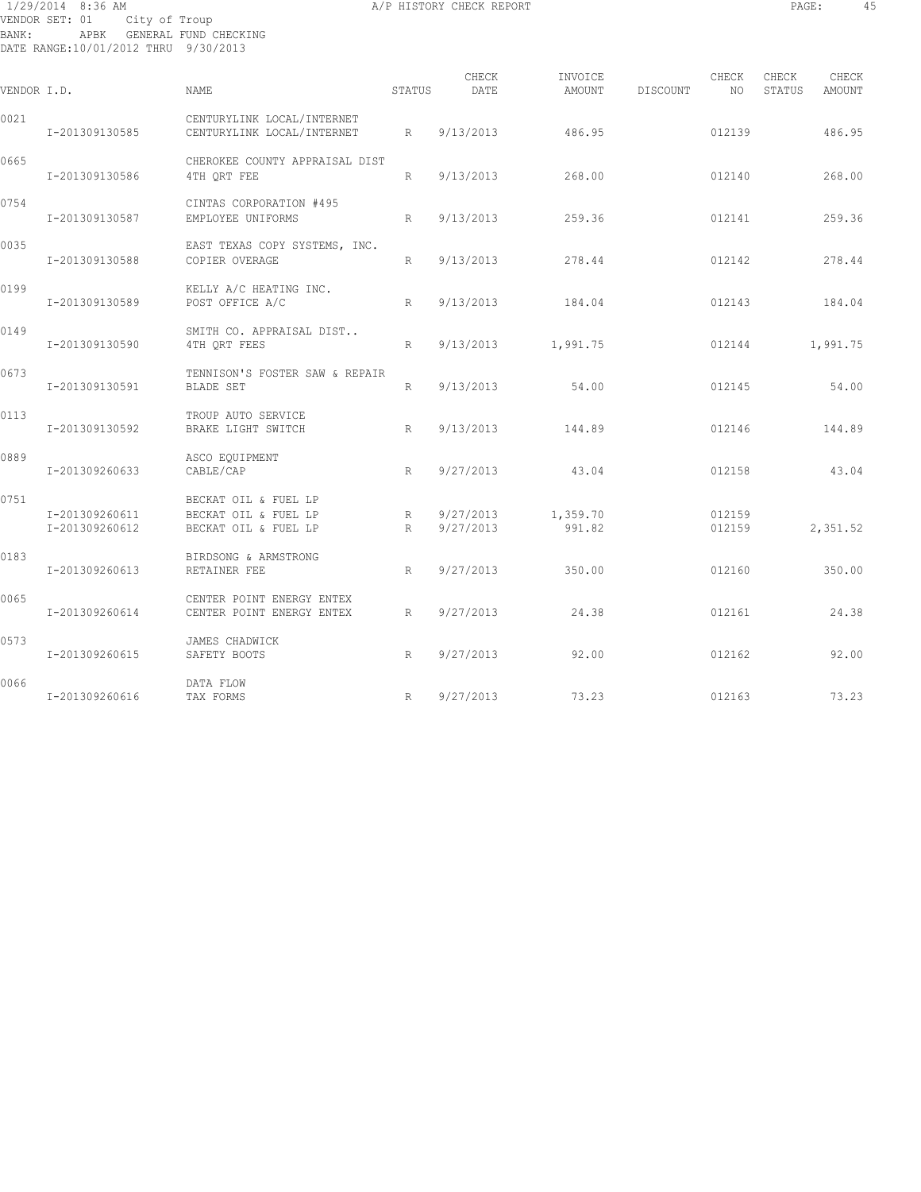1/29/2014 8:36 AM A/P HISTORY CHECK REPORT

VENDOR SET: 01 City of Troup
BANK: APBK GENERAL FUND CHECKING
DATE RANGE:10/01/2012 THRU 9/30/2013

| VENDOR I.D. | | NAME | STATUS | CHECK DATE | INVOICE AMOUNT | DISCOUNT | CHECK NO | CHECK STATUS | CHECK AMOUNT |
|---|---|---|---|---|---|---|---|---|---|
| 0021 | | CENTURYLINK LOCAL/INTERNET | | | | | | | |
| | I-201309130585 | CENTURYLINK LOCAL/INTERNET | R | 9/13/2013 | 486.95 | | 012139 | | 486.95 |
| 0665 | | CHEROKEE COUNTY APPRAISAL DIST | | | | | | | |
| | I-201309130586 | 4TH QRT FEE | R | 9/13/2013 | 268.00 | | 012140 | | 268.00 |
| 0754 | | CINTAS CORPORATION #495 | | | | | | | |
| | I-201309130587 | EMPLOYEE UNIFORMS | R | 9/13/2013 | 259.36 | | 012141 | | 259.36 |
| 0035 | | EAST TEXAS COPY SYSTEMS, INC. | | | | | | | |
| | I-201309130588 | COPIER OVERAGE | R | 9/13/2013 | 278.44 | | 012142 | | 278.44 |
| 0199 | | KELLY A/C HEATING INC. | | | | | | | |
| | I-201309130589 | POST OFFICE A/C | R | 9/13/2013 | 184.04 | | 012143 | | 184.04 |
| 0149 | | SMITH CO. APPRAISAL DIST.. | | | | | | | |
| | I-201309130590 | 4TH QRT FEES | R | 9/13/2013 | 1,991.75 | | 012144 | | 1,991.75 |
| 0673 | | TENNISON'S FOSTER SAW & REPAIR | | | | | | | |
| | I-201309130591 | BLADE SET | R | 9/13/2013 | 54.00 | | 012145 | | 54.00 |
| 0113 | | TROUP AUTO SERVICE | | | | | | | |
| | I-201309130592 | BRAKE LIGHT SWITCH | R | 9/13/2013 | 144.89 | | 012146 | | 144.89 |
| 0889 | | ASCO EQUIPMENT | | | | | | | |
| | I-201309260633 | CABLE/CAP | R | 9/27/2013 | 43.04 | | 012158 | | 43.04 |
| 0751 | | BECKAT OIL & FUEL LP | | | | | | | |
| | I-201309260611 | BECKAT OIL & FUEL LP | R | 9/27/2013 | 1,359.70 | | 012159 | | |
| | I-201309260612 | BECKAT OIL & FUEL LP | R | 9/27/2013 | 991.82 | | 012159 | | 2,351.52 |
| 0183 | | BIRDSONG & ARMSTRONG | | | | | | | |
| | I-201309260613 | RETAINER FEE | R | 9/27/2013 | 350.00 | | 012160 | | 350.00 |
| 0065 | | CENTER POINT ENERGY ENTEX | | | | | | | |
| | I-201309260614 | CENTER POINT ENERGY ENTEX | R | 9/27/2013 | 24.38 | | 012161 | | 24.38 |
| 0573 | | JAMES CHADWICK | | | | | | | |
| | I-201309260615 | SAFETY BOOTS | R | 9/27/2013 | 92.00 | | 012162 | | 92.00 |
| 0066 | | DATA FLOW | | | | | | | |
| | I-201309260616 | TAX FORMS | R | 9/27/2013 | 73.23 | | 012163 | | 73.23 |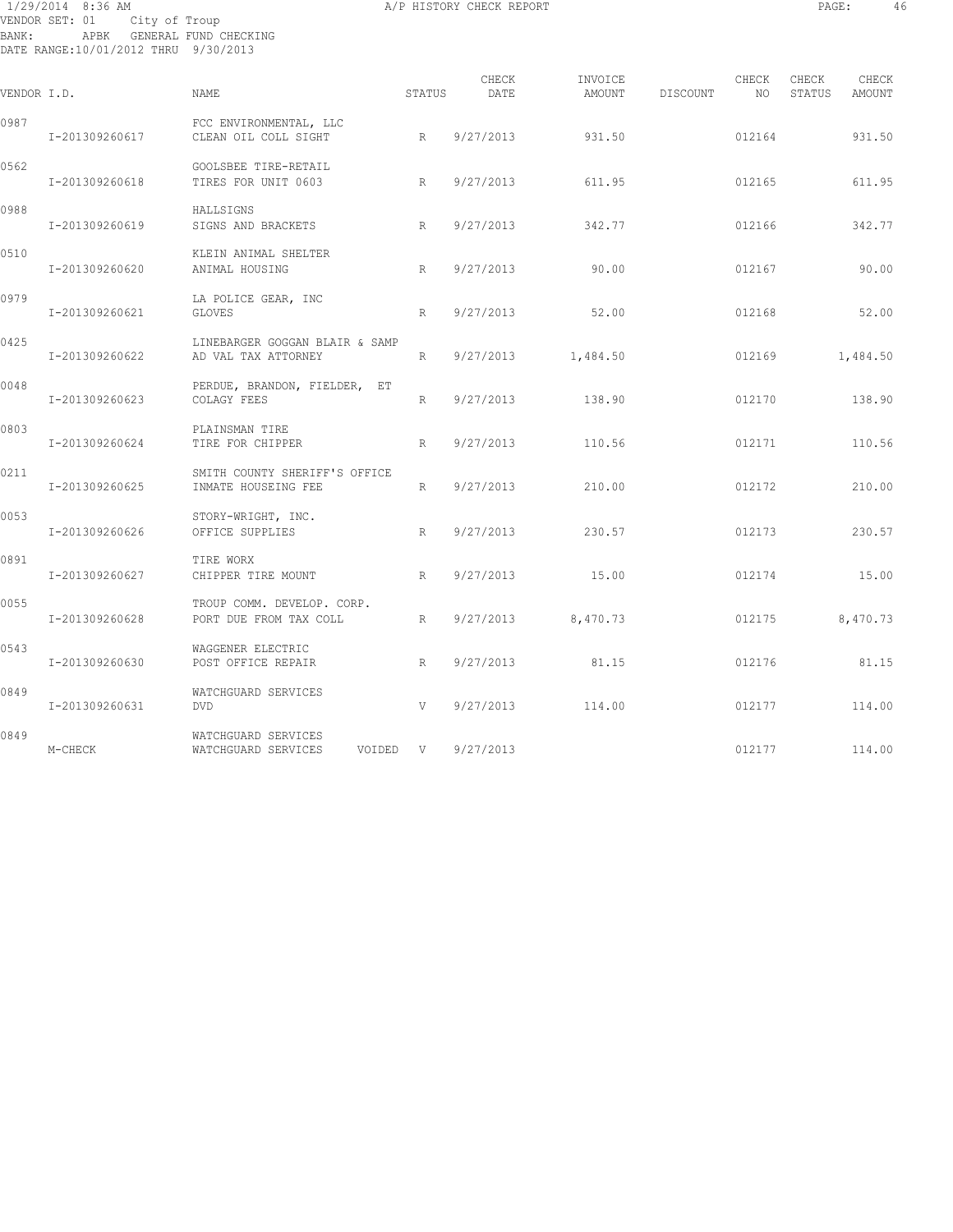VENDOR SET: 01 City of Troup
BANK: APBK GENERAL FUND CHECKING
DATE RANGE:10/01/2012 THRU 9/30/2013

| VENDOR I.D. | | NAME | STATUS | CHECK DATE | INVOICE AMOUNT | DISCOUNT | CHECK NO | CHECK STATUS | CHECK AMOUNT |
|---|---|---|---|---|---|---|---|---|---|
| 0987 | | FCC ENVIRONMENTAL, LLC | | | | | | | |
| | I-201309260617 | CLEAN OIL COLL SIGHT | R | 9/27/2013 | 931.50 | | 012164 | | 931.50 |
| 0562 | | GOOLSBEE TIRE-RETAIL | | | | | | | |
| | I-201309260618 | TIRES FOR UNIT 0603 | R | 9/27/2013 | 611.95 | | 012165 | | 611.95 |
| 0988 | | HALLSIGNS | | | | | | | |
| | I-201309260619 | SIGNS AND BRACKETS | R | 9/27/2013 | 342.77 | | 012166 | | 342.77 |
| 0510 | | KLEIN ANIMAL SHELTER | | | | | | | |
| | I-201309260620 | ANIMAL HOUSING | R | 9/27/2013 | 90.00 | | 012167 | | 90.00 |
| 0979 | | LA POLICE GEAR, INC | | | | | | | |
| | I-201309260621 | GLOVES | R | 9/27/2013 | 52.00 | | 012168 | | 52.00 |
| 0425 | | LINEBARGER GOGGAN BLAIR & SAMP | | | | | | | |
| | I-201309260622 | AD VAL TAX ATTORNEY | R | 9/27/2013 | 1,484.50 | | 012169 | | 1,484.50 |
| 0048 | | PERDUE, BRANDON, FIELDER, ET | | | | | | | |
| | I-201309260623 | COLAGY FEES | R | 9/27/2013 | 138.90 | | 012170 | | 138.90 |
| 0803 | | PLAINSMAN TIRE | | | | | | | |
| | I-201309260624 | TIRE FOR CHIPPER | R | 9/27/2013 | 110.56 | | 012171 | | 110.56 |
| 0211 | | SMITH COUNTY SHERIFF'S OFFICE | | | | | | | |
| | I-201309260625 | INMATE HOUSEING FEE | R | 9/27/2013 | 210.00 | | 012172 | | 210.00 |
| 0053 | | STORY-WRIGHT, INC. | | | | | | | |
| | I-201309260626 | OFFICE SUPPLIES | R | 9/27/2013 | 230.57 | | 012173 | | 230.57 |
| 0891 | | TIRE WORX | | | | | | | |
| | I-201309260627 | CHIPPER TIRE MOUNT | R | 9/27/2013 | 15.00 | | 012174 | | 15.00 |
| 0055 | | TROUP COMM. DEVELOP. CORP. | | | | | | | |
| | I-201309260628 | PORT DUE FROM TAX COLL | R | 9/27/2013 | 8,470.73 | | 012175 | | 8,470.73 |
| 0543 | | WAGGENER ELECTRIC | | | | | | | |
| | I-201309260630 | POST OFFICE REPAIR | R | 9/27/2013 | 81.15 | | 012176 | | 81.15 |
| 0849 | | WATCHGUARD SERVICES | | | | | | | |
| | I-201309260631 | DVD | V | 9/27/2013 | 114.00 | | 012177 | | 114.00 |
| 0849 | | WATCHGUARD SERVICES | | | | | | | |
| | M-CHECK | WATCHGUARD SERVICES VOIDED | V | 9/27/2013 | | | 012177 | | 114.00 |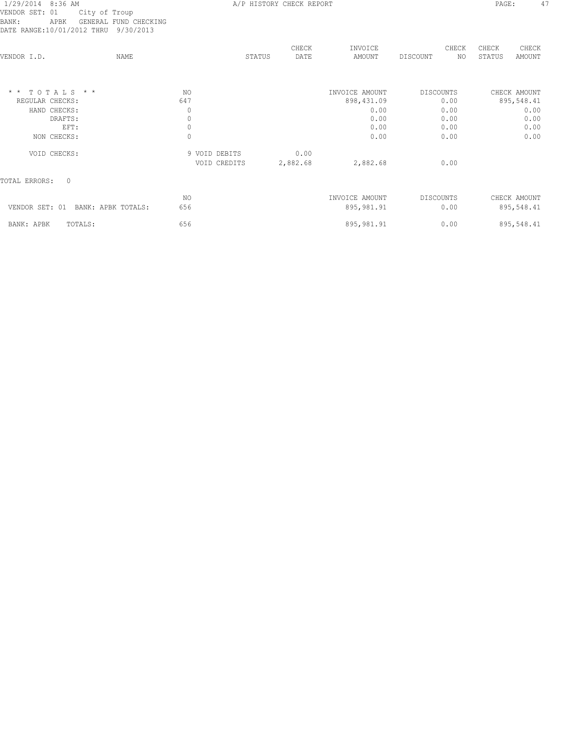1/29/2014 8:36 AM A/P HISTORY CHECK REPORT
VENDOR SET: 01 City of Troup
BANK: APBK GENERAL FUND CHECKING
DATE RANGE:10/01/2012 THRU 9/30/2013

| VENDOR I.D. | NAME | STATUS | CHECK DATE | INVOICE AMOUNT | DISCOUNT | CHECK NO | CHECK STATUS | CHECK AMOUNT |
|---|---|---|---|---|---|---|---|---|

| * * T O T A L S * * | NO | | | INVOICE AMOUNT | DISCOUNTS | CHECK AMOUNT |
|---|---|---|---|---|---|---|
| REGULAR CHECKS: | 647 | | | 898,431.09 | 0.00 | 895,548.41 |
| HAND CHECKS: | 0 | | | 0.00 | 0.00 | 0.00 |
| DRAFTS: | 0 | | | 0.00 | 0.00 | 0.00 |
| EFT: | 0 | | | 0.00 | 0.00 | 0.00 |
| NON CHECKS: | 0 | | | 0.00 | 0.00 | 0.00 |
| VOID CHECKS: | 9 | VOID DEBITS | 0.00 | | | |
| | | VOID CREDITS | 2,882.68 | 2,882.68 | 0.00 | |

TOTAL ERRORS: 0

| | NO | INVOICE AMOUNT | DISCOUNTS | CHECK AMOUNT |
|---|---|---|---|---|
| VENDOR SET: 01 BANK: APBK TOTALS: | 656 | 895,981.91 | 0.00 | 895,548.41 |
| BANK: APBK TOTALS: | 656 | 895,981.91 | 0.00 | 895,548.41 |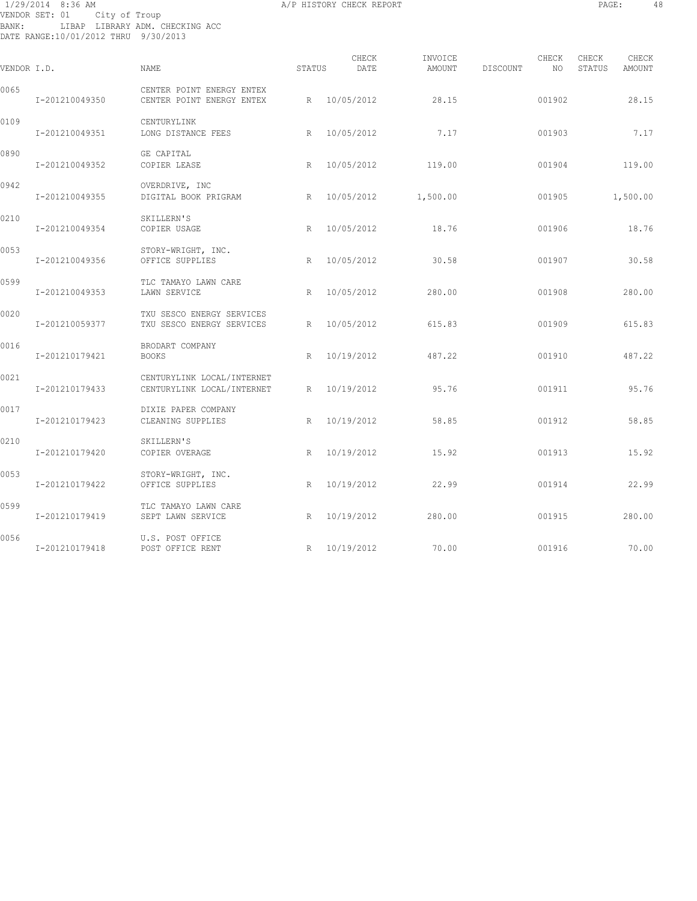1/29/2014 8:36 AM A/P HISTORY CHECK REPORT

VENDOR SET: 01 City of Troup
BANK: LIBAP LIBRARY ADM. CHECKING ACC
DATE RANGE:10/01/2012 THRU 9/30/2013

| VENDOR I.D. | NAME | STATUS | CHECK DATE | INVOICE AMOUNT | DISCOUNT | CHECK NO | CHECK STATUS | CHECK AMOUNT |
|---|---|---|---|---|---|---|---|---|
| 0065 | CENTER POINT ENERGY ENTEX | | | | | | | |
| I-201210049350 | CENTER POINT ENERGY ENTEX | R | 10/05/2012 | 28.15 | | 001902 | | 28.15 |
| 0109 | CENTURYLINK | | | | | | | |
| I-201210049351 | LONG DISTANCE FEES | R | 10/05/2012 | 7.17 | | 001903 | | 7.17 |
| 0890 | GE CAPITAL | | | | | | | |
| I-201210049352 | COPIER LEASE | R | 10/05/2012 | 119.00 | | 001904 | | 119.00 |
| 0942 | OVERDRIVE, INC | | | | | | | |
| I-201210049355 | DIGITAL BOOK PRIGRAM | R | 10/05/2012 | 1,500.00 | | 001905 | | 1,500.00 |
| 0210 | SKILLERN'S | | | | | | | |
| I-201210049354 | COPIER USAGE | R | 10/05/2012 | 18.76 | | 001906 | | 18.76 |
| 0053 | STORY-WRIGHT, INC. | | | | | | | |
| I-201210049356 | OFFICE SUPPLIES | R | 10/05/2012 | 30.58 | | 001907 | | 30.58 |
| 0599 | TLC TAMAYO LAWN CARE | | | | | | | |
| I-201210049353 | LAWN SERVICE | R | 10/05/2012 | 280.00 | | 001908 | | 280.00 |
| 0020 | TXU SESCO ENERGY SERVICES | | | | | | | |
| I-201210059377 | TXU SESCO ENERGY SERVICES | R | 10/05/2012 | 615.83 | | 001909 | | 615.83 |
| 0016 | BRODART COMPANY | | | | | | | |
| I-201210179421 | BOOKS | R | 10/19/2012 | 487.22 | | 001910 | | 487.22 |
| 0021 | CENTURYLINK LOCAL/INTERNET | | | | | | | |
| I-201210179433 | CENTURYLINK LOCAL/INTERNET | R | 10/19/2012 | 95.76 | | 001911 | | 95.76 |
| 0017 | DIXIE PAPER COMPANY | | | | | | | |
| I-201210179423 | CLEANING SUPPLIES | R | 10/19/2012 | 58.85 | | 001912 | | 58.85 |
| 0210 | SKILLERN'S | | | | | | | |
| I-201210179420 | COPIER OVERAGE | R | 10/19/2012 | 15.92 | | 001913 | | 15.92 |
| 0053 | STORY-WRIGHT, INC. | | | | | | | |
| I-201210179422 | OFFICE SUPPLIES | R | 10/19/2012 | 22.99 | | 001914 | | 22.99 |
| 0599 | TLC TAMAYO LAWN CARE | | | | | | | |
| I-201210179419 | SEPT LAWN SERVICE | R | 10/19/2012 | 280.00 | | 001915 | | 280.00 |
| 0056 | U.S. POST OFFICE | | | | | | | |
| I-201210179418 | POST OFFICE RENT | R | 10/19/2012 | 70.00 | | 001916 | | 70.00 |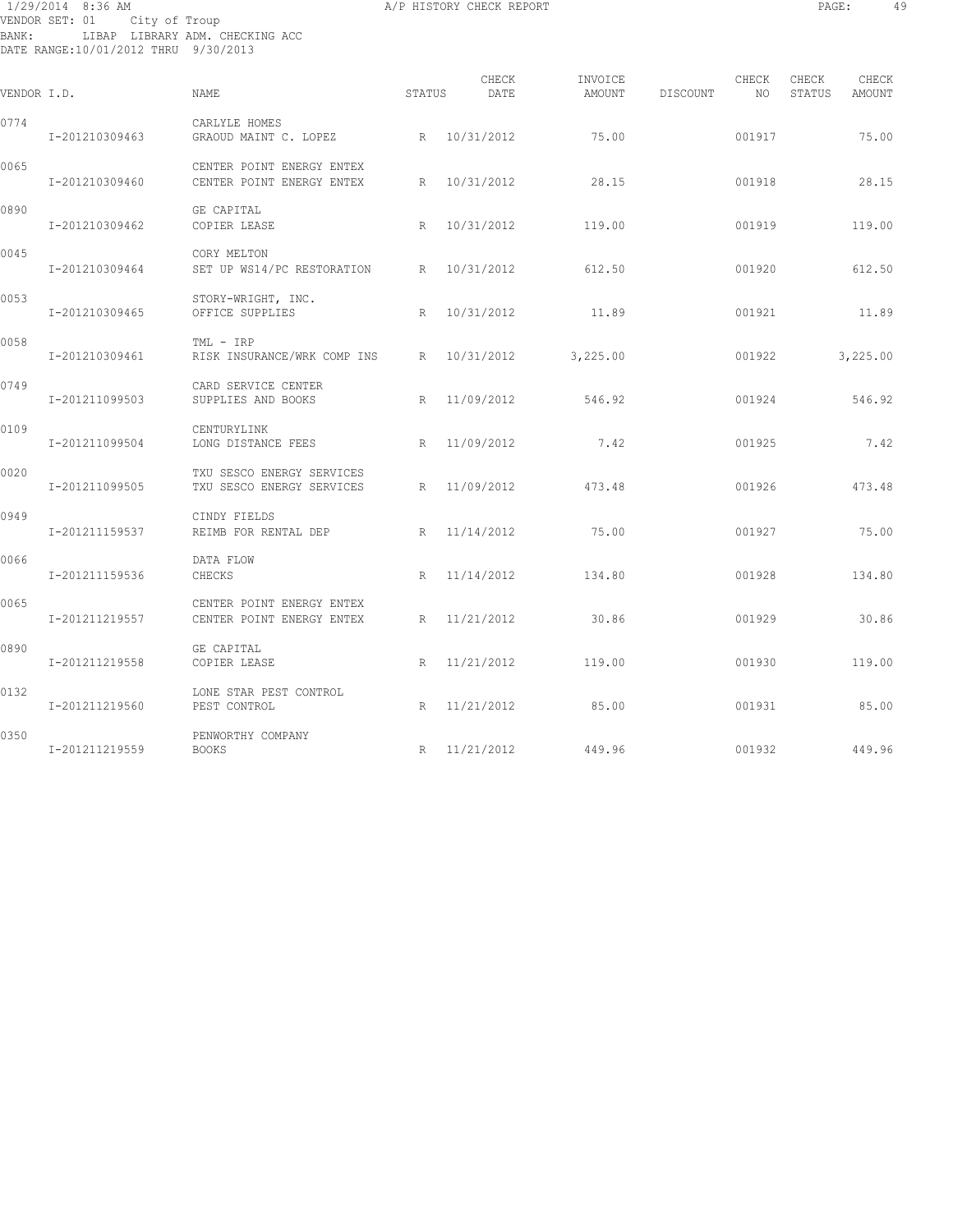1/29/2014 8:36 AM A/P HISTORY CHECK REPORT

VENDOR SET: 01 City of Troup
BANK: LIBAP LIBRARY ADM. CHECKING ACC
DATE RANGE:10/01/2012 THRU 9/30/2013

| VENDOR I.D. | NAME | STATUS | CHECK DATE | INVOICE AMOUNT | DISCOUNT | CHECK NO | CHECK STATUS | CHECK AMOUNT |
|---|---|---|---|---|---|---|---|---|
| 0774 | CARLYLE HOMES | | | | | | | |
| I-201210309463 | GRAOUD MAINT C. LOPEZ | R | 10/31/2012 | 75.00 | | 001917 | | 75.00 |
| 0065 | CENTER POINT ENERGY ENTEX | | | | | | | |
| I-201210309460 | CENTER POINT ENERGY ENTEX | R | 10/31/2012 | 28.15 | | 001918 | | 28.15 |
| 0890 | GE CAPITAL | | | | | | | |
| I-201210309462 | COPIER LEASE | R | 10/31/2012 | 119.00 | | 001919 | | 119.00 |
| 0045 | CORY MELTON | | | | | | | |
| I-201210309464 | SET UP WS14/PC RESTORATION | R | 10/31/2012 | 612.50 | | 001920 | | 612.50 |
| 0053 | STORY-WRIGHT, INC. | | | | | | | |
| I-201210309465 | OFFICE SUPPLIES | R | 10/31/2012 | 11.89 | | 001921 | | 11.89 |
| 0058 | TML - IRP | | | | | | | |
| I-201210309461 | RISK INSURANCE/WRK COMP INS | R | 10/31/2012 | 3,225.00 | | 001922 | | 3,225.00 |
| 0749 | CARD SERVICE CENTER | | | | | | | |
| I-201211099503 | SUPPLIES AND BOOKS | R | 11/09/2012 | 546.92 | | 001924 | | 546.92 |
| 0109 | CENTURYLINK | | | | | | | |
| I-201211099504 | LONG DISTANCE FEES | R | 11/09/2012 | 7.42 | | 001925 | | 7.42 |
| 0020 | TXU SESCO ENERGY SERVICES | | | | | | | |
| I-201211099505 | TXU SESCO ENERGY SERVICES | R | 11/09/2012 | 473.48 | | 001926 | | 473.48 |
| 0949 | CINDY FIELDS | | | | | | | |
| I-201211159537 | REIMB FOR RENTAL DEP | R | 11/14/2012 | 75.00 | | 001927 | | 75.00 |
| 0066 | DATA FLOW | | | | | | | |
| I-201211159536 | CHECKS | R | 11/14/2012 | 134.80 | | 001928 | | 134.80 |
| 0065 | CENTER POINT ENERGY ENTEX | | | | | | | |
| I-201211219557 | CENTER POINT ENERGY ENTEX | R | 11/21/2012 | 30.86 | | 001929 | | 30.86 |
| 0890 | GE CAPITAL | | | | | | | |
| I-201211219558 | COPIER LEASE | R | 11/21/2012 | 119.00 | | 001930 | | 119.00 |
| 0132 | LONE STAR PEST CONTROL | | | | | | | |
| I-201211219560 | PEST CONTROL | R | 11/21/2012 | 85.00 | | 001931 | | 85.00 |
| 0350 | PENWORTHY COMPANY | | | | | | | |
| I-201211219559 | BOOKS | R | 11/21/2012 | 449.96 | | 001932 | | 449.96 |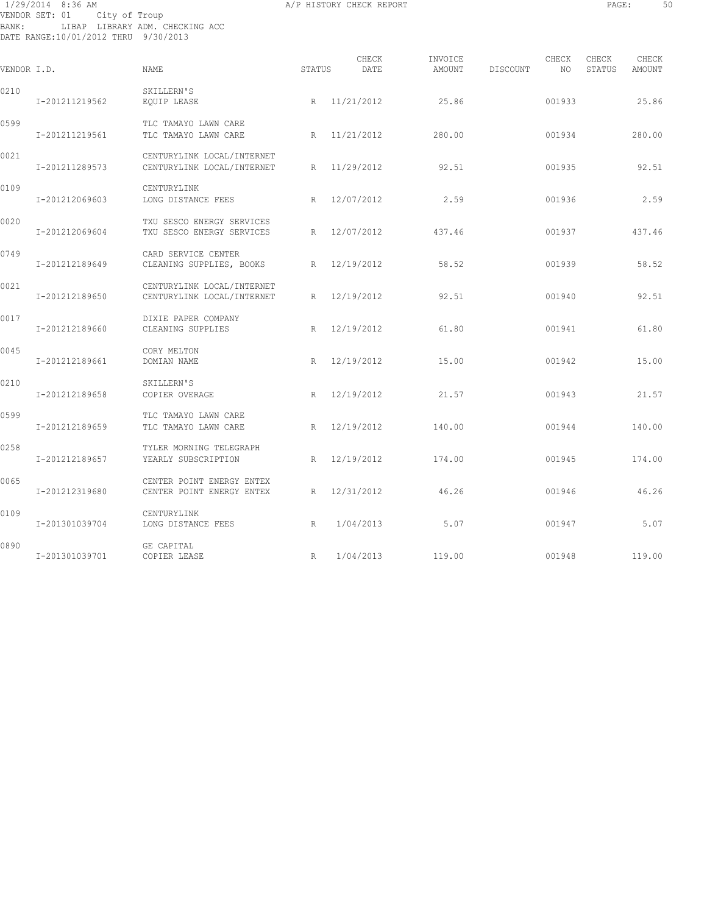VENDOR SET: 01 City of Troup
BANK: LIBAP LIBRARY ADM. CHECKING ACC
DATE RANGE:10/01/2012 THRU 9/30/2013

| VENDOR I.D. | NAME | STATUS | CHECK DATE | INVOICE AMOUNT | DISCOUNT | CHECK NO | CHECK STATUS | CHECK AMOUNT |
|---|---|---|---|---|---|---|---|---|
| 0210 | SKILLERN'S | | | | | | | |
| I-201211219562 | EQUIP LEASE | R | 11/21/2012 | 25.86 | | 001933 | | 25.86 |
| 0599 | TLC TAMAYO LAWN CARE | | | | | | | |
| I-201211219561 | TLC TAMAYO LAWN CARE | R | 11/21/2012 | 280.00 | | 001934 | | 280.00 |
| 0021 | CENTURYLINK LOCAL/INTERNET | | | | | | | |
| I-201211289573 | CENTURYLINK LOCAL/INTERNET | R | 11/29/2012 | 92.51 | | 001935 | | 92.51 |
| 0109 | CENTURYLINK | | | | | | | |
| I-201212069603 | LONG DISTANCE FEES | R | 12/07/2012 | 2.59 | | 001936 | | 2.59 |
| 0020 | TXU SESCO ENERGY SERVICES | | | | | | | |
| I-201212069604 | TXU SESCO ENERGY SERVICES | R | 12/07/2012 | 437.46 | | 001937 | | 437.46 |
| 0749 | CARD SERVICE CENTER | | | | | | | |
| I-201212189649 | CLEANING SUPPLIES, BOOKS | R | 12/19/2012 | 58.52 | | 001939 | | 58.52 |
| 0021 | CENTURYLINK LOCAL/INTERNET | | | | | | | |
| I-201212189650 | CENTURYLINK LOCAL/INTERNET | R | 12/19/2012 | 92.51 | | 001940 | | 92.51 |
| 0017 | DIXIE PAPER COMPANY | | | | | | | |
| I-201212189660 | CLEANING SUPPLIES | R | 12/19/2012 | 61.80 | | 001941 | | 61.80 |
| 0045 | CORY MELTON | | | | | | | |
| I-201212189661 | DOMIAN NAME | R | 12/19/2012 | 15.00 | | 001942 | | 15.00 |
| 0210 | SKILLERN'S | | | | | | | |
| I-201212189658 | COPIER OVERAGE | R | 12/19/2012 | 21.57 | | 001943 | | 21.57 |
| 0599 | TLC TAMAYO LAWN CARE | | | | | | | |
| I-201212189659 | TLC TAMAYO LAWN CARE | R | 12/19/2012 | 140.00 | | 001944 | | 140.00 |
| 0258 | TYLER MORNING TELEGRAPH | | | | | | | |
| I-201212189657 | YEARLY SUBSCRIPTION | R | 12/19/2012 | 174.00 | | 001945 | | 174.00 |
| 0065 | CENTER POINT ENERGY ENTEX | | | | | | | |
| I-201212319680 | CENTER POINT ENERGY ENTEX | R | 12/31/2012 | 46.26 | | 001946 | | 46.26 |
| 0109 | CENTURYLINK | | | | | | | |
| I-201301039704 | LONG DISTANCE FEES | R | 1/04/2013 | 5.07 | | 001947 | | 5.07 |
| 0890 | GE CAPITAL | | | | | | | |
| I-201301039701 | COPIER LEASE | R | 1/04/2013 | 119.00 | | 001948 | | 119.00 |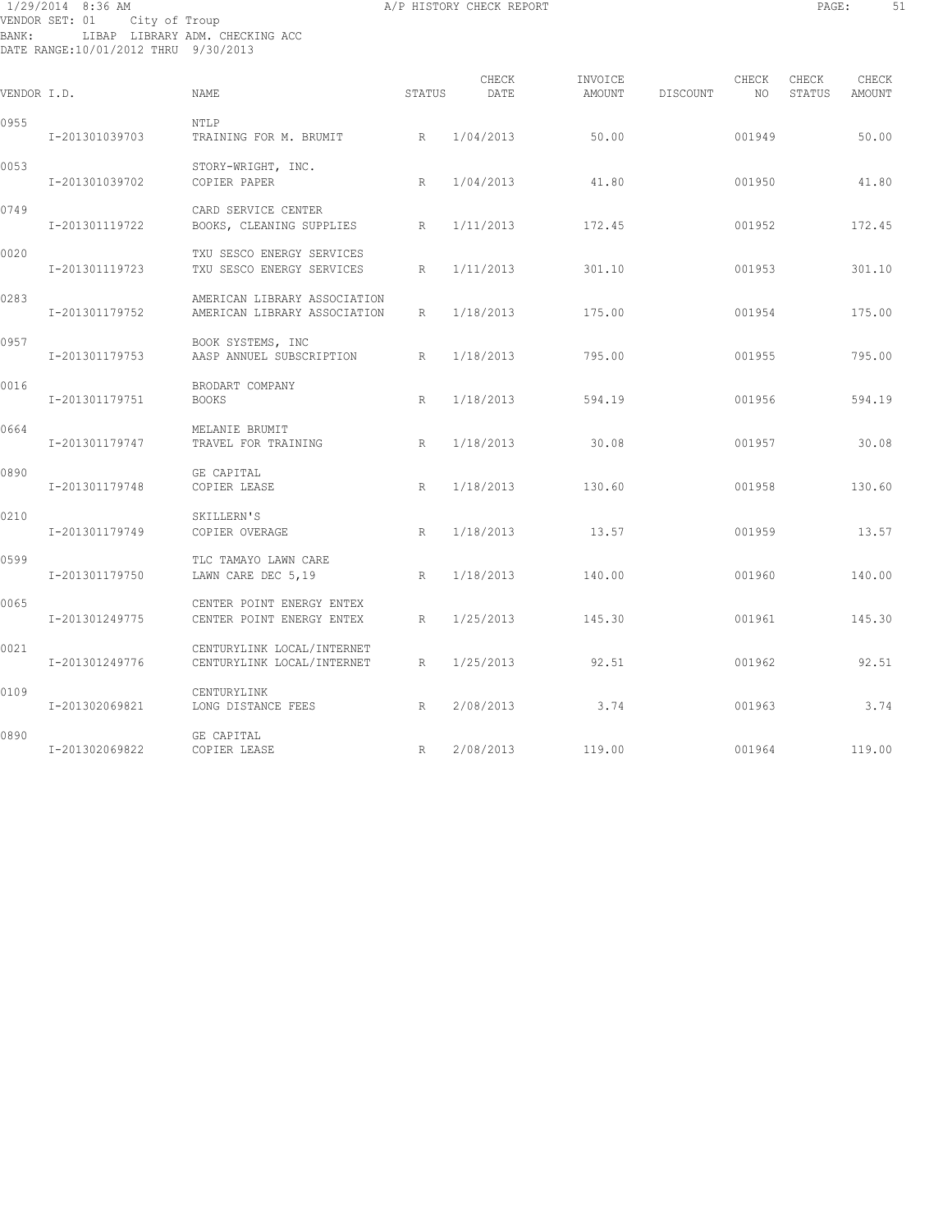1/29/2014 8:36 AM A/P HISTORY CHECK REPORT

VENDOR SET: 01 City of Troup
BANK: LIBAP LIBRARY ADM. CHECKING ACC
DATE RANGE:10/01/2012 THRU 9/30/2013

| VENDOR I.D. | NAME | STATUS | CHECK DATE | INVOICE AMOUNT | DISCOUNT | CHECK NO | CHECK STATUS | CHECK AMOUNT |
|---|---|---|---|---|---|---|---|---|
| 0955 | NTLP | | | | | | | |
| I-201301039703 | TRAINING FOR M. BRUMIT | R | 1/04/2013 | 50.00 | | 001949 | | 50.00 |
| 0053 | STORY-WRIGHT, INC. | | | | | | | |
| I-201301039702 | COPIER PAPER | R | 1/04/2013 | 41.80 | | 001950 | | 41.80 |
| 0749 | CARD SERVICE CENTER | | | | | | | |
| I-201301119722 | BOOKS, CLEANING SUPPLIES | R | 1/11/2013 | 172.45 | | 001952 | | 172.45 |
| 0020 | TXU SESCO ENERGY SERVICES | | | | | | | |
| I-201301119723 | TXU SESCO ENERGY SERVICES | R | 1/11/2013 | 301.10 | | 001953 | | 301.10 |
| 0283 | AMERICAN LIBRARY ASSOCIATION | | | | | | | |
| I-201301179752 | AMERICAN LIBRARY ASSOCIATION | R | 1/18/2013 | 175.00 | | 001954 | | 175.00 |
| 0957 | BOOK SYSTEMS, INC | | | | | | | |
| I-201301179753 | AASP ANNUEL SUBSCRIPTION | R | 1/18/2013 | 795.00 | | 001955 | | 795.00 |
| 0016 | BRODART COMPANY | | | | | | | |
| I-201301179751 | BOOKS | R | 1/18/2013 | 594.19 | | 001956 | | 594.19 |
| 0664 | MELANIE BRUMIT | | | | | | | |
| I-201301179747 | TRAVEL FOR TRAINING | R | 1/18/2013 | 30.08 | | 001957 | | 30.08 |
| 0890 | GE CAPITAL | | | | | | | |
| I-201301179748 | COPIER LEASE | R | 1/18/2013 | 130.60 | | 001958 | | 130.60 |
| 0210 | SKILLERN'S | | | | | | | |
| I-201301179749 | COPIER OVERAGE | R | 1/18/2013 | 13.57 | | 001959 | | 13.57 |
| 0599 | TLC TAMAYO LAWN CARE | | | | | | | |
| I-201301179750 | LAWN CARE DEC 5,19 | R | 1/18/2013 | 140.00 | | 001960 | | 140.00 |
| 0065 | CENTER POINT ENERGY ENTEX | | | | | | | |
| I-201301249775 | CENTER POINT ENERGY ENTEX | R | 1/25/2013 | 145.30 | | 001961 | | 145.30 |
| 0021 | CENTURYLINK LOCAL/INTERNET | | | | | | | |
| I-201301249776 | CENTURYLINK LOCAL/INTERNET | R | 1/25/2013 | 92.51 | | 001962 | | 92.51 |
| 0109 | CENTURYLINK | | | | | | | |
| I-201302069821 | LONG DISTANCE FEES | R | 2/08/2013 | 3.74 | | 001963 | | 3.74 |
| 0890 | GE CAPITAL | | | | | | | |
| I-201302069822 | COPIER LEASE | R | 2/08/2013 | 119.00 | | 001964 | | 119.00 |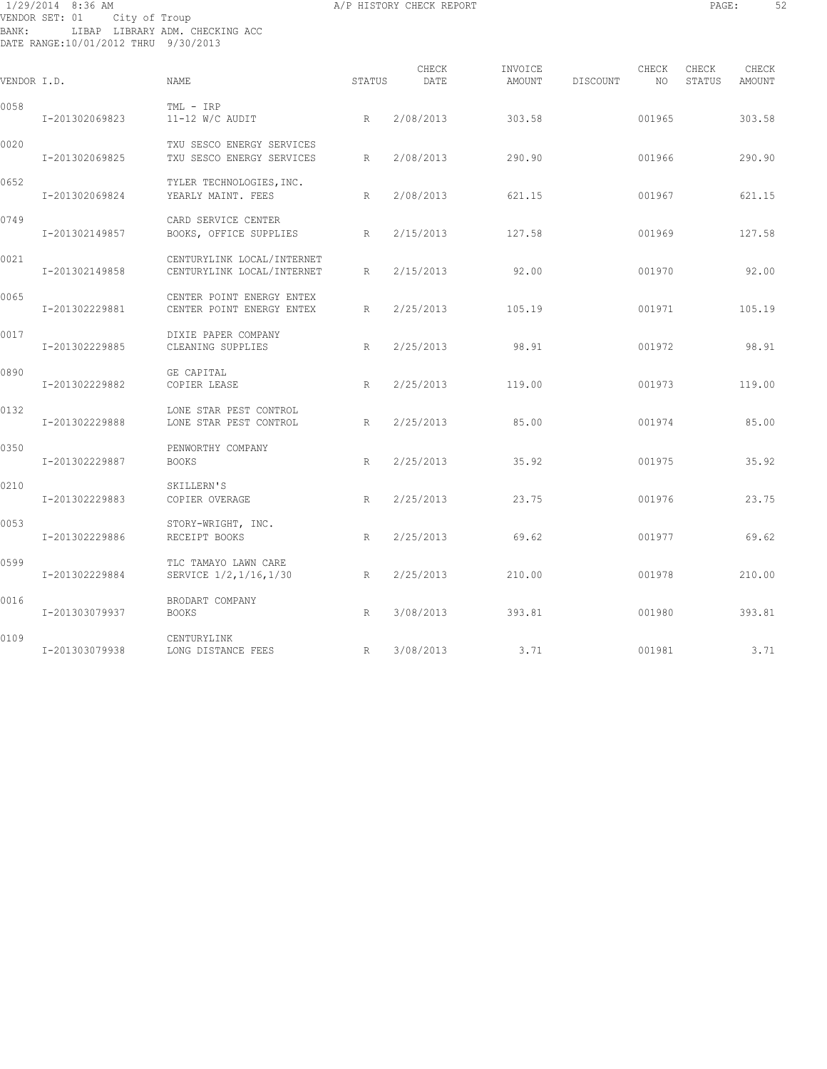1/29/2014 8:36 AM A/P HISTORY CHECK REPORT

VENDOR SET: 01 City of Troup
BANK: LIBAP LIBRARY ADM. CHECKING ACC
DATE RANGE:10/01/2012 THRU 9/30/2013

| VENDOR I.D. | NAME | STATUS | CHECK DATE | INVOICE AMOUNT | DISCOUNT | CHECK NO | CHECK STATUS | CHECK AMOUNT |
|---|---|---|---|---|---|---|---|---|
| 0058 | TML - IRP | | | | | | | |
| I-201302069823 | 11-12 W/C AUDIT | R | 2/08/2013 | 303.58 | | 001965 | | 303.58 |
| 0020 | TXU SESCO ENERGY SERVICES | | | | | | | |
| I-201302069825 | TXU SESCO ENERGY SERVICES | R | 2/08/2013 | 290.90 | | 001966 | | 290.90 |
| 0652 | TYLER TECHNOLOGIES,INC. | | | | | | | |
| I-201302069824 | YEARLY MAINT. FEES | R | 2/08/2013 | 621.15 | | 001967 | | 621.15 |
| 0749 | CARD SERVICE CENTER | | | | | | | |
| I-201302149857 | BOOKS, OFFICE SUPPLIES | R | 2/15/2013 | 127.58 | | 001969 | | 127.58 |
| 0021 | CENTURYLINK LOCAL/INTERNET | | | | | | | |
| I-201302149858 | CENTURYLINK LOCAL/INTERNET | R | 2/15/2013 | 92.00 | | 001970 | | 92.00 |
| 0065 | CENTER POINT ENERGY ENTEX | | | | | | | |
| I-201302229881 | CENTER POINT ENERGY ENTEX | R | 2/25/2013 | 105.19 | | 001971 | | 105.19 |
| 0017 | DIXIE PAPER COMPANY | | | | | | | |
| I-201302229885 | CLEANING SUPPLIES | R | 2/25/2013 | 98.91 | | 001972 | | 98.91 |
| 0890 | GE CAPITAL | | | | | | | |
| I-201302229882 | COPIER LEASE | R | 2/25/2013 | 119.00 | | 001973 | | 119.00 |
| 0132 | LONE STAR PEST CONTROL | | | | | | | |
| I-201302229888 | LONE STAR PEST CONTROL | R | 2/25/2013 | 85.00 | | 001974 | | 85.00 |
| 0350 | PENWORTHY COMPANY | | | | | | | |
| I-201302229887 | BOOKS | R | 2/25/2013 | 35.92 | | 001975 | | 35.92 |
| 0210 | SKILLERN'S | | | | | | | |
| I-201302229883 | COPIER OVERAGE | R | 2/25/2013 | 23.75 | | 001976 | | 23.75 |
| 0053 | STORY-WRIGHT, INC. | | | | | | | |
| I-201302229886 | RECEIPT BOOKS | R | 2/25/2013 | 69.62 | | 001977 | | 69.62 |
| 0599 | TLC TAMAYO LAWN CARE | | | | | | | |
| I-201302229884 | SERVICE 1/2,1/16,1/30 | R | 2/25/2013 | 210.00 | | 001978 | | 210.00 |
| 0016 | BRODART COMPANY | | | | | | | |
| I-201303079937 | BOOKS | R | 3/08/2013 | 393.81 | | 001980 | | 393.81 |
| 0109 | CENTURYLINK | | | | | | | |
| I-201303079938 | LONG DISTANCE FEES | R | 3/08/2013 | 3.71 | | 001981 | | 3.71 |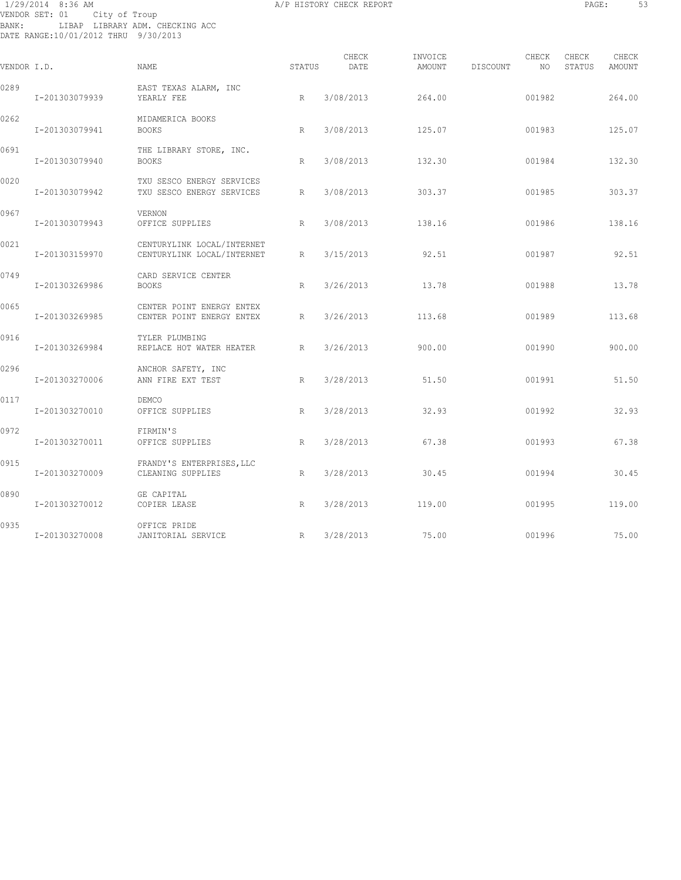1/29/2014 8:36 AM A/P HISTORY CHECK REPORT

VENDOR SET: 01 City of Troup
BANK: LIBAP LIBRARY ADM. CHECKING ACC
DATE RANGE:10/01/2012 THRU 9/30/2013

| VENDOR I.D. | NAME | STATUS | CHECK DATE | INVOICE AMOUNT | DISCOUNT | CHECK NO | CHECK STATUS | CHECK AMOUNT |
|---|---|---|---|---|---|---|---|---|
| 0289 | EAST TEXAS ALARM, INC | | | | | | | |
| I-201303079939 | YEARLY FEE | R | 3/08/2013 | 264.00 | | 001982 | | 264.00 |
| 0262 | MIDAMERICA BOOKS | | | | | | | |
| I-201303079941 | BOOKS | R | 3/08/2013 | 125.07 | | 001983 | | 125.07 |
| 0691 | THE LIBRARY STORE, INC. | | | | | | | |
| I-201303079940 | BOOKS | R | 3/08/2013 | 132.30 | | 001984 | | 132.30 |
| 0020 | TXU SESCO ENERGY SERVICES | | | | | | | |
| I-201303079942 | TXU SESCO ENERGY SERVICES | R | 3/08/2013 | 303.37 | | 001985 | | 303.37 |
| 0967 | VERNON | | | | | | | |
| I-201303079943 | OFFICE SUPPLIES | R | 3/08/2013 | 138.16 | | 001986 | | 138.16 |
| 0021 | CENTURYLINK LOCAL/INTERNET | | | | | | | |
| I-201303159970 | CENTURYLINK LOCAL/INTERNET | R | 3/15/2013 | 92.51 | | 001987 | | 92.51 |
| 0749 | CARD SERVICE CENTER | | | | | | | |
| I-201303269986 | BOOKS | R | 3/26/2013 | 13.78 | | 001988 | | 13.78 |
| 0065 | CENTER POINT ENERGY ENTEX | | | | | | | |
| I-201303269985 | CENTER POINT ENERGY ENTEX | R | 3/26/2013 | 113.68 | | 001989 | | 113.68 |
| 0916 | TYLER PLUMBING | | | | | | | |
| I-201303269984 | REPLACE HOT WATER HEATER | R | 3/26/2013 | 900.00 | | 001990 | | 900.00 |
| 0296 | ANCHOR SAFETY, INC | | | | | | | |
| I-201303270006 | ANN FIRE EXT TEST | R | 3/28/2013 | 51.50 | | 001991 | | 51.50 |
| 0117 | DEMCO | | | | | | | |
| I-201303270010 | OFFICE SUPPLIES | R | 3/28/2013 | 32.93 | | 001992 | | 32.93 |
| 0972 | FIRMIN'S | | | | | | | |
| I-201303270011 | OFFICE SUPPLIES | R | 3/28/2013 | 67.38 | | 001993 | | 67.38 |
| 0915 | FRANDY'S ENTERPRISES,LLC | | | | | | | |
| I-201303270009 | CLEANING SUPPLIES | R | 3/28/2013 | 30.45 | | 001994 | | 30.45 |
| 0890 | GE CAPITAL | | | | | | | |
| I-201303270012 | COPIER LEASE | R | 3/28/2013 | 119.00 | | 001995 | | 119.00 |
| 0935 | OFFICE PRIDE | | | | | | | |
| I-201303270008 | JANITORIAL SERVICE | R | 3/28/2013 | 75.00 | | 001996 | | 75.00 |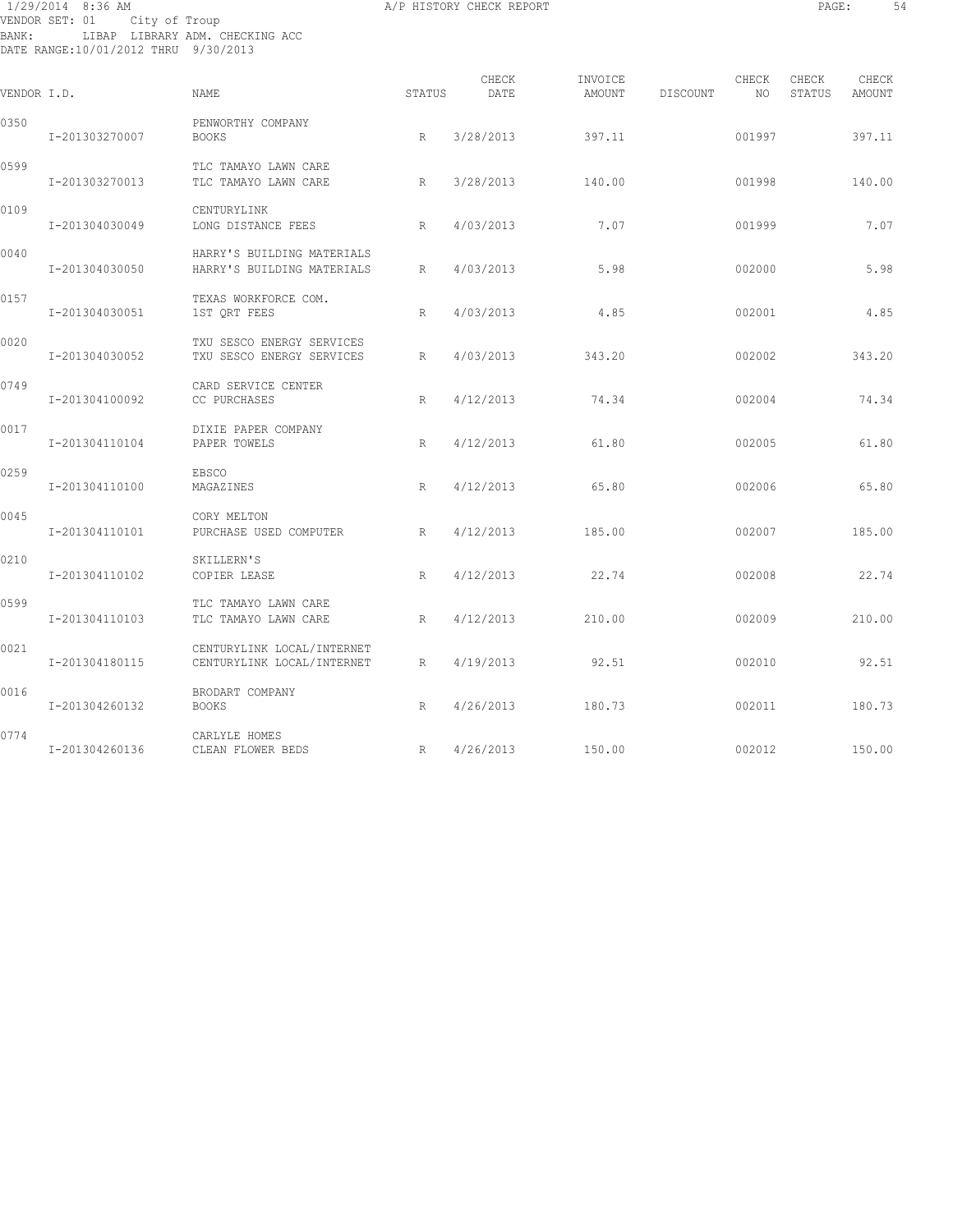1/29/2014 8:36 AM A/P HISTORY CHECK REPORT
VENDOR SET: 01 City of Troup
BANK: LIBAP LIBRARY ADM. CHECKING ACC
DATE RANGE:10/01/2012 THRU 9/30/2013

| VENDOR I.D. | NAME | STATUS | CHECK DATE | INVOICE AMOUNT | DISCOUNT | CHECK NO | CHECK STATUS | CHECK AMOUNT |
|---|---|---|---|---|---|---|---|---|
| 0350 | PENWORTHY COMPANY | | | | | | | |
| I-201303270007 | BOOKS | R | 3/28/2013 | 397.11 | | 001997 | | 397.11 |
| 0599 | TLC TAMAYO LAWN CARE | | | | | | | |
| I-201303270013 | TLC TAMAYO LAWN CARE | R | 3/28/2013 | 140.00 | | 001998 | | 140.00 |
| 0109 | CENTURYLINK | | | | | | | |
| I-201304030049 | LONG DISTANCE FEES | R | 4/03/2013 | 7.07 | | 001999 | | 7.07 |
| 0040 | HARRY'S BUILDING MATERIALS | | | | | | | |
| I-201304030050 | HARRY'S BUILDING MATERIALS | R | 4/03/2013 | 5.98 | | 002000 | | 5.98 |
| 0157 | TEXAS WORKFORCE COM. | | | | | | | |
| I-201304030051 | 1ST QRT FEES | R | 4/03/2013 | 4.85 | | 002001 | | 4.85 |
| 0020 | TXU SESCO ENERGY SERVICES | | | | | | | |
| I-201304030052 | TXU SESCO ENERGY SERVICES | R | 4/03/2013 | 343.20 | | 002002 | | 343.20 |
| 0749 | CARD SERVICE CENTER | | | | | | | |
| I-201304100092 | CC PURCHASES | R | 4/12/2013 | 74.34 | | 002004 | | 74.34 |
| 0017 | DIXIE PAPER COMPANY | | | | | | | |
| I-201304110104 | PAPER TOWELS | R | 4/12/2013 | 61.80 | | 002005 | | 61.80 |
| 0259 | EBSCO | | | | | | | |
| I-201304110100 | MAGAZINES | R | 4/12/2013 | 65.80 | | 002006 | | 65.80 |
| 0045 | CORY MELTON | | | | | | | |
| I-201304110101 | PURCHASE USED COMPUTER | R | 4/12/2013 | 185.00 | | 002007 | | 185.00 |
| 0210 | SKILLERN'S | | | | | | | |
| I-201304110102 | COPIER LEASE | R | 4/12/2013 | 22.74 | | 002008 | | 22.74 |
| 0599 | TLC TAMAYO LAWN CARE | | | | | | | |
| I-201304110103 | TLC TAMAYO LAWN CARE | R | 4/12/2013 | 210.00 | | 002009 | | 210.00 |
| 0021 | CENTURYLINK LOCAL/INTERNET | | | | | | | |
| I-201304180115 | CENTURYLINK LOCAL/INTERNET | R | 4/19/2013 | 92.51 | | 002010 | | 92.51 |
| 0016 | BRODART COMPANY | | | | | | | |
| I-201304260132 | BOOKS | R | 4/26/2013 | 180.73 | | 002011 | | 180.73 |
| 0774 | CARLYLE HOMES | | | | | | | |
| I-201304260136 | CLEAN FLOWER BEDS | R | 4/26/2013 | 150.00 | | 002012 | | 150.00 |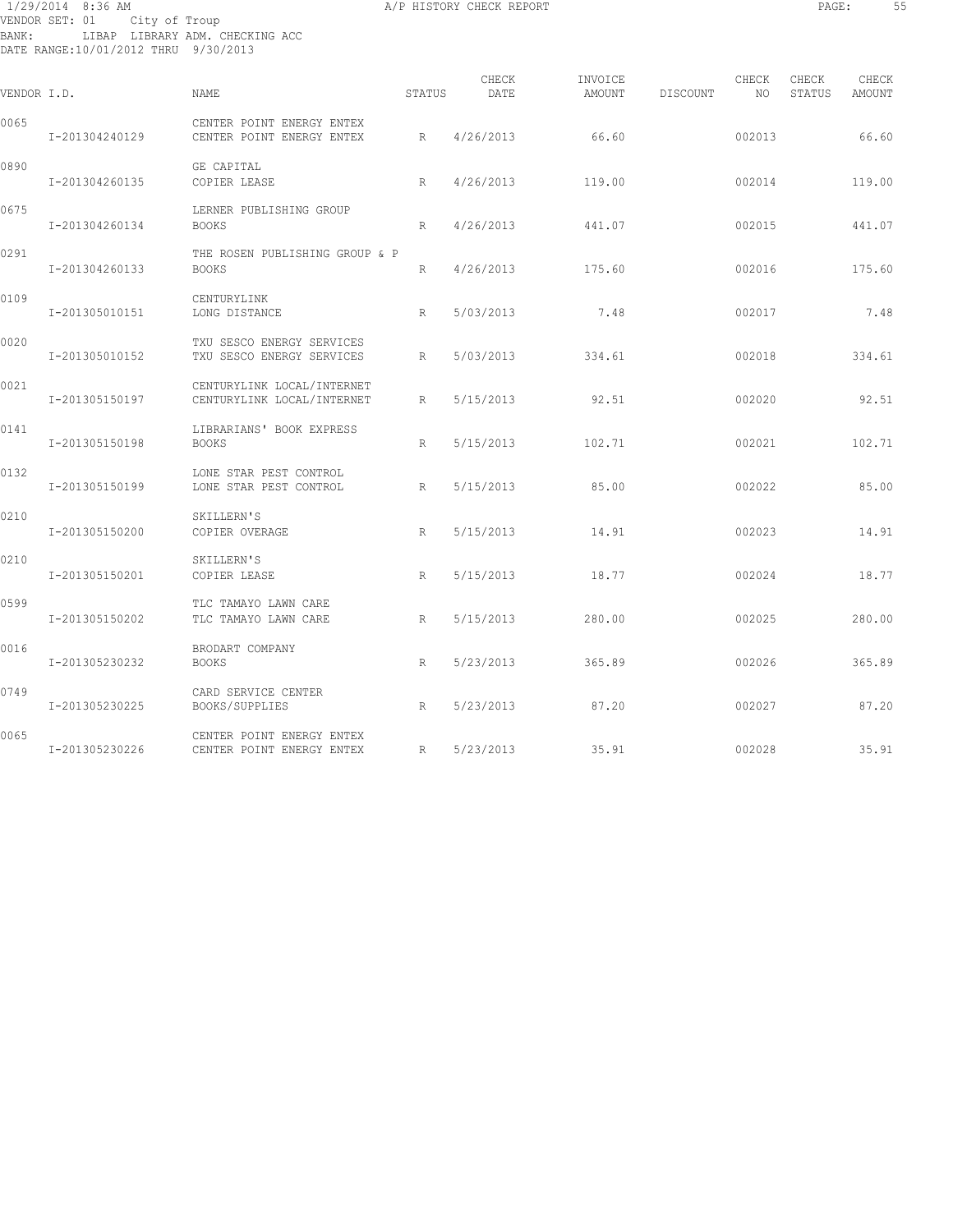1/29/2014 8:36 AM A/P HISTORY CHECK REPORT
VENDOR SET: 01 City of Troup
BANK: LIBAP LIBRARY ADM. CHECKING ACC
DATE RANGE:10/01/2012 THRU 9/30/2013

| VENDOR I.D. | NAME | STATUS | CHECK DATE | INVOICE AMOUNT | DISCOUNT | CHECK NO | CHECK STATUS | CHECK AMOUNT |
|---|---|---|---|---|---|---|---|---|
| 0065 | CENTER POINT ENERGY ENTEX | | | | | | | |
| I-201304240129 | CENTER POINT ENERGY ENTEX | R | 4/26/2013 | 66.60 | | 002013 | | 66.60 |
| 0890 | GE CAPITAL | | | | | | | |
| I-201304260135 | COPIER LEASE | R | 4/26/2013 | 119.00 | | 002014 | | 119.00 |
| 0675 | LERNER PUBLISHING GROUP | | | | | | | |
| I-201304260134 | BOOKS | R | 4/26/2013 | 441.07 | | 002015 | | 441.07 |
| 0291 | THE ROSEN PUBLISHING GROUP & P | | | | | | | |
| I-201304260133 | BOOKS | R | 4/26/2013 | 175.60 | | 002016 | | 175.60 |
| 0109 | CENTURYLINK | | | | | | | |
| I-201305010151 | LONG DISTANCE | R | 5/03/2013 | 7.48 | | 002017 | | 7.48 |
| 0020 | TXU SESCO ENERGY SERVICES | | | | | | | |
| I-201305010152 | TXU SESCO ENERGY SERVICES | R | 5/03/2013 | 334.61 | | 002018 | | 334.61 |
| 0021 | CENTURYLINK LOCAL/INTERNET | | | | | | | |
| I-201305150197 | CENTURYLINK LOCAL/INTERNET | R | 5/15/2013 | 92.51 | | 002020 | | 92.51 |
| 0141 | LIBRARIANS' BOOK EXPRESS | | | | | | | |
| I-201305150198 | BOOKS | R | 5/15/2013 | 102.71 | | 002021 | | 102.71 |
| 0132 | LONE STAR PEST CONTROL | | | | | | | |
| I-201305150199 | LONE STAR PEST CONTROL | R | 5/15/2013 | 85.00 | | 002022 | | 85.00 |
| 0210 | SKILLERN'S | | | | | | | |
| I-201305150200 | COPIER OVERAGE | R | 5/15/2013 | 14.91 | | 002023 | | 14.91 |
| 0210 | SKILLERN'S | | | | | | | |
| I-201305150201 | COPIER LEASE | R | 5/15/2013 | 18.77 | | 002024 | | 18.77 |
| 0599 | TLC TAMAYO LAWN CARE | | | | | | | |
| I-201305150202 | TLC TAMAYO LAWN CARE | R | 5/15/2013 | 280.00 | | 002025 | | 280.00 |
| 0016 | BRODART COMPANY | | | | | | | |
| I-201305230232 | BOOKS | R | 5/23/2013 | 365.89 | | 002026 | | 365.89 |
| 0749 | CARD SERVICE CENTER | | | | | | | |
| I-201305230225 | BOOKS/SUPPLIES | R | 5/23/2013 | 87.20 | | 002027 | | 87.20 |
| 0065 | CENTER POINT ENERGY ENTEX | | | | | | | |
| I-201305230226 | CENTER POINT ENERGY ENTEX | R | 5/23/2013 | 35.91 | | 002028 | | 35.91 |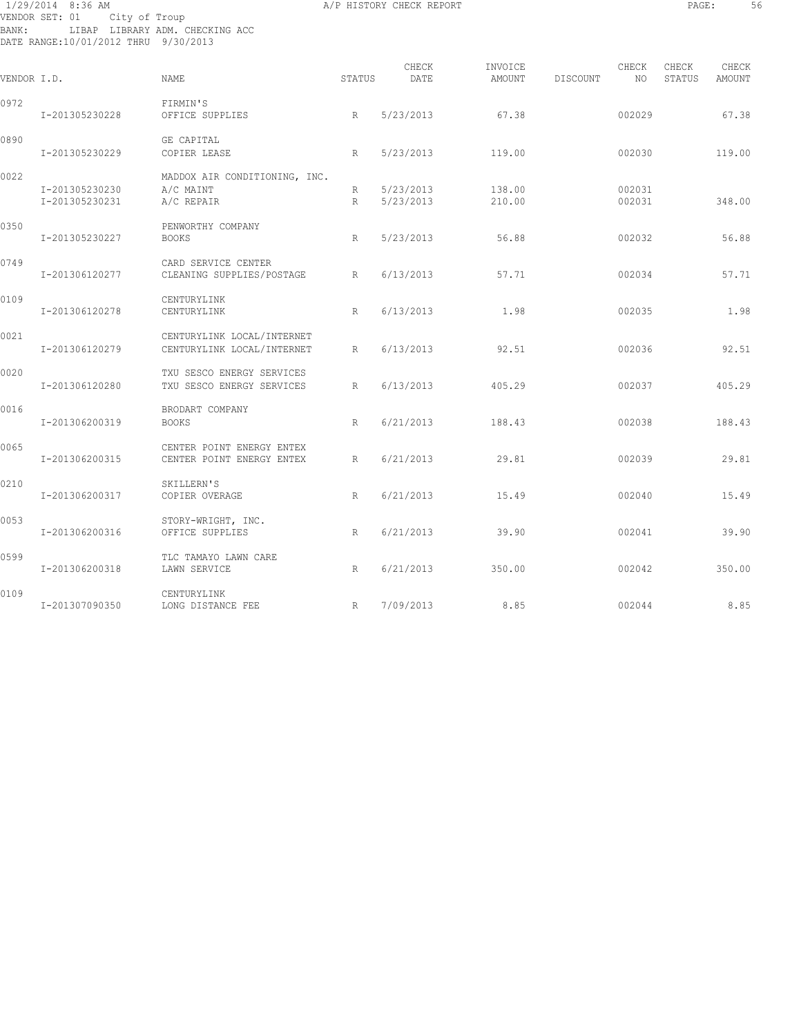1/29/2014 8:36 AM — A/P HISTORY CHECK REPORT

VENDOR SET: 01 City of Troup
BANK: LIBAP LIBRARY ADM. CHECKING ACC
DATE RANGE:10/01/2012 THRU 9/30/2013

| VENDOR I.D. | NAME | STATUS | CHECK DATE | INVOICE AMOUNT | DISCOUNT | CHECK NO | CHECK STATUS | CHECK AMOUNT |
|---|---|---|---|---|---|---|---|---|
| 0972 | FIRMIN'S | | | | | | | |
| I-201305230228 | OFFICE SUPPLIES | R | 5/23/2013 | 67.38 | | 002029 | | 67.38 |
| 0890 | GE CAPITAL | | | | | | | |
| I-201305230229 | COPIER LEASE | R | 5/23/2013 | 119.00 | | 002030 | | 119.00 |
| 0022 | MADDOX AIR CONDITIONING, INC. | | | | | | | |
| I-201305230230 | A/C MAINT | R | 5/23/2013 | 138.00 | | 002031 | | |
| I-201305230231 | A/C REPAIR | R | 5/23/2013 | 210.00 | | 002031 | | 348.00 |
| 0350 | PENWORTHY COMPANY | | | | | | | |
| I-201305230227 | BOOKS | R | 5/23/2013 | 56.88 | | 002032 | | 56.88 |
| 0749 | CARD SERVICE CENTER | | | | | | | |
| I-201306120277 | CLEANING SUPPLIES/POSTAGE | R | 6/13/2013 | 57.71 | | 002034 | | 57.71 |
| 0109 | CENTURYLINK | | | | | | | |
| I-201306120278 | CENTURYLINK | R | 6/13/2013 | 1.98 | | 002035 | | 1.98 |
| 0021 | CENTURYLINK LOCAL/INTERNET | | | | | | | |
| I-201306120279 | CENTURYLINK LOCAL/INTERNET | R | 6/13/2013 | 92.51 | | 002036 | | 92.51 |
| 0020 | TXU SESCO ENERGY SERVICES | | | | | | | |
| I-201306120280 | TXU SESCO ENERGY SERVICES | R | 6/13/2013 | 405.29 | | 002037 | | 405.29 |
| 0016 | BRODART COMPANY | | | | | | | |
| I-201306200319 | BOOKS | R | 6/21/2013 | 188.43 | | 002038 | | 188.43 |
| 0065 | CENTER POINT ENERGY ENTEX | | | | | | | |
| I-201306200315 | CENTER POINT ENERGY ENTEX | R | 6/21/2013 | 29.81 | | 002039 | | 29.81 |
| 0210 | SKILLERN'S | | | | | | | |
| I-201306200317 | COPIER OVERAGE | R | 6/21/2013 | 15.49 | | 002040 | | 15.49 |
| 0053 | STORY-WRIGHT, INC. | | | | | | | |
| I-201306200316 | OFFICE SUPPLIES | R | 6/21/2013 | 39.90 | | 002041 | | 39.90 |
| 0599 | TLC TAMAYO LAWN CARE | | | | | | | |
| I-201306200318 | LAWN SERVICE | R | 6/21/2013 | 350.00 | | 002042 | | 350.00 |
| 0109 | CENTURYLINK | | | | | | | |
| I-201307090350 | LONG DISTANCE FEE | R | 7/09/2013 | 8.85 | | 002044 | | 8.85 |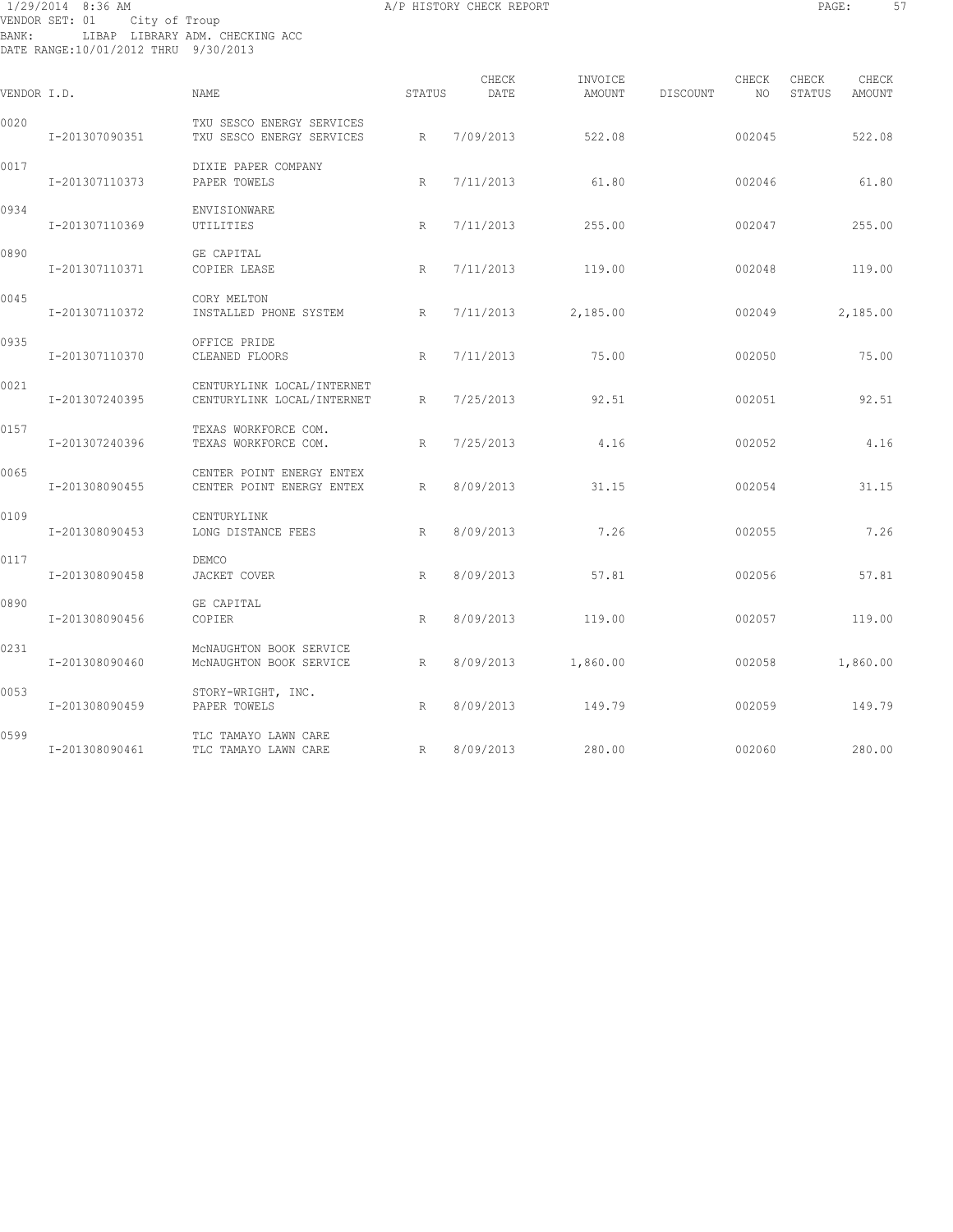1/29/2014 8:36 AM A/P HISTORY CHECK REPORT

VENDOR SET: 01 City of Troup
BANK: LIBAP LIBRARY ADM. CHECKING ACC
DATE RANGE:10/01/2012 THRU 9/30/2013

| VENDOR I.D. | | NAME | STATUS | CHECK DATE | INVOICE AMOUNT | DISCOUNT | CHECK NO | CHECK STATUS | CHECK AMOUNT |
|---|---|---|---|---|---|---|---|---|---|
| 0020 | | TXU SESCO ENERGY SERVICES | | | | | | | |
| | I-201307090351 | TXU SESCO ENERGY SERVICES | R | 7/09/2013 | 522.08 | | 002045 | | 522.08 |
| 0017 | | DIXIE PAPER COMPANY | | | | | | | |
| | I-201307110373 | PAPER TOWELS | R | 7/11/2013 | 61.80 | | 002046 | | 61.80 |
| 0934 | | ENVISIONWARE | | | | | | | |
| | I-201307110369 | UTILITIES | R | 7/11/2013 | 255.00 | | 002047 | | 255.00 |
| 0890 | | GE CAPITAL | | | | | | | |
| | I-201307110371 | COPIER LEASE | R | 7/11/2013 | 119.00 | | 002048 | | 119.00 |
| 0045 | | CORY MELTON | | | | | | | |
| | I-201307110372 | INSTALLED PHONE SYSTEM | R | 7/11/2013 | 2,185.00 | | 002049 | | 2,185.00 |
| 0935 | | OFFICE PRIDE | | | | | | | |
| | I-201307110370 | CLEANED FLOORS | R | 7/11/2013 | 75.00 | | 002050 | | 75.00 |
| 0021 | | CENTURYLINK LOCAL/INTERNET | | | | | | | |
| | I-201307240395 | CENTURYLINK LOCAL/INTERNET | R | 7/25/2013 | 92.51 | | 002051 | | 92.51 |
| 0157 | | TEXAS WORKFORCE COM. | | | | | | | |
| | I-201307240396 | TEXAS WORKFORCE COM. | R | 7/25/2013 | 4.16 | | 002052 | | 4.16 |
| 0065 | | CENTER POINT ENERGY ENTEX | | | | | | | |
| | I-201308090455 | CENTER POINT ENERGY ENTEX | R | 8/09/2013 | 31.15 | | 002054 | | 31.15 |
| 0109 | | CENTURYLINK | | | | | | | |
| | I-201308090453 | LONG DISTANCE FEES | R | 8/09/2013 | 7.26 | | 002055 | | 7.26 |
| 0117 | | DEMCO | | | | | | | |
| | I-201308090458 | JACKET COVER | R | 8/09/2013 | 57.81 | | 002056 | | 57.81 |
| 0890 | | GE CAPITAL | | | | | | | |
| | I-201308090456 | COPIER | R | 8/09/2013 | 119.00 | | 002057 | | 119.00 |
| 0231 | | McNAUGHTON BOOK SERVICE | | | | | | | |
| | I-201308090460 | McNAUGHTON BOOK SERVICE | R | 8/09/2013 | 1,860.00 | | 002058 | | 1,860.00 |
| 0053 | | STORY-WRIGHT, INC. | | | | | | | |
| | I-201308090459 | PAPER TOWELS | R | 8/09/2013 | 149.79 | | 002059 | | 149.79 |
| 0599 | | TLC TAMAYO LAWN CARE | | | | | | | |
| | I-201308090461 | TLC TAMAYO LAWN CARE | R | 8/09/2013 | 280.00 | | 002060 | | 280.00 |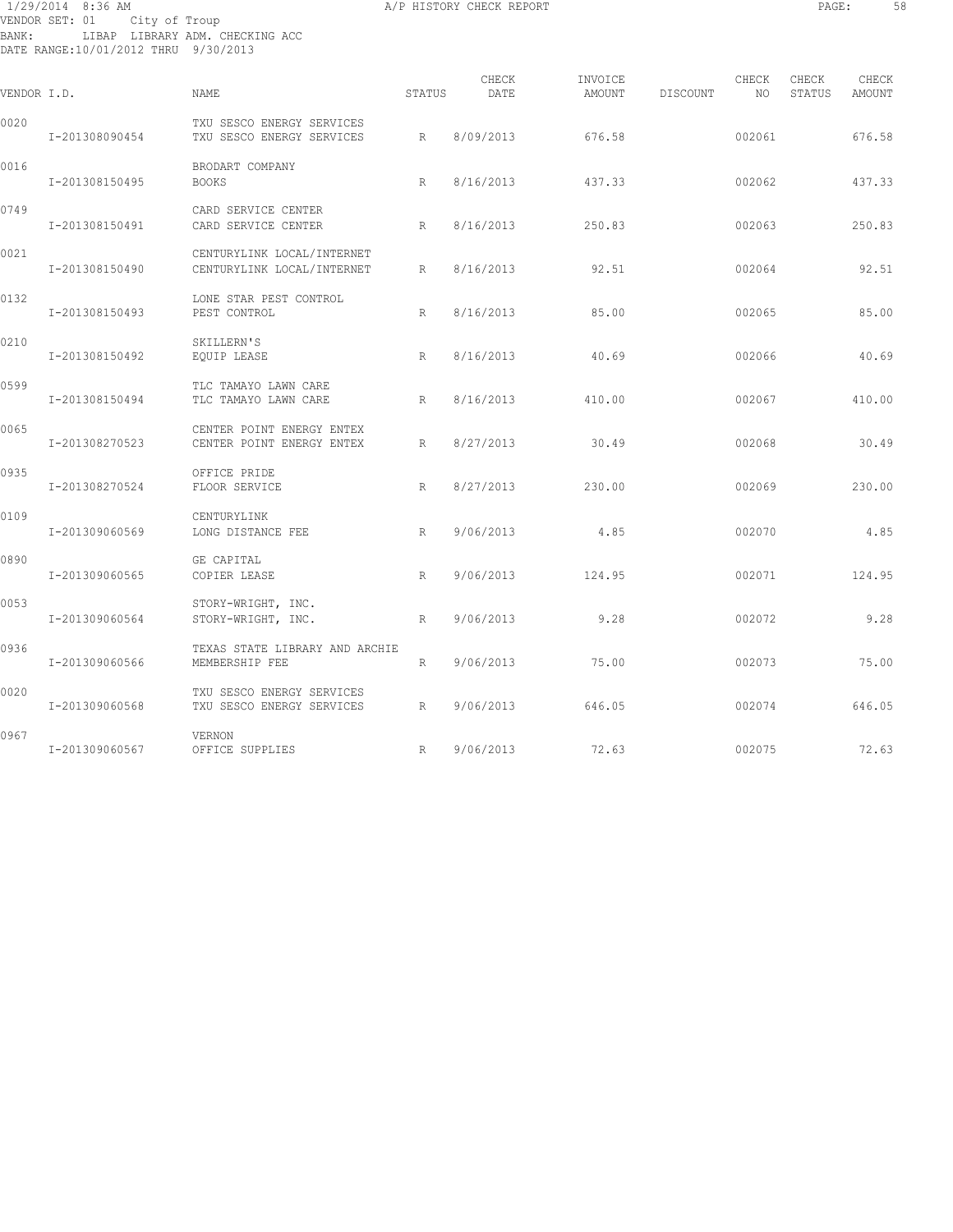1/29/2014 8:36 AM A/P HISTORY CHECK REPORT

VENDOR SET: 01 City of Troup
BANK: LIBAP LIBRARY ADM. CHECKING ACC
DATE RANGE:10/01/2012 THRU 9/30/2013

| VENDOR I.D. | NAME | STATUS | CHECK DATE | INVOICE AMOUNT | DISCOUNT | CHECK NO | CHECK STATUS | CHECK AMOUNT |
|---|---|---|---|---|---|---|---|---|
| 0020 | TXU SESCO ENERGY SERVICES | | | | | | | |
| I-201308090454 | TXU SESCO ENERGY SERVICES | R | 8/09/2013 | 676.58 | | 002061 | | 676.58 |
| 0016 | BRODART COMPANY | | | | | | | |
| I-201308150495 | BOOKS | R | 8/16/2013 | 437.33 | | 002062 | | 437.33 |
| 0749 | CARD SERVICE CENTER | | | | | | | |
| I-201308150491 | CARD SERVICE CENTER | R | 8/16/2013 | 250.83 | | 002063 | | 250.83 |
| 0021 | CENTURYLINK LOCAL/INTERNET | | | | | | | |
| I-201308150490 | CENTURYLINK LOCAL/INTERNET | R | 8/16/2013 | 92.51 | | 002064 | | 92.51 |
| 0132 | LONE STAR PEST CONTROL | | | | | | | |
| I-201308150493 | PEST CONTROL | R | 8/16/2013 | 85.00 | | 002065 | | 85.00 |
| 0210 | SKILLERN'S | | | | | | | |
| I-201308150492 | EQUIP LEASE | R | 8/16/2013 | 40.69 | | 002066 | | 40.69 |
| 0599 | TLC TAMAYO LAWN CARE | | | | | | | |
| I-201308150494 | TLC TAMAYO LAWN CARE | R | 8/16/2013 | 410.00 | | 002067 | | 410.00 |
| 0065 | CENTER POINT ENERGY ENTEX | | | | | | | |
| I-201308270523 | CENTER POINT ENERGY ENTEX | R | 8/27/2013 | 30.49 | | 002068 | | 30.49 |
| 0935 | OFFICE PRIDE | | | | | | | |
| I-201308270524 | FLOOR SERVICE | R | 8/27/2013 | 230.00 | | 002069 | | 230.00 |
| 0109 | CENTURYLINK | | | | | | | |
| I-201309060569 | LONG DISTANCE FEE | R | 9/06/2013 | 4.85 | | 002070 | | 4.85 |
| 0890 | GE CAPITAL | | | | | | | |
| I-201309060565 | COPIER LEASE | R | 9/06/2013 | 124.95 | | 002071 | | 124.95 |
| 0053 | STORY-WRIGHT, INC. | | | | | | | |
| I-201309060564 | STORY-WRIGHT, INC. | R | 9/06/2013 | 9.28 | | 002072 | | 9.28 |
| 0936 | TEXAS STATE LIBRARY AND ARCHIE | | | | | | | |
| I-201309060566 | MEMBERSHIP FEE | R | 9/06/2013 | 75.00 | | 002073 | | 75.00 |
| 0020 | TXU SESCO ENERGY SERVICES | | | | | | | |
| I-201309060568 | TXU SESCO ENERGY SERVICES | R | 9/06/2013 | 646.05 | | 002074 | | 646.05 |
| 0967 | VERNON | | | | | | | |
| I-201309060567 | OFFICE SUPPLIES | R | 9/06/2013 | 72.63 | | 002075 | | 72.63 |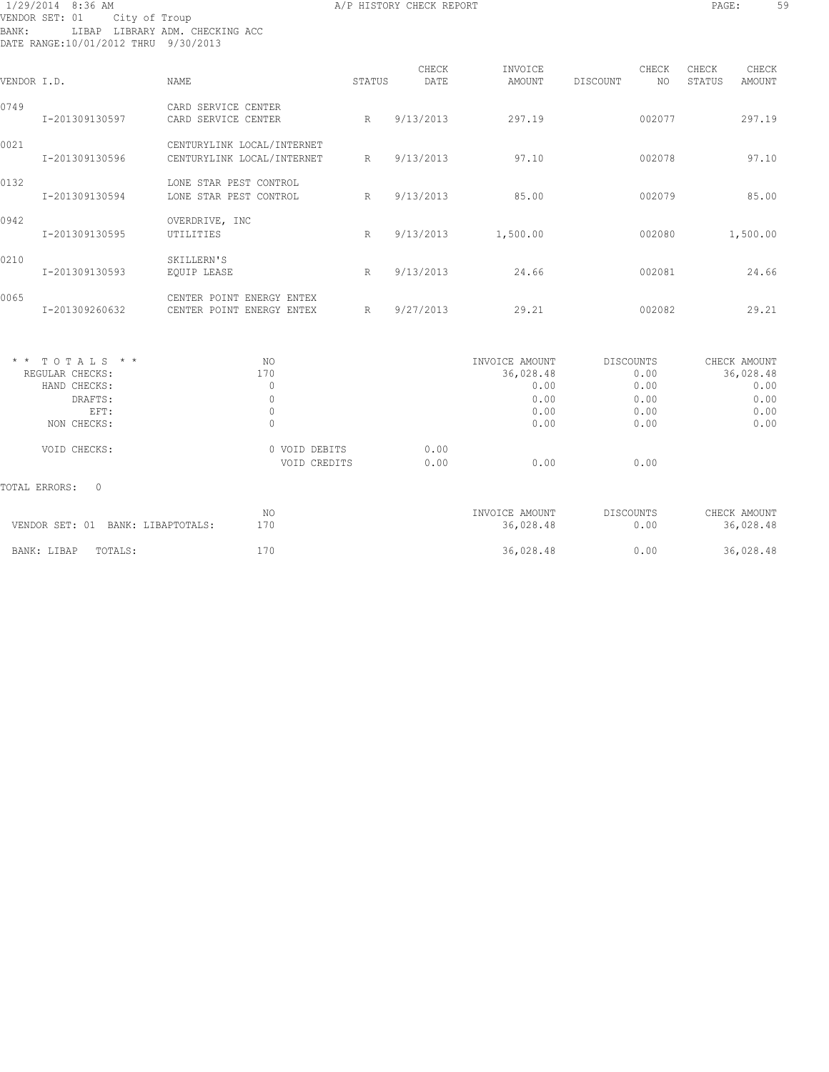1/29/2014 8:36 AM A/P HISTORY CHECK REPORT

VENDOR SET: 01 City of Troup
BANK: LIBAP LIBRARY ADM. CHECKING ACC
DATE RANGE:10/01/2012 THRU 9/30/2013

| VENDOR I.D. | NAME | STATUS | CHECK DATE | INVOICE AMOUNT | DISCOUNT | CHECK NO | CHECK STATUS | CHECK AMOUNT |
|---|---|---|---|---|---|---|---|---|
| 0749 | CARD SERVICE CENTER | | | | | | | |
| I-201309130597 | CARD SERVICE CENTER | R | 9/13/2013 | 297.19 | | 002077 | | 297.19 |
| 0021 | CENTURYLINK LOCAL/INTERNET | | | | | | | |
| I-201309130596 | CENTURYLINK LOCAL/INTERNET | R | 9/13/2013 | 97.10 | | 002078 | | 97.10 |
| 0132 | LONE STAR PEST CONTROL | | | | | | | |
| I-201309130594 | LONE STAR PEST CONTROL | R | 9/13/2013 | 85.00 | | 002079 | | 85.00 |
| 0942 | OVERDRIVE, INC | | | | | | | |
| I-201309130595 | UTILITIES | R | 9/13/2013 | 1,500.00 | | 002080 | | 1,500.00 |
| 0210 | SKILLERN'S | | | | | | | |
| I-201309130593 | EQUIP LEASE | R | 9/13/2013 | 24.66 | | 002081 | | 24.66 |
| 0065 | CENTER POINT ENERGY ENTEX | | | | | | | |
| I-201309260632 | CENTER POINT ENERGY ENTEX | R | 9/27/2013 | 29.21 | | 002082 | | 29.21 |

| * * TOTALS * * | NO | | INVOICE AMOUNT | DISCOUNTS | CHECK AMOUNT |
|---|---|---|---|---|---|
| REGULAR CHECKS: | 170 | | 36,028.48 | 0.00 | 36,028.48 |
| HAND CHECKS: | 0 | | 0.00 | 0.00 | 0.00 |
| DRAFTS: | 0 | | 0.00 | 0.00 | 0.00 |
| EFT: | 0 | | 0.00 | 0.00 | 0.00 |
| NON CHECKS: | 0 | | 0.00 | 0.00 | 0.00 |
| VOID CHECKS: | 0 VOID DEBITS | 0.00 | | | |
| | VOID CREDITS | 0.00 | 0.00 | 0.00 | |

TOTAL ERRORS: 0

| | NO | INVOICE AMOUNT | DISCOUNTS | CHECK AMOUNT |
|---|---|---|---|---|
| VENDOR SET: 01 BANK: LIBAPTOTALS: | 170 | 36,028.48 | 0.00 | 36,028.48 |
| BANK: LIBAP TOTALS: | 170 | 36,028.48 | 0.00 | 36,028.48 |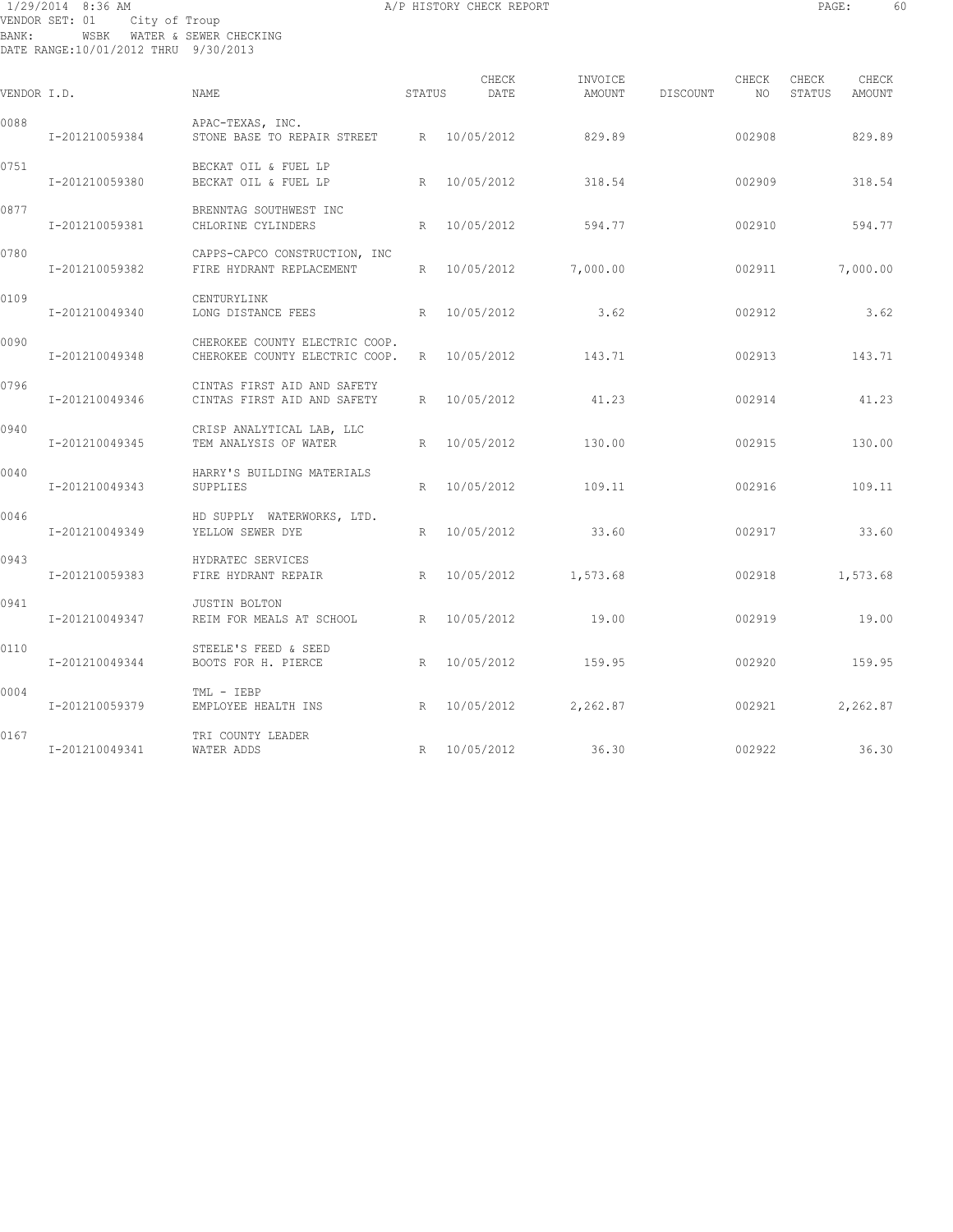VENDOR SET: 01 City of Troup
BANK: WSBK WATER & SEWER CHECKING
DATE RANGE:10/01/2012 THRU 9/30/2013

| VENDOR I.D. | | NAME | STATUS | CHECK DATE | INVOICE AMOUNT | DISCOUNT | CHECK NO | CHECK STATUS | CHECK AMOUNT |
|---|---|---|---|---|---|---|---|---|---|
| 0088 | | APAC-TEXAS, INC. | | | | | | | |
| | I-201210059384 | STONE BASE TO REPAIR STREET | R | 10/05/2012 | 829.89 | | 002908 | | 829.89 |
| 0751 | | BECKAT OIL & FUEL LP | | | | | | | |
| | I-201210059380 | BECKAT OIL & FUEL LP | R | 10/05/2012 | 318.54 | | 002909 | | 318.54 |
| 0877 | | BRENNTAG SOUTHWEST INC | | | | | | | |
| | I-201210059381 | CHLORINE CYLINDERS | R | 10/05/2012 | 594.77 | | 002910 | | 594.77 |
| 0780 | | CAPPS-CAPCO CONSTRUCTION, INC | | | | | | | |
| | I-201210059382 | FIRE HYDRANT REPLACEMENT | R | 10/05/2012 | 7,000.00 | | 002911 | | 7,000.00 |
| 0109 | | CENTURYLINK | | | | | | | |
| | I-201210049340 | LONG DISTANCE FEES | R | 10/05/2012 | 3.62 | | 002912 | | 3.62 |
| 0090 | | CHEROKEE COUNTY ELECTRIC COOP. | | | | | | | |
| | I-201210049348 | CHEROKEE COUNTY ELECTRIC COOP. | R | 10/05/2012 | 143.71 | | 002913 | | 143.71 |
| 0796 | | CINTAS FIRST AID AND SAFETY | | | | | | | |
| | I-201210049346 | CINTAS FIRST AID AND SAFETY | R | 10/05/2012 | 41.23 | | 002914 | | 41.23 |
| 0940 | | CRISP ANALYTICAL LAB, LLC | | | | | | | |
| | I-201210049345 | TEM ANALYSIS OF WATER | R | 10/05/2012 | 130.00 | | 002915 | | 130.00 |
| 0040 | | HARRY'S BUILDING MATERIALS | | | | | | | |
| | I-201210049343 | SUPPLIES | R | 10/05/2012 | 109.11 | | 002916 | | 109.11 |
| 0046 | | HD SUPPLY WATERWORKS, LTD. | | | | | | | |
| | I-201210049349 | YELLOW SEWER DYE | R | 10/05/2012 | 33.60 | | 002917 | | 33.60 |
| 0943 | | HYDRATEC SERVICES | | | | | | | |
| | I-201210059383 | FIRE HYDRANT REPAIR | R | 10/05/2012 | 1,573.68 | | 002918 | | 1,573.68 |
| 0941 | | JUSTIN BOLTON | | | | | | | |
| | I-201210049347 | REIM FOR MEALS AT SCHOOL | R | 10/05/2012 | 19.00 | | 002919 | | 19.00 |
| 0110 | | STEELE'S FEED & SEED | | | | | | | |
| | I-201210049344 | BOOTS FOR H. PIERCE | R | 10/05/2012 | 159.95 | | 002920 | | 159.95 |
| 0004 | | TML - IEBP | | | | | | | |
| | I-201210059379 | EMPLOYEE HEALTH INS | R | 10/05/2012 | 2,262.87 | | 002921 | | 2,262.87 |
| 0167 | | TRI COUNTY LEADER | | | | | | | |
| | I-201210049341 | WATER ADDS | R | 10/05/2012 | 36.30 | | 002922 | | 36.30 |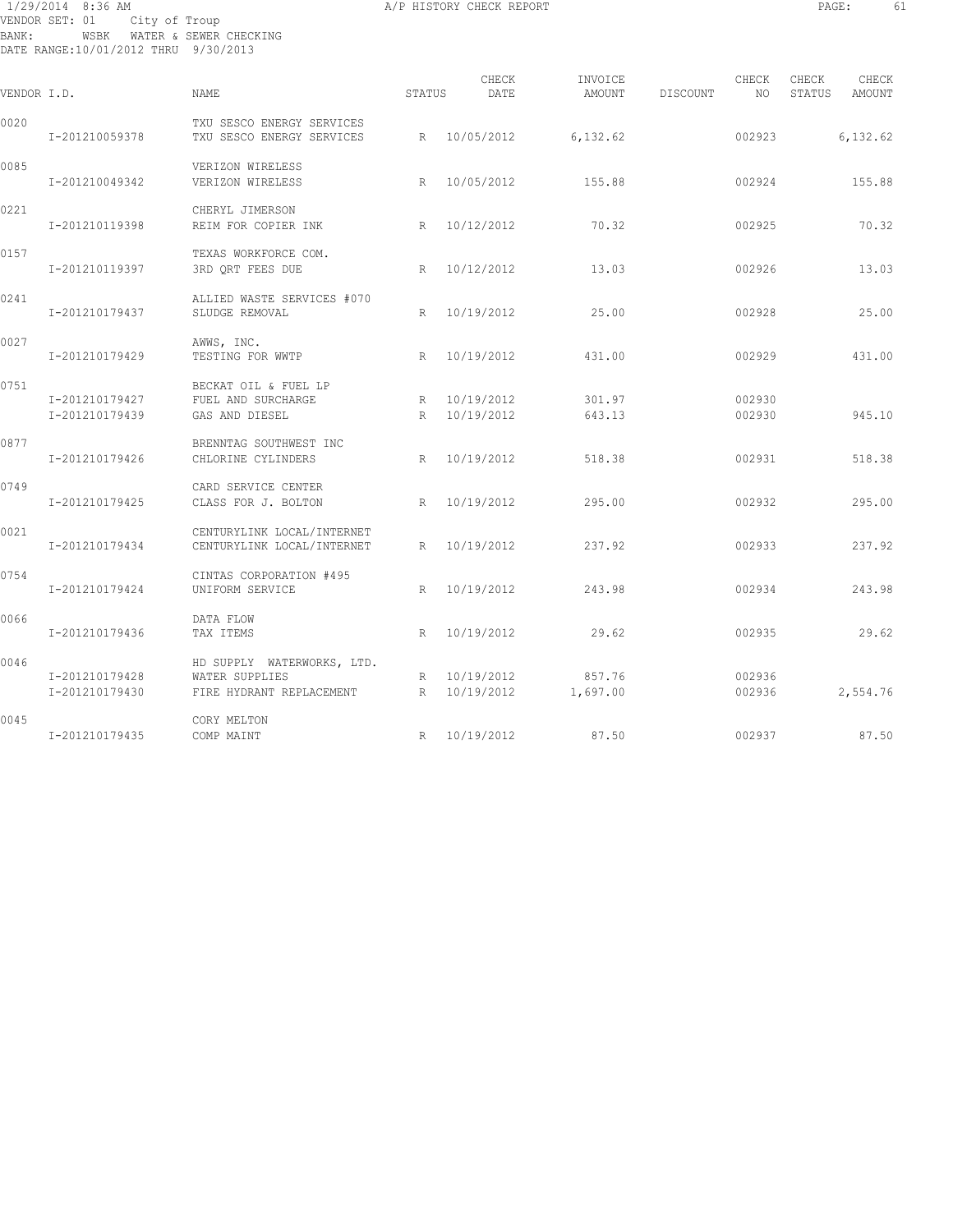1/29/2014 8:36 AM A/P HISTORY CHECK REPORT

VENDOR SET: 01 City of Troup
BANK: WSBK WATER & SEWER CHECKING
DATE RANGE:10/01/2012 THRU 9/30/2013

| VENDOR I.D. | NAME | STATUS | CHECK DATE | INVOICE AMOUNT | DISCOUNT | CHECK NO | CHECK STATUS | CHECK AMOUNT |
|---|---|---|---|---|---|---|---|---|
| 0020 | TXU SESCO ENERGY SERVICES | | | | | | | |
| I-201210059378 | TXU SESCO ENERGY SERVICES | R | 10/05/2012 | 6,132.62 | | 002923 | | 6,132.62 |
| 0085 | VERIZON WIRELESS | | | | | | | |
| I-201210049342 | VERIZON WIRELESS | R | 10/05/2012 | 155.88 | | 002924 | | 155.88 |
| 0221 | CHERYL JIMERSON | | | | | | | |
| I-201210119398 | REIM FOR COPIER INK | R | 10/12/2012 | 70.32 | | 002925 | | 70.32 |
| 0157 | TEXAS WORKFORCE COM. | | | | | | | |
| I-201210119397 | 3RD QRT FEES DUE | R | 10/12/2012 | 13.03 | | 002926 | | 13.03 |
| 0241 | ALLIED WASTE SERVICES #070 | | | | | | | |
| I-201210179437 | SLUDGE REMOVAL | R | 10/19/2012 | 25.00 | | 002928 | | 25.00 |
| 0027 | AWWS, INC. | | | | | | | |
| I-201210179429 | TESTING FOR WWTP | R | 10/19/2012 | 431.00 | | 002929 | | 431.00 |
| 0751 | BECKAT OIL & FUEL LP | | | | | | | |
| I-201210179427 | FUEL AND SURCHARGE | R | 10/19/2012 | 301.97 | | 002930 | | |
| I-201210179439 | GAS AND DIESEL | R | 10/19/2012 | 643.13 | | 002930 | | 945.10 |
| 0877 | BRENNTAG SOUTHWEST INC | | | | | | | |
| I-201210179426 | CHLORINE CYLINDERS | R | 10/19/2012 | 518.38 | | 002931 | | 518.38 |
| 0749 | CARD SERVICE CENTER | | | | | | | |
| I-201210179425 | CLASS FOR J. BOLTON | R | 10/19/2012 | 295.00 | | 002932 | | 295.00 |
| 0021 | CENTURYLINK LOCAL/INTERNET | | | | | | | |
| I-201210179434 | CENTURYLINK LOCAL/INTERNET | R | 10/19/2012 | 237.92 | | 002933 | | 237.92 |
| 0754 | CINTAS CORPORATION #495 | | | | | | | |
| I-201210179424 | UNIFORM SERVICE | R | 10/19/2012 | 243.98 | | 002934 | | 243.98 |
| 0066 | DATA FLOW | | | | | | | |
| I-201210179436 | TAX ITEMS | R | 10/19/2012 | 29.62 | | 002935 | | 29.62 |
| 0046 | HD SUPPLY WATERWORKS, LTD. | | | | | | | |
| I-201210179428 | WATER SUPPLIES | R | 10/19/2012 | 857.76 | | 002936 | | |
| I-201210179430 | FIRE HYDRANT REPLACEMENT | R | 10/19/2012 | 1,697.00 | | 002936 | | 2,554.76 |
| 0045 | CORY MELTON | | | | | | | |
| I-201210179435 | COMP MAINT | R | 10/19/2012 | 87.50 | | 002937 | | 87.50 |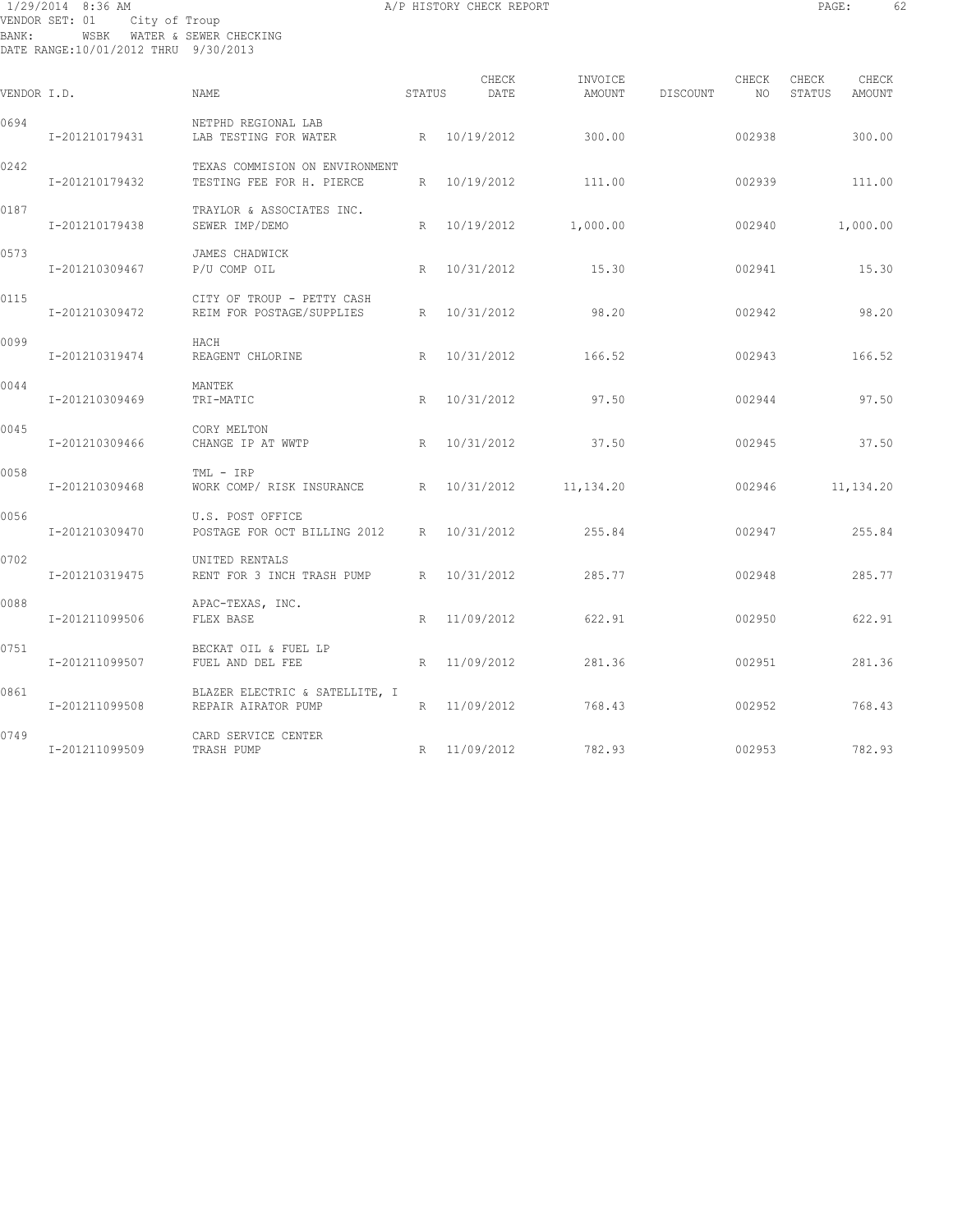1/29/2014 8:36 AM A/P HISTORY CHECK REPORT

VENDOR SET: 01 City of Troup
BANK: WSBK WATER & SEWER CHECKING
DATE RANGE:10/01/2012 THRU 9/30/2013

| VENDOR I.D. | NAME | STATUS | CHECK DATE | INVOICE AMOUNT | DISCOUNT | CHECK NO | CHECK STATUS | CHECK AMOUNT |
|---|---|---|---|---|---|---|---|---|
| 0694 | NETPHD REGIONAL LAB | | | | | | | |
| I-201210179431 | LAB TESTING FOR WATER | R | 10/19/2012 | 300.00 | | 002938 | | 300.00 |
| 0242 | TEXAS COMMISION ON ENVIRONMENT | | | | | | | |
| I-201210179432 | TESTING FEE FOR H. PIERCE | R | 10/19/2012 | 111.00 | | 002939 | | 111.00 |
| 0187 | TRAYLOR & ASSOCIATES INC. | | | | | | | |
| I-201210179438 | SEWER IMP/DEMO | R | 10/19/2012 | 1,000.00 | | 002940 | | 1,000.00 |
| 0573 | JAMES CHADWICK | | | | | | | |
| I-201210309467 | P/U COMP OIL | R | 10/31/2012 | 15.30 | | 002941 | | 15.30 |
| 0115 | CITY OF TROUP - PETTY CASH | | | | | | | |
| I-201210309472 | REIM FOR POSTAGE/SUPPLIES | R | 10/31/2012 | 98.20 | | 002942 | | 98.20 |
| 0099 | HACH | | | | | | | |
| I-201210319474 | REAGENT CHLORINE | R | 10/31/2012 | 166.52 | | 002943 | | 166.52 |
| 0044 | MANTEK | | | | | | | |
| I-201210309469 | TRI-MATIC | R | 10/31/2012 | 97.50 | | 002944 | | 97.50 |
| 0045 | CORY MELTON | | | | | | | |
| I-201210309466 | CHANGE IP AT WWTP | R | 10/31/2012 | 37.50 | | 002945 | | 37.50 |
| 0058 | TML - IRP | | | | | | | |
| I-201210309468 | WORK COMP/ RISK INSURANCE | R | 10/31/2012 | 11,134.20 | | 002946 | | 11,134.20 |
| 0056 | U.S. POST OFFICE | | | | | | | |
| I-201210309470 | POSTAGE FOR OCT BILLING 2012 | R | 10/31/2012 | 255.84 | | 002947 | | 255.84 |
| 0702 | UNITED RENTALS | | | | | | | |
| I-201210319475 | RENT FOR 3 INCH TRASH PUMP | R | 10/31/2012 | 285.77 | | 002948 | | 285.77 |
| 0088 | APAC-TEXAS, INC. | | | | | | | |
| I-201211099506 | FLEX BASE | R | 11/09/2012 | 622.91 | | 002950 | | 622.91 |
| 0751 | BECKAT OIL & FUEL LP | | | | | | | |
| I-201211099507 | FUEL AND DEL FEE | R | 11/09/2012 | 281.36 | | 002951 | | 281.36 |
| 0861 | BLAZER ELECTRIC & SATELLITE, I | | | | | | | |
| I-201211099508 | REPAIR AIRATOR PUMP | R | 11/09/2012 | 768.43 | | 002952 | | 768.43 |
| 0749 | CARD SERVICE CENTER | | | | | | | |
| I-201211099509 | TRASH PUMP | R | 11/09/2012 | 782.93 | | 002953 | | 782.93 |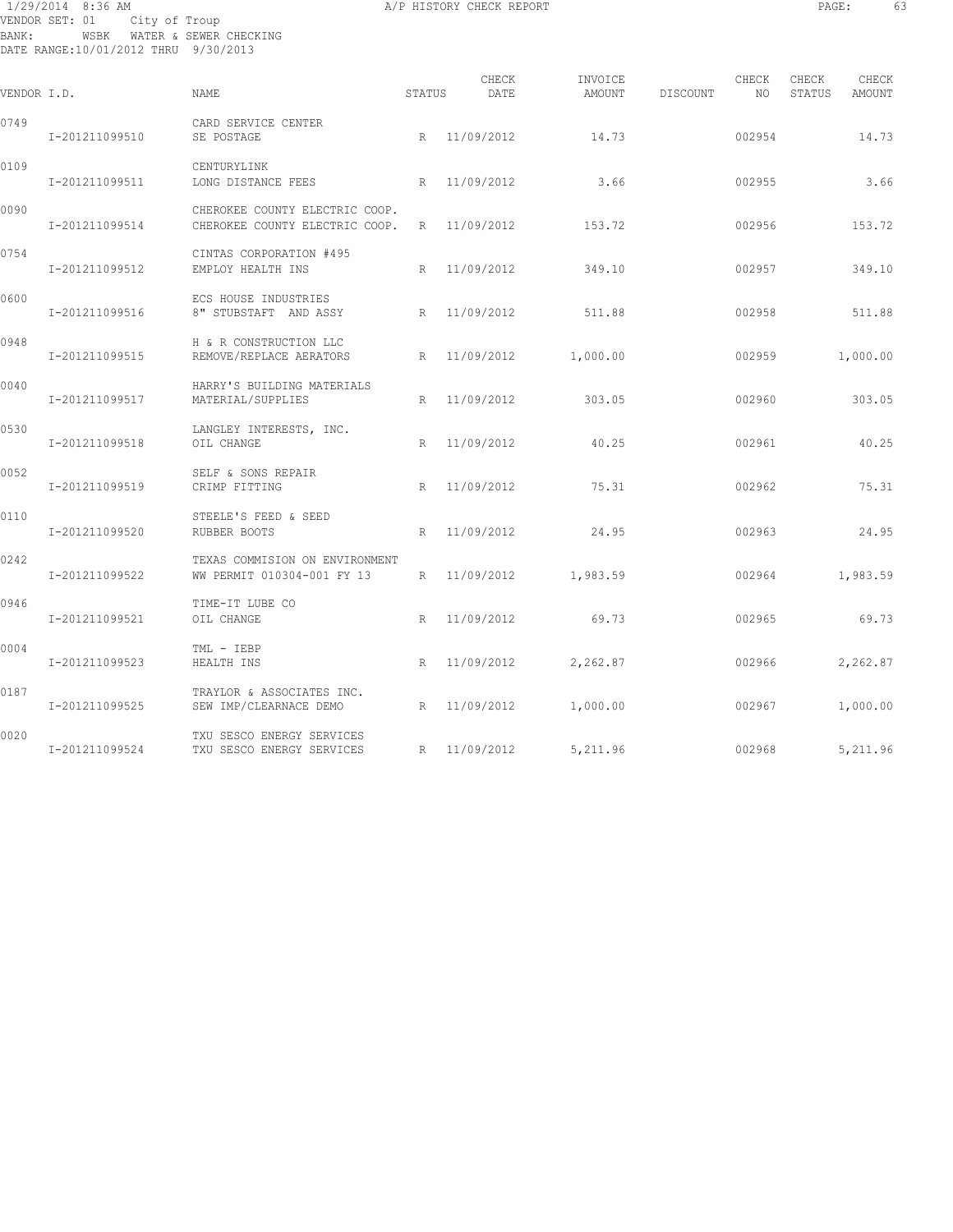1/29/2014 8:36 AM A/P HISTORY CHECK REPORT

VENDOR SET: 01 City of Troup
BANK: WSBK WATER & SEWER CHECKING
DATE RANGE:10/01/2012 THRU 9/30/2013

| VENDOR I.D. | NAME | STATUS | CHECK DATE | INVOICE AMOUNT | DISCOUNT | CHECK NO | CHECK STATUS | CHECK AMOUNT |
|---|---|---|---|---|---|---|---|---|
| 0749 | CARD SERVICE CENTER | | | | | | | |
| I-201211099510 | SE POSTAGE | R | 11/09/2012 | 14.73 | | 002954 | | 14.73 |
| 0109 | CENTURYLINK | | | | | | | |
| I-201211099511 | LONG DISTANCE FEES | R | 11/09/2012 | 3.66 | | 002955 | | 3.66 |
| 0090 | CHEROKEE COUNTY ELECTRIC COOP. | | | | | | | |
| I-201211099514 | CHEROKEE COUNTY ELECTRIC COOP. | R | 11/09/2012 | 153.72 | | 002956 | | 153.72 |
| 0754 | CINTAS CORPORATION #495 | | | | | | | |
| I-201211099512 | EMPLOY HEALTH INS | R | 11/09/2012 | 349.10 | | 002957 | | 349.10 |
| 0600 | ECS HOUSE INDUSTRIES | | | | | | | |
| I-201211099516 | 8" STUBSTAFT AND ASSY | R | 11/09/2012 | 511.88 | | 002958 | | 511.88 |
| 0948 | H & R CONSTRUCTION LLC | | | | | | | |
| I-201211099515 | REMOVE/REPLACE AERATORS | R | 11/09/2012 | 1,000.00 | | 002959 | | 1,000.00 |
| 0040 | HARRY'S BUILDING MATERIALS | | | | | | | |
| I-201211099517 | MATERIAL/SUPPLIES | R | 11/09/2012 | 303.05 | | 002960 | | 303.05 |
| 0530 | LANGLEY INTERESTS, INC. | | | | | | | |
| I-201211099518 | OIL CHANGE | R | 11/09/2012 | 40.25 | | 002961 | | 40.25 |
| 0052 | SELF & SONS REPAIR | | | | | | | |
| I-201211099519 | CRIMP FITTING | R | 11/09/2012 | 75.31 | | 002962 | | 75.31 |
| 0110 | STEELE'S FEED & SEED | | | | | | | |
| I-201211099520 | RUBBER BOOTS | R | 11/09/2012 | 24.95 | | 002963 | | 24.95 |
| 0242 | TEXAS COMMISION ON ENVIRONMENT | | | | | | | |
| I-201211099522 | WW PERMIT 010304-001 FY 13 | R | 11/09/2012 | 1,983.59 | | 002964 | | 1,983.59 |
| 0946 | TIME-IT LUBE CO | | | | | | | |
| I-201211099521 | OIL CHANGE | R | 11/09/2012 | 69.73 | | 002965 | | 69.73 |
| 0004 | TML - IEBP | | | | | | | |
| I-201211099523 | HEALTH INS | R | 11/09/2012 | 2,262.87 | | 002966 | | 2,262.87 |
| 0187 | TRAYLOR & ASSOCIATES INC. | | | | | | | |
| I-201211099525 | SEW IMP/CLEARNACE DEMO | R | 11/09/2012 | 1,000.00 | | 002967 | | 1,000.00 |
| 0020 | TXU SESCO ENERGY SERVICES | | | | | | | |
| I-201211099524 | TXU SESCO ENERGY SERVICES | R | 11/09/2012 | 5,211.96 | | 002968 | | 5,211.96 |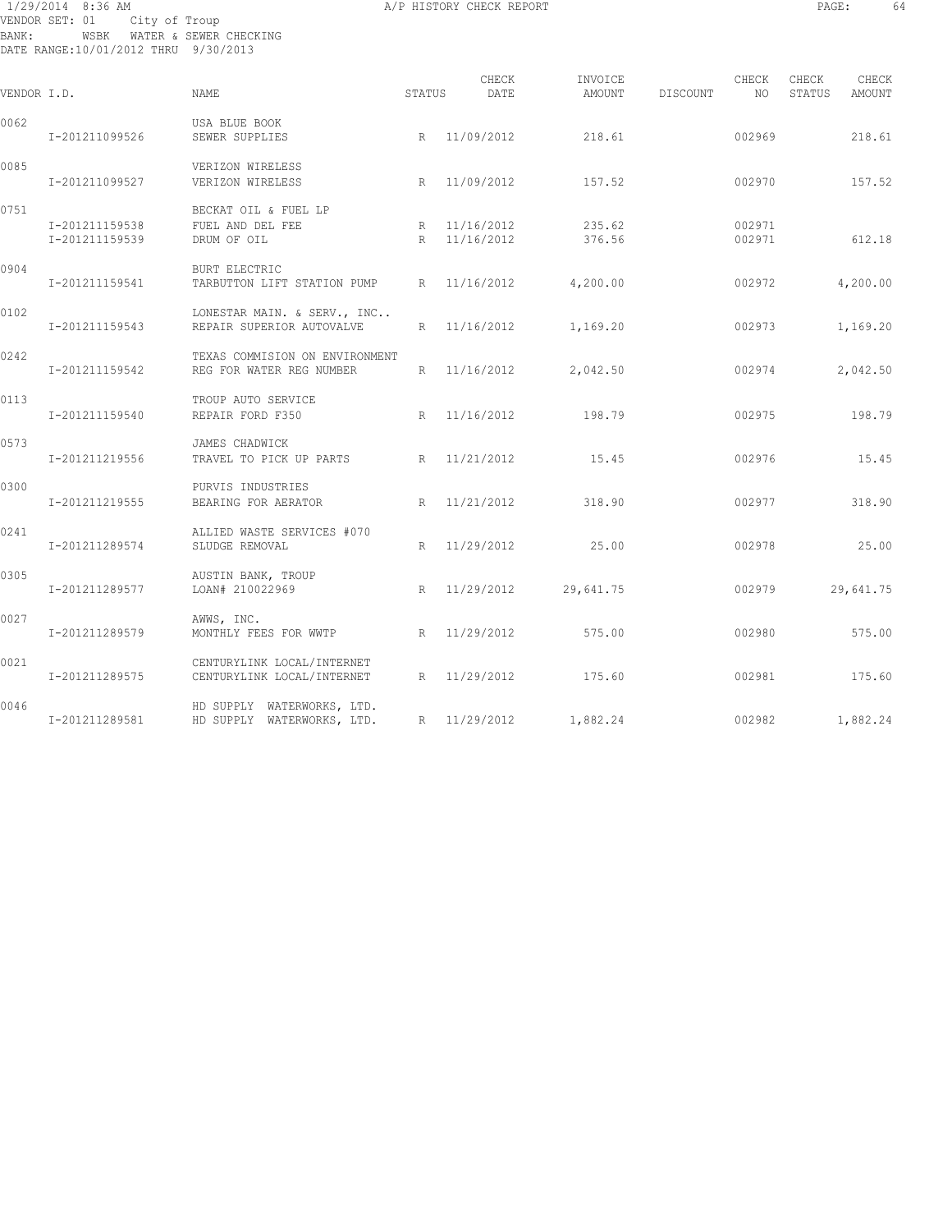1/29/2014 8:36 AM A/P HISTORY CHECK REPORT

VENDOR SET: 01 City of Troup
BANK: WSBK WATER & SEWER CHECKING
DATE RANGE:10/01/2012 THRU 9/30/2013

| VENDOR I.D. | NAME | STATUS | CHECK DATE | INVOICE AMOUNT | DISCOUNT | CHECK NO | CHECK STATUS | CHECK AMOUNT |
|---|---|---|---|---|---|---|---|---|
| 0062 | USA BLUE BOOK | | | | | | | |
| I-201211099526 | SEWER SUPPLIES | R | 11/09/2012 | 218.61 | | 002969 | | 218.61 |
| 0085 | VERIZON WIRELESS | | | | | | | |
| I-201211099527 | VERIZON WIRELESS | R | 11/09/2012 | 157.52 | | 002970 | | 157.52 |
| 0751 | BECKAT OIL & FUEL LP | | | | | | | |
| I-201211159538 | FUEL AND DEL FEE | R | 11/16/2012 | 235.62 | | 002971 | | |
| I-201211159539 | DRUM OF OIL | R | 11/16/2012 | 376.56 | | 002971 | | 612.18 |
| 0904 | BURT ELECTRIC | | | | | | | |
| I-201211159541 | TARBUTTON LIFT STATION PUMP | R | 11/16/2012 | 4,200.00 | | 002972 | | 4,200.00 |
| 0102 | LONESTAR MAIN. & SERV., INC.. | | | | | | | |
| I-201211159543 | REPAIR SUPERIOR AUTOVALVE | R | 11/16/2012 | 1,169.20 | | 002973 | | 1,169.20 |
| 0242 | TEXAS COMMISION ON ENVIRONMENT | | | | | | | |
| I-201211159542 | REG FOR WATER REG NUMBER | R | 11/16/2012 | 2,042.50 | | 002974 | | 2,042.50 |
| 0113 | TROUP AUTO SERVICE | | | | | | | |
| I-201211159540 | REPAIR FORD F350 | R | 11/16/2012 | 198.79 | | 002975 | | 198.79 |
| 0573 | JAMES CHADWICK | | | | | | | |
| I-201211219556 | TRAVEL TO PICK UP PARTS | R | 11/21/2012 | 15.45 | | 002976 | | 15.45 |
| 0300 | PURVIS INDUSTRIES | | | | | | | |
| I-201211219555 | BEARING FOR AERATOR | R | 11/21/2012 | 318.90 | | 002977 | | 318.90 |
| 0241 | ALLIED WASTE SERVICES #070 | | | | | | | |
| I-201211289574 | SLUDGE REMOVAL | R | 11/29/2012 | 25.00 | | 002978 | | 25.00 |
| 0305 | AUSTIN BANK, TROUP | | | | | | | |
| I-201211289577 | LOAN# 210022969 | R | 11/29/2012 | 29,641.75 | | 002979 | | 29,641.75 |
| 0027 | AWWS, INC. | | | | | | | |
| I-201211289579 | MONTHLY FEES FOR WWTP | R | 11/29/2012 | 575.00 | | 002980 | | 575.00 |
| 0021 | CENTURYLINK LOCAL/INTERNET | | | | | | | |
| I-201211289575 | CENTURYLINK LOCAL/INTERNET | R | 11/29/2012 | 175.60 | | 002981 | | 175.60 |
| 0046 | HD SUPPLY WATERWORKS, LTD. | | | | | | | |
| I-201211289581 | HD SUPPLY WATERWORKS, LTD. | R | 11/29/2012 | 1,882.24 | | 002982 | | 1,882.24 |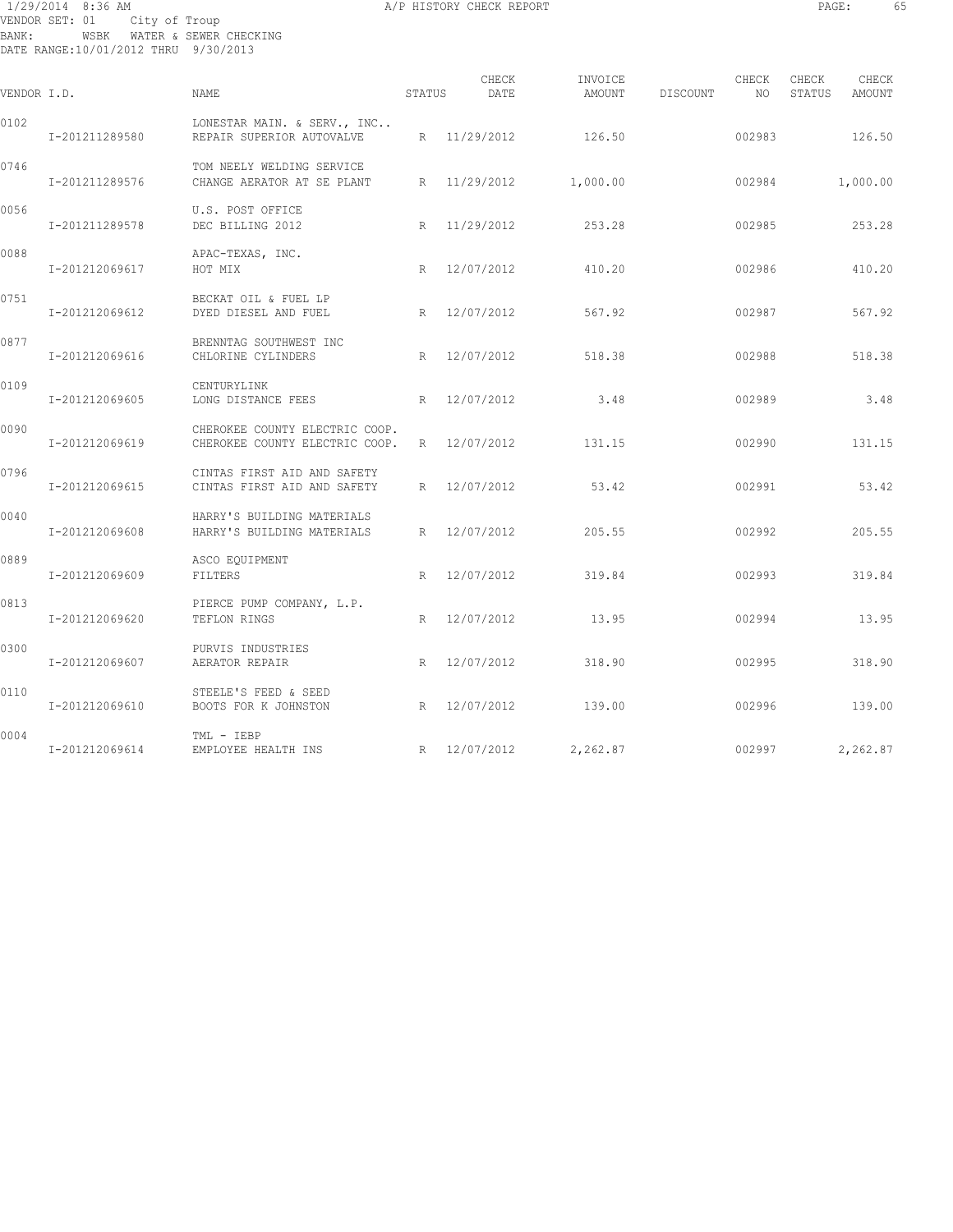1/29/2014 8:36 AM A/P HISTORY CHECK REPORT

VENDOR SET: 01 City of Troup
BANK: WSBK WATER & SEWER CHECKING
DATE RANGE:10/01/2012 THRU 9/30/2013

| VENDOR I.D. | | NAME | STATUS | CHECK DATE | INVOICE AMOUNT | DISCOUNT | CHECK NO | CHECK STATUS | CHECK AMOUNT |
|---|---|---|---|---|---|---|---|---|---|
| 0102 | | LONESTAR MAIN. & SERV., INC.. | | | | | | | |
| | I-201211289580 | REPAIR SUPERIOR AUTOVALVE | R | 11/29/2012 | 126.50 | | 002983 | | 126.50 |
| 0746 | | TOM NEELY WELDING SERVICE | | | | | | | |
| | I-201211289576 | CHANGE AERATOR AT SE PLANT | R | 11/29/2012 | 1,000.00 | | 002984 | | 1,000.00 |
| 0056 | | U.S. POST OFFICE | | | | | | | |
| | I-201211289578 | DEC BILLING 2012 | R | 11/29/2012 | 253.28 | | 002985 | | 253.28 |
| 0088 | | APAC-TEXAS, INC. | | | | | | | |
| | I-201212069617 | HOT MIX | R | 12/07/2012 | 410.20 | | 002986 | | 410.20 |
| 0751 | | BECKAT OIL & FUEL LP | | | | | | | |
| | I-201212069612 | DYED DIESEL AND FUEL | R | 12/07/2012 | 567.92 | | 002987 | | 567.92 |
| 0877 | | BRENNTAG SOUTHWEST INC | | | | | | | |
| | I-201212069616 | CHLORINE CYLINDERS | R | 12/07/2012 | 518.38 | | 002988 | | 518.38 |
| 0109 | | CENTURYLINK | | | | | | | |
| | I-201212069605 | LONG DISTANCE FEES | R | 12/07/2012 | 3.48 | | 002989 | | 3.48 |
| 0090 | | CHEROKEE COUNTY ELECTRIC COOP. | | | | | | | |
| | I-201212069619 | CHEROKEE COUNTY ELECTRIC COOP. | R | 12/07/2012 | 131.15 | | 002990 | | 131.15 |
| 0796 | | CINTAS FIRST AID AND SAFETY | | | | | | | |
| | I-201212069615 | CINTAS FIRST AID AND SAFETY | R | 12/07/2012 | 53.42 | | 002991 | | 53.42 |
| 0040 | | HARRY'S BUILDING MATERIALS | | | | | | | |
| | I-201212069608 | HARRY'S BUILDING MATERIALS | R | 12/07/2012 | 205.55 | | 002992 | | 205.55 |
| 0889 | | ASCO EQUIPMENT | | | | | | | |
| | I-201212069609 | FILTERS | R | 12/07/2012 | 319.84 | | 002993 | | 319.84 |
| 0813 | | PIERCE PUMP COMPANY, L.P. | | | | | | | |
| | I-201212069620 | TEFLON RINGS | R | 12/07/2012 | 13.95 | | 002994 | | 13.95 |
| 0300 | | PURVIS INDUSTRIES | | | | | | | |
| | I-201212069607 | AERATOR REPAIR | R | 12/07/2012 | 318.90 | | 002995 | | 318.90 |
| 0110 | | STEELE'S FEED & SEED | | | | | | | |
| | I-201212069610 | BOOTS FOR K JOHNSTON | R | 12/07/2012 | 139.00 | | 002996 | | 139.00 |
| 0004 | | TML - IEBP | | | | | | | |
| | I-201212069614 | EMPLOYEE HEALTH INS | R | 12/07/2012 | 2,262.87 | | 002997 | | 2,262.87 |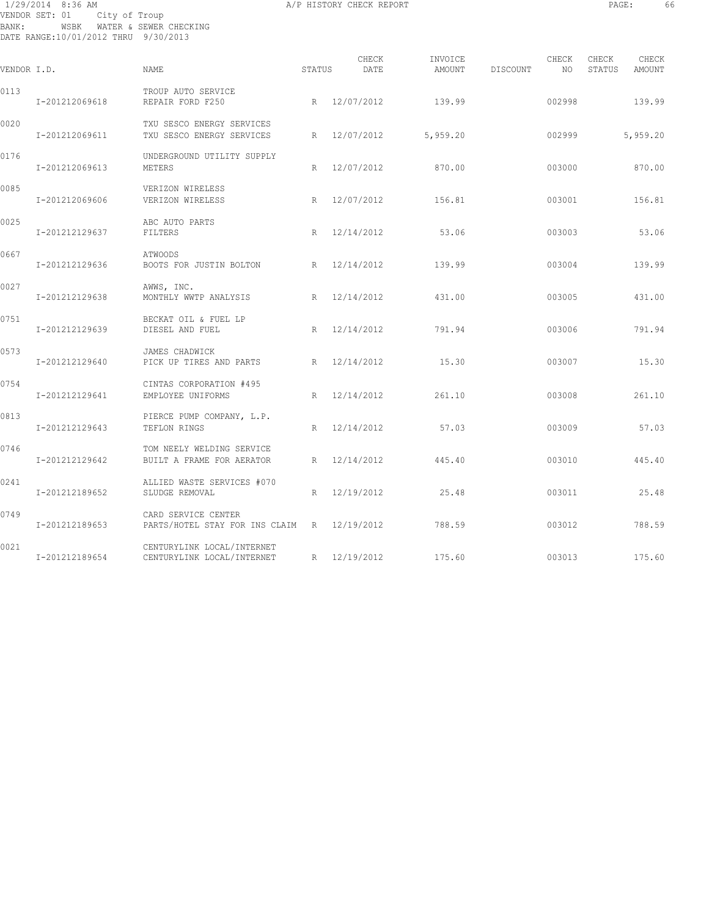1/29/2014 8:36 AM A/P HISTORY CHECK REPORT

VENDOR SET: 01 City of Troup
BANK: WSBK WATER & SEWER CHECKING
DATE RANGE:10/01/2012 THRU 9/30/2013

| VENDOR I.D. | | NAME | STATUS | CHECK DATE | INVOICE AMOUNT | DISCOUNT | CHECK NO | CHECK STATUS | CHECK AMOUNT |
|---|---|---|---|---|---|---|---|---|---|
| 0113 | | TROUP AUTO SERVICE | | | | | | | |
| | I-201212069618 | REPAIR FORD F250 | R | 12/07/2012 | 139.99 | | 002998 | | 139.99 |
| 0020 | | TXU SESCO ENERGY SERVICES | | | | | | | |
| | I-201212069611 | TXU SESCO ENERGY SERVICES | R | 12/07/2012 | 5,959.20 | | 002999 | | 5,959.20 |
| 0176 | | UNDERGROUND UTILITY SUPPLY | | | | | | | |
| | I-201212069613 | METERS | R | 12/07/2012 | 870.00 | | 003000 | | 870.00 |
| 0085 | | VERIZON WIRELESS | | | | | | | |
| | I-201212069606 | VERIZON WIRELESS | R | 12/07/2012 | 156.81 | | 003001 | | 156.81 |
| 0025 | | ABC AUTO PARTS | | | | | | | |
| | I-201212129637 | FILTERS | R | 12/14/2012 | 53.06 | | 003003 | | 53.06 |
| 0667 | | ATWOODS | | | | | | | |
| | I-201212129636 | BOOTS FOR JUSTIN BOLTON | R | 12/14/2012 | 139.99 | | 003004 | | 139.99 |
| 0027 | | AWWS, INC. | | | | | | | |
| | I-201212129638 | MONTHLY WWTP ANALYSIS | R | 12/14/2012 | 431.00 | | 003005 | | 431.00 |
| 0751 | | BECKAT OIL & FUEL LP | | | | | | | |
| | I-201212129639 | DIESEL AND FUEL | R | 12/14/2012 | 791.94 | | 003006 | | 791.94 |
| 0573 | | JAMES CHADWICK | | | | | | | |
| | I-201212129640 | PICK UP TIRES AND PARTS | R | 12/14/2012 | 15.30 | | 003007 | | 15.30 |
| 0754 | | CINTAS CORPORATION #495 | | | | | | | |
| | I-201212129641 | EMPLOYEE UNIFORMS | R | 12/14/2012 | 261.10 | | 003008 | | 261.10 |
| 0813 | | PIERCE PUMP COMPANY, L.P. | | | | | | | |
| | I-201212129643 | TEFLON RINGS | R | 12/14/2012 | 57.03 | | 003009 | | 57.03 |
| 0746 | | TOM NEELY WELDING SERVICE | | | | | | | |
| | I-201212129642 | BUILT A FRAME FOR AERATOR | R | 12/14/2012 | 445.40 | | 003010 | | 445.40 |
| 0241 | | ALLIED WASTE SERVICES #070 | | | | | | | |
| | I-201212189652 | SLUDGE REMOVAL | R | 12/19/2012 | 25.48 | | 003011 | | 25.48 |
| 0749 | | CARD SERVICE CENTER | | | | | | | |
| | I-201212189653 | PARTS/HOTEL STAY FOR INS CLAIM | R | 12/19/2012 | 788.59 | | 003012 | | 788.59 |
| 0021 | | CENTURYLINK LOCAL/INTERNET | | | | | | | |
| | I-201212189654 | CENTURYLINK LOCAL/INTERNET | R | 12/19/2012 | 175.60 | | 003013 | | 175.60 |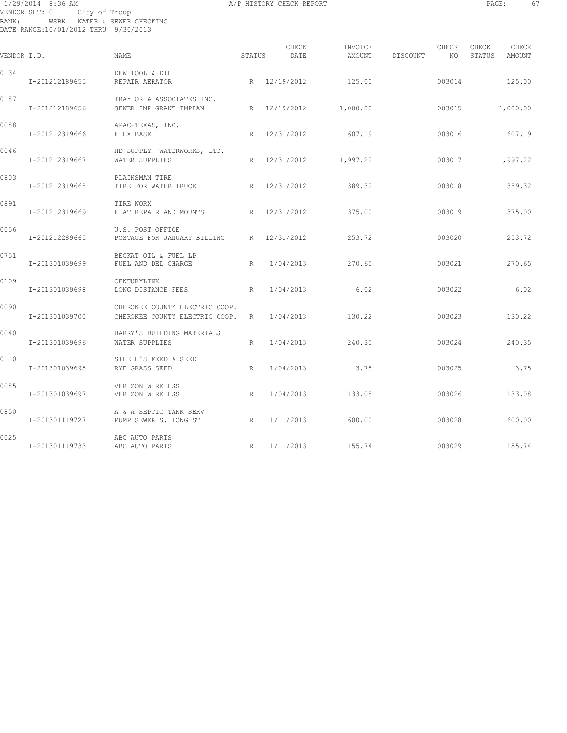1/29/2014 8:36 AM A/P HISTORY CHECK REPORT

VENDOR SET: 01 City of Troup
BANK: WSBK WATER & SEWER CHECKING
DATE RANGE:10/01/2012 THRU 9/30/2013

| VENDOR I.D. | NAME | STATUS | CHECK DATE | INVOICE AMOUNT | DISCOUNT | CHECK NO | CHECK STATUS | CHECK AMOUNT |
|---|---|---|---|---|---|---|---|---|
| 0134 | DEW TOOL & DIE | | | | | | | |
| I-201212189655 | REPAIR AERATOR | R | 12/19/2012 | 125.00 | | 003014 | | 125.00 |
| 0187 | TRAYLOR & ASSOCIATES INC. | | | | | | | |
| I-201212189656 | SEWER IMP GRANT IMPLAN | R | 12/19/2012 | 1,000.00 | | 003015 | | 1,000.00 |
| 0088 | APAC-TEXAS, INC. | | | | | | | |
| I-201212319666 | FLEX BASE | R | 12/31/2012 | 607.19 | | 003016 | | 607.19 |
| 0046 | HD SUPPLY WATERWORKS, LTD. | | | | | | | |
| I-201212319667 | WATER SUPPLIES | R | 12/31/2012 | 1,997.22 | | 003017 | | 1,997.22 |
| 0803 | PLAINSMAN TIRE | | | | | | | |
| I-201212319668 | TIRE FOR WATER TRUCK | R | 12/31/2012 | 389.32 | | 003018 | | 389.32 |
| 0891 | TIRE WORX | | | | | | | |
| I-201212319669 | FLAT REPAIR AND MOUNTS | R | 12/31/2012 | 375.00 | | 003019 | | 375.00 |
| 0056 | U.S. POST OFFICE | | | | | | | |
| I-201212289665 | POSTAGE FOR JANUARY BILLING | R | 12/31/2012 | 253.72 | | 003020 | | 253.72 |
| 0751 | BECKAT OIL & FUEL LP | | | | | | | |
| I-201301039699 | FUEL AND DEL CHARGE | R | 1/04/2013 | 270.65 | | 003021 | | 270.65 |
| 0109 | CENTURYLINK | | | | | | | |
| I-201301039698 | LONG DISTANCE FEES | R | 1/04/2013 | 6.02 | | 003022 | | 6.02 |
| 0090 | CHEROKEE COUNTY ELECTRIC COOP. | | | | | | | |
| I-201301039700 | CHEROKEE COUNTY ELECTRIC COOP. | R | 1/04/2013 | 130.22 | | 003023 | | 130.22 |
| 0040 | HARRY'S BUILDING MATERIALS | | | | | | | |
| I-201301039696 | WATER SUPPLIES | R | 1/04/2013 | 240.35 | | 003024 | | 240.35 |
| 0110 | STEELE'S FEED & SEED | | | | | | | |
| I-201301039695 | RYE GRASS SEED | R | 1/04/2013 | 3.75 | | 003025 | | 3.75 |
| 0085 | VERIZON WIRELESS | | | | | | | |
| I-201301039697 | VERIZON WIRELESS | R | 1/04/2013 | 133.08 | | 003026 | | 133.08 |
| 0850 | A & A SEPTIC TANK SERV | | | | | | | |
| I-201301119727 | PUMP SEWER S. LONG ST | R | 1/11/2013 | 600.00 | | 003028 | | 600.00 |
| 0025 | ABC AUTO PARTS | | | | | | | |
| I-201301119733 | ABC AUTO PARTS | R | 1/11/2013 | 155.74 | | 003029 | | 155.74 |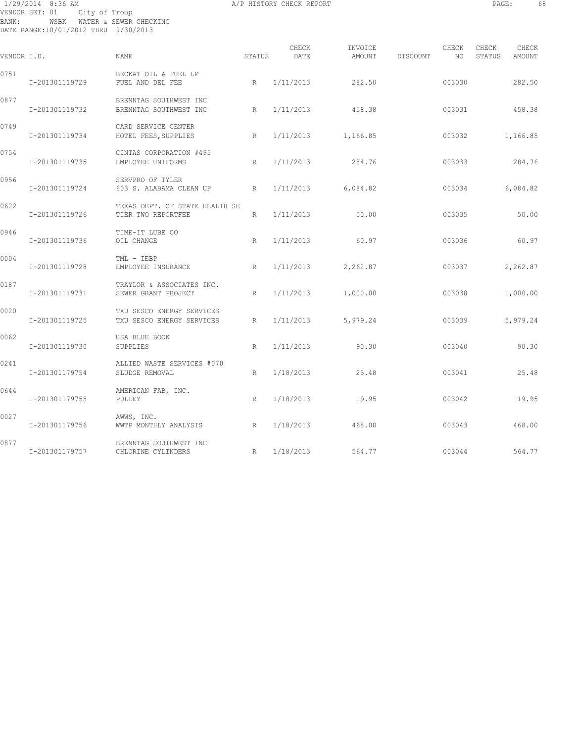1/29/2014 8:36 AM — A/P HISTORY CHECK REPORT

VENDOR SET: 01 City of Troup
BANK: WSBK WATER & SEWER CHECKING
DATE RANGE:10/01/2012 THRU 9/30/2013

| VENDOR I.D. | NAME | STATUS | CHECK DATE | INVOICE AMOUNT | DISCOUNT | CHECK NO | CHECK STATUS | CHECK AMOUNT |
|---|---|---|---|---|---|---|---|---|
| 0751 | BECKAT OIL & FUEL LP | | | | | | | |
| I-201301119729 | FUEL AND DEL FEE | R | 1/11/2013 | 282.50 | | 003030 | | 282.50 |
| 0877 | BRENNTAG SOUTHWEST INC | | | | | | | |
| I-201301119732 | BRENNTAG SOUTHWEST INC | R | 1/11/2013 | 458.38 | | 003031 | | 458.38 |
| 0749 | CARD SERVICE CENTER | | | | | | | |
| I-201301119734 | HOTEL FEES,SUPPLIES | R | 1/11/2013 | 1,166.85 | | 003032 | | 1,166.85 |
| 0754 | CINTAS CORPORATION #495 | | | | | | | |
| I-201301119735 | EMPLOYEE UNIFORMS | R | 1/11/2013 | 284.76 | | 003033 | | 284.76 |
| 0956 | SERVPRO OF TYLER | | | | | | | |
| I-201301119724 | 603 S. ALABAMA CLEAN UP | R | 1/11/2013 | 6,084.82 | | 003034 | | 6,084.82 |
| 0622 | TEXAS DEPT. OF STATE HEALTH SE | | | | | | | |
| I-201301119726 | TIER TWO REPORTFEE | R | 1/11/2013 | 50.00 | | 003035 | | 50.00 |
| 0946 | TIME-IT LUBE CO | | | | | | | |
| I-201301119736 | OIL CHANGE | R | 1/11/2013 | 60.97 | | 003036 | | 60.97 |
| 0004 | TML - IEBP | | | | | | | |
| I-201301119728 | EMPLOYEE INSURANCE | R | 1/11/2013 | 2,262.87 | | 003037 | | 2,262.87 |
| 0187 | TRAYLOR & ASSOCIATES INC. | | | | | | | |
| I-201301119731 | SEWER GRANT PROJECT | R | 1/11/2013 | 1,000.00 | | 003038 | | 1,000.00 |
| 0020 | TXU SESCO ENERGY SERVICES | | | | | | | |
| I-201301119725 | TXU SESCO ENERGY SERVICES | R | 1/11/2013 | 5,979.24 | | 003039 | | 5,979.24 |
| 0062 | USA BLUE BOOK | | | | | | | |
| I-201301119730 | SUPPLIES | R | 1/11/2013 | 90.30 | | 003040 | | 90.30 |
| 0241 | ALLIED WASTE SERVICES #070 | | | | | | | |
| I-201301179754 | SLUDGE REMOVAL | R | 1/18/2013 | 25.48 | | 003041 | | 25.48 |
| 0644 | AMERICAN FAB, INC. | | | | | | | |
| I-201301179755 | PULLEY | R | 1/18/2013 | 19.95 | | 003042 | | 19.95 |
| 0027 | AWWS, INC. | | | | | | | |
| I-201301179756 | WWTP MONTHLY ANALYSIS | R | 1/18/2013 | 468.00 | | 003043 | | 468.00 |
| 0877 | BRENNTAG SOUTHWEST INC | | | | | | | |
| I-201301179757 | CHLORINE CYLINDERS | R | 1/18/2013 | 564.77 | | 003044 | | 564.77 |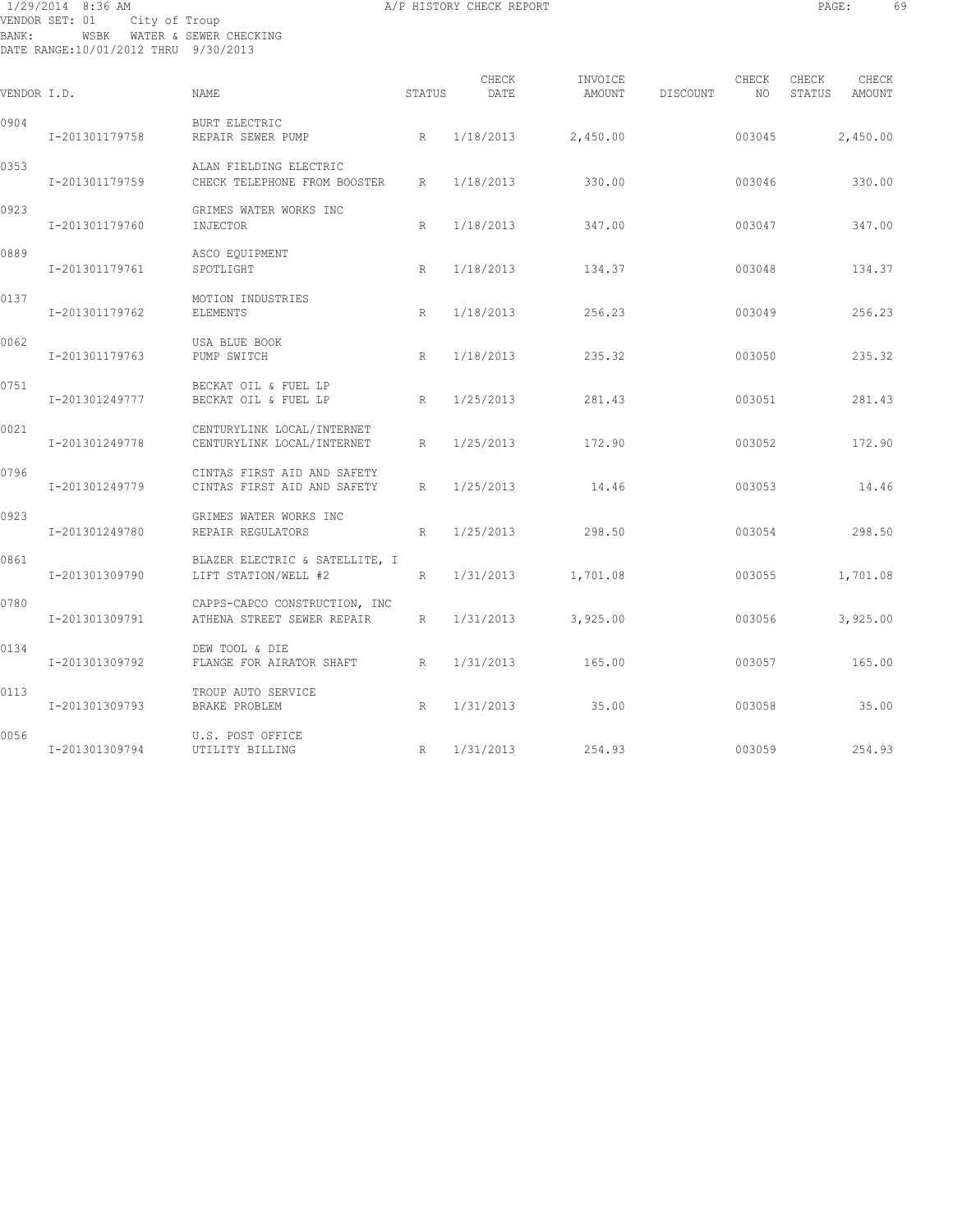1/29/2014 8:36 AM A/P HISTORY CHECK REPORT

VENDOR SET: 01 City of Troup
BANK: WSBK WATER & SEWER CHECKING
DATE RANGE:10/01/2012 THRU 9/30/2013

| VENDOR I.D. | NAME | STATUS | CHECK DATE | INVOICE AMOUNT | DISCOUNT | CHECK NO | CHECK STATUS | CHECK AMOUNT |
|---|---|---|---|---|---|---|---|---|
| 0904 | BURT ELECTRIC | | | | | | | |
| I-201301179758 | REPAIR SEWER PUMP | R | 1/18/2013 | 2,450.00 | | 003045 | | 2,450.00 |
| 0353 | ALAN FIELDING ELECTRIC | | | | | | | |
| I-201301179759 | CHECK TELEPHONE FROM BOOSTER | R | 1/18/2013 | 330.00 | | 003046 | | 330.00 |
| 0923 | GRIMES WATER WORKS INC | | | | | | | |
| I-201301179760 | INJECTOR | R | 1/18/2013 | 347.00 | | 003047 | | 347.00 |
| 0889 | ASCO EQUIPMENT | | | | | | | |
| I-201301179761 | SPOTLIGHT | R | 1/18/2013 | 134.37 | | 003048 | | 134.37 |
| 0137 | MOTION INDUSTRIES | | | | | | | |
| I-201301179762 | ELEMENTS | R | 1/18/2013 | 256.23 | | 003049 | | 256.23 |
| 0062 | USA BLUE BOOK | | | | | | | |
| I-201301179763 | PUMP SWITCH | R | 1/18/2013 | 235.32 | | 003050 | | 235.32 |
| 0751 | BECKAT OIL & FUEL LP | | | | | | | |
| I-201301249777 | BECKAT OIL & FUEL LP | R | 1/25/2013 | 281.43 | | 003051 | | 281.43 |
| 0021 | CENTURYLINK LOCAL/INTERNET | | | | | | | |
| I-201301249778 | CENTURYLINK LOCAL/INTERNET | R | 1/25/2013 | 172.90 | | 003052 | | 172.90 |
| 0796 | CINTAS FIRST AID AND SAFETY | | | | | | | |
| I-201301249779 | CINTAS FIRST AID AND SAFETY | R | 1/25/2013 | 14.46 | | 003053 | | 14.46 |
| 0923 | GRIMES WATER WORKS INC | | | | | | | |
| I-201301249780 | REPAIR REGULATORS | R | 1/25/2013 | 298.50 | | 003054 | | 298.50 |
| 0861 | BLAZER ELECTRIC & SATELLITE, I | | | | | | | |
| I-201301309790 | LIFT STATION/WELL #2 | R | 1/31/2013 | 1,701.08 | | 003055 | | 1,701.08 |
| 0780 | CAPPS-CAPCO CONSTRUCTION, INC | | | | | | | |
| I-201301309791 | ATHENA STREET SEWER REPAIR | R | 1/31/2013 | 3,925.00 | | 003056 | | 3,925.00 |
| 0134 | DEW TOOL & DIE | | | | | | | |
| I-201301309792 | FLANGE FOR AIRATOR SHAFT | R | 1/31/2013 | 165.00 | | 003057 | | 165.00 |
| 0113 | TROUP AUTO SERVICE | | | | | | | |
| I-201301309793 | BRAKE PROBLEM | R | 1/31/2013 | 35.00 | | 003058 | | 35.00 |
| 0056 | U.S. POST OFFICE | | | | | | | |
| I-201301309794 | UTILITY BILLING | R | 1/31/2013 | 254.93 | | 003059 | | 254.93 |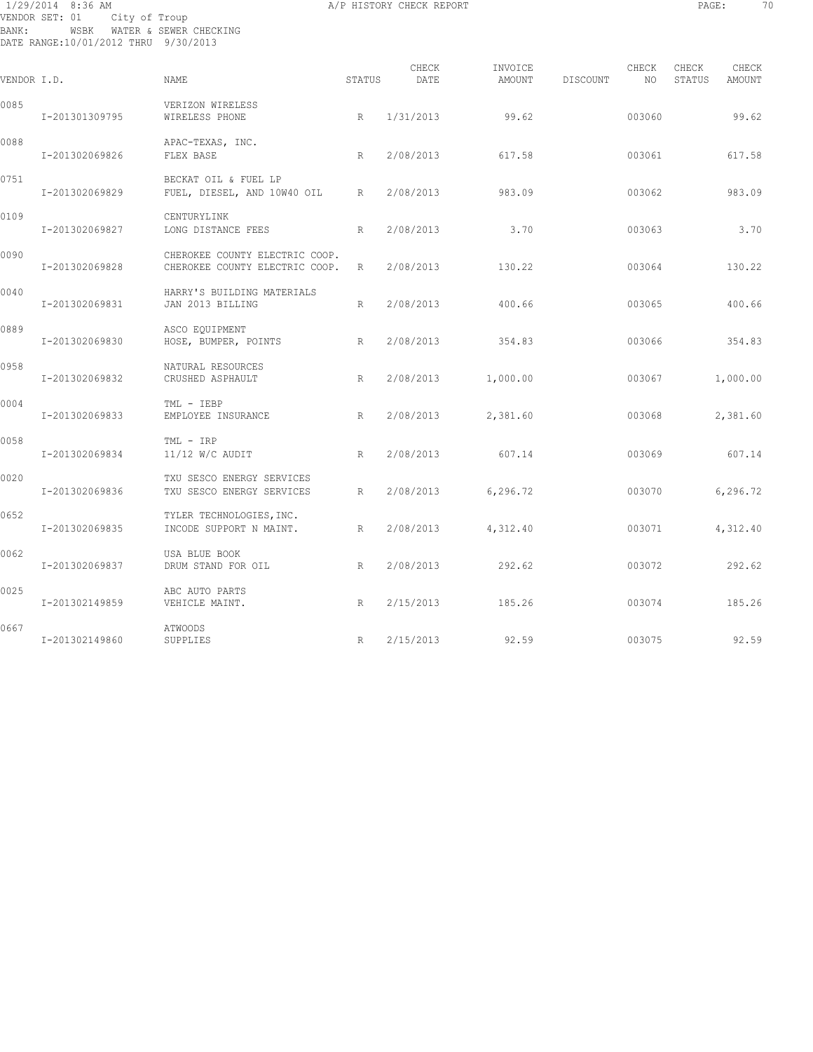1/29/2014 8:36 AM A/P HISTORY CHECK REPORT

VENDOR SET: 01 City of Troup
BANK: WSBK WATER & SEWER CHECKING
DATE RANGE:10/01/2012 THRU 9/30/2013

| VENDOR I.D. | | NAME | STATUS | CHECK DATE | INVOICE AMOUNT | DISCOUNT | CHECK NO | CHECK STATUS | CHECK AMOUNT |
|---|---|---|---|---|---|---|---|---|---|
| 0085 | | VERIZON WIRELESS | | | | | | | |
| | I-201301309795 | WIRELESS PHONE | R | 1/31/2013 | 99.62 | | 003060 | | 99.62 |
| 0088 | | APAC-TEXAS, INC. | | | | | | | |
| | I-201302069826 | FLEX BASE | R | 2/08/2013 | 617.58 | | 003061 | | 617.58 |
| 0751 | | BECKAT OIL & FUEL LP | | | | | | | |
| | I-201302069829 | FUEL, DIESEL, AND 10W40 OIL | R | 2/08/2013 | 983.09 | | 003062 | | 983.09 |
| 0109 | | CENTURYLINK | | | | | | | |
| | I-201302069827 | LONG DISTANCE FEES | R | 2/08/2013 | 3.70 | | 003063 | | 3.70 |
| 0090 | | CHEROKEE COUNTY ELECTRIC COOP. | | | | | | | |
| | I-201302069828 | CHEROKEE COUNTY ELECTRIC COOP. | R | 2/08/2013 | 130.22 | | 003064 | | 130.22 |
| 0040 | | HARRY'S BUILDING MATERIALS | | | | | | | |
| | I-201302069831 | JAN 2013 BILLING | R | 2/08/2013 | 400.66 | | 003065 | | 400.66 |
| 0889 | | ASCO EQUIPMENT | | | | | | | |
| | I-201302069830 | HOSE, BUMPER, POINTS | R | 2/08/2013 | 354.83 | | 003066 | | 354.83 |
| 0958 | | NATURAL RESOURCES | | | | | | | |
| | I-201302069832 | CRUSHED ASPHAULT | R | 2/08/2013 | 1,000.00 | | 003067 | | 1,000.00 |
| 0004 | | TML - IEBP | | | | | | | |
| | I-201302069833 | EMPLOYEE INSURANCE | R | 2/08/2013 | 2,381.60 | | 003068 | | 2,381.60 |
| 0058 | | TML - IRP | | | | | | | |
| | I-201302069834 | 11/12 W/C AUDIT | R | 2/08/2013 | 607.14 | | 003069 | | 607.14 |
| 0020 | | TXU SESCO ENERGY SERVICES | | | | | | | |
| | I-201302069836 | TXU SESCO ENERGY SERVICES | R | 2/08/2013 | 6,296.72 | | 003070 | | 6,296.72 |
| 0652 | | TYLER TECHNOLOGIES, INC. | | | | | | | |
| | I-201302069835 | INCODE SUPPORT N MAINT. | R | 2/08/2013 | 4,312.40 | | 003071 | | 4,312.40 |
| 0062 | | USA BLUE BOOK | | | | | | | |
| | I-201302069837 | DRUM STAND FOR OIL | R | 2/08/2013 | 292.62 | | 003072 | | 292.62 |
| 0025 | | ABC AUTO PARTS | | | | | | | |
| | I-201302149859 | VEHICLE MAINT. | R | 2/15/2013 | 185.26 | | 003074 | | 185.26 |
| 0667 | | ATWOODS | | | | | | | |
| | I-201302149860 | SUPPLIES | R | 2/15/2013 | 92.59 | | 003075 | | 92.59 |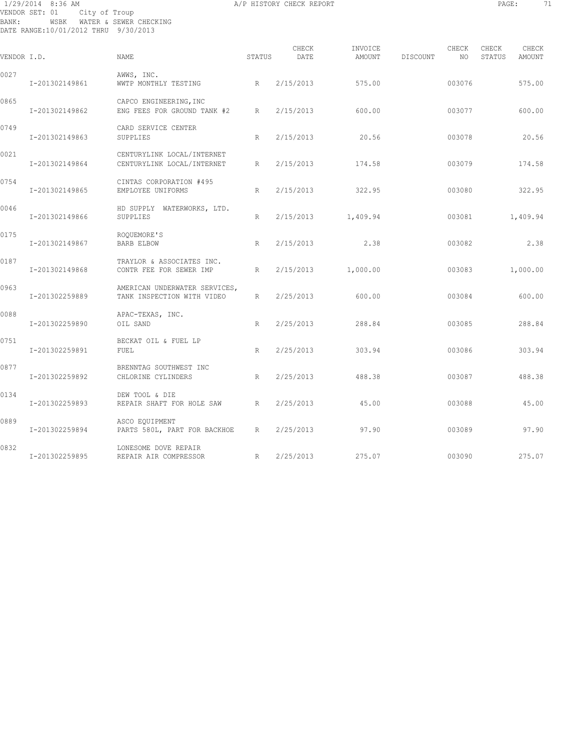1/29/2014 8:36 AM A/P HISTORY CHECK REPORT

VENDOR SET: 01 City of Troup
BANK: WSBK WATER & SEWER CHECKING
DATE RANGE:10/01/2012 THRU 9/30/2013

| VENDOR I.D. | NAME | STATUS | CHECK DATE | INVOICE AMOUNT | DISCOUNT | CHECK NO | CHECK STATUS | CHECK AMOUNT |
|---|---|---|---|---|---|---|---|---|
| 0027 | AWWS, INC. | | | | | | | |
| I-201302149861 | WWTP MONTHLY TESTING | R | 2/15/2013 | 575.00 | | 003076 | | 575.00 |
| 0865 | CAPCO ENGINEERING,INC | | | | | | | |
| I-201302149862 | ENG FEES FOR GROUND TANK #2 | R | 2/15/2013 | 600.00 | | 003077 | | 600.00 |
| 0749 | CARD SERVICE CENTER | | | | | | | |
| I-201302149863 | SUPPLIES | R | 2/15/2013 | 20.56 | | 003078 | | 20.56 |
| 0021 | CENTURYLINK LOCAL/INTERNET | | | | | | | |
| I-201302149864 | CENTURYLINK LOCAL/INTERNET | R | 2/15/2013 | 174.58 | | 003079 | | 174.58 |
| 0754 | CINTAS CORPORATION #495 | | | | | | | |
| I-201302149865 | EMPLOYEE UNIFORMS | R | 2/15/2013 | 322.95 | | 003080 | | 322.95 |
| 0046 | HD SUPPLY WATERWORKS, LTD. | | | | | | | |
| I-201302149866 | SUPPLIES | R | 2/15/2013 | 1,409.94 | | 003081 | | 1,409.94 |
| 0175 | ROQUEMORE'S | | | | | | | |
| I-201302149867 | BARB ELBOW | R | 2/15/2013 | 2.38 | | 003082 | | 2.38 |
| 0187 | TRAYLOR & ASSOCIATES INC. | | | | | | | |
| I-201302149868 | CONTR FEE FOR SEWER IMP | R | 2/15/2013 | 1,000.00 | | 003083 | | 1,000.00 |
| 0963 | AMERICAN UNDERWATER SERVICES, | | | | | | | |
| I-201302259889 | TANK INSPECTION WITH VIDEO | R | 2/25/2013 | 600.00 | | 003084 | | 600.00 |
| 0088 | APAC-TEXAS, INC. | | | | | | | |
| I-201302259890 | OIL SAND | R | 2/25/2013 | 288.84 | | 003085 | | 288.84 |
| 0751 | BECKAT OIL & FUEL LP | | | | | | | |
| I-201302259891 | FUEL | R | 2/25/2013 | 303.94 | | 003086 | | 303.94 |
| 0877 | BRENNTAG SOUTHWEST INC | | | | | | | |
| I-201302259892 | CHLORINE CYLINDERS | R | 2/25/2013 | 488.38 | | 003087 | | 488.38 |
| 0134 | DEW TOOL & DIE | | | | | | | |
| I-201302259893 | REPAIR SHAFT FOR HOLE SAW | R | 2/25/2013 | 45.00 | | 003088 | | 45.00 |
| 0889 | ASCO EQUIPMENT | | | | | | | |
| I-201302259894 | PARTS 580L, PART FOR BACKHOE | R | 2/25/2013 | 97.90 | | 003089 | | 97.90 |
| 0832 | LONESOME DOVE REPAIR | | | | | | | |
| I-201302259895 | REPAIR AIR COMPRESSOR | R | 2/25/2013 | 275.07 | | 003090 | | 275.07 |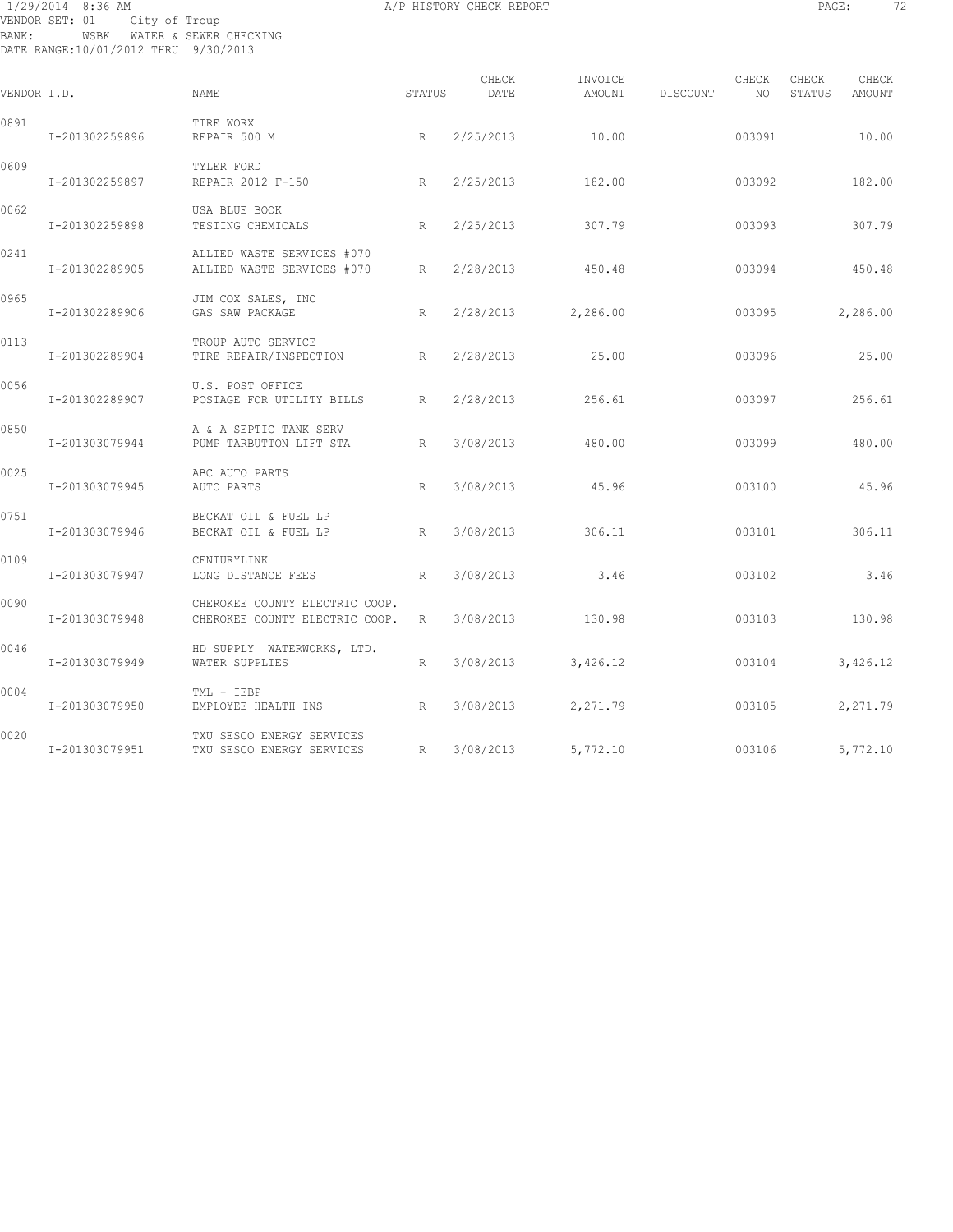1/29/2014 8:36 AM A/P HISTORY CHECK REPORT

VENDOR SET: 01 City of Troup
BANK: WSBK WATER & SEWER CHECKING
DATE RANGE:10/01/2012 THRU 9/30/2013

| VENDOR I.D. | NAME | STATUS | CHECK DATE | INVOICE AMOUNT | DISCOUNT | CHECK NO | CHECK STATUS | CHECK AMOUNT |
|---|---|---|---|---|---|---|---|---|
| 0891 | TIRE WORX | | | | | | | |
| I-201302259896 | REPAIR 500 M | R | 2/25/2013 | 10.00 | | 003091 | | 10.00 |
| 0609 | TYLER FORD | | | | | | | |
| I-201302259897 | REPAIR 2012 F-150 | R | 2/25/2013 | 182.00 | | 003092 | | 182.00 |
| 0062 | USA BLUE BOOK | | | | | | | |
| I-201302259898 | TESTING CHEMICALS | R | 2/25/2013 | 307.79 | | 003093 | | 307.79 |
| 0241 | ALLIED WASTE SERVICES #070 | | | | | | | |
| I-201302289905 | ALLIED WASTE SERVICES #070 | R | 2/28/2013 | 450.48 | | 003094 | | 450.48 |
| 0965 | JIM COX SALES, INC | | | | | | | |
| I-201302289906 | GAS SAW PACKAGE | R | 2/28/2013 | 2,286.00 | | 003095 | | 2,286.00 |
| 0113 | TROUP AUTO SERVICE | | | | | | | |
| I-201302289904 | TIRE REPAIR/INSPECTION | R | 2/28/2013 | 25.00 | | 003096 | | 25.00 |
| 0056 | U.S. POST OFFICE | | | | | | | |
| I-201302289907 | POSTAGE FOR UTILITY BILLS | R | 2/28/2013 | 256.61 | | 003097 | | 256.61 |
| 0850 | A & A SEPTIC TANK SERV | | | | | | | |
| I-201303079944 | PUMP TARBUTTON LIFT STA | R | 3/08/2013 | 480.00 | | 003099 | | 480.00 |
| 0025 | ABC AUTO PARTS | | | | | | | |
| I-201303079945 | AUTO PARTS | R | 3/08/2013 | 45.96 | | 003100 | | 45.96 |
| 0751 | BECKAT OIL & FUEL LP | | | | | | | |
| I-201303079946 | BECKAT OIL & FUEL LP | R | 3/08/2013 | 306.11 | | 003101 | | 306.11 |
| 0109 | CENTURYLINK | | | | | | | |
| I-201303079947 | LONG DISTANCE FEES | R | 3/08/2013 | 3.46 | | 003102 | | 3.46 |
| 0090 | CHEROKEE COUNTY ELECTRIC COOP. | | | | | | | |
| I-201303079948 | CHEROKEE COUNTY ELECTRIC COOP. | R | 3/08/2013 | 130.98 | | 003103 | | 130.98 |
| 0046 | HD SUPPLY WATERWORKS, LTD. | | | | | | | |
| I-201303079949 | WATER SUPPLIES | R | 3/08/2013 | 3,426.12 | | 003104 | | 3,426.12 |
| 0004 | TML - IEBP | | | | | | | |
| I-201303079950 | EMPLOYEE HEALTH INS | R | 3/08/2013 | 2,271.79 | | 003105 | | 2,271.79 |
| 0020 | TXU SESCO ENERGY SERVICES | | | | | | | |
| I-201303079951 | TXU SESCO ENERGY SERVICES | R | 3/08/2013 | 5,772.10 | | 003106 | | 5,772.10 |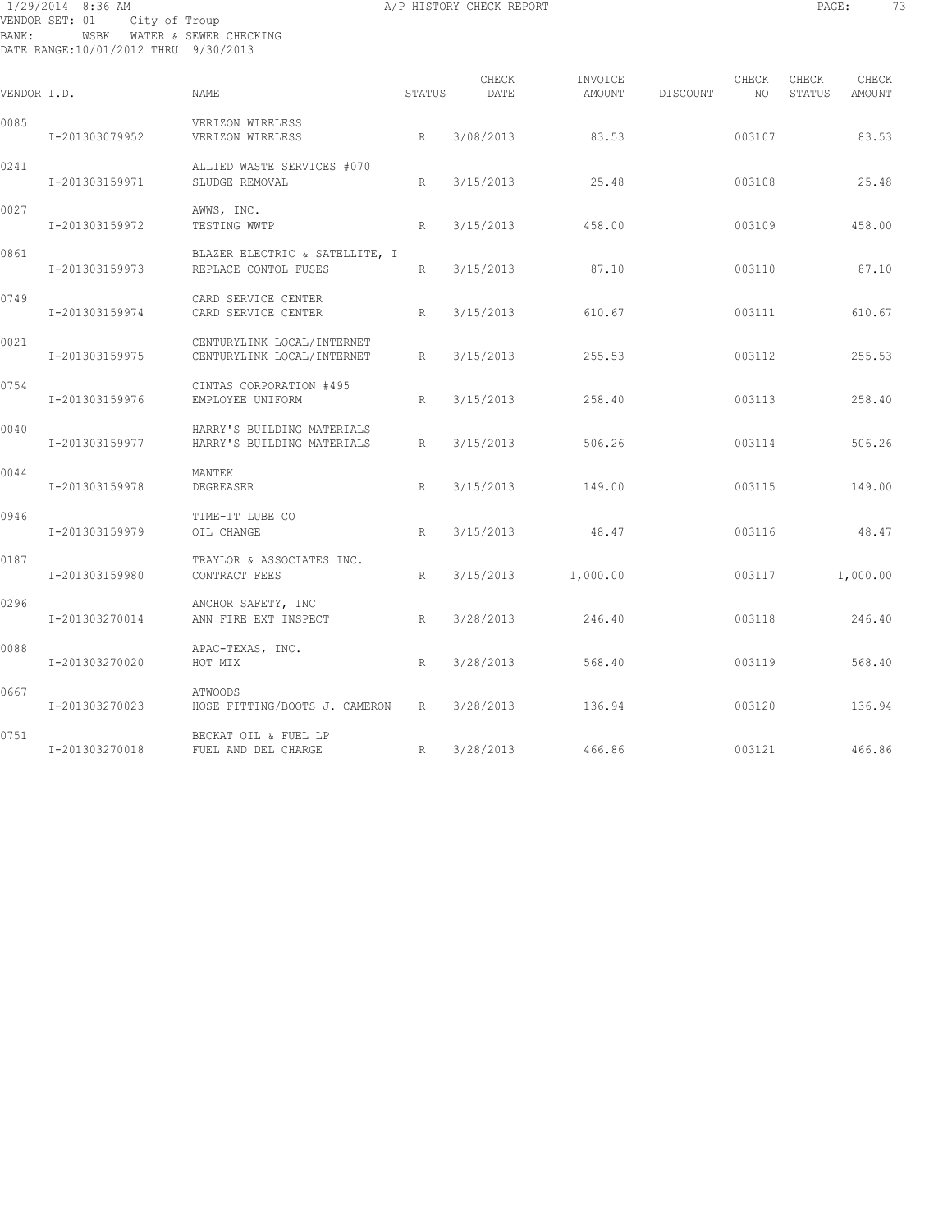1/29/2014 8:36 AM A/P HISTORY CHECK REPORT

VENDOR SET: 01 City of Troup
BANK: WSBK WATER & SEWER CHECKING
DATE RANGE:10/01/2012 THRU 9/30/2013

| VENDOR I.D. | NAME | STATUS | CHECK DATE | INVOICE AMOUNT | DISCOUNT | CHECK NO | CHECK STATUS | CHECK AMOUNT |
|---|---|---|---|---|---|---|---|---|
| 0085 | VERIZON WIRELESS | | | | | | | |
| I-201303079952 | VERIZON WIRELESS | R | 3/08/2013 | 83.53 | | 003107 | | 83.53 |
| 0241 | ALLIED WASTE SERVICES #070 | | | | | | | |
| I-201303159971 | SLUDGE REMOVAL | R | 3/15/2013 | 25.48 | | 003108 | | 25.48 |
| 0027 | AWWS, INC. | | | | | | | |
| I-201303159972 | TESTING WWTP | R | 3/15/2013 | 458.00 | | 003109 | | 458.00 |
| 0861 | BLAZER ELECTRIC & SATELLITE, I | | | | | | | |
| I-201303159973 | REPLACE CONTOL FUSES | R | 3/15/2013 | 87.10 | | 003110 | | 87.10 |
| 0749 | CARD SERVICE CENTER | | | | | | | |
| I-201303159974 | CARD SERVICE CENTER | R | 3/15/2013 | 610.67 | | 003111 | | 610.67 |
| 0021 | CENTURYLINK LOCAL/INTERNET | | | | | | | |
| I-201303159975 | CENTURYLINK LOCAL/INTERNET | R | 3/15/2013 | 255.53 | | 003112 | | 255.53 |
| 0754 | CINTAS CORPORATION #495 | | | | | | | |
| I-201303159976 | EMPLOYEE UNIFORM | R | 3/15/2013 | 258.40 | | 003113 | | 258.40 |
| 0040 | HARRY'S BUILDING MATERIALS | | | | | | | |
| I-201303159977 | HARRY'S BUILDING MATERIALS | R | 3/15/2013 | 506.26 | | 003114 | | 506.26 |
| 0044 | MANTEK | | | | | | | |
| I-201303159978 | DEGREASER | R | 3/15/2013 | 149.00 | | 003115 | | 149.00 |
| 0946 | TIME-IT LUBE CO | | | | | | | |
| I-201303159979 | OIL CHANGE | R | 3/15/2013 | 48.47 | | 003116 | | 48.47 |
| 0187 | TRAYLOR & ASSOCIATES INC. | | | | | | | |
| I-201303159980 | CONTRACT FEES | R | 3/15/2013 | 1,000.00 | | 003117 | | 1,000.00 |
| 0296 | ANCHOR SAFETY, INC | | | | | | | |
| I-201303270014 | ANN FIRE EXT INSPECT | R | 3/28/2013 | 246.40 | | 003118 | | 246.40 |
| 0088 | APAC-TEXAS, INC. | | | | | | | |
| I-201303270020 | HOT MIX | R | 3/28/2013 | 568.40 | | 003119 | | 568.40 |
| 0667 | ATWOODS | | | | | | | |
| I-201303270023 | HOSE FITTING/BOOTS J. CAMERON | R | 3/28/2013 | 136.94 | | 003120 | | 136.94 |
| 0751 | BECKAT OIL & FUEL LP | | | | | | | |
| I-201303270018 | FUEL AND DEL CHARGE | R | 3/28/2013 | 466.86 | | 003121 | | 466.86 |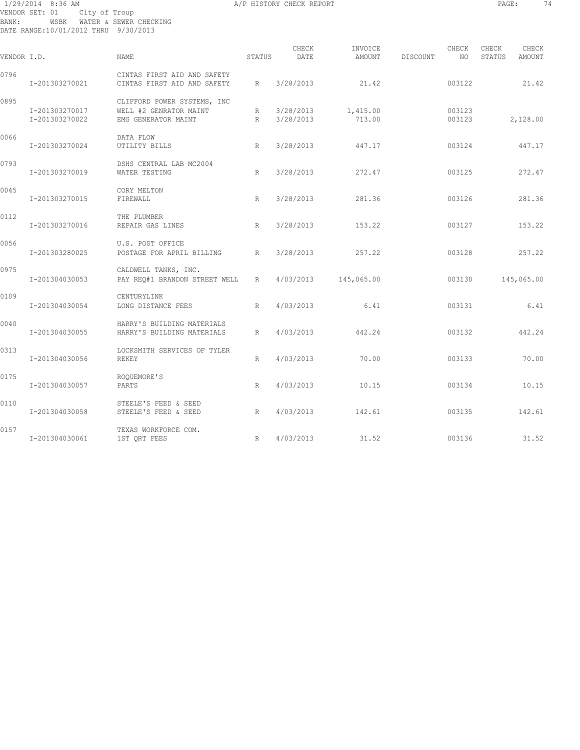1/29/2014 8:36 AM A/P HISTORY CHECK REPORT

VENDOR SET: 01 City of Troup
BANK: WSBK WATER & SEWER CHECKING
DATE RANGE:10/01/2012 THRU 9/30/2013

| VENDOR I.D. | | NAME | STATUS | CHECK DATE | INVOICE AMOUNT | DISCOUNT | CHECK NO | CHECK STATUS | CHECK AMOUNT |
|---|---|---|---|---|---|---|---|---|---|
| 0796 | | CINTAS FIRST AID AND SAFETY | | | | | | | |
| | I-201303270021 | CINTAS FIRST AID AND SAFETY | R | 3/28/2013 | 21.42 | | 003122 | | 21.42 |
| 0895 | | CLIFFORD POWER SYSTEMS, INC | | | | | | | |
| | I-201303270017 | WELL #2 GENRATOR MAINT | R | 3/28/2013 | 1,415.00 | | 003123 | | |
| | I-201303270022 | EMG GENERATOR MAINT | R | 3/28/2013 | 713.00 | | 003123 | | 2,128.00 |
| 0066 | | DATA FLOW | | | | | | | |
| | I-201303270024 | UTILITY BILLS | R | 3/28/2013 | 447.17 | | 003124 | | 447.17 |
| 0793 | | DSHS CENTRAL LAB MC2004 | | | | | | | |
| | I-201303270019 | WATER TESTING | R | 3/28/2013 | 272.47 | | 003125 | | 272.47 |
| 0045 | | CORY MELTON | | | | | | | |
| | I-201303270015 | FIREWALL | R | 3/28/2013 | 281.36 | | 003126 | | 281.36 |
| 0112 | | THE PLUMBER | | | | | | | |
| | I-201303270016 | REPAIR GAS LINES | R | 3/28/2013 | 153.22 | | 003127 | | 153.22 |
| 0056 | | U.S. POST OFFICE | | | | | | | |
| | I-201303280025 | POSTAGE FOR APRIL BILLING | R | 3/28/2013 | 257.22 | | 003128 | | 257.22 |
| 0975 | | CALDWELL TANKS, INC. | | | | | | | |
| | I-201304030053 | PAY REQ#1 BRANDON STREET WELL | R | 4/03/2013 | 145,065.00 | | 003130 | | 145,065.00 |
| 0109 | | CENTURYLINK | | | | | | | |
| | I-201304030054 | LONG DISTANCE FEES | R | 4/03/2013 | 6.41 | | 003131 | | 6.41 |
| 0040 | | HARRY'S BUILDING MATERIALS | | | | | | | |
| | I-201304030055 | HARRY'S BUILDING MATERIALS | R | 4/03/2013 | 442.24 | | 003132 | | 442.24 |
| 0313 | | LOCKSMITH SERVICES OF TYLER | | | | | | | |
| | I-201304030056 | REKEY | R | 4/03/2013 | 70.00 | | 003133 | | 70.00 |
| 0175 | | ROQUEMORE'S | | | | | | | |
| | I-201304030057 | PARTS | R | 4/03/2013 | 10.15 | | 003134 | | 10.15 |
| 0110 | | STEELE'S FEED & SEED | | | | | | | |
| | I-201304030058 | STEELE'S FEED & SEED | R | 4/03/2013 | 142.61 | | 003135 | | 142.61 |
| 0157 | | TEXAS WORKFORCE COM. | | | | | | | |
| | I-201304030061 | 1ST QRT FEES | R | 4/03/2013 | 31.52 | | 003136 | | 31.52 |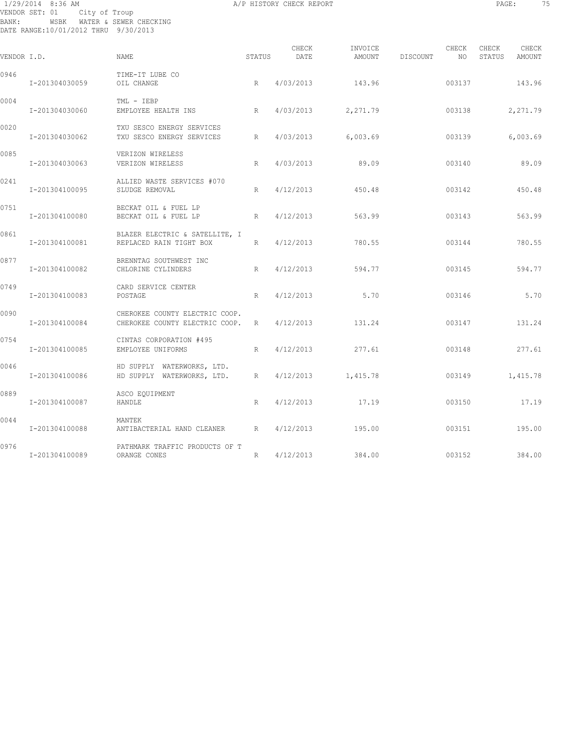1/29/2014 8:36 AM A/P HISTORY CHECK REPORT
VENDOR SET: 01 City of Troup
BANK: WSBK WATER & SEWER CHECKING
DATE RANGE:10/01/2012 THRU 9/30/2013

| VENDOR I.D. | NAME | STATUS | CHECK DATE | INVOICE AMOUNT | DISCOUNT | CHECK NO | CHECK STATUS | CHECK AMOUNT |
|---|---|---|---|---|---|---|---|---|
| 0946 | TIME-IT LUBE CO | | | | | | | |
| I-201304030059 | OIL CHANGE | R | 4/03/2013 | 143.96 | | 003137 | | 143.96 |
| 0004 | TML - IEBP | | | | | | | |
| I-201304030060 | EMPLOYEE HEALTH INS | R | 4/03/2013 | 2,271.79 | | 003138 | | 2,271.79 |
| 0020 | TXU SESCO ENERGY SERVICES | | | | | | | |
| I-201304030062 | TXU SESCO ENERGY SERVICES | R | 4/03/2013 | 6,003.69 | | 003139 | | 6,003.69 |
| 0085 | VERIZON WIRELESS | | | | | | | |
| I-201304030063 | VERIZON WIRELESS | R | 4/03/2013 | 89.09 | | 003140 | | 89.09 |
| 0241 | ALLIED WASTE SERVICES #070 | | | | | | | |
| I-201304100095 | SLUDGE REMOVAL | R | 4/12/2013 | 450.48 | | 003142 | | 450.48 |
| 0751 | BECKAT OIL & FUEL LP | | | | | | | |
| I-201304100080 | BECKAT OIL & FUEL LP | R | 4/12/2013 | 563.99 | | 003143 | | 563.99 |
| 0861 | BLAZER ELECTRIC & SATELLITE, I | | | | | | | |
| I-201304100081 | REPLACED RAIN TIGHT BOX | R | 4/12/2013 | 780.55 | | 003144 | | 780.55 |
| 0877 | BRENNTAG SOUTHWEST INC | | | | | | | |
| I-201304100082 | CHLORINE CYLINDERS | R | 4/12/2013 | 594.77 | | 003145 | | 594.77 |
| 0749 | CARD SERVICE CENTER | | | | | | | |
| I-201304100083 | POSTAGE | R | 4/12/2013 | 5.70 | | 003146 | | 5.70 |
| 0090 | CHEROKEE COUNTY ELECTRIC COOP. | | | | | | | |
| I-201304100084 | CHEROKEE COUNTY ELECTRIC COOP. | R | 4/12/2013 | 131.24 | | 003147 | | 131.24 |
| 0754 | CINTAS CORPORATION #495 | | | | | | | |
| I-201304100085 | EMPLOYEE UNIFORMS | R | 4/12/2013 | 277.61 | | 003148 | | 277.61 |
| 0046 | HD SUPPLY WATERWORKS, LTD. | | | | | | | |
| I-201304100086 | HD SUPPLY WATERWORKS, LTD. | R | 4/12/2013 | 1,415.78 | | 003149 | | 1,415.78 |
| 0889 | ASCO EQUIPMENT | | | | | | | |
| I-201304100087 | HANDLE | R | 4/12/2013 | 17.19 | | 003150 | | 17.19 |
| 0044 | MANTEK | | | | | | | |
| I-201304100088 | ANTIBACTERIAL HAND CLEANER | R | 4/12/2013 | 195.00 | | 003151 | | 195.00 |
| 0976 | PATHMARK TRAFFIC PRODUCTS OF T | | | | | | | |
| I-201304100089 | ORANGE CONES | R | 4/12/2013 | 384.00 | | 003152 | | 384.00 |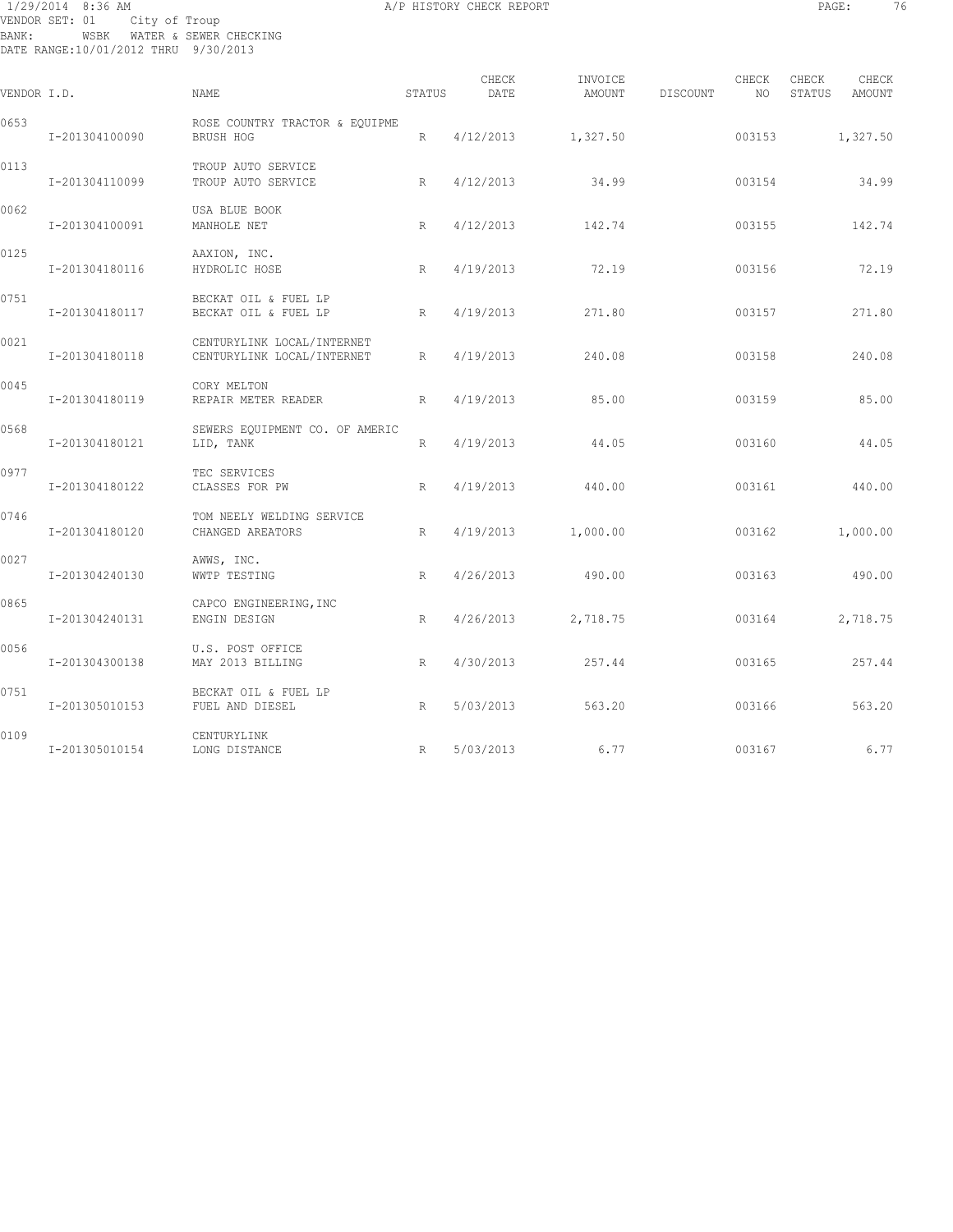1/29/2014 8:36 AM A/P HISTORY CHECK REPORT

VENDOR SET: 01 City of Troup
BANK: WSBK WATER & SEWER CHECKING
DATE RANGE:10/01/2012 THRU 9/30/2013

| VENDOR I.D. | | NAME | STATUS | CHECK DATE | INVOICE AMOUNT | DISCOUNT | CHECK NO | CHECK STATUS | CHECK AMOUNT |
|---|---|---|---|---|---|---|---|---|---|
| 0653 | | ROSE COUNTRY TRACTOR & EQUIPME | | | | | | | |
| | I-201304100090 | BRUSH HOG | R | 4/12/2013 | 1,327.50 | | 003153 | | 1,327.50 |
| 0113 | | TROUP AUTO SERVICE | | | | | | | |
| | I-201304110099 | TROUP AUTO SERVICE | R | 4/12/2013 | 34.99 | | 003154 | | 34.99 |
| 0062 | | USA BLUE BOOK | | | | | | | |
| | I-201304100091 | MANHOLE NET | R | 4/12/2013 | 142.74 | | 003155 | | 142.74 |
| 0125 | | AAXION, INC. | | | | | | | |
| | I-201304180116 | HYDROLIC HOSE | R | 4/19/2013 | 72.19 | | 003156 | | 72.19 |
| 0751 | | BECKAT OIL & FUEL LP | | | | | | | |
| | I-201304180117 | BECKAT OIL & FUEL LP | R | 4/19/2013 | 271.80 | | 003157 | | 271.80 |
| 0021 | | CENTURYLINK LOCAL/INTERNET | | | | | | | |
| | I-201304180118 | CENTURYLINK LOCAL/INTERNET | R | 4/19/2013 | 240.08 | | 003158 | | 240.08 |
| 0045 | | CORY MELTON | | | | | | | |
| | I-201304180119 | REPAIR METER READER | R | 4/19/2013 | 85.00 | | 003159 | | 85.00 |
| 0568 | | SEWERS EQUIPMENT CO. OF AMERIC | | | | | | | |
| | I-201304180121 | LID, TANK | R | 4/19/2013 | 44.05 | | 003160 | | 44.05 |
| 0977 | | TEC SERVICES | | | | | | | |
| | I-201304180122 | CLASSES FOR PW | R | 4/19/2013 | 440.00 | | 003161 | | 440.00 |
| 0746 | | TOM NEELY WELDING SERVICE | | | | | | | |
| | I-201304180120 | CHANGED AREATORS | R | 4/19/2013 | 1,000.00 | | 003162 | | 1,000.00 |
| 0027 | | AWWS, INC. | | | | | | | |
| | I-201304240130 | WWTP TESTING | R | 4/26/2013 | 490.00 | | 003163 | | 490.00 |
| 0865 | | CAPCO ENGINEERING,INC | | | | | | | |
| | I-201304240131 | ENGIN DESIGN | R | 4/26/2013 | 2,718.75 | | 003164 | | 2,718.75 |
| 0056 | | U.S. POST OFFICE | | | | | | | |
| | I-201304300138 | MAY 2013 BILLING | R | 4/30/2013 | 257.44 | | 003165 | | 257.44 |
| 0751 | | BECKAT OIL & FUEL LP | | | | | | | |
| | I-201305010153 | FUEL AND DIESEL | R | 5/03/2013 | 563.20 | | 003166 | | 563.20 |
| 0109 | | CENTURYLINK | | | | | | | |
| | I-201305010154 | LONG DISTANCE | R | 5/03/2013 | 6.77 | | 003167 | | 6.77 |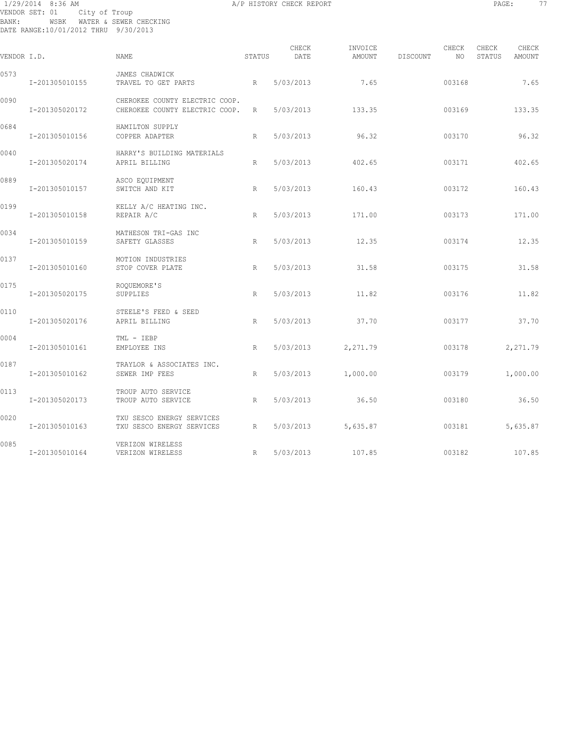1/29/2014 8:36 AM A/P HISTORY CHECK REPORT

VENDOR SET: 01 City of Troup
BANK: WSBK WATER & SEWER CHECKING
DATE RANGE:10/01/2012 THRU 9/30/2013

| VENDOR I.D. | | NAME | STATUS | CHECK DATE | INVOICE AMOUNT | DISCOUNT | CHECK NO | CHECK STATUS | CHECK AMOUNT |
|---|---|---|---|---|---|---|---|---|---|
| 0573 | | JAMES CHADWICK | | | | | | | |
| | I-201305010155 | TRAVEL TO GET PARTS | R | 5/03/2013 | 7.65 | | 003168 | | 7.65 |
| 0090 | | CHEROKEE COUNTY ELECTRIC COOP. | | | | | | | |
| | I-201305020172 | CHEROKEE COUNTY ELECTRIC COOP. | R | 5/03/2013 | 133.35 | | 003169 | | 133.35 |
| 0684 | | HAMILTON SUPPLY | | | | | | | |
| | I-201305010156 | COPPER ADAPTER | R | 5/03/2013 | 96.32 | | 003170 | | 96.32 |
| 0040 | | HARRY'S BUILDING MATERIALS | | | | | | | |
| | I-201305020174 | APRIL BILLING | R | 5/03/2013 | 402.65 | | 003171 | | 402.65 |
| 0889 | | ASCO EQUIPMENT | | | | | | | |
| | I-201305010157 | SWITCH AND KIT | R | 5/03/2013 | 160.43 | | 003172 | | 160.43 |
| 0199 | | KELLY A/C HEATING INC. | | | | | | | |
| | I-201305010158 | REPAIR A/C | R | 5/03/2013 | 171.00 | | 003173 | | 171.00 |
| 0034 | | MATHESON TRI-GAS INC | | | | | | | |
| | I-201305010159 | SAFETY GLASSES | R | 5/03/2013 | 12.35 | | 003174 | | 12.35 |
| 0137 | | MOTION INDUSTRIES | | | | | | | |
| | I-201305010160 | STOP COVER PLATE | R | 5/03/2013 | 31.58 | | 003175 | | 31.58 |
| 0175 | | ROQUEMORE'S | | | | | | | |
| | I-201305020175 | SUPPLIES | R | 5/03/2013 | 11.82 | | 003176 | | 11.82 |
| 0110 | | STEELE'S FEED & SEED | | | | | | | |
| | I-201305020176 | APRIL BILLING | R | 5/03/2013 | 37.70 | | 003177 | | 37.70 |
| 0004 | | TML - IEBP | | | | | | | |
| | I-201305010161 | EMPLOYEE INS | R | 5/03/2013 | 2,271.79 | | 003178 | | 2,271.79 |
| 0187 | | TRAYLOR & ASSOCIATES INC. | | | | | | | |
| | I-201305010162 | SEWER IMP FEES | R | 5/03/2013 | 1,000.00 | | 003179 | | 1,000.00 |
| 0113 | | TROUP AUTO SERVICE | | | | | | | |
| | I-201305020173 | TROUP AUTO SERVICE | R | 5/03/2013 | 36.50 | | 003180 | | 36.50 |
| 0020 | | TXU SESCO ENERGY SERVICES | | | | | | | |
| | I-201305010163 | TXU SESCO ENERGY SERVICES | R | 5/03/2013 | 5,635.87 | | 003181 | | 5,635.87 |
| 0085 | | VERIZON WIRELESS | | | | | | | |
| | I-201305010164 | VERIZON WIRELESS | R | 5/03/2013 | 107.85 | | 003182 | | 107.85 |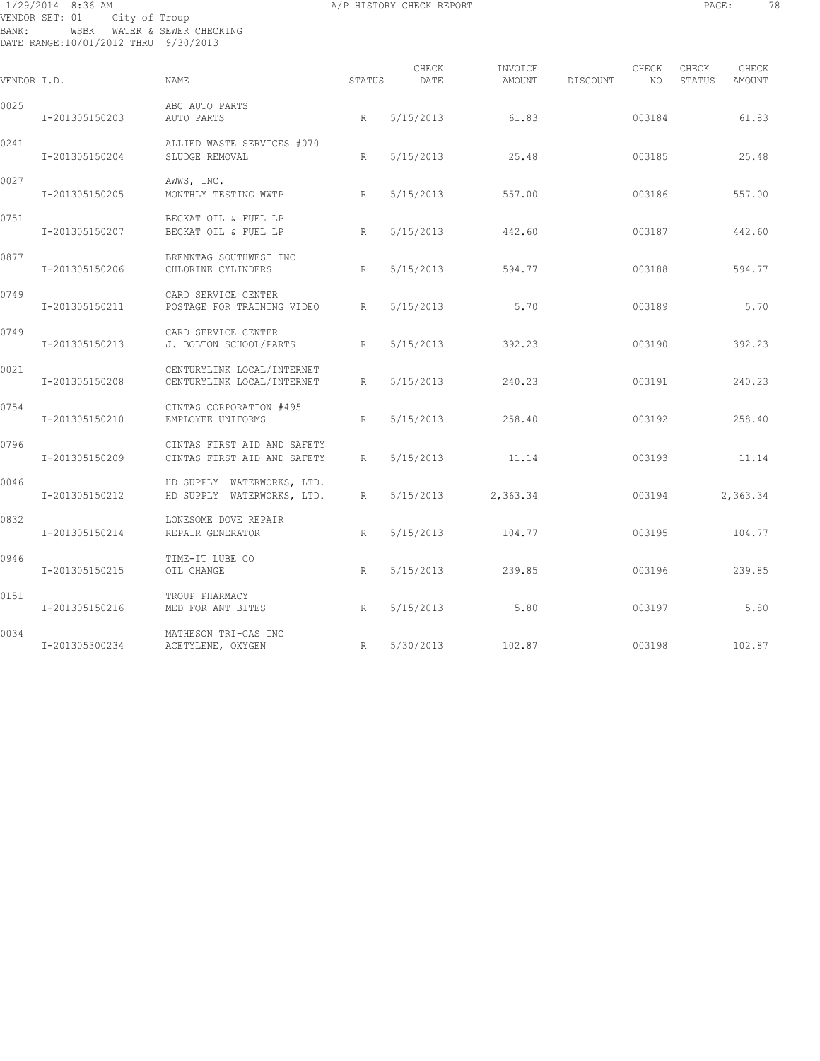1/29/2014 8:36 AM A/P HISTORY CHECK REPORT

VENDOR SET: 01 City of Troup
BANK: WSBK WATER & SEWER CHECKING
DATE RANGE:10/01/2012 THRU 9/30/2013

| VENDOR I.D. | NAME | STATUS | CHECK DATE | INVOICE AMOUNT | DISCOUNT | CHECK NO | CHECK STATUS | CHECK AMOUNT |
|---|---|---|---|---|---|---|---|---|
| 0025 | ABC AUTO PARTS | | | | | | | |
| I-201305150203 | AUTO PARTS | R | 5/15/2013 | 61.83 | | 003184 | | 61.83 |
| 0241 | ALLIED WASTE SERVICES #070 | | | | | | | |
| I-201305150204 | SLUDGE REMOVAL | R | 5/15/2013 | 25.48 | | 003185 | | 25.48 |
| 0027 | AWWS, INC. | | | | | | | |
| I-201305150205 | MONTHLY TESTING WWTP | R | 5/15/2013 | 557.00 | | 003186 | | 557.00 |
| 0751 | BECKAT OIL & FUEL LP | | | | | | | |
| I-201305150207 | BECKAT OIL & FUEL LP | R | 5/15/2013 | 442.60 | | 003187 | | 442.60 |
| 0877 | BRENNTAG SOUTHWEST INC | | | | | | | |
| I-201305150206 | CHLORINE CYLINDERS | R | 5/15/2013 | 594.77 | | 003188 | | 594.77 |
| 0749 | CARD SERVICE CENTER | | | | | | | |
| I-201305150211 | POSTAGE FOR TRAINING VIDEO | R | 5/15/2013 | 5.70 | | 003189 | | 5.70 |
| 0749 | CARD SERVICE CENTER | | | | | | | |
| I-201305150213 | J. BOLTON SCHOOL/PARTS | R | 5/15/2013 | 392.23 | | 003190 | | 392.23 |
| 0021 | CENTURYLINK LOCAL/INTERNET | | | | | | | |
| I-201305150208 | CENTURYLINK LOCAL/INTERNET | R | 5/15/2013 | 240.23 | | 003191 | | 240.23 |
| 0754 | CINTAS CORPORATION #495 | | | | | | | |
| I-201305150210 | EMPLOYEE UNIFORMS | R | 5/15/2013 | 258.40 | | 003192 | | 258.40 |
| 0796 | CINTAS FIRST AID AND SAFETY | | | | | | | |
| I-201305150209 | CINTAS FIRST AID AND SAFETY | R | 5/15/2013 | 11.14 | | 003193 | | 11.14 |
| 0046 | HD SUPPLY WATERWORKS, LTD. | | | | | | | |
| I-201305150212 | HD SUPPLY WATERWORKS, LTD. | R | 5/15/2013 | 2,363.34 | | 003194 | | 2,363.34 |
| 0832 | LONESOME DOVE REPAIR | | | | | | | |
| I-201305150214 | REPAIR GENERATOR | R | 5/15/2013 | 104.77 | | 003195 | | 104.77 |
| 0946 | TIME-IT LUBE CO | | | | | | | |
| I-201305150215 | OIL CHANGE | R | 5/15/2013 | 239.85 | | 003196 | | 239.85 |
| 0151 | TROUP PHARMACY | | | | | | | |
| I-201305150216 | MED FOR ANT BITES | R | 5/15/2013 | 5.80 | | 003197 | | 5.80 |
| 0034 | MATHESON TRI-GAS INC | | | | | | | |
| I-201305300234 | ACETYLENE, OXYGEN | R | 5/30/2013 | 102.87 | | 003198 | | 102.87 |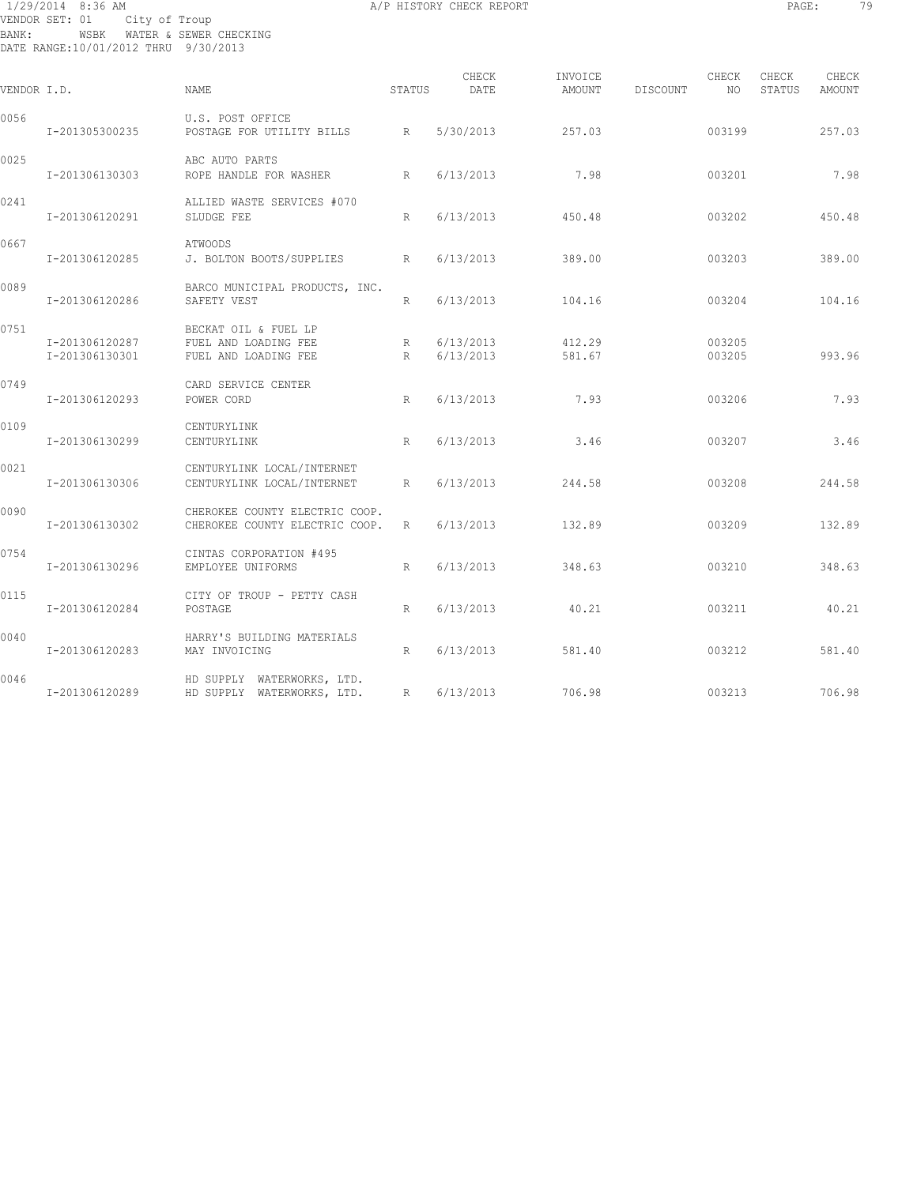1/29/2014 8:36 AM A/P HISTORY CHECK REPORT

VENDOR SET: 01 City of Troup
BANK: WSBK WATER & SEWER CHECKING
DATE RANGE:10/01/2012 THRU 9/30/2013

| VENDOR I.D. | NAME | STATUS | CHECK DATE | INVOICE AMOUNT | DISCOUNT | CHECK NO | CHECK STATUS | CHECK AMOUNT |
|---|---|---|---|---|---|---|---|---|
| 0056 | U.S. POST OFFICE | | | | | | | |
| I-201305300235 | POSTAGE FOR UTILITY BILLS | R | 5/30/2013 | 257.03 | | 003199 | | 257.03 |
| 0025 | ABC AUTO PARTS | | | | | | | |
| I-201306130303 | ROPE HANDLE FOR WASHER | R | 6/13/2013 | 7.98 | | 003201 | | 7.98 |
| 0241 | ALLIED WASTE SERVICES #070 | | | | | | | |
| I-201306120291 | SLUDGE FEE | R | 6/13/2013 | 450.48 | | 003202 | | 450.48 |
| 0667 | ATWOODS | | | | | | | |
| I-201306120285 | J. BOLTON BOOTS/SUPPLIES | R | 6/13/2013 | 389.00 | | 003203 | | 389.00 |
| 0089 | BARCO MUNICIPAL PRODUCTS, INC. | | | | | | | |
| I-201306120286 | SAFETY VEST | R | 6/13/2013 | 104.16 | | 003204 | | 104.16 |
| 0751 | BECKAT OIL & FUEL LP | | | | | | | |
| I-201306120287 | FUEL AND LOADING FEE | R | 6/13/2013 | 412.29 | | 003205 | | |
| I-201306130301 | FUEL AND LOADING FEE | R | 6/13/2013 | 581.67 | | 003205 | | 993.96 |
| 0749 | CARD SERVICE CENTER | | | | | | | |
| I-201306120293 | POWER CORD | R | 6/13/2013 | 7.93 | | 003206 | | 7.93 |
| 0109 | CENTURYLINK | | | | | | | |
| I-201306130299 | CENTURYLINK | R | 6/13/2013 | 3.46 | | 003207 | | 3.46 |
| 0021 | CENTURYLINK LOCAL/INTERNET | | | | | | | |
| I-201306130306 | CENTURYLINK LOCAL/INTERNET | R | 6/13/2013 | 244.58 | | 003208 | | 244.58 |
| 0090 | CHEROKEE COUNTY ELECTRIC COOP. | | | | | | | |
| I-201306130302 | CHEROKEE COUNTY ELECTRIC COOP. | R | 6/13/2013 | 132.89 | | 003209 | | 132.89 |
| 0754 | CINTAS CORPORATION #495 | | | | | | | |
| I-201306130296 | EMPLOYEE UNIFORMS | R | 6/13/2013 | 348.63 | | 003210 | | 348.63 |
| 0115 | CITY OF TROUP - PETTY CASH | | | | | | | |
| I-201306120284 | POSTAGE | R | 6/13/2013 | 40.21 | | 003211 | | 40.21 |
| 0040 | HARRY'S BUILDING MATERIALS | | | | | | | |
| I-201306120283 | MAY INVOICING | R | 6/13/2013 | 581.40 | | 003212 | | 581.40 |
| 0046 | HD SUPPLY WATERWORKS, LTD. | | | | | | | |
| I-201306120289 | HD SUPPLY WATERWORKS, LTD. | R | 6/13/2013 | 706.98 | | 003213 | | 706.98 |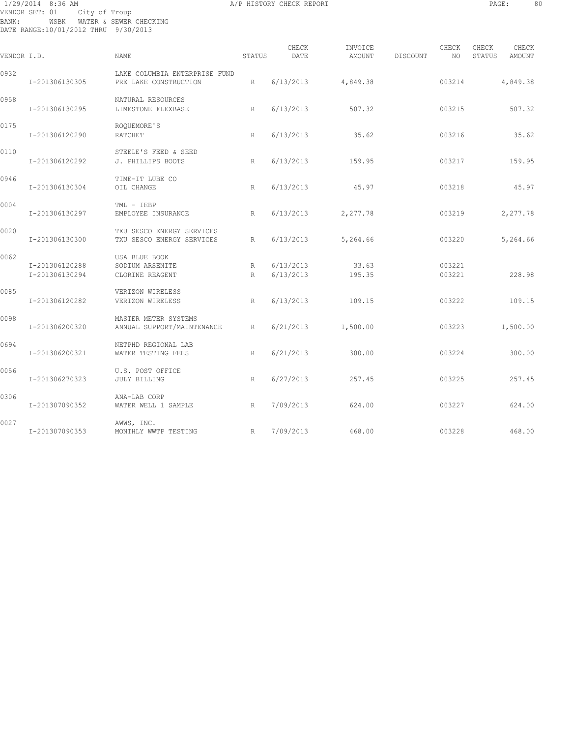VENDOR SET: 01 City of Troup
BANK: WSBK WATER & SEWER CHECKING
DATE RANGE:10/01/2012 THRU 9/30/2013

A/P HISTORY CHECK REPORT

| VENDOR I.D. | | NAME | STATUS | CHECK DATE | INVOICE AMOUNT | DISCOUNT | CHECK NO | CHECK STATUS | CHECK AMOUNT |
|---|---|---|---|---|---|---|---|---|---|
| 0932 | | LAKE COLUMBIA ENTERPRISE FUND | | | | | | | |
| | I-201306130305 | PRE LAKE CONSTRUCTION | R | 6/13/2013 | 4,849.38 | | 003214 | | 4,849.38 |
| 0958 | | NATURAL RESOURCES | | | | | | | |
| | I-201306130295 | LIMESTONE FLEXBASE | R | 6/13/2013 | 507.32 | | 003215 | | 507.32 |
| 0175 | | ROQUEMORE'S | | | | | | | |
| | I-201306120290 | RATCHET | R | 6/13/2013 | 35.62 | | 003216 | | 35.62 |
| 0110 | | STEELE'S FEED & SEED | | | | | | | |
| | I-201306120292 | J. PHILLIPS BOOTS | R | 6/13/2013 | 159.95 | | 003217 | | 159.95 |
| 0946 | | TIME-IT LUBE CO | | | | | | | |
| | I-201306130304 | OIL CHANGE | R | 6/13/2013 | 45.97 | | 003218 | | 45.97 |
| 0004 | | TML - IEBP | | | | | | | |
| | I-201306130297 | EMPLOYEE INSURANCE | R | 6/13/2013 | 2,277.78 | | 003219 | | 2,277.78 |
| 0020 | | TXU SESCO ENERGY SERVICES | | | | | | | |
| | I-201306130300 | TXU SESCO ENERGY SERVICES | R | 6/13/2013 | 5,264.66 | | 003220 | | 5,264.66 |
| 0062 | | USA BLUE BOOK | | | | | | | |
| | I-201306120288 | SODIUM ARSENITE | R | 6/13/2013 | 33.63 | | 003221 | | |
| | I-201306130294 | CLORINE REAGENT | R | 6/13/2013 | 195.35 | | 003221 | | 228.98 |
| 0085 | | VERIZON WIRELESS | | | | | | | |
| | I-201306120282 | VERIZON WIRELESS | R | 6/13/2013 | 109.15 | | 003222 | | 109.15 |
| 0098 | | MASTER METER SYSTEMS | | | | | | | |
| | I-201306200320 | ANNUAL SUPPORT/MAINTENANCE | R | 6/21/2013 | 1,500.00 | | 003223 | | 1,500.00 |
| 0694 | | NETPHD REGIONAL LAB | | | | | | | |
| | I-201306200321 | WATER TESTING FEES | R | 6/21/2013 | 300.00 | | 003224 | | 300.00 |
| 0056 | | U.S. POST OFFICE | | | | | | | |
| | I-201306270323 | JULY BILLING | R | 6/27/2013 | 257.45 | | 003225 | | 257.45 |
| 0306 | | ANA-LAB CORP | | | | | | | |
| | I-201307090352 | WATER WELL 1 SAMPLE | R | 7/09/2013 | 624.00 | | 003227 | | 624.00 |
| 0027 | | AWWS, INC. | | | | | | | |
| | I-201307090353 | MONTHLY WWTP TESTING | R | 7/09/2013 | 468.00 | | 003228 | | 468.00 |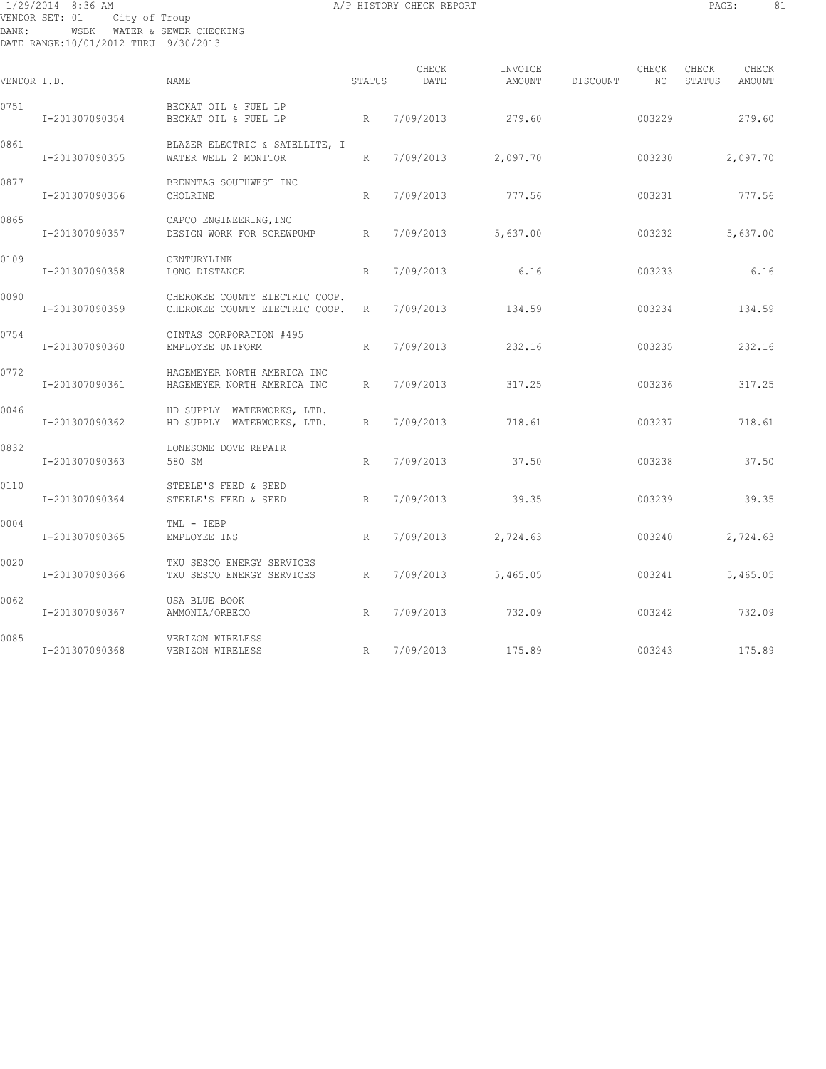1/29/2014 8:36 AM A/P HISTORY CHECK REPORT
VENDOR SET: 01 City of Troup
BANK: WSBK WATER & SEWER CHECKING
DATE RANGE:10/01/2012 THRU 9/30/2013

| VENDOR I.D. | | NAME | STATUS | CHECK DATE | INVOICE AMOUNT | DISCOUNT | CHECK NO | CHECK STATUS | CHECK AMOUNT |
|---|---|---|---|---|---|---|---|---|---|
| 0751 | | BECKAT OIL & FUEL LP | | | | | | | |
| | I-201307090354 | BECKAT OIL & FUEL LP | R | 7/09/2013 | 279.60 | | 003229 | | 279.60 |
| 0861 | | BLAZER ELECTRIC & SATELLITE, I | | | | | | | |
| | I-201307090355 | WATER WELL 2 MONITOR | R | 7/09/2013 | 2,097.70 | | 003230 | | 2,097.70 |
| 0877 | | BRENNTAG SOUTHWEST INC | | | | | | | |
| | I-201307090356 | CHOLRINE | R | 7/09/2013 | 777.56 | | 003231 | | 777.56 |
| 0865 | | CAPCO ENGINEERING,INC | | | | | | | |
| | I-201307090357 | DESIGN WORK FOR SCREWPUMP | R | 7/09/2013 | 5,637.00 | | 003232 | | 5,637.00 |
| 0109 | | CENTURYLINK | | | | | | | |
| | I-201307090358 | LONG DISTANCE | R | 7/09/2013 | 6.16 | | 003233 | | 6.16 |
| 0090 | | CHEROKEE COUNTY ELECTRIC COOP. | | | | | | | |
| | I-201307090359 | CHEROKEE COUNTY ELECTRIC COOP. | R | 7/09/2013 | 134.59 | | 003234 | | 134.59 |
| 0754 | | CINTAS CORPORATION #495 | | | | | | | |
| | I-201307090360 | EMPLOYEE UNIFORM | R | 7/09/2013 | 232.16 | | 003235 | | 232.16 |
| 0772 | | HAGEMEYER NORTH AMERICA INC | | | | | | | |
| | I-201307090361 | HAGEMEYER NORTH AMERICA INC | R | 7/09/2013 | 317.25 | | 003236 | | 317.25 |
| 0046 | | HD SUPPLY WATERWORKS, LTD. | | | | | | | |
| | I-201307090362 | HD SUPPLY WATERWORKS, LTD. | R | 7/09/2013 | 718.61 | | 003237 | | 718.61 |
| 0832 | | LONESOME DOVE REPAIR | | | | | | | |
| | I-201307090363 | 580 SM | R | 7/09/2013 | 37.50 | | 003238 | | 37.50 |
| 0110 | | STEELE'S FEED & SEED | | | | | | | |
| | I-201307090364 | STEELE'S FEED & SEED | R | 7/09/2013 | 39.35 | | 003239 | | 39.35 |
| 0004 | | TML - IEBP | | | | | | | |
| | I-201307090365 | EMPLOYEE INS | R | 7/09/2013 | 2,724.63 | | 003240 | | 2,724.63 |
| 0020 | | TXU SESCO ENERGY SERVICES | | | | | | | |
| | I-201307090366 | TXU SESCO ENERGY SERVICES | R | 7/09/2013 | 5,465.05 | | 003241 | | 5,465.05 |
| 0062 | | USA BLUE BOOK | | | | | | | |
| | I-201307090367 | AMMONIA/ORBECO | R | 7/09/2013 | 732.09 | | 003242 | | 732.09 |
| 0085 | | VERIZON WIRELESS | | | | | | | |
| | I-201307090368 | VERIZON WIRELESS | R | 7/09/2013 | 175.89 | | 003243 | | 175.89 |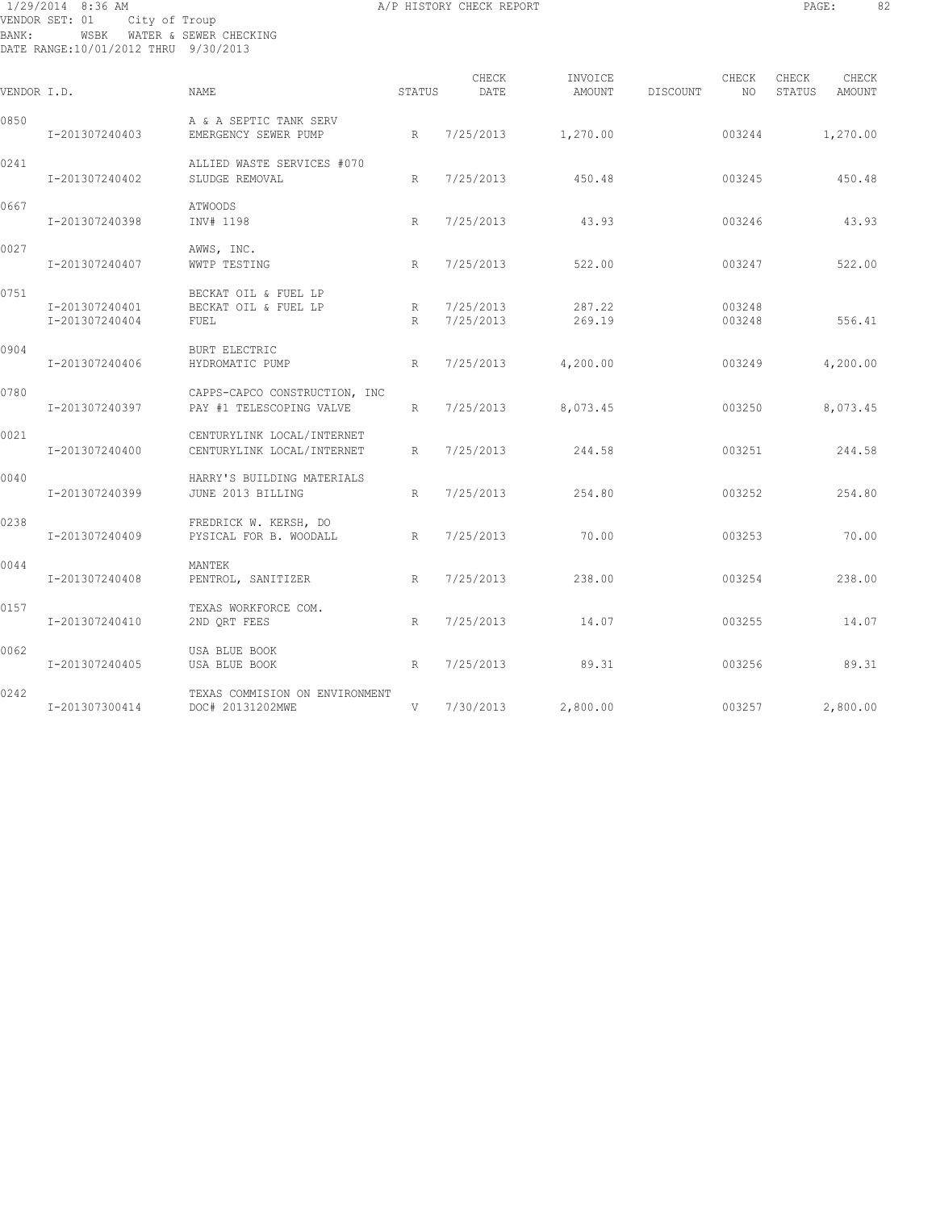1/29/2014 8:36 AM A/P HISTORY CHECK REPORT

VENDOR SET: 01 City of Troup
BANK: WSBK WATER & SEWER CHECKING
DATE RANGE:10/01/2012 THRU 9/30/2013

| VENDOR I.D. | | NAME | STATUS | CHECK DATE | INVOICE AMOUNT | DISCOUNT | CHECK NO | CHECK STATUS | CHECK AMOUNT |
|---|---|---|---|---|---|---|---|---|---|
| 0850 | | A & A SEPTIC TANK SERV | | | | | | | |
| | I-201307240403 | EMERGENCY SEWER PUMP | R | 7/25/2013 | 1,270.00 | | 003244 | | 1,270.00 |
| 0241 | | ALLIED WASTE SERVICES #070 | | | | | | | |
| | I-201307240402 | SLUDGE REMOVAL | R | 7/25/2013 | 450.48 | | 003245 | | 450.48 |
| 0667 | | ATWOODS | | | | | | | |
| | I-201307240398 | INV# 1198 | R | 7/25/2013 | 43.93 | | 003246 | | 43.93 |
| 0027 | | AWWS, INC. | | | | | | | |
| | I-201307240407 | WWTP TESTING | R | 7/25/2013 | 522.00 | | 003247 | | 522.00 |
| 0751 | | BECKAT OIL & FUEL LP | | | | | | | |
| | I-201307240401 | BECKAT OIL & FUEL LP | R | 7/25/2013 | 287.22 | | 003248 | | |
| | I-201307240404 | FUEL | R | 7/25/2013 | 269.19 | | 003248 | | 556.41 |
| 0904 | | BURT ELECTRIC | | | | | | | |
| | I-201307240406 | HYDROMATIC PUMP | R | 7/25/2013 | 4,200.00 | | 003249 | | 4,200.00 |
| 0780 | | CAPPS-CAPCO CONSTRUCTION, INC | | | | | | | |
| | I-201307240397 | PAY #1 TELESCOPING VALVE | R | 7/25/2013 | 8,073.45 | | 003250 | | 8,073.45 |
| 0021 | | CENTURYLINK LOCAL/INTERNET | | | | | | | |
| | I-201307240400 | CENTURYLINK LOCAL/INTERNET | R | 7/25/2013 | 244.58 | | 003251 | | 244.58 |
| 0040 | | HARRY'S BUILDING MATERIALS | | | | | | | |
| | I-201307240399 | JUNE 2013 BILLING | R | 7/25/2013 | 254.80 | | 003252 | | 254.80 |
| 0238 | | FREDRICK W. KERSH, DO | | | | | | | |
| | I-201307240409 | PYSICAL FOR B. WOODALL | R | 7/25/2013 | 70.00 | | 003253 | | 70.00 |
| 0044 | | MANTEK | | | | | | | |
| | I-201307240408 | PENTROL, SANITIZER | R | 7/25/2013 | 238.00 | | 003254 | | 238.00 |
| 0157 | | TEXAS WORKFORCE COM. | | | | | | | |
| | I-201307240410 | 2ND QRT FEES | R | 7/25/2013 | 14.07 | | 003255 | | 14.07 |
| 0062 | | USA BLUE BOOK | | | | | | | |
| | I-201307240405 | USA BLUE BOOK | R | 7/25/2013 | 89.31 | | 003256 | | 89.31 |
| 0242 | | TEXAS COMMISION ON ENVIRONMENT | | | | | | | |
| | I-201307300414 | DOC# 20131202MWE | V | 7/30/2013 | 2,800.00 | | 003257 | | 2,800.00 |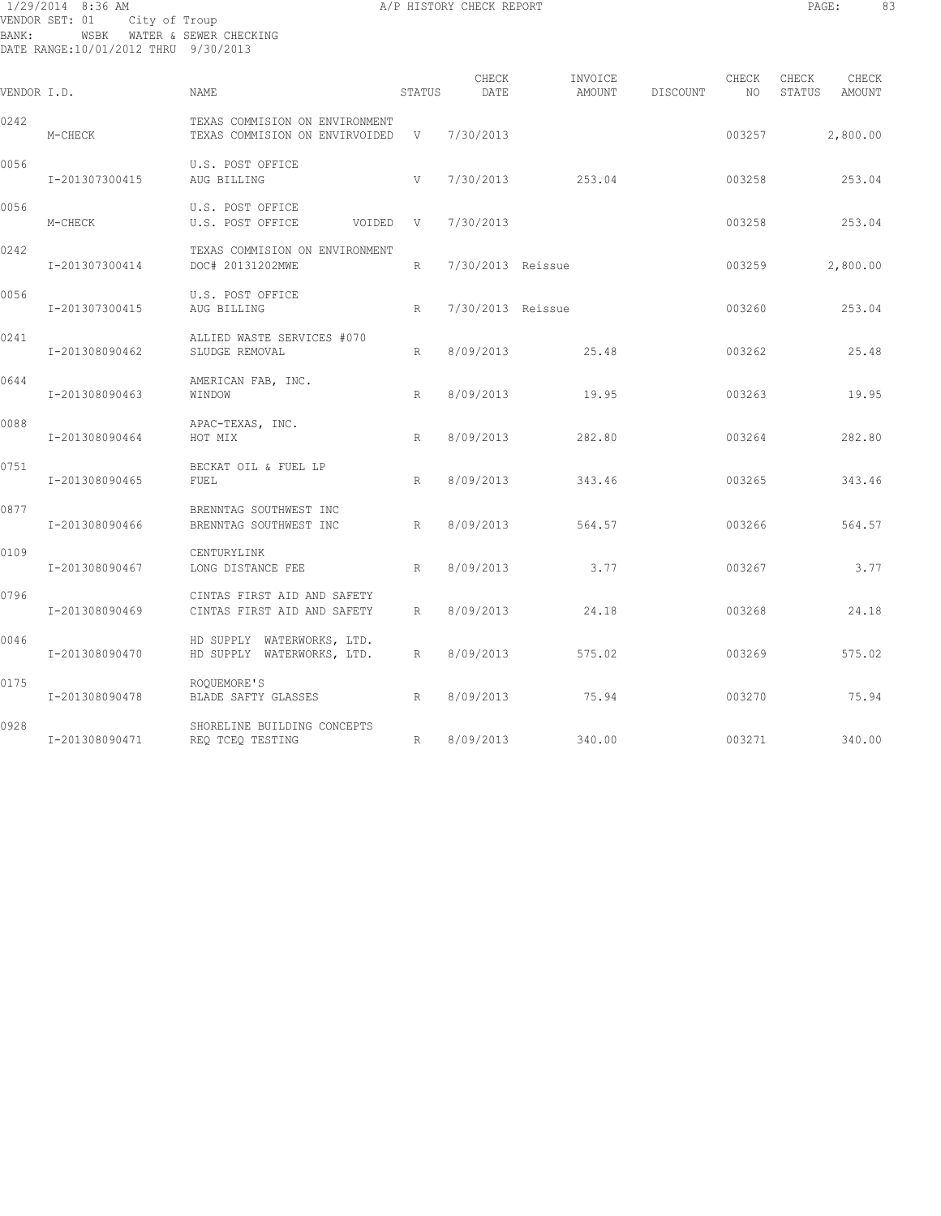1/29/2014 8:36 AM A/P HISTORY CHECK REPORT

VENDOR SET: 01 City of Troup
BANK: WSBK WATER & SEWER CHECKING
DATE RANGE:10/01/2012 THRU 9/30/2013

| VENDOR I.D. | | NAME | STATUS | CHECK DATE | INVOICE AMOUNT | DISCOUNT | CHECK NO | CHECK STATUS | CHECK AMOUNT |
|---|---|---|---|---|---|---|---|---|---|
| 0242 | | TEXAS COMMISION ON ENVIRONMENT | | | | | | | |
| | M-CHECK | TEXAS COMMISION ON ENVIRVOIDED | V | 7/30/2013 | | | 003257 | | 2,800.00 |
| 0056 | | U.S. POST OFFICE | | | | | | | |
| | I-201307300415 | AUG BILLING | V | 7/30/2013 | 253.04 | | 003258 | | 253.04 |
| 0056 | | U.S. POST OFFICE | | | | | | | |
| | M-CHECK | U.S. POST OFFICE VOIDED | V | 7/30/2013 | | | 003258 | | 253.04 |
| 0242 | | TEXAS COMMISION ON ENVIRONMENT | | | | | | | |
| | I-201307300414 | DOC# 20131202MWE | R | 7/30/2013 Reissue | | | 003259 | | 2,800.00 |
| 0056 | | U.S. POST OFFICE | | | | | | | |
| | I-201307300415 | AUG BILLING | R | 7/30/2013 Reissue | | | 003260 | | 253.04 |
| 0241 | | ALLIED WASTE SERVICES #070 | | | | | | | |
| | I-201308090462 | SLUDGE REMOVAL | R | 8/09/2013 | 25.48 | | 003262 | | 25.48 |
| 0644 | | AMERICAN FAB, INC. | | | | | | | |
| | I-201308090463 | WINDOW | R | 8/09/2013 | 19.95 | | 003263 | | 19.95 |
| 0088 | | APAC-TEXAS, INC. | | | | | | | |
| | I-201308090464 | HOT MIX | R | 8/09/2013 | 282.80 | | 003264 | | 282.80 |
| 0751 | | BECKAT OIL & FUEL LP | | | | | | | |
| | I-201308090465 | FUEL | R | 8/09/2013 | 343.46 | | 003265 | | 343.46 |
| 0877 | | BRENNTAG SOUTHWEST INC | | | | | | | |
| | I-201308090466 | BRENNTAG SOUTHWEST INC | R | 8/09/2013 | 564.57 | | 003266 | | 564.57 |
| 0109 | | CENTURYLINK | | | | | | | |
| | I-201308090467 | LONG DISTANCE FEE | R | 8/09/2013 | 3.77 | | 003267 | | 3.77 |
| 0796 | | CINTAS FIRST AID AND SAFETY | | | | | | | |
| | I-201308090469 | CINTAS FIRST AID AND SAFETY | R | 8/09/2013 | 24.18 | | 003268 | | 24.18 |
| 0046 | | HD SUPPLY WATERWORKS, LTD. | | | | | | | |
| | I-201308090470 | HD SUPPLY WATERWORKS, LTD. | R | 8/09/2013 | 575.02 | | 003269 | | 575.02 |
| 0175 | | ROQUEMORE'S | | | | | | | |
| | I-201308090478 | BLADE SAFTY GLASSES | R | 8/09/2013 | 75.94 | | 003270 | | 75.94 |
| 0928 | | SHORELINE BUILDING CONCEPTS | | | | | | | |
| | I-201308090471 | REQ TCEQ TESTING | R | 8/09/2013 | 340.00 | | 003271 | | 340.00 |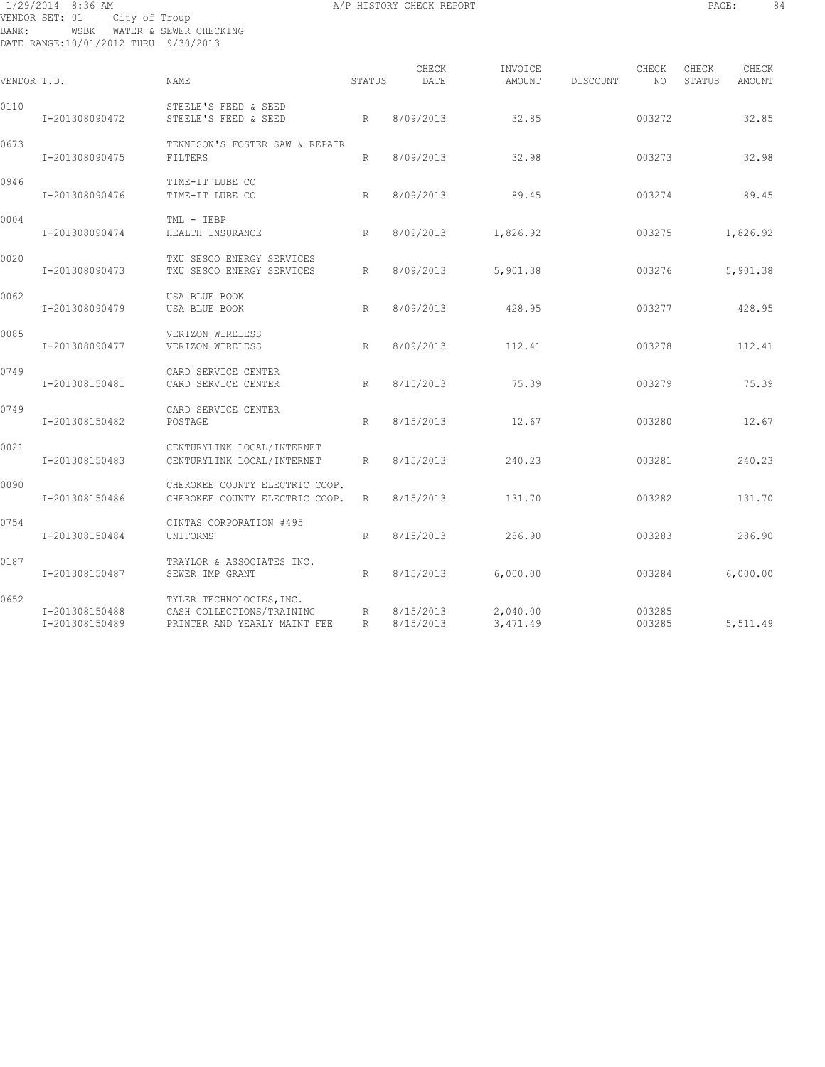1/29/2014 8:36 AM A/P HISTORY CHECK REPORT

VENDOR SET: 01 City of Troup
BANK: WSBK WATER & SEWER CHECKING
DATE RANGE:10/01/2012 THRU 9/30/2013

| VENDOR I.D. | NAME | STATUS | CHECK DATE | INVOICE AMOUNT | DISCOUNT | CHECK NO | CHECK STATUS | CHECK AMOUNT |
|---|---|---|---|---|---|---|---|---|
| 0110 | STEELE'S FEED & SEED | | | | | | | |
| I-201308090472 | STEELE'S FEED & SEED | R | 8/09/2013 | 32.85 | | 003272 | | 32.85 |
| 0673 | TENNISON'S FOSTER SAW & REPAIR | | | | | | | |
| I-201308090475 | FILTERS | R | 8/09/2013 | 32.98 | | 003273 | | 32.98 |
| 0946 | TIME-IT LUBE CO | | | | | | | |
| I-201308090476 | TIME-IT LUBE CO | R | 8/09/2013 | 89.45 | | 003274 | | 89.45 |
| 0004 | TML - IEBP | | | | | | | |
| I-201308090474 | HEALTH INSURANCE | R | 8/09/2013 | 1,826.92 | | 003275 | | 1,826.92 |
| 0020 | TXU SESCO ENERGY SERVICES | | | | | | | |
| I-201308090473 | TXU SESCO ENERGY SERVICES | R | 8/09/2013 | 5,901.38 | | 003276 | | 5,901.38 |
| 0062 | USA BLUE BOOK | | | | | | | |
| I-201308090479 | USA BLUE BOOK | R | 8/09/2013 | 428.95 | | 003277 | | 428.95 |
| 0085 | VERIZON WIRELESS | | | | | | | |
| I-201308090477 | VERIZON WIRELESS | R | 8/09/2013 | 112.41 | | 003278 | | 112.41 |
| 0749 | CARD SERVICE CENTER | | | | | | | |
| I-201308150481 | CARD SERVICE CENTER | R | 8/15/2013 | 75.39 | | 003279 | | 75.39 |
| 0749 | CARD SERVICE CENTER | | | | | | | |
| I-201308150482 | POSTAGE | R | 8/15/2013 | 12.67 | | 003280 | | 12.67 |
| 0021 | CENTURYLINK LOCAL/INTERNET | | | | | | | |
| I-201308150483 | CENTURYLINK LOCAL/INTERNET | R | 8/15/2013 | 240.23 | | 003281 | | 240.23 |
| 0090 | CHEROKEE COUNTY ELECTRIC COOP. | | | | | | | |
| I-201308150486 | CHEROKEE COUNTY ELECTRIC COOP. | R | 8/15/2013 | 131.70 | | 003282 | | 131.70 |
| 0754 | CINTAS CORPORATION #495 | | | | | | | |
| I-201308150484 | UNIFORMS | R | 8/15/2013 | 286.90 | | 003283 | | 286.90 |
| 0187 | TRAYLOR & ASSOCIATES INC. | | | | | | | |
| I-201308150487 | SEWER IMP GRANT | R | 8/15/2013 | 6,000.00 | | 003284 | | 6,000.00 |
| 0652 | TYLER TECHNOLOGIES,INC. | | | | | | | |
| I-201308150488 | CASH COLLECTIONS/TRAINING | R | 8/15/2013 | 2,040.00 | | 003285 | | |
| I-201308150489 | PRINTER AND YEARLY MAINT FEE | R | 8/15/2013 | 3,471.49 | | 003285 | | 5,511.49 |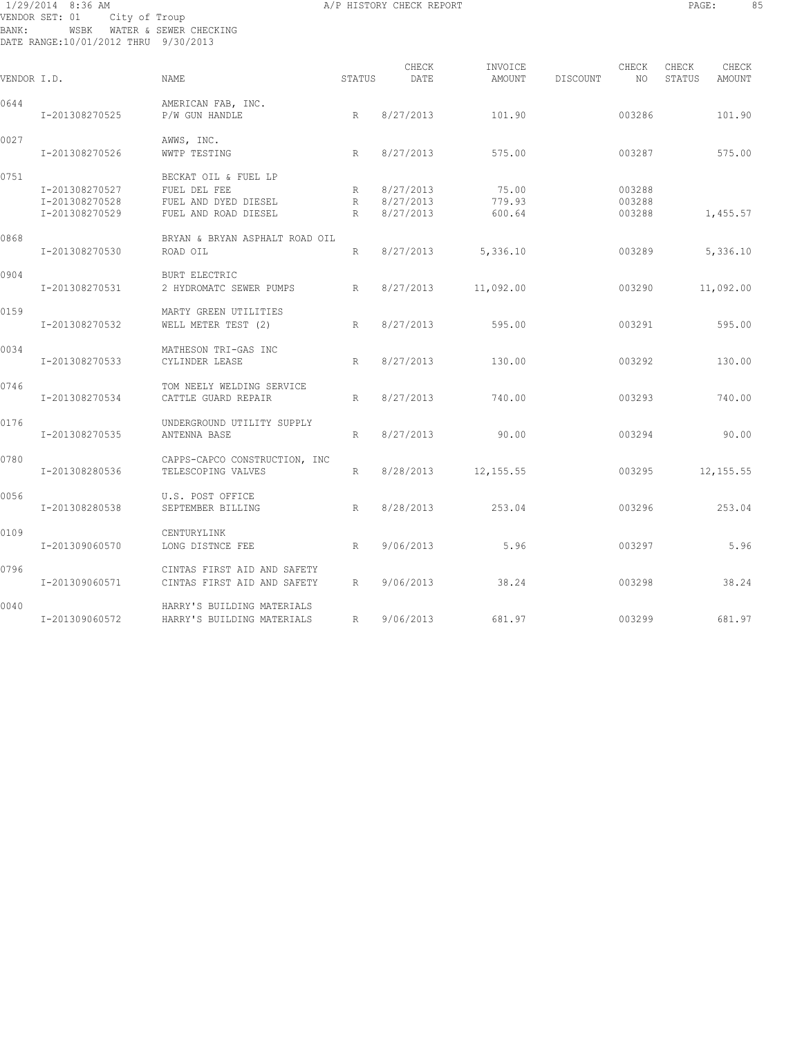1/29/2014 8:36 AM A/P HISTORY CHECK REPORT

VENDOR SET: 01 City of Troup
BANK: WSBK WATER & SEWER CHECKING
DATE RANGE:10/01/2012 THRU 9/30/2013

| VENDOR I.D. | NAME | STATUS | CHECK DATE | INVOICE AMOUNT | DISCOUNT | CHECK NO | CHECK STATUS | CHECK AMOUNT |
|---|---|---|---|---|---|---|---|---|
| 0644 | AMERICAN FAB, INC. | | | | | | | |
| I-201308270525 | P/W GUN HANDLE | R | 8/27/2013 | 101.90 | | 003286 | | 101.90 |
| 0027 | AWWS, INC. | | | | | | | |
| I-201308270526 | WWTP TESTING | R | 8/27/2013 | 575.00 | | 003287 | | 575.00 |
| 0751 | BECKAT OIL & FUEL LP | | | | | | | |
| I-201308270527 | FUEL DEL FEE | R | 8/27/2013 | 75.00 | | 003288 | | |
| I-201308270528 | FUEL AND DYED DIESEL | R | 8/27/2013 | 779.93 | | 003288 | | |
| I-201308270529 | FUEL AND ROAD DIESEL | R | 8/27/2013 | 600.64 | | 003288 | | 1,455.57 |
| 0868 | BRYAN & BRYAN ASPHALT ROAD OIL | | | | | | | |
| I-201308270530 | ROAD OIL | R | 8/27/2013 | 5,336.10 | | 003289 | | 5,336.10 |
| 0904 | BURT ELECTRIC | | | | | | | |
| I-201308270531 | 2 HYDROMATC SEWER PUMPS | R | 8/27/2013 | 11,092.00 | | 003290 | | 11,092.00 |
| 0159 | MARTY GREEN UTILITIES | | | | | | | |
| I-201308270532 | WELL METER TEST (2) | R | 8/27/2013 | 595.00 | | 003291 | | 595.00 |
| 0034 | MATHESON TRI-GAS INC | | | | | | | |
| I-201308270533 | CYLINDER LEASE | R | 8/27/2013 | 130.00 | | 003292 | | 130.00 |
| 0746 | TOM NEELY WELDING SERVICE | | | | | | | |
| I-201308270534 | CATTLE GUARD REPAIR | R | 8/27/2013 | 740.00 | | 003293 | | 740.00 |
| 0176 | UNDERGROUND UTILITY SUPPLY | | | | | | | |
| I-201308270535 | ANTENNA BASE | R | 8/27/2013 | 90.00 | | 003294 | | 90.00 |
| 0780 | CAPPS-CAPCO CONSTRUCTION, INC | | | | | | | |
| I-201308280536 | TELESCOPING VALVES | R | 8/28/2013 | 12,155.55 | | 003295 | | 12,155.55 |
| 0056 | U.S. POST OFFICE | | | | | | | |
| I-201308280538 | SEPTEMBER BILLING | R | 8/28/2013 | 253.04 | | 003296 | | 253.04 |
| 0109 | CENTURYLINK | | | | | | | |
| I-201309060570 | LONG DISTNCE FEE | R | 9/06/2013 | 5.96 | | 003297 | | 5.96 |
| 0796 | CINTAS FIRST AID AND SAFETY | | | | | | | |
| I-201309060571 | CINTAS FIRST AID AND SAFETY | R | 9/06/2013 | 38.24 | | 003298 | | 38.24 |
| 0040 | HARRY'S BUILDING MATERIALS | | | | | | | |
| I-201309060572 | HARRY'S BUILDING MATERIALS | R | 9/06/2013 | 681.97 | | 003299 | | 681.97 |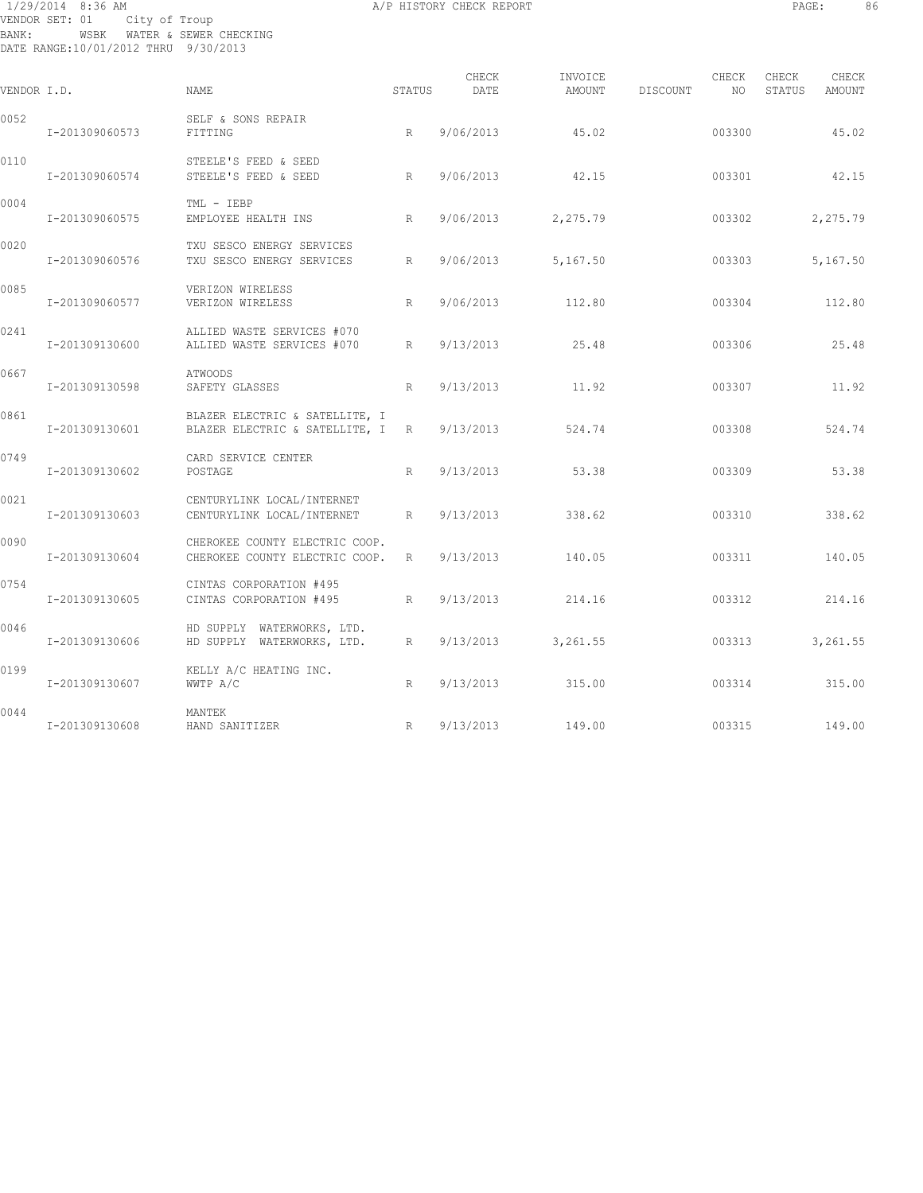1/29/2014 8:36 AM A/P HISTORY CHECK REPORT

VENDOR SET: 01 City of Troup
BANK: WSBK WATER & SEWER CHECKING
DATE RANGE:10/01/2012 THRU 9/30/2013

| VENDOR I.D. | NAME | STATUS | CHECK DATE | INVOICE AMOUNT | DISCOUNT | CHECK NO | CHECK STATUS | CHECK AMOUNT |
|---|---|---|---|---|---|---|---|---|
| 0052 | SELF & SONS REPAIR | | | | | | | |
| I-201309060573 | FITTING | R | 9/06/2013 | 45.02 | | 003300 | | 45.02 |
| 0110 | STEELE'S FEED & SEED | | | | | | | |
| I-201309060574 | STEELE'S FEED & SEED | R | 9/06/2013 | 42.15 | | 003301 | | 42.15 |
| 0004 | TML - IEBP | | | | | | | |
| I-201309060575 | EMPLOYEE HEALTH INS | R | 9/06/2013 | 2,275.79 | | 003302 | | 2,275.79 |
| 0020 | TXU SESCO ENERGY SERVICES | | | | | | | |
| I-201309060576 | TXU SESCO ENERGY SERVICES | R | 9/06/2013 | 5,167.50 | | 003303 | | 5,167.50 |
| 0085 | VERIZON WIRELESS | | | | | | | |
| I-201309060577 | VERIZON WIRELESS | R | 9/06/2013 | 112.80 | | 003304 | | 112.80 |
| 0241 | ALLIED WASTE SERVICES #070 | | | | | | | |
| I-201309130600 | ALLIED WASTE SERVICES #070 | R | 9/13/2013 | 25.48 | | 003306 | | 25.48 |
| 0667 | ATWOODS | | | | | | | |
| I-201309130598 | SAFETY GLASSES | R | 9/13/2013 | 11.92 | | 003307 | | 11.92 |
| 0861 | BLAZER ELECTRIC & SATELLITE, I | | | | | | | |
| I-201309130601 | BLAZER ELECTRIC & SATELLITE, I | R | 9/13/2013 | 524.74 | | 003308 | | 524.74 |
| 0749 | CARD SERVICE CENTER | | | | | | | |
| I-201309130602 | POSTAGE | R | 9/13/2013 | 53.38 | | 003309 | | 53.38 |
| 0021 | CENTURYLINK LOCAL/INTERNET | | | | | | | |
| I-201309130603 | CENTURYLINK LOCAL/INTERNET | R | 9/13/2013 | 338.62 | | 003310 | | 338.62 |
| 0090 | CHEROKEE COUNTY ELECTRIC COOP. | | | | | | | |
| I-201309130604 | CHEROKEE COUNTY ELECTRIC COOP. | R | 9/13/2013 | 140.05 | | 003311 | | 140.05 |
| 0754 | CINTAS CORPORATION #495 | | | | | | | |
| I-201309130605 | CINTAS CORPORATION #495 | R | 9/13/2013 | 214.16 | | 003312 | | 214.16 |
| 0046 | HD SUPPLY WATERWORKS, LTD. | | | | | | | |
| I-201309130606 | HD SUPPLY WATERWORKS, LTD. | R | 9/13/2013 | 3,261.55 | | 003313 | | 3,261.55 |
| 0199 | KELLY A/C HEATING INC. | | | | | | | |
| I-201309130607 | WWTP A/C | R | 9/13/2013 | 315.00 | | 003314 | | 315.00 |
| 0044 | MANTEK | | | | | | | |
| I-201309130608 | HAND SANITIZER | R | 9/13/2013 | 149.00 | | 003315 | | 149.00 |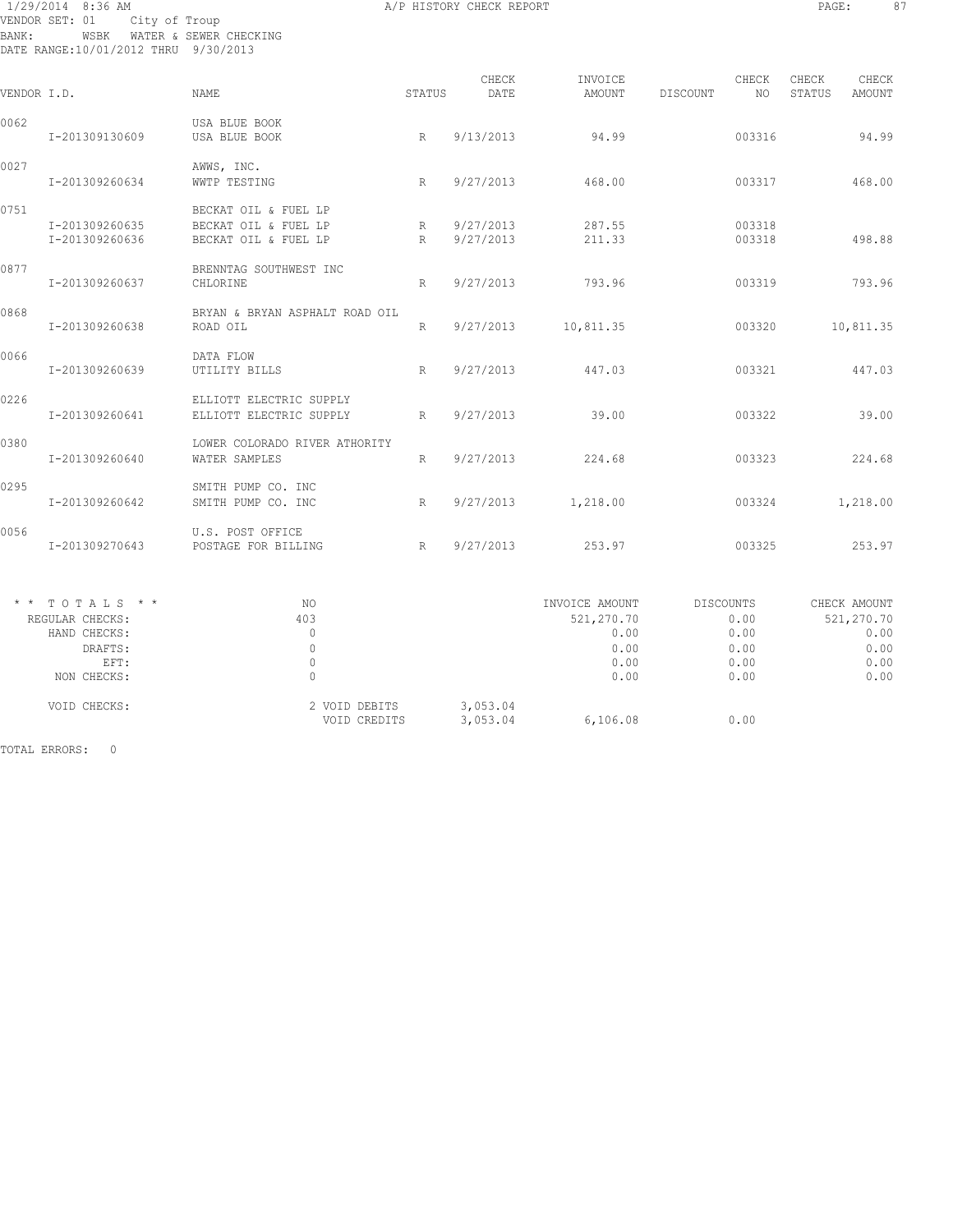1/29/2014 8:36 AM A/P HISTORY CHECK REPORT

VENDOR SET: 01 City of Troup
BANK: WSBK WATER & SEWER CHECKING
DATE RANGE:10/01/2012 THRU 9/30/2013

| VENDOR I.D. | NAME | STATUS | CHECK DATE | INVOICE AMOUNT | DISCOUNT | CHECK NO | CHECK STATUS | CHECK AMOUNT |
|---|---|---|---|---|---|---|---|---|
| 0062 | USA BLUE BOOK | | | | | | | |
| I-201309130609 | USA BLUE BOOK | R | 9/13/2013 | 94.99 | | 003316 | | 94.99 |
| 0027 | AWWS, INC. | | | | | | | |
| I-201309260634 | WWTP TESTING | R | 9/27/2013 | 468.00 | | 003317 | | 468.00 |
| 0751 | BECKAT OIL & FUEL LP | | | | | | | |
| I-201309260635 | BECKAT OIL & FUEL LP | R | 9/27/2013 | 287.55 | | 003318 | | |
| I-201309260636 | BECKAT OIL & FUEL LP | R | 9/27/2013 | 211.33 | | 003318 | | 498.88 |
| 0877 | BRENNTAG SOUTHWEST INC | | | | | | | |
| I-201309260637 | CHLORINE | R | 9/27/2013 | 793.96 | | 003319 | | 793.96 |
| 0868 | BRYAN & BRYAN ASPHALT ROAD OIL | | | | | | | |
| I-201309260638 | ROAD OIL | R | 9/27/2013 | 10,811.35 | | 003320 | | 10,811.35 |
| 0066 | DATA FLOW | | | | | | | |
| I-201309260639 | UTILITY BILLS | R | 9/27/2013 | 447.03 | | 003321 | | 447.03 |
| 0226 | ELLIOTT ELECTRIC SUPPLY | | | | | | | |
| I-201309260641 | ELLIOTT ELECTRIC SUPPLY | R | 9/27/2013 | 39.00 | | 003322 | | 39.00 |
| 0380 | LOWER COLORADO RIVER ATHORITY | | | | | | | |
| I-201309260640 | WATER SAMPLES | R | 9/27/2013 | 224.68 | | 003323 | | 224.68 |
| 0295 | SMITH PUMP CO. INC | | | | | | | |
| I-201309260642 | SMITH PUMP CO. INC | R | 9/27/2013 | 1,218.00 | | 003324 | | 1,218.00 |
| 0056 | U.S. POST OFFICE | | | | | | | |
| I-201309270643 | POSTAGE FOR BILLING | R | 9/27/2013 | 253.97 | | 003325 | | 253.97 |

| * * TOTALS * * | NO | | INVOICE AMOUNT | DISCOUNTS | CHECK AMOUNT |
|---|---|---|---|---|---|
| REGULAR CHECKS: | 403 | | 521,270.70 | 0.00 | 521,270.70 |
| HAND CHECKS: | 0 | | 0.00 | 0.00 | 0.00 |
| DRAFTS: | 0 | | 0.00 | 0.00 | 0.00 |
| EFT: | 0 | | 0.00 | 0.00 | 0.00 |
| NON CHECKS: | 0 | | 0.00 | 0.00 | 0.00 |
| VOID CHECKS: | 2 VOID DEBITS | 3,053.04 | | | |
| | VOID CREDITS | 3,053.04 | 6,106.08 | 0.00 | |

TOTAL ERRORS: 0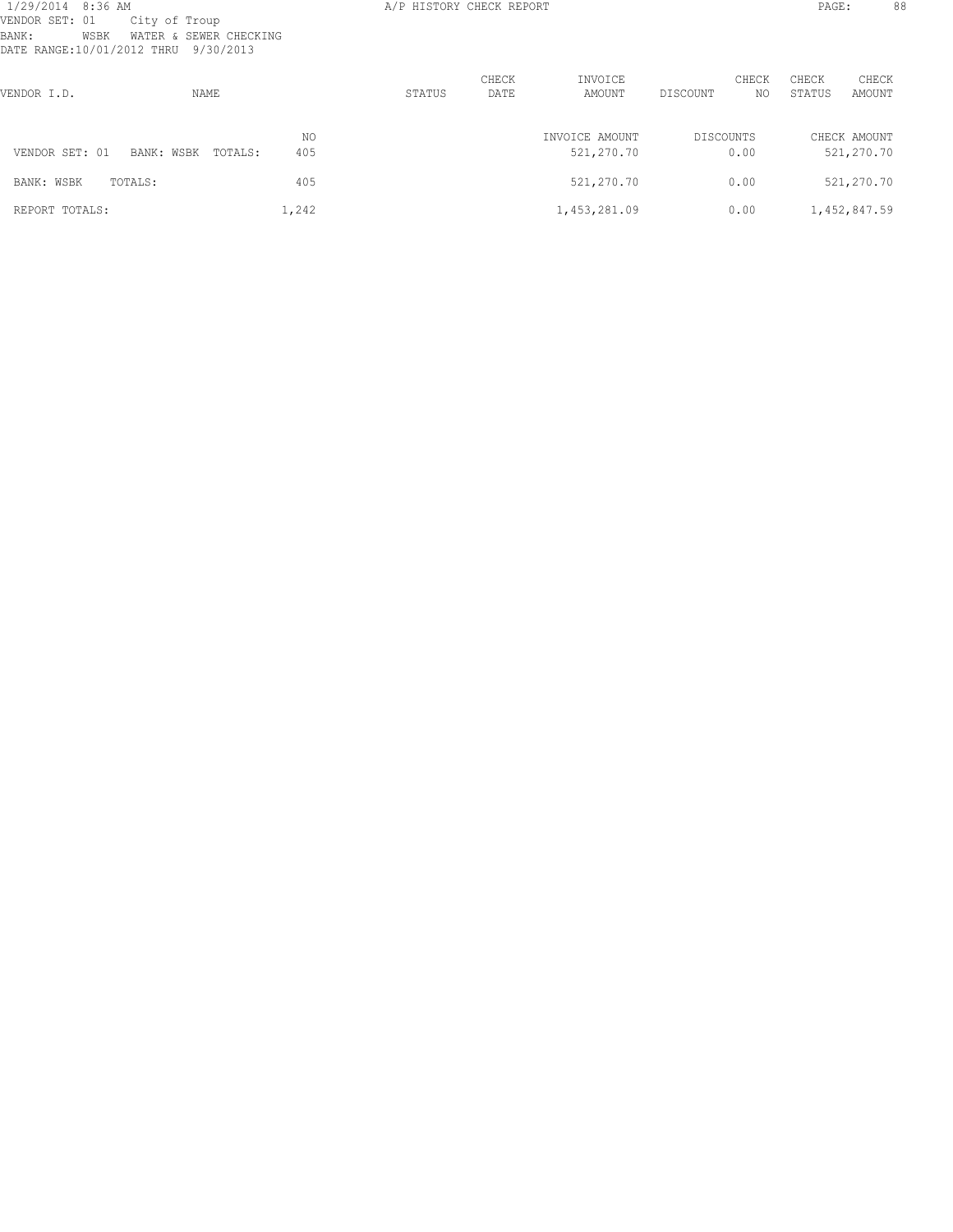| VENDOR I.D. | NAME | | STATUS | CHECK DATE | INVOICE AMOUNT | DISCOUNT | CHECK NO | CHECK STATUS | CHECK AMOUNT |
|---|---|---|---|---|---|---|---|---|---|
| | | NO | | | INVOICE AMOUNT | DISCOUNTS | | | CHECK AMOUNT |
| VENDOR SET: 01 | BANK: WSBK TOTALS: | 405 | | | 521,270.70 | 0.00 | | | 521,270.70 |
| BANK: WSBK | TOTALS: | 405 | | | 521,270.70 | 0.00 | | | 521,270.70 |
| REPORT TOTALS: | | 1,242 | | | 1,453,281.09 | 0.00 | | | 1,452,847.59 |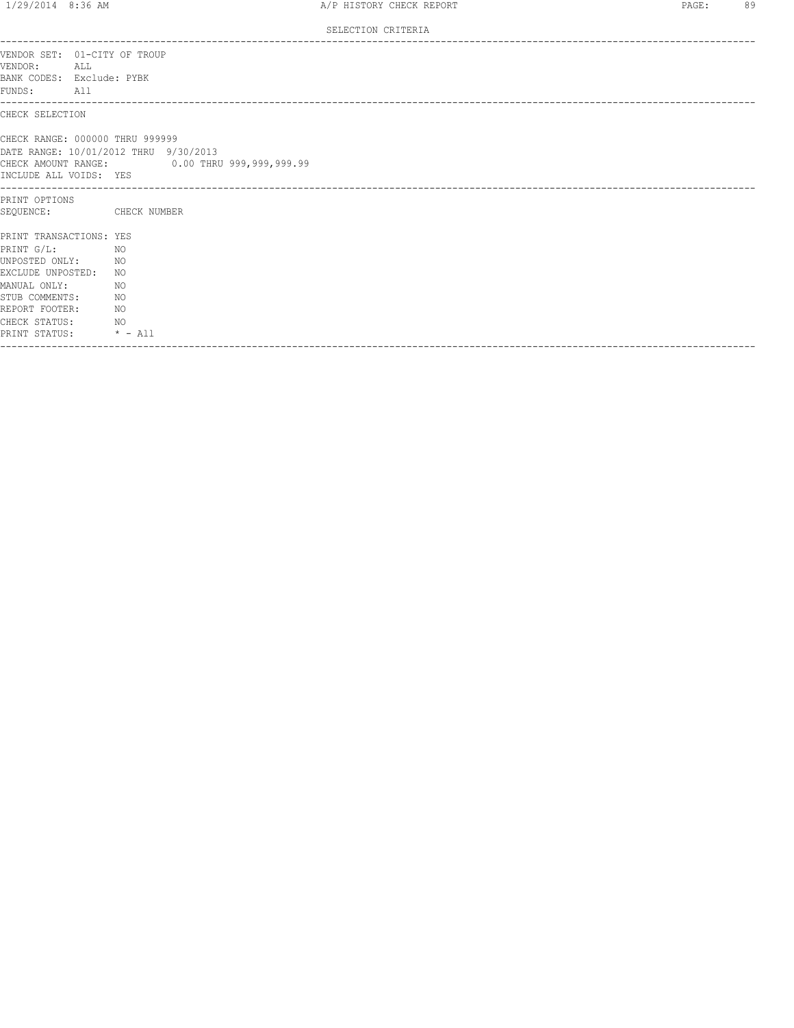SELECTION CRITERIA

---

VENDOR SET: 01-CITY OF TROUP
VENDOR: ALL
BANK CODES: Exclude: PYBK
FUNDS: All

---

CHECK SELECTION

CHECK RANGE: 000000 THRU 999999
DATE RANGE: 10/01/2012 THRU 9/30/2013
CHECK AMOUNT RANGE: 0.00 THRU 999,999,999.99
INCLUDE ALL VOIDS: YES

---

PRINT OPTIONS
SEQUENCE: CHECK NUMBER

PRINT TRANSACTIONS: YES
PRINT G/L: NO
UNPOSTED ONLY: NO
EXCLUDE UNPOSTED: NO
MANUAL ONLY: NO
STUB COMMENTS: NO
REPORT FOOTER: NO
CHECK STATUS: NO
PRINT STATUS: * - All

---